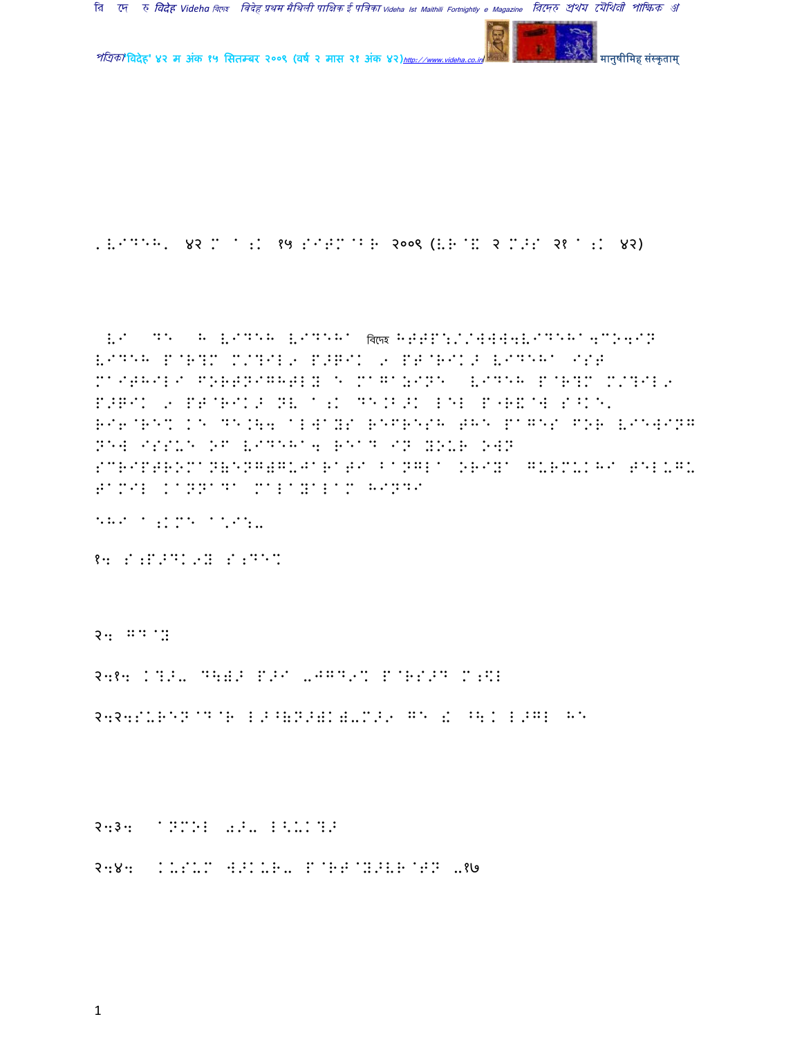'VIDEH' ४२ M A;K १५ SITM`BR २००९ (VR`W २ M>S २१ A;K ४२)

 VI DE H VIDEH VIDEHA বিদেহ HTTP://WWW.VIDEHA.CO.IN VIDEH P`R?M M/?IL9 P>XIK 9 PT`RIK> VIDEHA IST MAITHILI FORTNIGHTLY E MAGAZINE VIDEH P`R?M M/?IL9 P>XIK 9 PT`RIK> NV A;K DE.B>K LEL P"R\`W S^KE' RIF`RES KE DE.Q4 ALWAYS REFRESH THE PAGES FOR VIEWING NEW ISSUE OF VIDEHA. READ IN YOUR OWN SCRIPTROMAN(ENGLISH)GUJARATI BANGLA ORIYA GURMUKHI TELUGU TAMIL KANNADA MALAYALAM HINDI

EHI A;KME A\I:-

१. S;P>DK9Y S;DE\

२. GD`Y

२.१. K?>- D\)> P>I -JGD9\ P`RS>D M;D|

२.२.SURENDR LH>^(N>)K)-M>9 GE Z ^\K LH>GL HE

२.३. ANMOL 0>- L<UK?>

२.४. KUSUM [>KUR- P`RT`Y>VR`TN -१७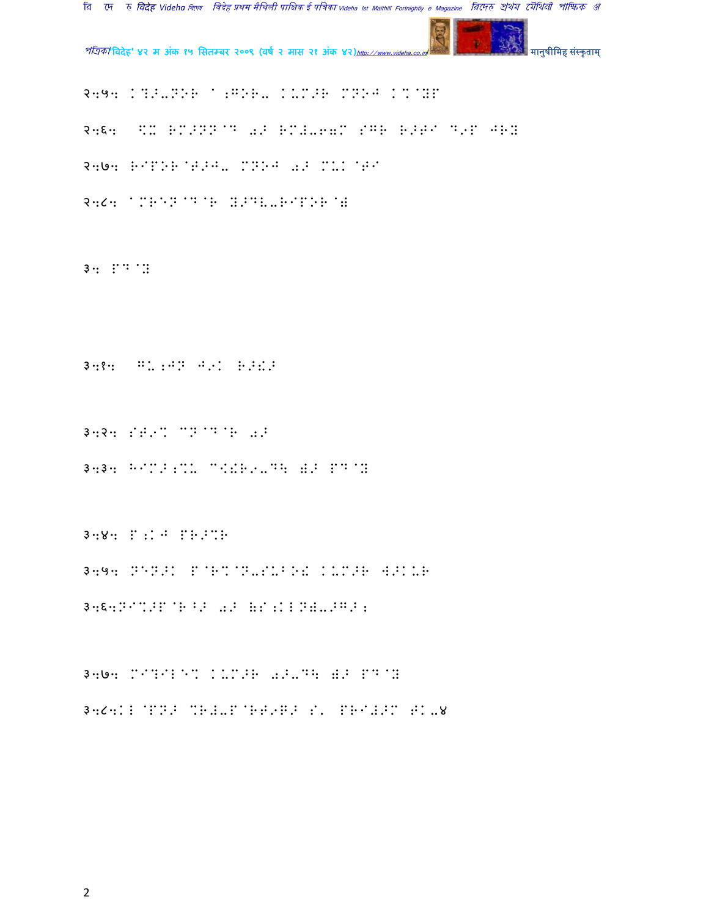२.५. K?I-NOR A;GOR- KUM>R MNOJ K%@YP

२.६. \X RM>NN@D 0> RM#-6=M SGR R>T^ D,P JRY

२.७. R^POR@T>J- MNOJ 0> MUK@T^

२.८. AMREN@D@R Y>DV-R^POR@#

३. PD@Y

३.१. GU;JN J,K R>!>

३.२. ST,% CN@D@R 0>

३.३. H^M>;%U C<!R,-D\ X> PD@Y

३.४. P;KJ PR>%R

३.५. NEN>K P@R%@N-SUBO! KUM>R W>KUR

३.६.N^%>P@R^> 0> (S;KLN)->G>;

३.७. M^?^LE% KUM>R 0>-D\ X> PD@Y

३.८.KL@PN> %R#-P@RT,R> S' PR^#>M TK-४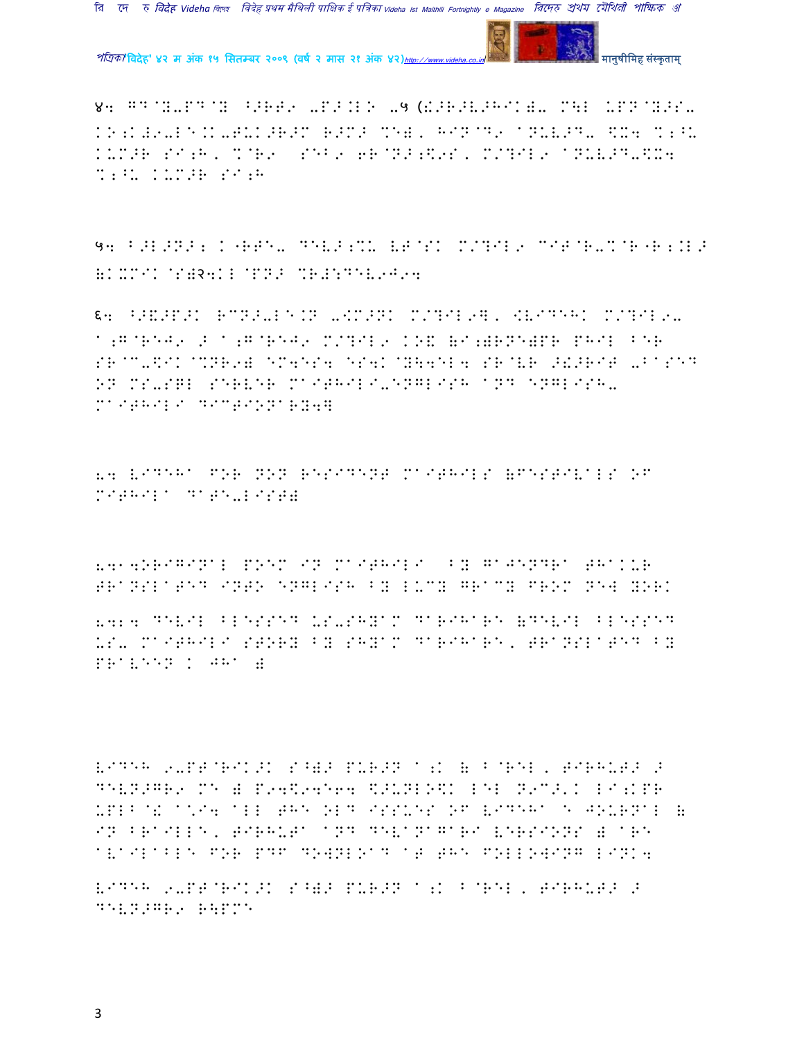४: GD@Y-PD@Y ^>RT9 -P>:L> -५ (!>R>V>HIK)- M\L UPN@Y>S-
KO;K#9-LE.K-TUK>R>M R>M> %E), HIN@D9 aNUV>D- $X4 %;^U
KUM>R SI;H, %@R9 SEB9 6R@N>;$9S, M/?IL9 aNUV>D-$X4
%;^U KUM>R SI;H

५: B>L>N>; K"RTE- DEV>;%U VT@SK M/?IL9 CIT@R-%@R"R;.L>
(KXMIK@S)२4KL@PN> %R#:DEV9J94

६: ^>&>P>K RCN>-LE.N -$M>NK M/?IL9], $VIDEHK M/?IL9-
a;G@REJ9 > a;G@REJ9 M/?IL9 KO& (a;)RNE)PR PHIL BER
SR@C-$IK@%NR9) EM4ES4 ES4K@Y\44EL4 SR@VR >!>RIT -BaSED
ON MS-SQL SERVER MaITHILI-ENGLISH aND ENGLISH-
MaITHILI DICTIONaRY4]

8. VIDEHa FOR NON RESIDENT MaITHILS (FESTIVaLS OF
MITHILa DaTE-LIST)

8.1.ORIGINaL POEM IN MaITHILI BY GaJENDRa THaKUR
TRaNSLaTED INTO ENGLISH BY LUCY GRaCY FROM NEW YORK

8.2. DEVIL BLESSED US-SHYaM DaRIHaRE (DEVIL BLESSED
US- MaITHILI STORY BY SHYaM DaRIHaRE, TRaNSLaTED BY
PRaVEEN K JHa )

VIDEH 9-PT@RIK>K S^)> PUR>N a;K ( B@REL, TIRHUT> >
DEVN>GR9 M E ) P4$94E64 $>UNLO$K LEL N9C>'K LI;KPR
UPLB@! a*I4 aLL THE OLD ISSUES OF VIDEHa E JOURNaL (
IN BRaILLE, TIRHUTa aND DEVaNaGaRI VERSIONS ) aRE
aVaILaBLE FOR PDF DOWNLOaD aT THE FOLLOWING LINK4

VIDEH 9-PT@RIK>K S^)> PUR>N a;K B@REL, TIRHUT> >
DEVN>GR9 R\PME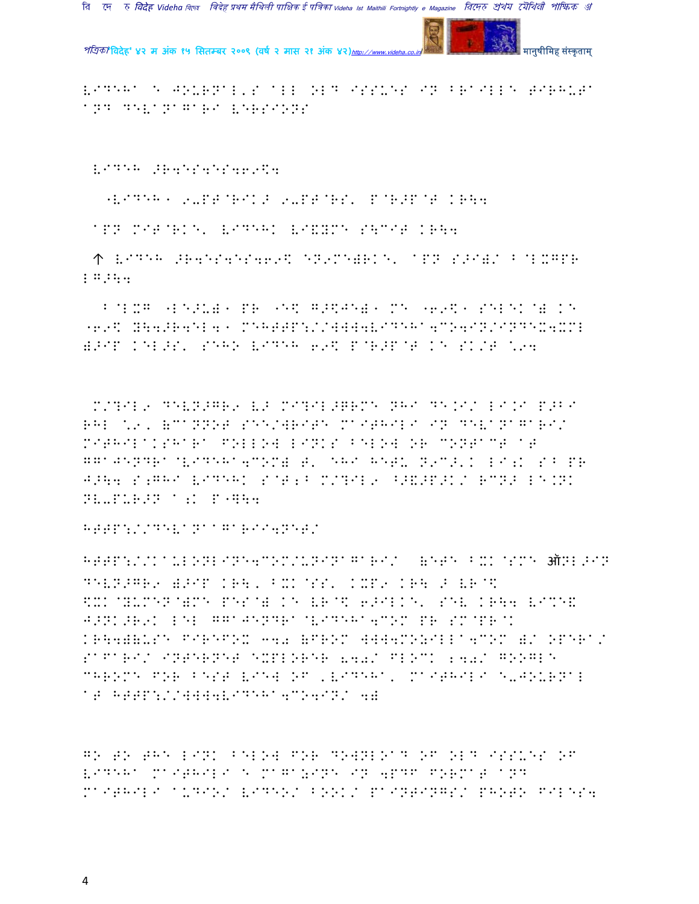VIDEHA E JOURNAL'S ALL OLD ISSUES IN BRAILLE TIRHUTA AND DEVANAGARI VERSIONS

VIDEH >R4ES4ES469\$4

"VIDEH" 9-PT@RIK> 9-PT@RS' P@R>P@T KR\4

APN MIT@RKE' VIDEHK VI&YMT S\CIT KR\4

↑ VIDEH >R4ES4ES469\$ EN9MT)RKE' APN S>I)/ B@LXGPR LG>\4

B@LXG "LE>U)" PR "E\$ G>\$JE)" ME "69\$" SELEK@) KE "69\$ D\4>R4EL4" MEHTTP://WWW4VIDEHA4CO4IN/INDEX4XML )>IP KEL>S' SEHO VIDEH 69\$ P@R>P@T KE SK/T \94

M/?IL9 DEVN>GR9 V> MI?IL>QRME NHI DE.I/ LI.I P>BI RHL \9, (CANNOT SEE/WRITE MAITHILI IN DEVANAGARI/ MITHILAKSHARA FOLLOW LINKS BELOW OR CONTACT AT GGAJENDRA@VIDEHA4COM) T' EHI HETU N9C>'K LI:K S B PR J>\4 S;GHI VIDEHK S@T;B M/?IL9 ^>&>P>K/ RCN> LE.NK NV-PUR>N A;K P"]\4

HTTP://DEVANAGARII4NET/

HTTP://KAULONLINE4COM/UNINAGARI/ (ETE BXK@SME ऑNL>IN DEVN>GR9 )>IP KR\, BXK@SS' KXP9 KR\ > VR@\$ \$XK@YUMEN@)ME PES@) KE VR@\$ 6>ILKE' SEV KR\4 VI%E& J>NK>R9K LEL GGAJENDRA@VIDEHA4COM PR SM@PR@K KR\4)(USE FIREFOX 340 (FROM WWW4MOZILLA4COM )/ OPERA/ SAFARI/ INTERNET EXPLORER 840/ FLOCK 240/ GOOGLE CHROME FOR BEST VIEW OF 'VIDEHA' MAITHILI E-JOURNAL AT HTTP://WWW4VIDEHA4CO4IN/ 4)

GO TO THE LINK BELOW FOR DOWNLOAD OF OLD ISSUES OF VIDEHA MAITHILI E MAGAZINE IN 4PDF FORMAT AND MAITHILI AUDIO/ VIDEO/ BOOK/ PAINTINGS/ PHOTO FILES4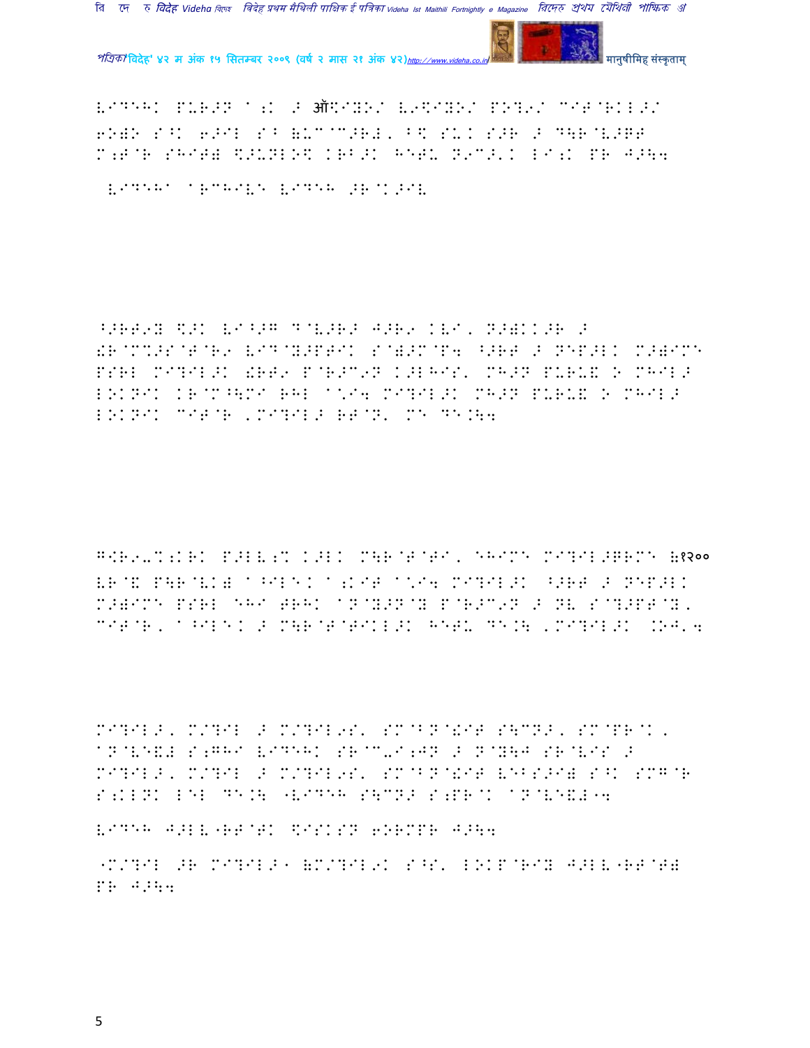VIDEHK PUR>N a;K > ऑ$IYO/ V9$IYO/ PO?9/ CIT@RKL>/
6OWO S^K 6>IL S^ (UC@C>R#, B$ SU. S>R > D\R@V>GT
M;T@R SHIT( $>UNLO$ KRB>K HETU N9C>'K LI;K PR J>\4

VIDEHA aRCHIVE VIDEH >R@K>IV

^>RT9Y $>K VI^>G D@V>R> J>R9 KVI, N>(KK>R >
!R@C%>S@T@R9 VID@Y>PTIK S@(>M@P4 ^>RT > NEP>LK M>(ICE
PSRL MI?IL>K !RT9 P@R>C9N K>LHIS' MH>N PURU! O MHIL>
LOKNIK KR@C^\MI RHL a*I4 MI?IL>K MH>N PURU! O MHIL>
LOKNIK CIT@R ,MI?IL> RT@N' ME DE.\4

G[R9U%;KRK P>LV;% K>LK M\R@T@TI, EHIME MI?IL>GRME (१२००
VR@& P\R@VK( a^ILE. a;KIT a*I4 MI?IL>K ^>RT > NEP>LK
M>(ICE PSRL EHI TRHK aN@Y>N@Y P@R>C9N > NV S@?>PT@Y,
CIT@R, a^ILE. > M\R@T@TIKL>K HETU DE.\ ,MI?IL>K .OJ'4

MI?IL>, M/?IL > M/?IL9S' SM@BN@!IT S\CN>, SM@PR@K.
aN@VE&# S;GHI VIDEHK SR@C-I;JN > N@Y\J SR@VIS >
MI?IL>, M/?IL > M/?IL9S' SM@BN@!IT VEBS>I( S^K SMG@R
S;KLNK LEL DE.\ "VIDEH S\CN> S;PR@K aN@VE&#"4

VIDEH J>LV"RT@TK $ISKSN 6ORMPR J>\4

"M/?IL >R MI?IL>" (M/?IL9K S^S' LOKP@RIY J>LV"RT@T(
PR J>\4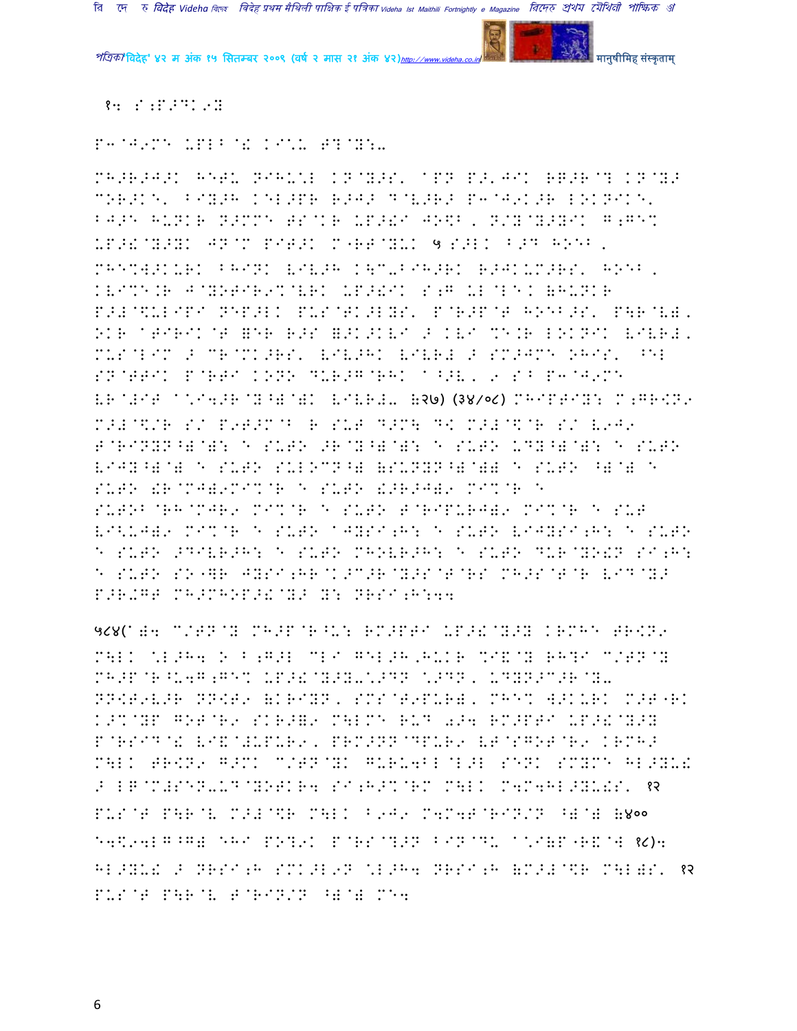१५ S;P>DK9Y

P3@J9ME UPLB@! KI\*L T?@Y:-

MH>R>J>K HETU NIHU\*L KN@Y>S' @PN P>'JIK RG>R@? KN@Y> COR>KE' BIY>H KEL>PR R>J> D@V>R> P3@J9K>R LOKNIKE' BJ>E HUNKR N>MME TS@KR UP>!I JO\$B, N/Y@Y>YIK G;GE% UP>!@Y>YK JN@M PIT>K M"RT@YUK ५ S>LK B>D HOEB, MHE%W>KURK BHINK VIV>H K\C-BIH>RK R>JKUM>RS' HOEB, KVI%E.R J@YOTIR9%@VRK UP>!IK S;G UL@LEK (HUNKR P>#@\$ULIPI NEP>LK PUS@TK>LYS' P@R>P@T HOEB>S' P\R@V), OKR @TIRIK@T =ER R>S =>K>KVI > KVI %E.R LOKNIK VIVR), MUS@LIM > CR@MK>RS' VIV>HK VIVR# > SM>JME OHIS' ^EL SN@TTIK P@RTI KONO DUR>G@RHK @^>V, 9 S^ P3@J9ME VR@#IT @\*I4>R@Y^)@)K VIVR#- (२७) (३४/०८) MHIPTIY: M;GR<N9 M>#@\$/R S/ P9T>M@B R SUT D>M\ D< M>#@\$@R S/ V9J9 T@RINYN^)@): E SUTO >R@Y^)@): E SUTO UDY^)@): E SUTO VIJY^)@) E SUTO SULOCN^) (SUNYN^)@)) E SUTO ^)@) E SUTO !R@MJ)9MI%@R E SUTO !>R>J)9 MI%@R E SUTOB@RH@MJR9 MI%@R E SUTO T@RIPURJ)9 MI%@R E SUT VI<UJ)9 MI%@R E SUTO @JYSI;H: E SUTO VIJYSI;H: E SUTO E SUTO >DIVR>H: E SUTO MHOVR>H: E SUTO DUR@YO!N SI;H: E SUTO SO"]R JYSI;HR@K>C>R@Y>S@T@RS MH>S@T@R VID@Y> P>R-GT MH>MHOP>!@Y> Y: NRSI;H:44

५८४(@)4 C/TN@Y MH>P@R^U: RM>PTI UP>!@Y>Y KRMHE TR<N9 M\LK \*L>H4 O B;G>L CLI GEL>H,HUKR %I&@Y RH?I C/TN@Y MH>P@R^U4G;GE% UP>!@Y>Y-\*>DN \*>DN, UDYN>C>R@Y- NN<T9V>R NN<T9 (KRIYN, SMS@T9PUR), MHE% W>KURK M>T"RK K>%@YP GOT@R9 SKR>=9 M\LME RUD 0>4 RM>PTI UP>!@Y>Y P@RSID@! VI&@#UPUR9, PRM>NN@DPUR9 VT@SGOT@R9 KRMH> M\LK TR<N9 G>MK C/TN@YK GURU4BL@L>L SENK SMYME HL>YU! > L=@M#SEN-UD@YOTKR4 SI;H>%@RM M\LK M4M4HL>YU!S' १२ PUS@T P\R@V M>#@\$R M\LK B9J9 M4M4T@RIN/N ^)@) (४०० E4\$94LG^G) EHI PO?9K P@RS@?>N BIN@DU @\*I(P"R&@W १८)4 HL>YU! > NRSI;H SMK>L9N \*L>H4 NRSI;H (M>#@\$R M\L)S' १२ PUS@T P\R@V T@RIN/N ^)@) ME4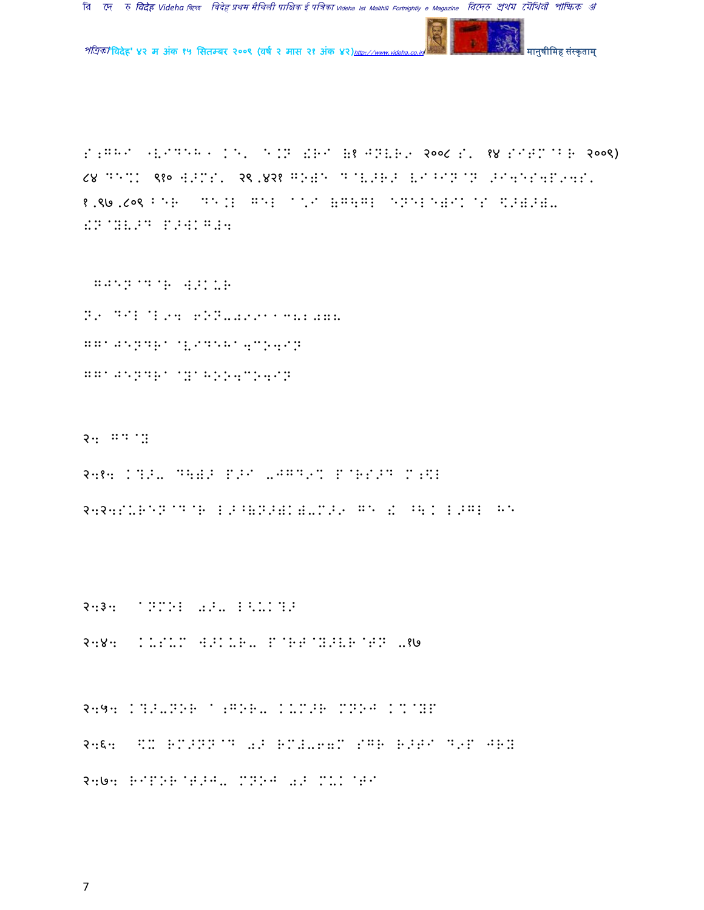S;GHI "V|D\H" K\, ^.KN !RI (1 J:VR9 २००८ S, १४ SITM^BR २००९)
८४ D\%K ९१० W>MS, २९,४२१ G:)\ D@V>R> VI^^IN@N >I4\S4P94S,
१,९७,८०९ B\R D\.B GEL ^*I (G\GL \N\L\)IK@S \$>)>)-
!N@YV>D P>WKG#4

GJ\N@D@R W>KUR

N9 D\L@L94 6:N-8991^3828

GG^J\NDR^@V|D\H^4C:4IN

GG^J\NDR^@Y^H::4C:4IN

२4 GD@Y

२4१4 K?>- D\)> P>I -JGD9% P@RS>D M;\$L

२4२4SUR\N@D@R L>^(N>)K)-M>9 G\ ! ^\K L>GL H\

२4३4 ^NMOL 0>- L<UK?>

२4४4 KUSUM W>KUR- P@RT@Y>VR@TN -१७

२4५4 K?>-NOR ^;GOR- KUM>R MNOJ K%@YP

२4६4 \$K RM>NN@D 0> RMJ-67M SGR R>TI D9P JRY

२4७4 RIPOR@T>J- MNOJ 0> MUK@TI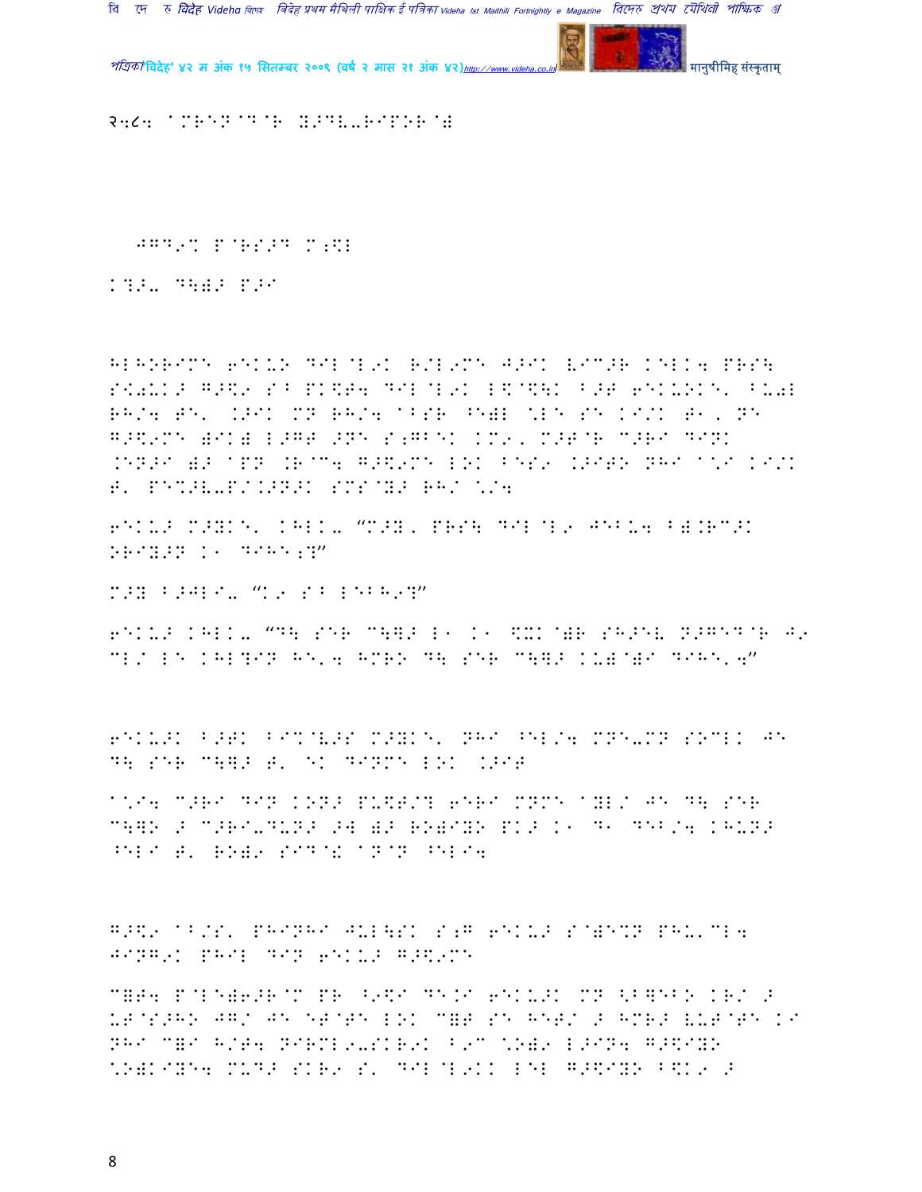२:८४ @MREN@D@R Y>DV-RIPOR@!

JGD9% P@RS>D M;\$L

K?>- D\)> P>I

HLHORIME 6EKU> DIL@L9K R/L9ME J>IK VIC>R KELK4 PRS\ S<0UK> G>\$9 SB PK\$T4 DIL@L9K L\$@\$\K B>T 6EKU>KE' BU0L RH/4 TE' .>IK MN RH/4 @BSR ^E)L "LE SE KI/K T1, NE G>\$9ME )IK) L>GT >NE S;GBEK KM9, M>T@R C>RI DINK .EN>I )> @PN .R@C4 G>\$9ME LOK BES9 .>ITO NHI @\I KI/K T' PE%>V-P/.>N>K SMS@Y> RH/ "/4

6EKU> M>YKE' KHLK- "M>Y, PRS\ DIL@L9 JEBU4 B).RC>K ORIY>N K1 DIHE;?"

M>Y B>JLI- "K9 SB LEBH9?"

6EKU> KHLK- "D\ SER C\]> L1 K1 \$XK@)R SH>EV N>GED@R J9 CL/ LE KHL?IN HE'4 HMRO D\ SER C\]> KU)@)I DIHE'4"

6EKU>K B>TK BI%@V>S M>YKE' NHI ^EL/4 MNE-MN SOCLK JE D\ SER C\]> T' EK DINME LOK .>IT

@\I4 C>RI DIN KON> PU\$T/? 6ERI MNCE @YL/ JE D\ SER C\]O > C>RI-DUN> >W )> RO)IYO PK> K1 D1 DEB/4 KHUN> ^ELI T' RO)9 SID@! @N@N ^ELI4

G>\$9 @B/S' PHINHI JUL\SK S;G 6EKU> S@)E%N PHU'CL4 JINGK PHIL DIN 6EKU> G>\$9ME

C]T4 P@LE)6>R@M PR ^9\$I DE.I 6EKU>K MN <B]EBO KR/ > UT@S>HO JG/ JE ET@TE LOK C]T SE HET/ > HMR> VUT@TE KI NHI C]I H/T4 NIRML9-SKR9K B9C "O)9 L>IN4 G>\$IYO "O)KIYE4 MU> SKR9 S' DIL@L9KK LEL G>\$IYO B\$K9 >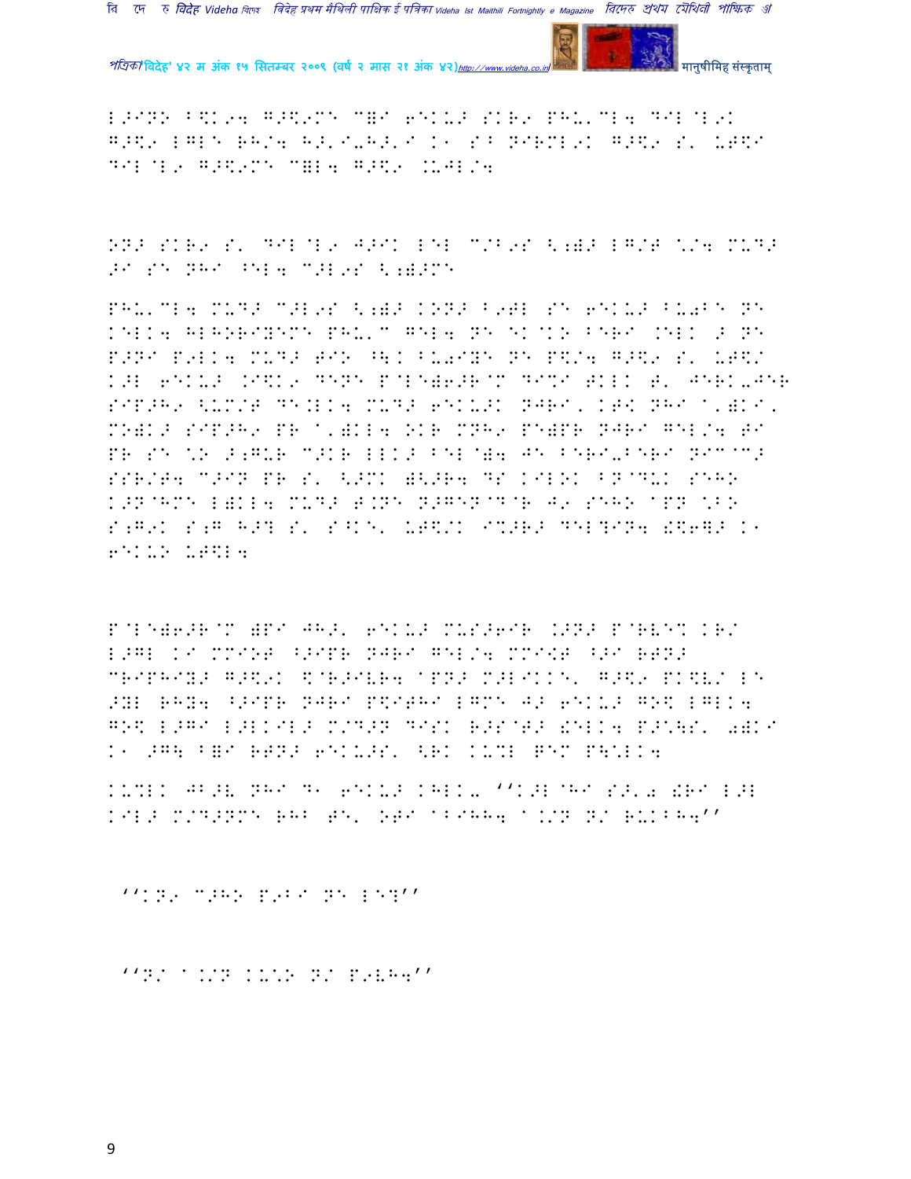L>I]O B\$K9W G>\$9MN C=I 6EKU> SKR9 PHU'CLW DIL@L9K G>\$9 LGLE RH/W H>'I-H>'I K1 S^ NIRML9K G>\$9 S' UT\$I DIL@L9 G>\$9MN C=LW G>\$9 .UJL/W

ON> SKR9 S' DIL@L9 J>IK LEL C/B9S <;=> LG/T \/W MUD> >I SE NHI ^ELW C>L9S <;=>MN

PHU'CLW MUD> C>L9S <;=> KONQ B9TL SE 6EKU> BU0BE NE KELKW HLHORIYEMN PHU'C GELW NE EK@KO BERI .ELK > NE P>NI P9LKW MUD> TIO ^\K BU0IYE NE P\$/W G>\$9 S' UT\$/ K>L 6EKU> .I\$K9 DENE P@LE=6>R@M DI%I TKLK T' JERK-JER SIP>H9 <UM/T DE.LKW MUD> 6EKU>K NJRI, KT< NHI A'=KI, MO=K> SIP>H9 PR A'=KLW OKR MNH9 PE=PR NJRI GEL/W TI PR SE \O >;GUR C>KR LLK> BEL@=W JE BERI-BERI NIC@C> SSR/TW C>IN PR S' <>MK =<>RW DS KILOK BNDUK SEHO K>N@HMN L=KLW MUD> T.NE N>GEN@D@R J9 SEHO APN \BO S;G9K S;G H>? S' S^KE' UT\$/K I%>R> DEL?INW !\$6]> K1 6EKUO UT\$LW

P@LE=6>R@M =PI JH>' 6EKU> MUS>6IR .>N> P@RVE% KR/ L>GL KI MMIOT ^>IPR NJRI GEL/W MMI<T ^>I RTN> CRIPHIY> G>\$9K \$@R>IVRW APN> M>LIKKE' G>\$9 PK\$V/ LE >YL RHYW ^>IPR NJRI P\$ITHI LGMN J> 6EKU> GO\$ LGLKW GO\$ L>GI L>LKIL> M/D>N DISK R>S@T> !ELKW P>\;S' 0=KI K1 >G\ B=I RTN> 6EKU>S' <RK KU%L GEM P\;LKW

KU%LK JB>V NHI D1 6EKU> KHLK- ''K>L@HI S>'0 !RI L>L KIL> M/D>NMN RHB TE' OTI ABIHHW A./N N/ RUKBHW''

''KN9 C>HO P9BI NE LE?''

''N/ A./N KU\O N/ P9VHW''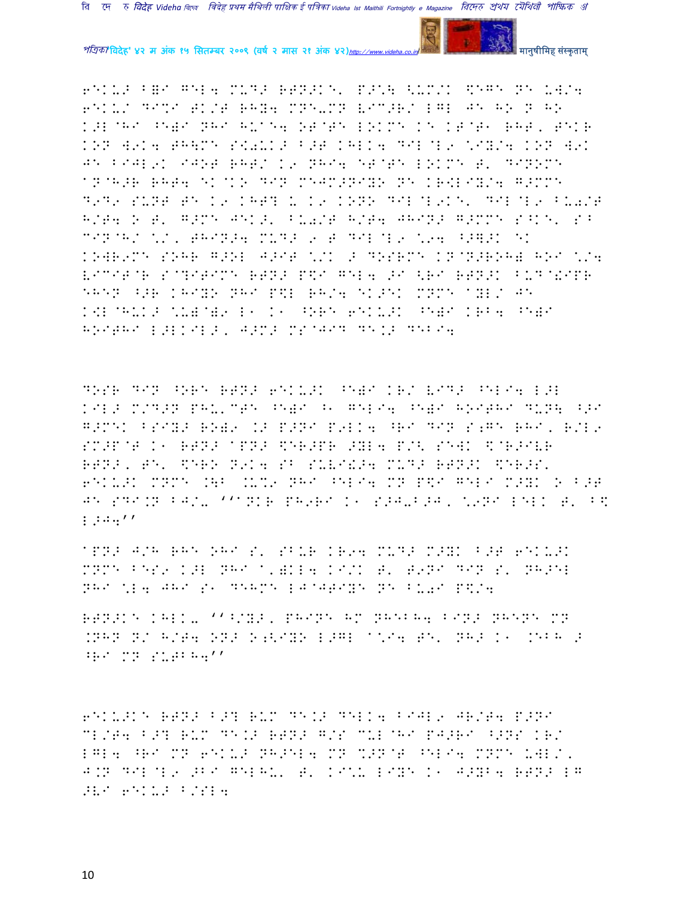6EKU> B=I GEL4 MUD> RTN>KE' P>to <UM/K $EGE NE UW/4 6EKU/ DI%I TK/T RHY4 MNE-MN VIC>R/ LGL JE HO N HO K>L@HI ^E)I NHI HU@E4 OT@TE LOKME KE KT@T1 RHT, TEKR KON W9K4 TH\ME S<0UK> B>T KHLK4 DIL@L9 \IY/4 KON W9K JE BIJL9K IJOT RHT/ K9 NHI4 ET@TE LOKME T' DINOME aN@H>R RHT4 EK@KO DIN MEJM>NIYO NE KRWLIY/4 G>MME D9D9 SUNT TE K9 KHT? U K9 KONO DIL@L9KE' DIL@L9 BU0/T H/T4 O T' G>ME JEK>' BU0/T H/T4 JHIN> G>MME S^KE' S^ CIN@H/ \/, THIN>4 MUD> 9 T DIL@L9 \94 ^>]>K EK KOWR9ME SOHR G>OL J>IT \/K > DOSRME KN@N>ROH) HOI \/4 VICIT@R S@?ITIME RTN> P$I GEL4 >I <RI RTN>K BUD@!IPR EHEN ^>R KHIYO NHI P$L RH/4 EK>EK MNME aYL/ JE K<L@HUK> \U)@)9 L1 K1 ^ORE 6EKU>K ^E)I KRB4 ^E)I HOITHI L>LKIL>, J>M> MS@JID DE.> DELI4

DOSR DIN ^ORE RTN> 6EKU>K ^E)I KR/ VID> ^ELI4 L>L KIL> M/D>N PHU'CTE ^E)I ^1 GELI4 ^E)I HOITHI DUN\ ^>I G>MEK BSIY> RO)9 .> P>NI P9LK4 ^RI DIN S;GE RHI, R/L9 SM>P@T K1 RTN> aPN> $ER>PR >YL4 P/< SEWK $@R>IVR RTN>, TE' $ERO N9K4 SB SUVI!>4 MUD> RTN>K $ER>S' 6EKU>K MNME .\B .U%9 NHI ^ELI4 MN P$I GELI M>YK O B>T JE SDI.N BJ/- ''aNKR PH9RI K1 S>J-B>J, \9NI LELK T' B$ L>J4''

aPN> J/H RHE OHI S' SBUR KR94 MUD> M>YK B>T 6EKU>K MNME BES9 K>L NHI a')KL4 KI/K T' T9NI DIN S' NH>EL NHI \L4 JHI S1 DEHME LJ@JTIYE NE BU0I P$/4

RTN>KE KHLK- ''^/Y>, PHINE HM NHEBH4 BIN> NHENE MN .NHN N/ H/T4 ON> O;<IYO L>GL a\I4 TE' NH> K1 .EBH > ^RI MN SUTBH4''

6EKU>KE RTN> B>? RUM DE.> DELK4 BIJL9 JR/T4 P>NI CL/T4 B>? RUM DE.> RTN> G/S CUL@HI PJ>RI ^>NS KR/ LGL4 ^RI MN 6EKU> NH>EL4 MN %>N@T ^ELI4 MNME UWL/' J.N DIL@L9 >BI GELHU' T' KI\U LIYE K1 J>YB4 RTN> LG >VI 6EKU> B/SL4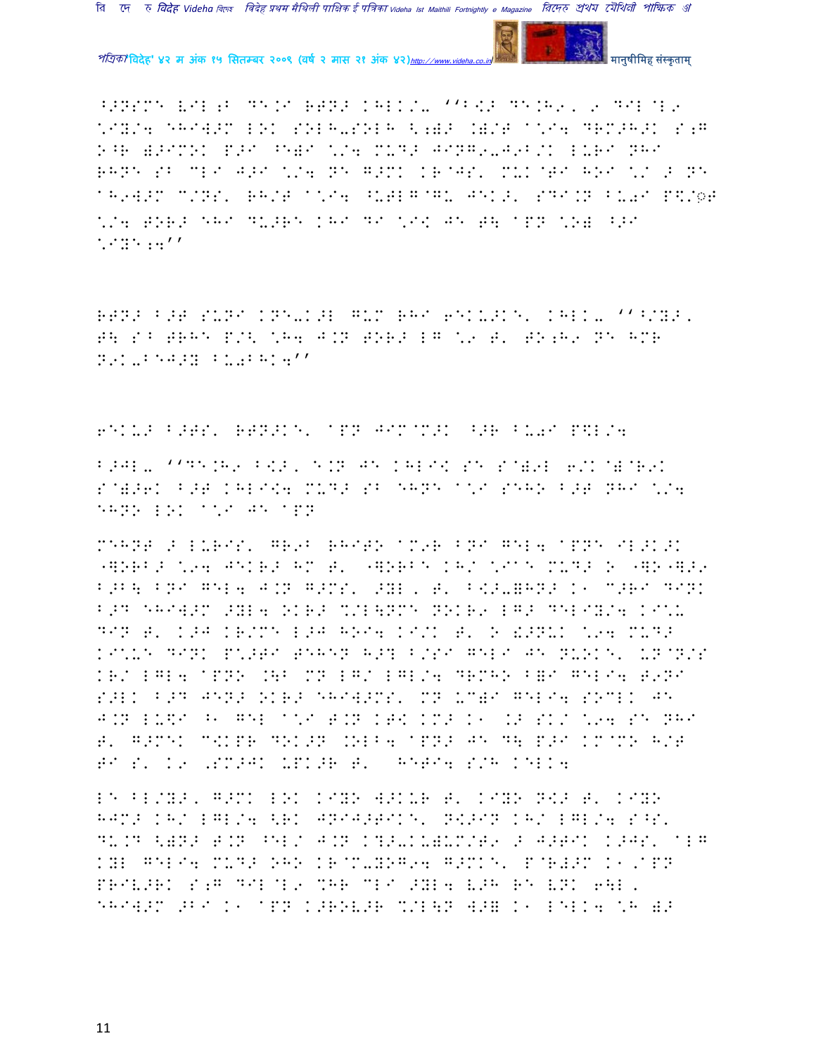^>NSME V1L;B together DE.I RTN> KHLK/- ''B[> DE.H9, 9 DIL@L9 \*IY/4 EHIW>M LOK SOLH-SOLH <;=> .=/T A\*I4 DRM>H>K S;G O^R =>IMOK P>I ^E=I \*/4 MUD> JING9-J9B/K LURI NHI RHNE SB CLI J>I \*/4 NE G>MK KR@JS, MUK@TI HOI \*/ > NE AH9W>M C/NS, RH/T A\*I4 ^UTLG@GU JEK>, SDI.N BU0I P\$/◌़T \*/4 TOR> EHI DU>RE KHI DI \*I\ JE T\ APN \*O= <>I \*IYE;4''

RTN> B>T SUNI KNE-K>L GUM RHI 6EKU>KE, KHLK- ''^/Y>, T\ S^ TRHE P/< \H4 J.N TOR> LG \9 T, TO;H9 NE HMR N9K-BEJ>Y BU0BHK4''

6EKU> B>TS, RTN>KE, APN JIM@M>K <>R BU0I P\$L/4

B>JL- ''DE.H9 B[>, E.N JE KHLI\ SE S@=9L 6/K@=@R9K S@=>6K B>T KHLI\4 MUD> SB EHNE A\*I SEHO B>T NHI \*/4 EHNO LOK A\*9 JE APN

MEHNT > LURIS, GR9B RHITO AM9R BNI GEL4 APNE IL>K>K "]ORB> \*94 JEKR> HM T, "]ORBE KH/ \*IAE MUD> O "]O"]>9 B>B\ BNI GEL4 J.N G>MS, >YL, T, B[>-=HN> K1 C>RI DINK B>D EHIW>M >YL4 OKR> %/L\NME NOKR9 LG> DELIY/4 KI\*U DIN T, K>J KR/ME L>J HOI4 KI/K T, O !>NUK \*94 MUD> KI\*UE DINK P\*>TI TEHEN H>? B/SI GELI JE NUOKE, UN@N/S KR/ LGL4 APNO .\B MN LG/ LGL/4 DRMHO B=I GELI4 T9NI S>LK B>D JEN> OKR> EHIW>MS, MN UC=I GELI4 SOCLK JE J.N LU\$I ^1 GEL A\*I T.N KT[ KM> K1 .> SK/ \*94 SE NHI T, G>MEK C[KPR DOK>N .OLB4 APN> JE D\ P>I KM@MO H/T TI S, K9 ,SM>JK UPK>R T, HETI4 S/H KELK4

LE BL/Y>, G>MK LOK KIYO W>KUR T, KIYO N[> T, KIYO HJM> KH/ LGL/4 <RK JNIJ>TIKE, N[>IN KH/ LGL/4 S^S, DU.D <=N> T.N ^EL/ J.N K?>-KU=UM/T9 > J>TIK K>JS, ALG KYL GELI4 MUD> OHO KR@M-YOG94 G>MKE, P@R#>M K1 ,APN PRIV>RK S;G DIL@L9 %HR CLI >YL4 V>H RE VNK 6\L, EHIW>M >BI K1 APN K>ROV>R %/L\N W>= K1 LELK4 \*H =>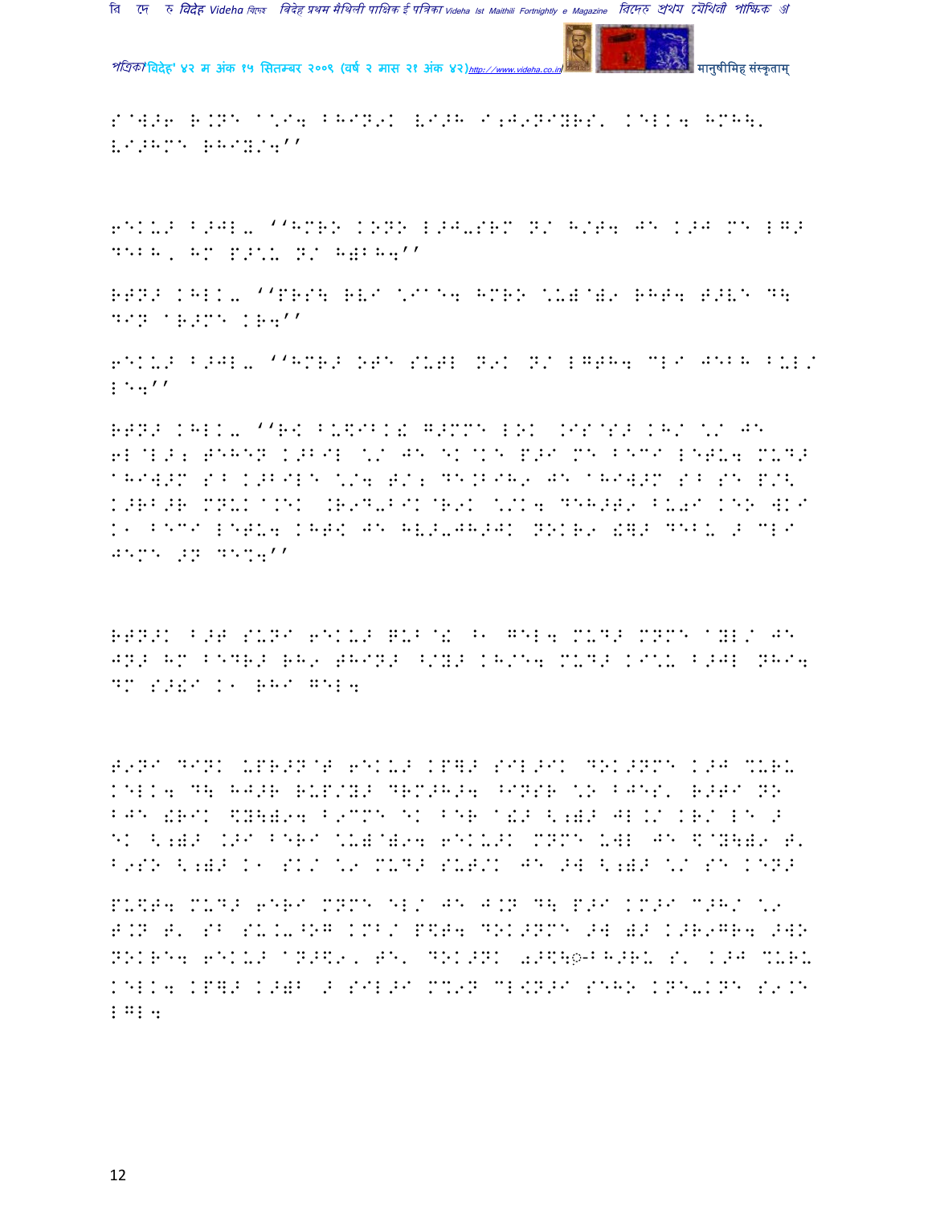S@W>6 R.NE A\*I4 BHIN9K LI>H I;J9NIYRS' KELK4 HMH\' LI>HME RHIY/4''

6EKU> B>JL- ''HMRO KONO L>J-SRM N/ H/T4 JE K>J ME LG> DEBH, HM P>\*U N/ H=BH4''

RTN> KHLK- ''PRS\ RVI \*I@E4 HMRO \*U)@)9 RHT4 T>VE D\ DIN AR>ME KR4''

6EKU> B>JL- ''HMR> OTE SUTL N9K N/ LGTH4 MLI JEBH BUL/ LE4''

RTN> KHLK- ''R\ BU$IBK! G>MME LOK .IS@S> KH/ \*/ JE 6L@L>; TEHEN K>BIL \*/ JE EK@KE P>I ME BECI LETU4 MUD> AHIW>M S^ K>BILE \*/4 T/; DE.BIH9 JE AHIW>M S^ SE P/\ K>RB>R MNUK@AEK .R9D-BIK@R9K \*/K4 DEH>T9 BU0I KEO WKI K1 BECI LETU4 KHT! JE HV>-JH>JK NOKR9 !]> DEBU > MLI JEME >N DE\*4''

RTN>K B>T SUNI 6EKU> QUB@! ^1 GEL4 MUD> MNME AYL/ JE JN> HM BEDR> RH9 THIN> ^/Y> KH/E4 MUD> KI\*U B>JL NHI4 DM S>!I K1 RHI GEL4

T9NI DIN< UPR>N@T 6EKU> KP]> SIL>IK DOK>NME K>J \*URU KELK4 D\ HJ>R RUP/Y> DRM>H>4 ^INSR \*O BJES' R>TI NO BJE !RIK $Y\)94 B9CME EK BER A!> <;)> JL./ KR/ LE > EK <;)> .>I BERI \*U)@)94 6EKU>K MNME UWL JE $@Y\)9 T' B9SO <;)> K1 SK/ \*9 MUD> SUT/K JE >W <;)> \*/ SE KEN>

PU$T4 MUD> 6ERI MNME EL/ JE J.N D\ P>I KM>I C>H/ \*9 T.N T' S^ SU.-^OG KMB/ P$T4 DOK>NME >W )> K>R9GR4 >WO NOKRE4 6EKU> AN>$9, TE' DOK>NK 0>$\◌-^H>RU S' K>J \*URU KELK4 KP]> K>)B > SIL>I MC9N ML<N>I SEHO KNE-KNE S9.E LGL4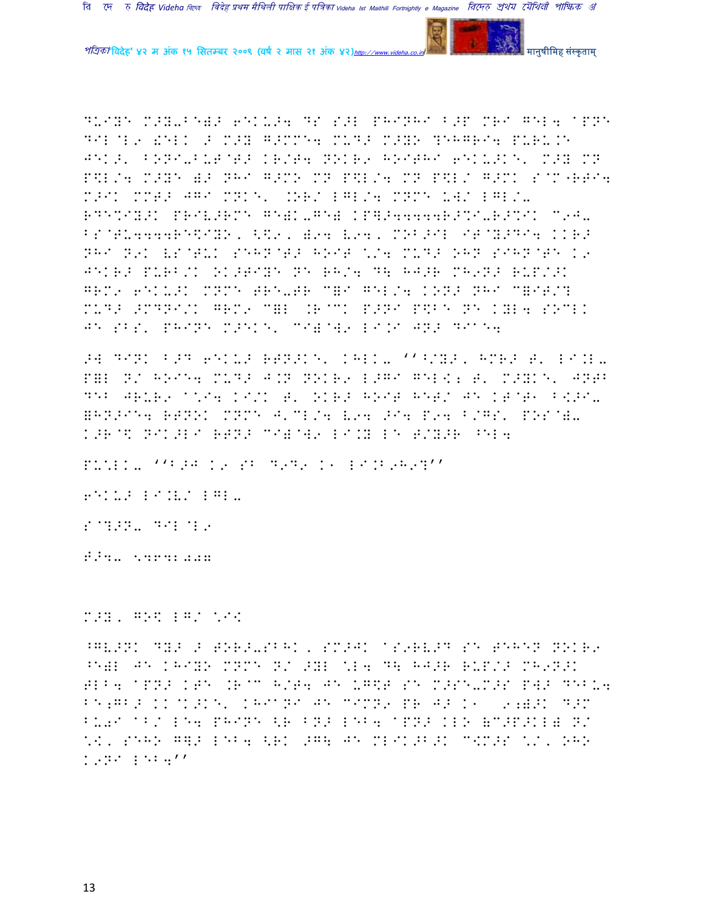DU+YE M>Y-F`@> 6EKU>4 DS S>L PHINHI F>P MRI GEL4 @PNE
DIL@L9 !ELK > M>Y G>MME4 MUD> M>YO ?EHGRI4 PURU.E
JEK>' FONI-FUT@T> KR/T4 NOKR9 HOITHI 6EKU>KE' M>Y MN
P\$L/4 M>YE else NHI G>MO MN P\$L/4 MN P\$L/ G>MK S@M"RTI4
M>IK MMT> JGI MNKE' .OR/ LGL/4 MNME UW/ LGL/-
RDE%IY>K PRIV>RME GE)K-GE) KP\$>44444R>%I-R>%IK C9J-
FS@TU4444RE\$IYO, <\$9, )94 V94, MOB>IL IT@Y>DI4 KKR>
NHI N9K VS@TUK SEHN@T> HOIT \*/4 MUD> OHN SIHN@TE K9
JEKR> PURB/K OK>TIYE NE RH/4 D\ HJ>R MH9N> RUP/>K
GRM9 6EKU>K MNME TRE-TR C=I GEL/4 KON> NHI C=IT/?
MUD> >MDNI/K GRM9 C=L .R@CK P>NI P\$BE NE KYL4 SOCLK
JE SBS' PHINE M>EKE' CI)@W9 LI.I JN> DIE4

>W DINK F>D 6EKU> RTN>KE' KHLK- ''^/Y>, HMR> T' LI.L-
P=L N/ HOIE4 MUD> J.N NOKR9 L>GI GEL<; T' M>YKE' JNT;
DE; JRUR9 @\*I4 KI/K T' OKR> HOIT HET/ JE KT@T1 F<>I-
=HN>IE4 RTNOK MNME J'CL/4 V94 >I4 P94 F/GS' POS@)-
K>R@\$ NIK>LI RTN> CI)@W9 LI.Y LE T/Y>R ^EL4

PU\*LK- ''F>J K9 SB D9D9 K1 LI.B9H9?''

6EKU> LI.V/ LGL-

S@?>N- DIL@L9

T>4- 54642007

M>Y, GO\$ LG/ \*I<

^GV>NK DY> > TOR>-SBHK, SM>JK @S9RV>D SE TEHEN NOKR9
^E)L JE KHIYO MNME N/ >YL \*L4 D\ HJ>R RUP/> MH9N>K
TLB4 @PN> KTE .R@C H/T4 JE UG\$T SE M>SE-M>S PW> DEBU4
LE;GB> KK@K>KE' KHIYNI JE CIMN9 PR J> K1 9;)>K D>M
BU-9I @B/ LE4 PHINE <R FN> LEB4 @PN> KLO (C>P>KL) N/
\*<, SEHO G]> LEB4 <RK >G\ JE MLIK>B>K C<M>S \*/, OHO
K9NI LEB4''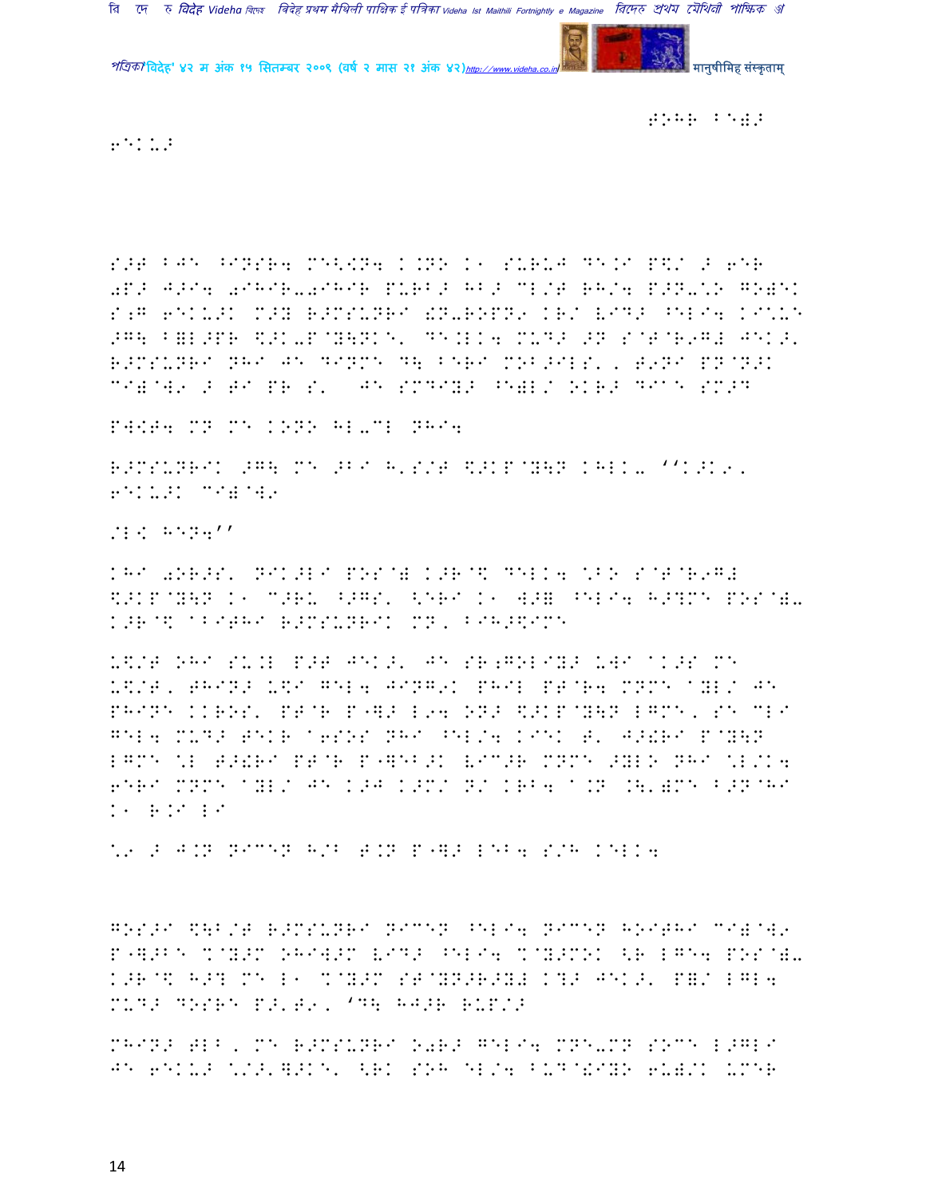H.OHR ^E):

6EKU>

S>T BJE ^INSR4 MEK<N4 K.NO K1 SURUJ DE.I P$/ > 6ER 0P> J>I4 0IHIR-0IHIR PURB> HB> CL/T RH/4 P>N-/.O GO)EK S;G 6EKU>K M>Y R>MSUNRI !N-ROPN9 KR/ VID> ^ELI4 KI\-E >G\ B=L>PR $>K-P@Y\NK E' DE.LK4 MUD> >N S@T@R9G# JEK>' R>MSUNRI NHI JE DINME D\ BERI MOB>ILS' , T9NI PN@N>K CI)@W9 > TI PR S' JE SMDIY> ^E)L/ OKR> DIAE SM>D

PW<T4 MN ME KONO HL-CL NHI4

R>MSUNRIK >G\ ME >BI H'S/T $>KP@Y\N KHLK- ''K>K9' 6EKU>K CI)@W9

/L< HEN4''

KHI 0OR>S' NIK>LI POS@) K>R@$ DELK4 \BO S@T@R9G# $>KP@Y\N K1 C>RU ^>GS' <ERI K1 W>) ^ELI4 H>?ME POS@)-K>R@$ ABIJHI R>MSUNRIK MN, BIH>Q?IME

U$/T OHI SU.L P>T JEK>' JE SR;GOLIY> UWI AK>S ME U$/T, THIN> U$I GEL4 JING9K PHIL PT@R4 MNME AYL/ JE PHINE KKROS' PT@R P"W> L94 ON> $>KP@Y\N LGME, SE CLI GEL4 MUD> TEKR A6SOS NHI ^EL/4 KIEK T' J>!RI P@Y\N LGME \L T>!RI PT@R P"WEB>K VIC>R MNME >YLO NHI \L/K4 6ERI MNME AYL/ JE K>J K>M/ N/ KRB4 A.N .\'=ME B>N@HI K1 R.I LI

\9 > J.N NICEN H/B T.N P"W> LEB4 S/H KELK4

GOS>I $\B/T R>MSUNRI NICEN ^ELI4 NICEN HOITHI CI)@W9 P"W>BE %@Y>M OHIW>M VID> ^ELI4 %@Y>MOK <R LGE4 POS@)-K>R@$ H>? ME L1 %@Y>M ST@YN>R>Y) K?> JEK>' P=/ LGL4 MUD> DOSRE P>'T9, 'D\ HJ>R RUP/>

MHIN> TLB, ME R>MSUNRI O0R> GELI4 MNE-MN SOCE L>GLI JE 6EKU> \/>'W>KE' <RK SOH EL/4 BUD@!IYO 6U)/K UMER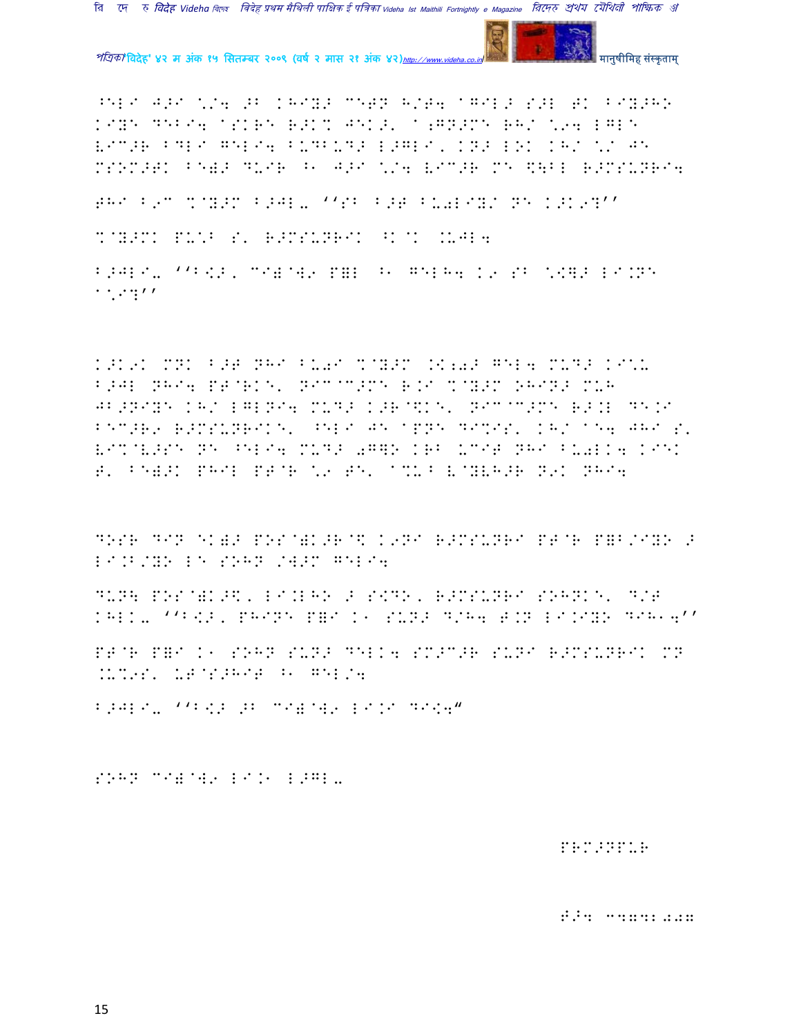^EL( J>( \./4 >B KHIY> C\ETN H/T4 ^GIL> S>L TK BIY>HO KIYE DEBI4 ASKRE R>K% JEK>' A;GN>ME RH/ \.94 LGLE VIC>R BDL( GEL(4 BUDBUD> L>GL(, KN> LOK KH/ \./ JE MSOM>TK BE)> DUIR ^1 J>I \./4 VIC>R ME \$\BL R>MSUNRI4

THI B9C %@Y>M B>JL- ''SB B>T BU0LIY/ NE K>K9?''

%@Y>MK PU\B S' R>MSUNRIK ^K@K .UJL4

B>JLI- ''B<>, CI)@W9 P=L ^1 GELH4 K9 SB \<]> LI.NE A\9?''

K>K9K MNK B>T NHI BU0I %@Y>M .K;0> GEL4 MUD> KI\U B>JL NHI4 PT@RKE' NIC@C>ME R.I %@Y>M OHIN> MUH JB>NIYE KH/ LGLNI4 MUD> K>R@\$KE' NIC@C>ME R>.L DE.I BEC>R9 R>MSUNRIKE' ^ELI JE APNE DI%IS' KH/ AE4 JHI S' VI%@V>SE NE ^ELI4 MUD> 0G]O KRB UCIT NHI BU0LK4 KIEK T' BE)>K PHIL PT@R \9 TE' A%U B V@YVH>R N9K NHI4

DOSR DIN EK)> POS@)K>R@\$ K9NI R>MSUNRI PT@R P=B/IYO > LI.B/YO LE SOHN /W>M GELI4

DUN\$ POS@)K>\$, LI.LHO > SIDO, R>MSUNRI SOHNKE' D/T KHLK- ''B<>, PHINE P=I K1 SUN> D/H4 T.N LI.IYO DIH14''

PT@R P=I K1 SOHN SUN> DELK4 SM>C>R SUNI R>MSUNRIK MN .U%9S' UT@S>HIT ^1 GEL/4

B>JLI- ''B<> >B CI)@W9 LI.I DI<4"

SOHN CI)@W9 LI.1 L>GL-

PRM>NPUR

T>4 C4741007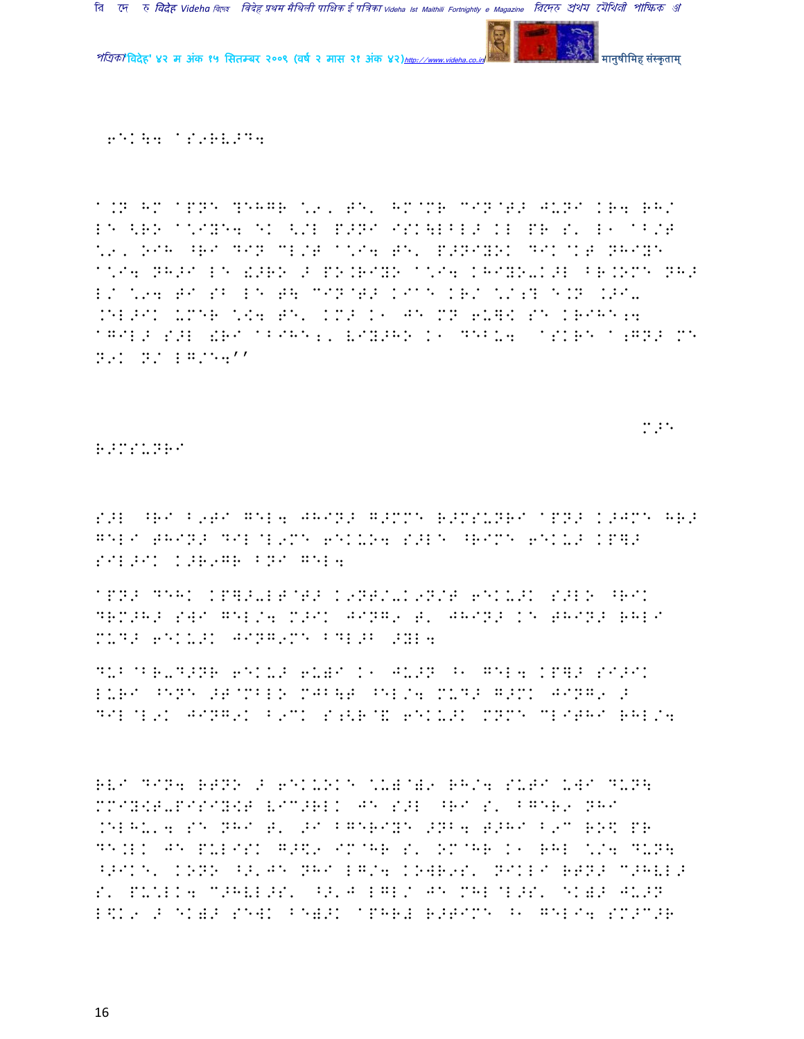6EK\4 aS9RV>D4

a.N HM aPNE ?EHGR \9, T&' HM@MR CIN@T> JUNI KR4 RH/ LE <RO a\IYE4 EK <'L P>NI ISK\LBL> KL PR S' L1 aB/T \9, 9IH ^RI DIN CL/T a\I4 T&' P>NIYOK DIK@KT NHIYE a\I4 NH>I LE !>RO > PO.RIYO a\I4 KHIYO-K>L BR.OME NH> L/ \94 TI SB LE T\ CIN@T> KIaE KR/ \/:? E.N .>I-.EL>IK UMER \[4 T&' KM> K1 JE MN 6U]K SE KRIHE;4 aGIL> S>L !RI aBIHE;' VIY>HO K1 DEBU4 aSKRE a;GN> ME N9K N/ LG/E4''

M>E

R>MSUNRI

S>L ^RI B9TI GEL4 JHIN> G>MME R>MSUNRI aPN> K>JME HR> GELI THIN> DIL@L9ME 6EKU64 S>LE ^RIME 6EKU> KP]> SIL>IK K>R9GR BNI GEL4

aPN> DEHK KP]>-LT@T> K9NT/-K9N/T 6EKU>K S>LO ^RIK DRM>H> SWI GEL/4 M>IK JING9 T' JHIN> KE THIN> RHLI MUD> 6EKU>K JING9ME BDL>B >YL4

DUB@BR-D>NR 6EKU> 6U)I K1 JU>N ^1 GEL4 KP]> SI>IK LURI ^ENE >T@MBLO MJB\T ^EL/4 MUD> G>MK JING9 > DIL@L9K JING9K B9CK S;<R@& 6EKU>K MNME CLITHI RHL/4

RVI DIN4 RTNO > 6EKUOKE \U)@)9 RH/4 SUTI UWI DUN\ MMIY[T-PISIY[T VIC>RLK JE S>L ^RI S' BGER9 NHI .ELHU'4 SE NHI T' >I BGERIYE >NB4 T>HI B9C RO\$ PR DE.LK JE PULISK G>\$9 IM@HR S' OM@HR K1 RHL \/4 DUN\ ^>IKE' KONO ^>'JE NHI LG/4 KOWR9S' NIKLI RTN> C>HVL> S' PU\LK4 C>HVL>S' ^>'J LGL/ JE MHL@L>S' EK)> JU>N L\$K9 > EK)> SEWK BE)>K aPHR! R>TIME ^1 GELI4 SM>C>R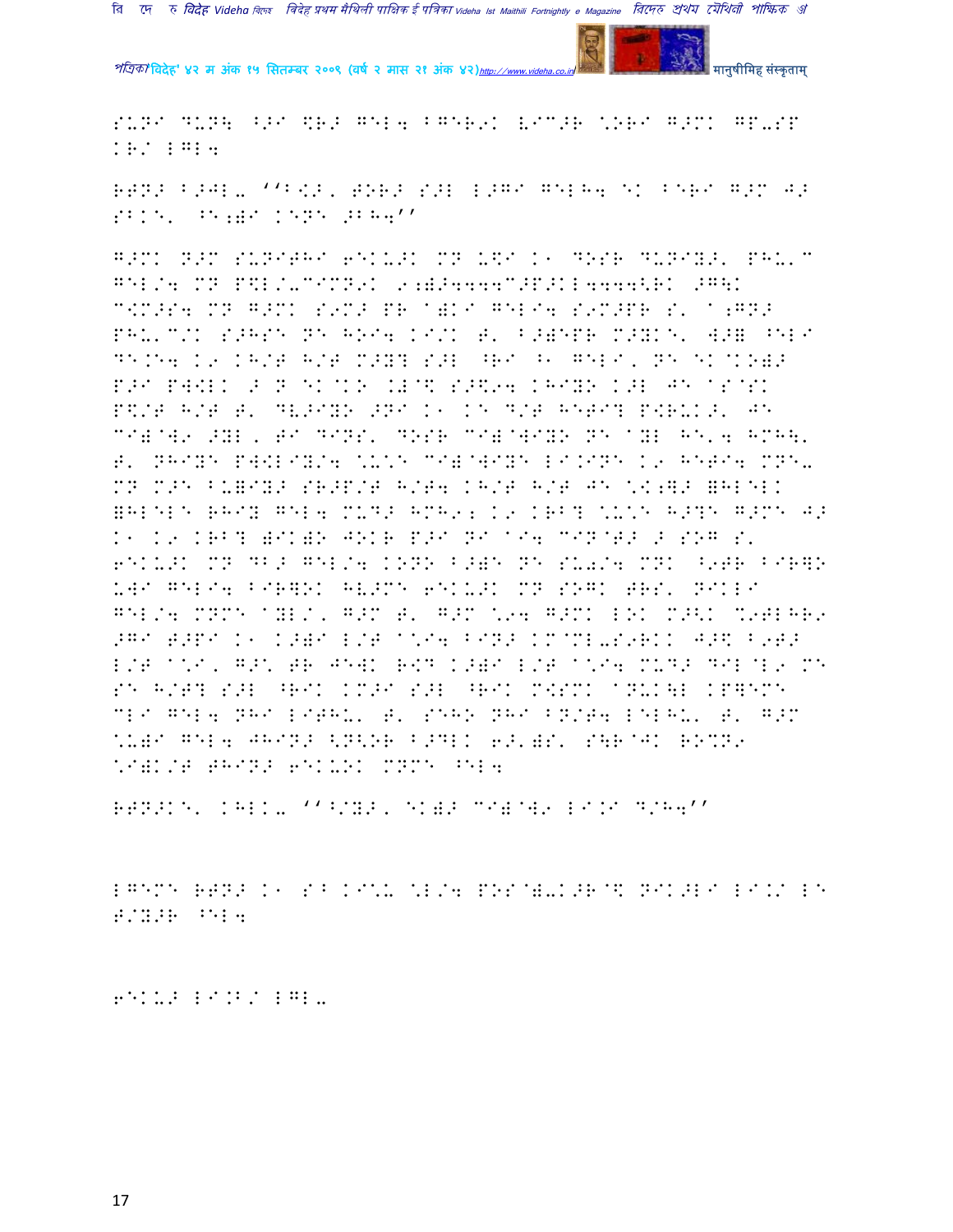S'NI D'N\ ^>I \$R> GEL4 BGER9K VIC>R \*ORI G>MK GP-SP KR/ LGL4

RTN> B>JL- ''B<>, TOR> S>L L>GI GELH4 EK BERI G>M J> SBKE' ^E;)I KENE >BH4''

G>MK N>M SUNITHI 6EKU>K MN U\$I K1 DOSR DUNIY>' PHU'C GEL/4 MN P\$L/-CIMN9K 9;)>4444C>P>KL4444<RK >G\K C<M>S4 MN G>MK S9M> PR A)KI GELI4 S9M>PR S' A;GN> PHU'C/K S>HSE NE HOI4 KI/K T' B>)EPR M>YKE' W>= ^ELI DE.E4 K9 KH/T H/T M>Y? S>L ^RI ^1 GELI, NE EK ]KO)> P>I PW<LK > N EK ]KO .L@\$ S>\$94 KHIYO K>L JE ASMSK P\$/T H/T T' DV>IYO >NI K1 KE D/T HETI? P<RUK>' JE CI)@W9 >YL, TI DINS' DOSR CI)@WIYO NE AYL HE'4 HMH\' T' NHIYE PW<LIY/4 \*U\*E CI)@WIYE LI.INE K9 HETI4 MNE-MN M>E BU)IY> SR>P/T H/T4 KH/T H/T JE \*<;]> =HLELK =HLELE RHIY GEL4 MUD> HMH9; K9 KRB? \*U\*E H>?E G>ME J> K1 K9 KRB? )IK)O JOKR P>I NI AI4 CIN@T> > SOG S' 6EKU>K MN DB> GEL/4 KONO B>)E NE SU0/4 MNK ^9TR BIR]O UWI GELI4 BIR]OK HV>ME 6EKU>K MN SOGK TRS' NIKLI GEL/4 MNME AYL/, G>M T' G>M \*94 G>MK LOK M>\K \*9TLHR9 >GI T>PI K1 K>)I L/T A\*I4 BIN> KM@ML-S9RKK J>\$ B9T> L/T A\*I, G>\* TR JEWK R<D K>)I L/T A\*I4 MUD> DIL@L9 ME SE H/T? S>L ^RIK KM>I S>L ^RIK M<SMK ANUK\L KP]EME CLI GEL4 NHI LITHU' T' SEHO NHI BN/T4 LELHU' T' G>M \*U)I GEL4 JHIN> <N<OR B>DLK 6>')S' S\R@JK RO%N9 \*I)K/T THIN> 6EKUOK MNME ^EL4

RTN>KE' KHLK- ''^/Y>, EK)> CI)@W9 LI.I D/H4''

LGEME RTN> K1 SB KI\*U \*L/4 POS@)-K>R@\$ NIK>LI LI.K/ LE T/Y>R ^EL4

6EKU> LI.B/ LGL-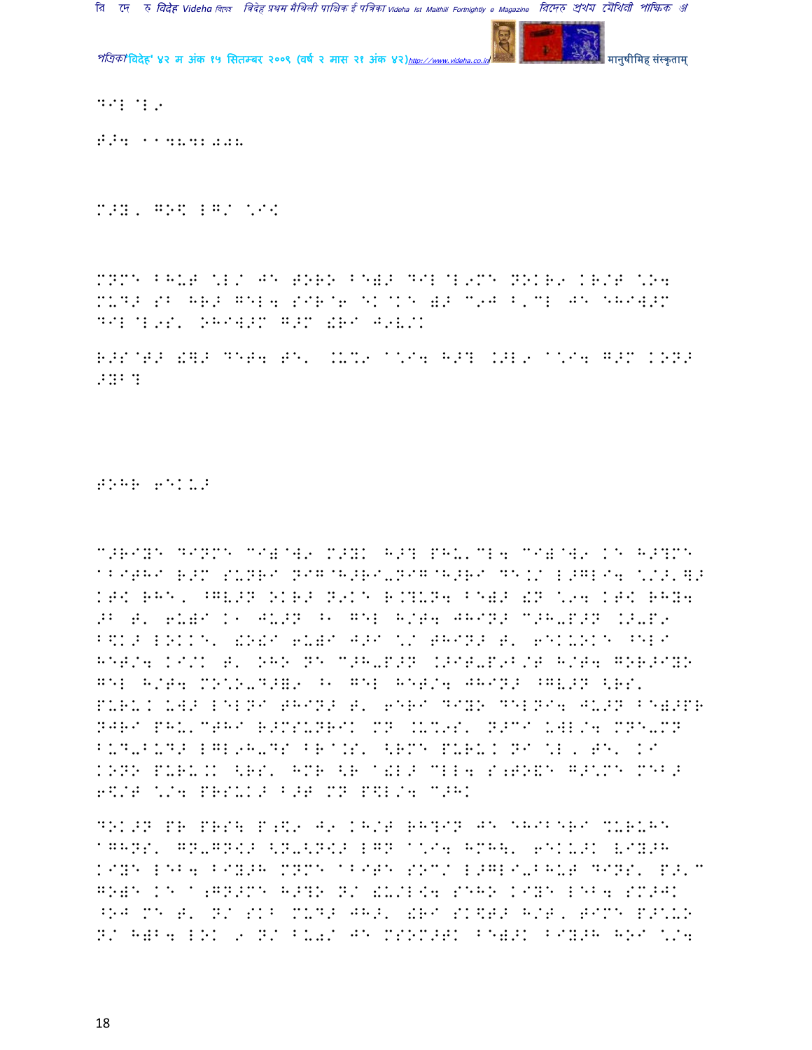DIL @L9

F>4 114892288

M>Y, GO\$ LG/ \*I<

MNMthird BHUT \*L/ JE TORO BE)> DIL@L9ME NOKR9 KR/T \*O4 MUD> SB HR> GEL4 SIR@6 EK@KE )> C9J B,CL JE SHIW>M DIL@L9S' OHIW>M G>M !RI J9V/K

R>S@T> !]> DET4 TE' .U%9 1\*I4 H>? .>L9 1\*I4 G>M KON> >YB?

TOHR 6EKU>

C>RIYE DINME CI)@W9 M>YK H>? PHU'CL4 CI)@W9 KE H>?ME 1BITHI R>M SUNRI NIG@H>RI-NIG@H>RI DE.U L>GLI4 \*/>'])> KT< RHE' ^GV>N OKR> N9KE R.?UN4 BE)> !N \*94 KT< RH&4 >B T' 6U)I K1 JU>N ^1 GEL H/T4 JHIN> C>H-P>N .>-P9 B\$K> LOKKE' !O!I 6U)I J>I \*/ THIN> T' 6EKUOKE ^ELI HET/4 KI/K T' OHO NE C>H-P>N .>IT-P9B/T H/T4 GOR>IYO GEL H/T4 MO\*O-D>&9 ^1 GEL HET/4 JHIN> ^GV>N <RS' PURU. UW> LELNI THIN> T' 6ERI DIYO DELNI4 JU>N BE)>PR NJRI PHU'CTHI R>MSUNRIK MN .U%9S' N>CI UWL/4 MNE-MN BUD-BUD> LGL9H-DS BR@.S' <RME PURU. NI \*L, TE' KI KONO PURU.K <RS' HMR <R 1!L> CLL4 S;TO&E G>\*ME MEB> 6\$/T \*/4 PRSU.> B>T MN P\$L/4 C>HK

DOK>N PR PRS\ P;\$9 J9 KH/T RH?IN JE SHIBERI %URUHE 1GHNS' GN-GN<> <N-<N<> LGN 1\*I4 HMH\' 6EKU>K VIY>H KIYE LEB4 BIY>H MNME 1BITE SOC/ L>GLI-BHUT DINS' P>'C GO)E KE 1;GN>ME H>?O N/ !U/L<4 SEHO KIYE LEB4 SM>JK ^OJ ME T' N/ SKB MUD> JH>' !RI SK\$T> H/T' TIME P>\*UO N/ H)B4 LOK 9 N/ BU0/ JE MSOM>TK BE)>K BIY>H HOI \*/4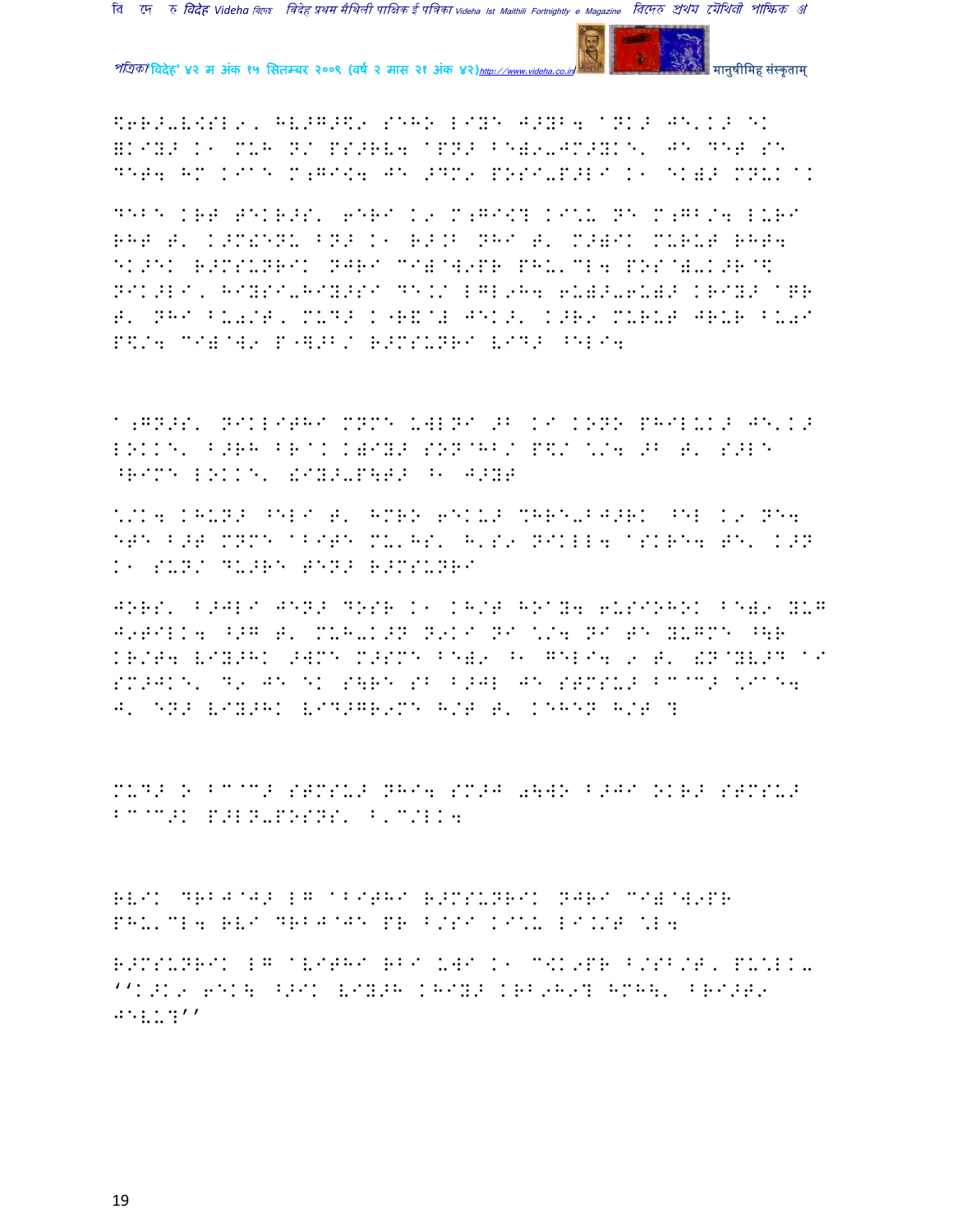%6R>-V!SL9, HV>G>$9 SEHO LIYE J>YB4 aNK> JE'K> EK
=KIY> K1 MUH N/ PS>RV4 aPN> B1)9-JM>YKE' JE DET SE
DET4 HM KIaE M;GI!4 JE >DM9 POSI-P>LI K1 EK)> MNUK aK

DEBE KRT TEKR>S' 6ERI K9 M;GI!? KI*U NE M;GB/4 LURI
RHT T' K>M!ENU BN> K1 R>.B NHI T' M>)IK MURUT RHT4
EK>EK R>MSUNRIK NJRI CI)@W9PR PHU'CL4 POS@)-K>R@$
NIK>LI, HIYSI-HIY>SI DE./ LGL9H4 6U)>-6U)> KRIY> aPR
T' NHI BU0/T, MUD> K"R&@# JEK>' K>R9 MURUT JRUR BU0I
P$/4 CI)@W9 P"].>B/ R>MSUNRI VID> ^ELI4

a;GN>S' NIKLITHI MNME UWLNI >B KI KONO PHILUK> JE'K>
LOKKE' B>RH BRaK K)IY> SON@HB/ P$/ */4 >B T' S>LE
^RIME LOKKE' !IY>-P\T> ^1 J>YT

*/K4 KHUN> ^ELI T' HMRO 6EKU> %HRE-BJ>RK ^EL K9 NE4
ETE B>T MNME aBITE MU'HS' H'S9 NIKLL4 aSKRE4 TE' K>N
K1 SUN/ DU>RE TEN> R>MSUNRI

JORS' B>JLI JEN> DOSR K1 KH/T HOaY4 6USIOHOK BE)9 YUG
J9TILK4 ^>G T' MUH-K>N N9KI NI */4 NI TE YUGME ^\R
KR/T4 VIY>HK >WME M>SME BE)9 ^1 GELI4 9 T' !N@YV>D aI
SM>JKE' D9 JE EK S\RE SB B>JL JE STMSU> BC@C> *IaE4
J' EN> VIY>HK VID>GR9ME H/T T' KEHEN H/T ?

MUD> O BC@C> STMSU> NHI4 SM>J 0\WO B>JI OKR> STMSU>
BC@C>K P>LN-POSNS' B'C/LK4

RVIK DRBJ@J> LG aBITHI R>MSUNRIK NJRI CI)@W9PR
PHU'CL4 RVI DRBJ@JE PR B/SI KI*U LI./T *L4

R>MSUNRIK LG aVITHI RBI UWI K1 C@K9PR B/SB/T, PU*LK-
''K>K9 6EK\ ^>IK VIY>H KHIY> KRB9H9? HMH\' BRI>T9
JEVU?''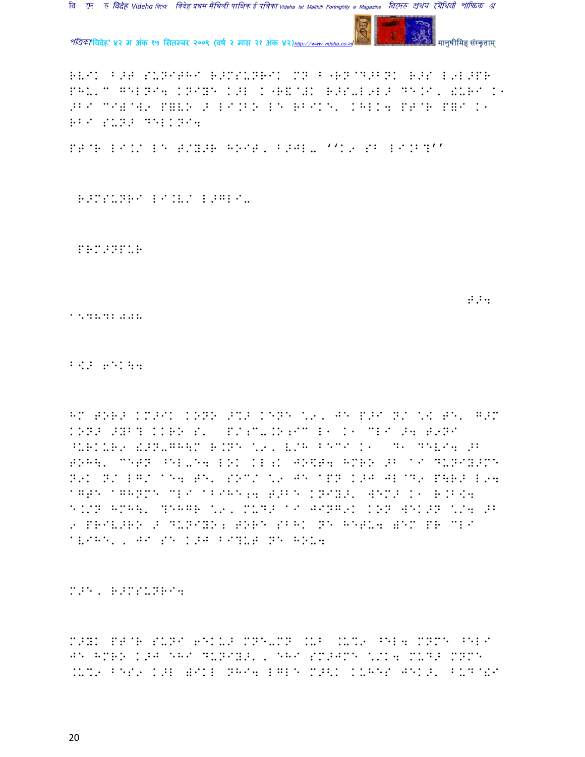RVIK B>T SUNITHI R>MSUNRIK MN B"RN@D>BNK R>S L9L>PR PHU'C GELNI4 KNIYE K>L K"R&@!K R>S-L9L> DE.I' !URI K1 >BI CI)@W9 P=VO > LI.BO LE RBIKE' KHLK4 PT@R P=I K1 RBI SUN> DELKNI4

PT@R LI.K/ LE T/Y>R HOIT' B>JL- ''K9 SB LI.B?''

R>MSUNRI LI.V/ L>GLI-

PRM>NPUR

T>4

15.8.09.008

B<> 6EK\4

HM TORB KM>IK KONO >%> KENE \9, JE P>I N/ \K TE' G>M KON> >YB? KKRO S' P/.C-.O;IC L1 K1 CLI >4 T9NI ^URKUR9 !>N-GH\M R.NE \9, V/H BECI K1 D1 DEVI4 >B TOH\' CETN ^EL-E4 LOK KL;K JO\$T4 HMRO >B 1I DUNIY>ME N9K N/ LG/ 1E4 TE' SOC/ \9 JE 1PN K>J JL@D9 P\R> L94 1GTE 1GHNME CLI 1BIHE;4 T>BE KNIY>' WEM> K1 R.B<4 E.K/N HMH\' ?EHGR \9, MUD> 1I JINGK KON WEK>N \/4 >B 9 PRIV>RO > DUNIYO; TORE SBHK NE HETU4 WEM PR CLI 1VIHE' , JI SE K>J BI?UT NE HOU4

M>E' R>MSUNRI4

M>YK PT@R SUNI 6EKU> MNE-MN .UB .U%9 ^EL4 MNME ^ELI JE HMRO K>J EHI DUNIY>' , EHI SM>JME \/K4 MUD> MNME .U%9 BES9 K>L WIKL NHI4 LGLE M><K KUHES JEK>' BUD@!I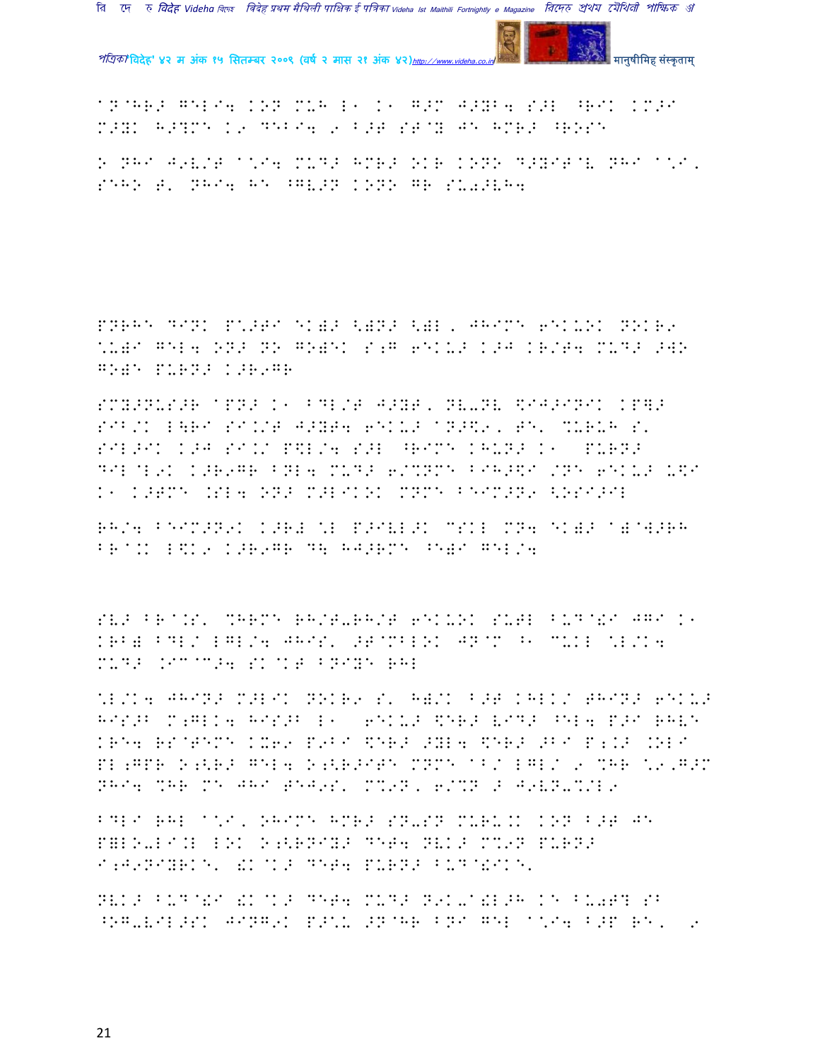A N@HR> GEL I4 KON MUH L1 K1 G>M J>YB4 S>L ^RIK KM>I M>YK H>?MK K9 DEB I4 9 B>T ST@Y JE HMR> ^ROSE

O NHI J9V/T A*I4 MUD> HMR> OKR KONO D>YIT@V NHI A*I, SEHO T' NHI4 HE ^GV>N KONO GR SU0>VH4

PNRHE DINK P*>TI EK)> <)N> <)L, JHIME 6EKUOK NOKR9 *U)I GEL4 ON> NO GO)EK S;G 6EKU> K>J KR/T4 MUD> >WO GO)E PURN> K>R9GR

SMY>NUS>R APN> K1 BDL/T J>YT, NV-NV $IJ>INIK KP]> SIB/K L\RI SI.K/T J>YT4 6EKU> AN>$9, TE' %URUH S' SIL>IK K>J SI.K/ P$L/4 S>L ^RIME KHUN> K1 PURN> DIL@L9K K>R9GR BNL4 MUD> 6/%NME BIH>$I /NE 6EKU> U$I K1 K>TME .SL4 ON> M>LIKOK MNME BEIM>N9 <OSI>IL

RH/4 BEIM>N9K K>R# *L P>IVL>K CSKL MN4 EK)> A)@W>RH BR@.K L$K9 K>R9GR D\ HJ>RME ^E)I GEL/4

SV> BR@.S' %HRME RH/T-RH/T 6EKUOK SUTL BUD@!I JGI K1 KRB) BDL/ LGL/4 JHIS' >T@MBLOK JN@M ^1 CUKL *L/K4 MUD> .IC@C>4 SK@KT BNIYE RHL

*L/K4 JHIN> M>LIK NOKR9 S' H)/K B>T KHLK/ THIN> 6EKU> HIS>B M;GLK4 HIS>B L1 6EKU> $ER> VID> ^EL4 P>I RHVE KRE4 RS@TEME KU69 P9BI $ER> >YL4 $ER> >BI P;.> .OLI PL;GPR O;<R> GEL4 O;<R>ITE MNME AB/ LGL/ 9 %HR *9,G>M NHI4 %HR ME JHI TEJ9S' M%9N, 6/%N > J9VN-%/L9

BDLI RHL A*I, OHIME HMR> SN-SN MURU.K KON B>T JE P]LO-LI.L LOK O;<RNIY> DET4 NVK> M%9N PURN> I;J9NIYRKE' !K@K> DET4 PURN> BUD@!IKE'

NVK> BUD@!I !K@K> DET4 MUD> N9K-A!L>H KE BU0T? SB ^OG-VIL>SK JING9K P>*U >N@HR BNI GEL A*I4 B>P RE' 9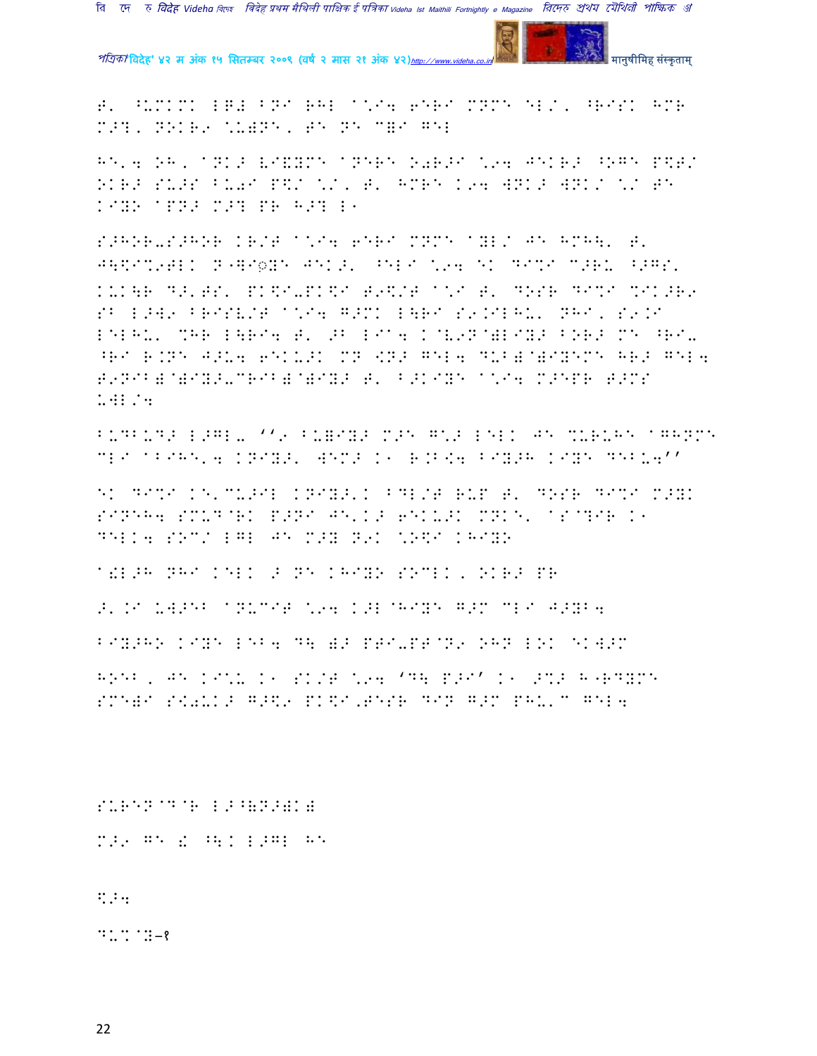T' ^UMKMK L=# BNI RHL A\*I4 6ERI MNME EL/, ^RISK HMR M>?, NOKR9 \U)NE, TE NE C=I GEL

HE'4 OH, ANK> VI&YME ANERE O0R>I \94 JEKR> ^OGE P\$T/ OKR> SU>S BU0I P\$/ \*/, T' HMRE K94 WNK> WNK/ \*/ TE KIYO APN> M>? PR H>? L-

S>HOR-S>HOR KR/T A\*I4 6ERI MNME AYL/ JE HMH\' T' J\$\$I%9TLK N"]I◌ृYE JEK>' ^ELI \94 EK DI%I C>RU ^>GS' KUK\R D>'TS' PK\$I-PK\$I T9\$/T A\*I T' DOSR DI%I %IK>R9 SB L>W9 BRISV/T A\*I4 G>MK L\RI S9.ILHU' NHI, S9.I LELHU' %HR L\RI4 T' os LIA4 K@V9N@)LIY> BOR> ME ^RI- ^RI R.NE J>U4 6EKU>K MN [N> GEL4 DUB)@)IYEME HR> GEL4 T9NIB)@)IY>-CRIB)@)IY> T' B>KIYE A\*I4 M>EPR T>MS UWL/4

BUDBUD> L>GL- ''9 BU=IY> M>E G\*> LELK JE %URUHE AGHNME CLI ABIHE'4 KNIY>' WEM> K1 R.B[4 BIY>H KIYE DEBU4''

EK DI%I KE'CU>IL KNIY>'K BDL/T RUP T' DOSR DI%I M>YK SINEH4 SMUD@RK P>NI JE'K> 6EKU>K MNKE' AS@?IR K1 DELK4 SOC/ LGL JE M>Y N9K \O\$I KHIYO

A!L>H NHI KELK > NE KHIYO SOCLK, OKR> PR

>'.I UW>EB ANUCIT \94 K>L@HIYE G>M CLI J>YB4

BIY>HO KIYE LEB4 D\ )> PTI-PT@N9 OHN LOK EKW>M

HOEB, JE KI\*U K1 SK/T \94 'D\ P>I' K1 >%> H"RDYME SME)I S[0UK> G>\$9 PK\$I,TESR DIN G>M PHU'C GEL4

SUREN@D@R L>^(N>)K)

M>9 GE ! ^\K L>GL HE

\$>4

DU%@Y-१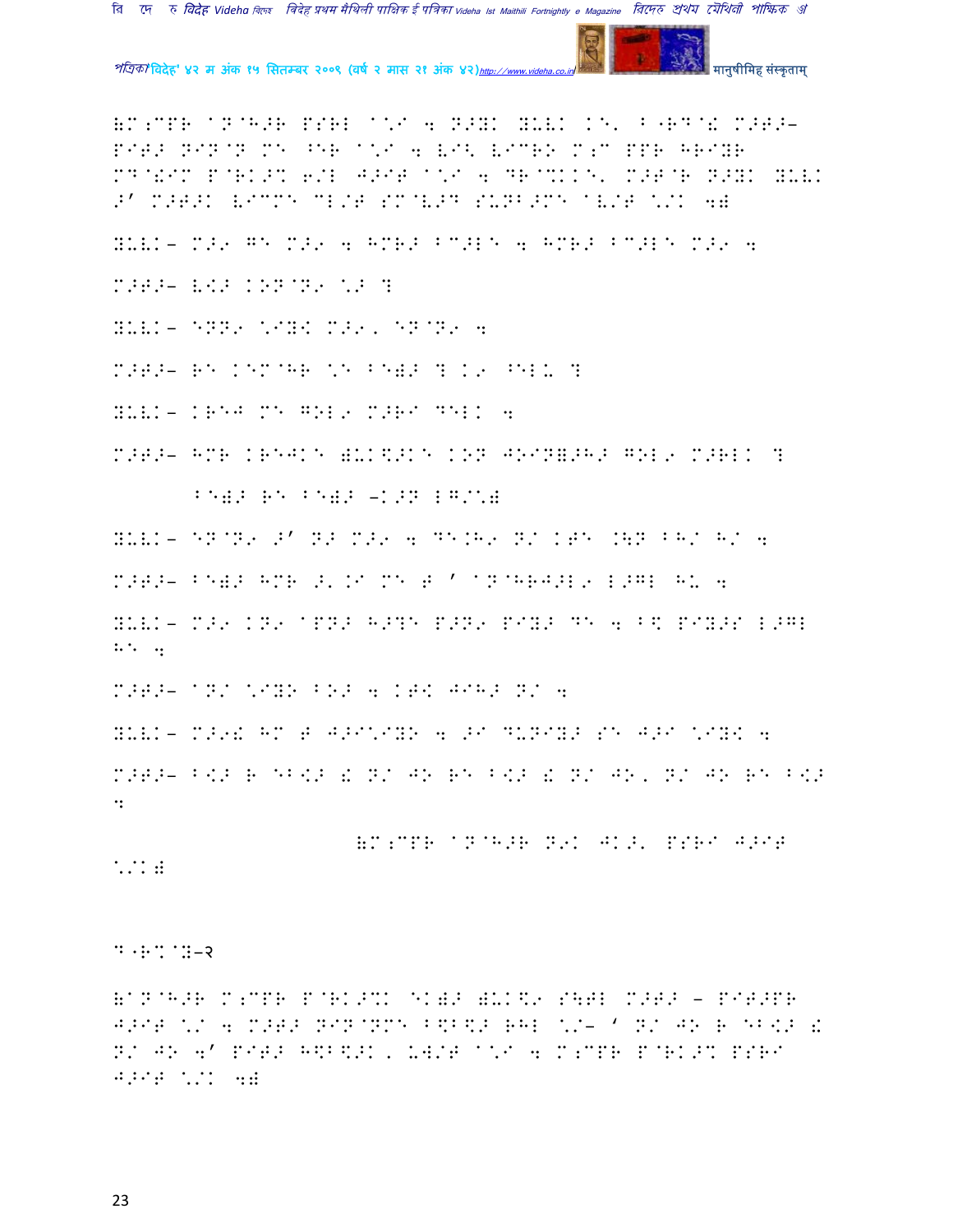(M;CPR aN@H>R PSRL a\*I 4 N>YK YULK KE' F"RD@a M>T>- PIT> NIN@N ME ^ER a\*I 4 LI< LICRO M;C PPR HRIYR MD@!IM P@RK>% 6/L J>IT a\*I 4 DR@%KKE' M>T@R N>YK YULK >' M>T>K LICME CL/T SM@L>D SUNB>ME aL/T \/K 4)

YULK- M>9 GE M>9 4 HMR> BC>LE 4 HMR> BC>LE M>9 4

M>T>- L<> KON@N9 \> ?

YULK- ENN9 \IYK M>9, EN@N9 4

M>T>- RE KEM@HR \E BE)> ? K9 ^ELU ?

YULK- KREJ ME GOL9 M>RI DELK 4

M>T>- HMR KREJKE )UK\$>KE KON JOIN)>H> GOL9 M>RLK ?

BE)> RE BE)> -K>N LG/\)

YULK- EN@N9 >' N> M>9 4 DE.H9 N/ KTE .\N BH/ H/ 4

M>T>- BE)> HMR >'.I ME T ' aN@HRJ>L9 L>GL HU 4

YULK- M>9 KN9 aPN> H>?E P>N9 PIY> DE 4 B\$ PIY>S L>GL HE 4

M>T>- aN/ \IYO BO> 4 KT< JIH> N/ 4

YULK- M>9! HM T J>I\IYO 4 >I DUNIY> SE J>I \IYK 4

M>T>- B<> R EB<> ! N/ JO RE B<> ! N/ JO, N/ JO RE B<> 4

(M;CPR aN@H>R N9K JK>' PSRI J>IT \/K)

D"R%@Y-२

(aN@H>R M;CPR P@RK>%K EK)> )UK\$9 S\TL M>T> - PIT>PR J>IT \/ 4 M>T> NIN@NME B\$B\$> RHL \/- ' N/ JO R EB<> ! N/ JO 4' PIT> H\$B\$>K, UW/T a\*I 4 M;CPR P@RK>% PSRI J>IT \/K 4)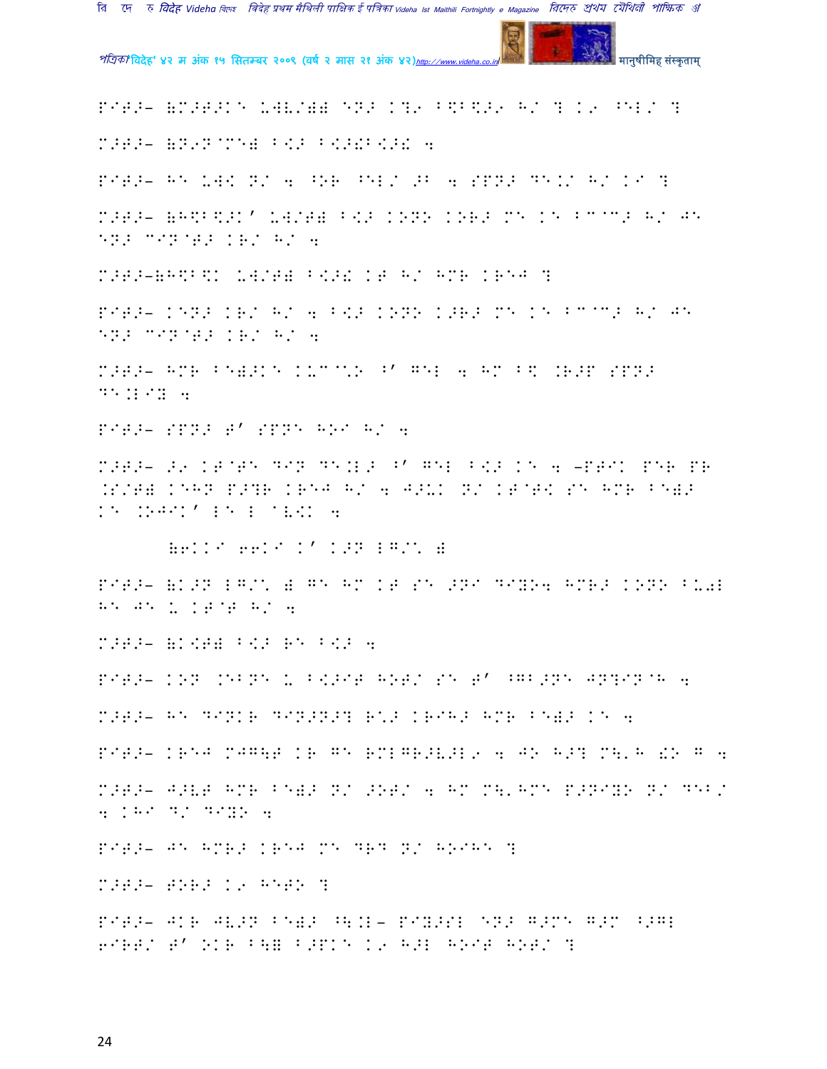PITA- (MATAKE UWV/W) ENA K?9 B\$B\$A9 H/ ? K9 ^EL/ ?

MATA- (N9N@ME) B<A B<A!B<A! 4

PITA- HE UW< N/ 4 ^OR ^EL/ AB 4 SPNA DE.\/ H/ KI ?

MATA- (H\$B\$AK' UW/T) B<A KONO KORA ME KE BC@CA H/ JE ENA CIN@TA KR/ H/ 4

MATA-(H\$B\$K UW/T) B<A! KT H/ HMR KREJ ?

PITA- KENA KR/ H/ 4 B<A KONO KARA ME KE BC@CA H/ JE ENA CIN@TA KR/ H/ 4

MATA- HMR BE)AKE KUC@\O ^' GEL 4 HM B\$ .RAP SPNA DE.LIY 4

PITA- SPNA T' SPNE HOI H/ 4

MATA- A9 KT@TE DIN DE.LA ^' GEL B<A KE 4 -PTIK PER PR .S/T) KEHN PA?R KREJ H/ 4 JAUK N/ KT@T< SE HMR BE)A KE .OJIK' LE L @V<K 4

(6KKI 66KI K' KAN LG/\ )

PITA- (KAN LG/\ ) GE HM KT SE ANI DIYO4 HMRA KONO BU0L HE JE U KT@T H/ 4

MATA- (K<T) B<A RE B<A 4

PITA- KON .EBNE U B<AIT HOT/ SE T' ^GBANE JN?IN@H 4

MATA- HE DINKR DINANA? R\A KRIHA HMR BE)A KE 4

PITA- KREJ MJG\T KR GE RMLGRAVAL9 4 JO HA? M\'H !O G 4

MATA- JAVT HMR BE)A N/ AOT/ 4 HM M\'HME PANIYO N/ DEB/ 4 KHI D/ DIYO 4

PITA- JE HMRA KREJ ME DRD N/ HOIHE ?

MATA- TORA K9 HETO ?

PITA- JKR JVAN BE)A ^\.L- PIYASL ENA GAME GAM ^AGL 6IRT/ T' OKR B\) BAPKE K9 HAL HOIT HOT/ ?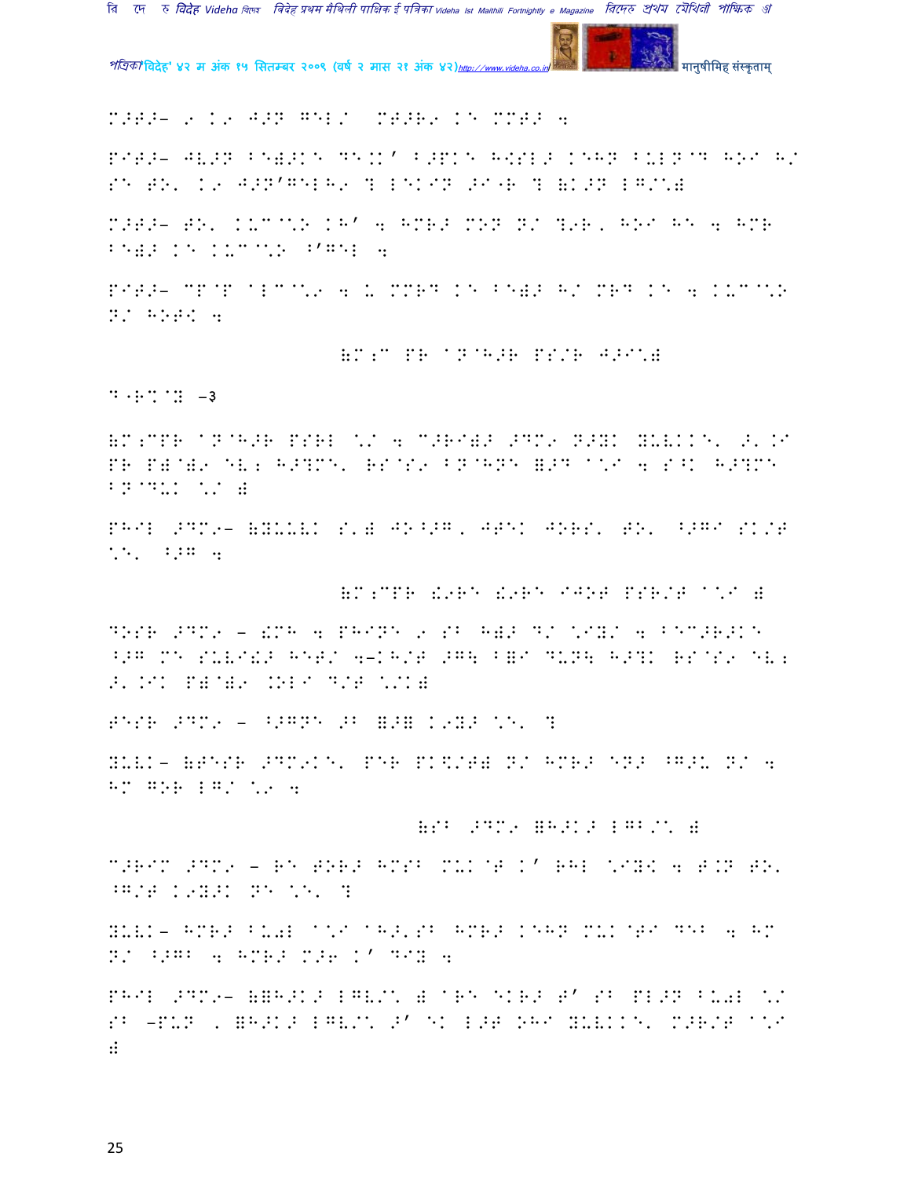M>T>- 9 K9 J>N GEL/ MT>R9 KE MMT> 4

P1T>- JV>N BE)>KE DE.K' B>PKE H[SL> KEHN BULN@D HOI H/ SE TO' K9 J>N'GELH9 ? LEKIN >I"R ? (K>N LG/\)

M>T>- TO' KUC@\O KH' 4 HMR> MON N/ ?9R, HOI HE 4 HMR BE)> KE KUC@\O ^'GEL 4

P1T>- CP@P ALC@\9 4 U MMRD KE BE)> H/ MRD KE 4 KUC@\O N/ HOT[ 4

(M;C PR @N@H>R PS/R J>I\)

D"R%@Y -३

(M;CPR @N@H>R PSRL \/ 4 C>RI)> >DM9 N>YK YUVKKE' >'.I PR P)@)9 EV; H>?ME' RS@S9 BN@HNE (>D A\I 4 S^K H>?ME BN@DUK \/ )

PHIL >DM9- (YUVVK S') JO^>G, JTEK JORS' TO' ^>GI SK/T \E' ^>G 4

(M;CPR £9RE £9RE IJOT PSR/T A\I )

DOSR >DM9 - £MH 4 PHINE 9 SB H)> D/ \IY/ 4 BEC>R>KE ^>G ME SUVI£> HET/ 4-KH/T >G\ B=I DUN\ H>?K RS@S9 EV; >'.IK P)@)9 .OLI D/T \/K)

TESR >DM9 - ^>GNE >B (>( K9Y> \E' ?

YUVK- (TESR >DM9KE' PER PK\$/T) N/ HMR> EN> ^G>U N/ 4 HM GOR LG/ \9 4

(SB >DM9 (H>K> LGB/\ )

C>RIM >DM9 - RE TOR> HMSB MUK@T K' RHL \IY[ 4 T.N TO' ^G/T K9Y>K NE \E' ?

YUVK- HMR> BU0L A\I AH>'SB HMR> KEHN MUK@TI DEB 4 HM N/ ^>GB 4 HMR> M>6 K' DIY 4

PHIL >DM9- ((H>K> LGV/\ ) ARE EKR> T' SB PL>N BU0L \/ SB -PUN , (H>K> LGV/\ >' EK L>T OHI YUVKKE' M>R/T A\I )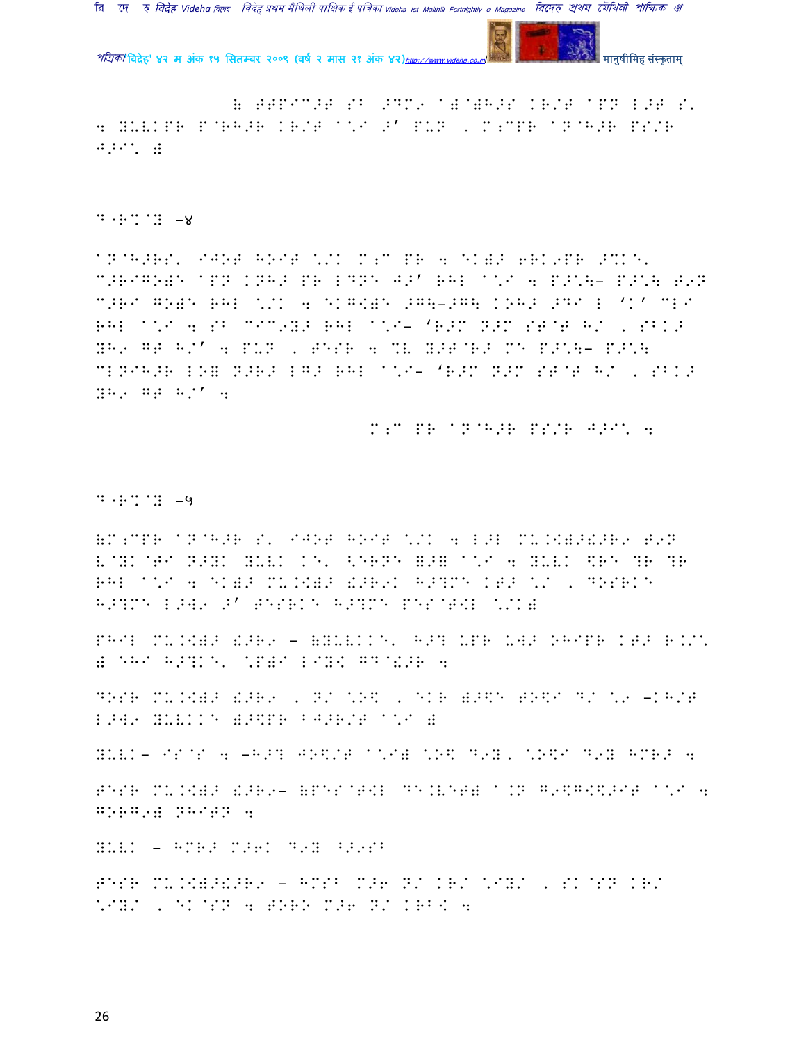( ##PIC>T SB >DM9 A)@)H>S KR/T APN L>T S'
4 YULKPR P@RH>R KR/T A\*I >' PUN , M;CPR AN@H>R PS/R
J>I\* )

D\*R%@Y -४

AN@H>RS' IJOT HOIT \*/K M;C PR 4 EK)> 6RK9PR >%K\*' C>RIGO)E APN KNH> PR LDNE J>' RHL A\*I 4 P>\*\- P>\*\ T9N C>RI GO)E RHL \*/K 4 EKG<)E >G\->G\ KOH> >DI L 'K' CLI RHL A\*I 4 SB CIC9Y> RHL A\*I- 'R>M N>M ST@T H/ , SBK> YH9 GT H/' 4 PUN , TESR 4 %L Y>T@R> MI P>\*\- P>\*\ CLNIH>R LO) N>R> LG> RHL A\*I- 'R>M N>M ST@T H/ , SBK> YH9 GT H/' 4

M;C PR AN@H>R PS/R J>I\* 4

D\*R%@Y -५

(M;CPR AN@H>R S' IJOT HOIT \*/K 4 L>L MU.<)>!>R9 T9N L@YK@TI N>YK YULK KE' <ERNE )>) A\*I 4 YULK \$RE ?R ?R RHL A\*I 4 EK)> MU.<)> !>R9K H>?ME KT> \*/ , DOSRKE H>?ME L>W9 >' TESRKE H>?ME PES@T<L \*/K)

PHIL MU.<)> !>R9 - (YULKKE' H>? UPR UW> OHIPR KT> R.I\* ) EHI H>?KE' \*P)I LIY< GD@!>R 4

DOSR MU.<)> !>R9 , N/ \*O\$ , EKR )>\$E TO\$I D/ \*9 -KH/T L>W9 YULKKE )>\$PR BJ>R/T A\*I )

YULK- IS@S 4 -H>? JO\$/T A\*I) \*O\$ D9Y, \*O\$I D9Y HMR> 4

TESR MU.<)> !>R9- (PES@T<L DE.LET) A.N G9\$G<\$>IT A\*I 4 GORG9) NHIPN 4

YULK - HMR> M>6K D9Y ^>9SB

TESR MU.<)>!>R9 - HMSB M>6 N/ KR/ \*IY/ , SK@SN KR/ \*IY/ , EK@SN 4 TORO M>6 N/ KRB< 4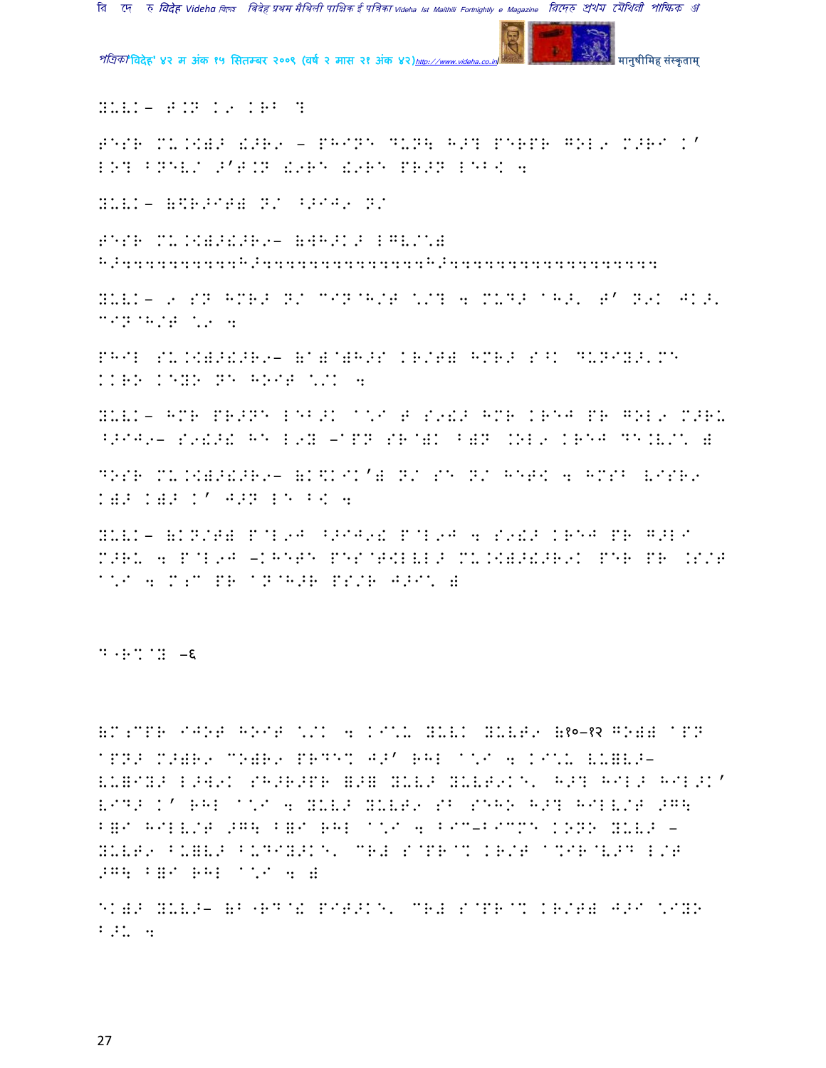YULKI- T.N K9 KRB ?

T^SR MU.KYB! !>R9 - PHINE DUN\ H>? PERPR GOL9 M>RI K' LO? BNEVU >'T.N !9RE !9RE PR>N LEB< 4

YULKI- (\$R>IT) N/ ^>IJ9 N/

T^SR MU.KYB>!>R9- (WH>K> LGV/\*)
H>4444444444H>444444444444444H>4444444444444444444

YULKI- 9 SN HMR> N/ C IN@H/T \*/? 4 MUD> ^H>. T' N9K JK>. CIN@H/T \*9 4

PHIL SU.KYB>!>R9- (A)@)H>S KR/T) HMR> S^K DUNIY>.ME KKRO KEYO NE HOIT \*/K 4

YULKI- HMR PR>NE LEB>K ^\*I T S9!> HMR KREJ PR GOL9 M>RU ^>IJ9- S9!>! HE L9Y -APN SR@)K B)N .OL9 KREJ DE.V/\* )

DOSR MU.KYB>!>R9- (K\$KIK') N/ SE N/ HET< 4 HMSB VISR9 K)> K)> K' J>N LE B< 4

YULKI- (KN/T) P@L9J ^>IJ9! P@L9J 4 S9!> KREJ PR G>LI M>RU 4 P@L9J -KHETE PES@T<LVL> MU.KYB>!>R9K PER PR .S/T ^\*I 4 M;C PR AN@H>R PS/R J>I\* )

D'R%@Y -६

(M;CPR IJOT HOIT \*/K 4 KI\*U YULKI YULT9 (१०-१२ GO)) APN APN> M>)R9 CO)R9 PRDE% J>' RHL ^\*I 4 KI\*U VU=V>-VU=IY> L>W9K SH>R>PR (>) YULK> YULT9KE. H>? HIL> HIL>K' VID> K' RHL ^\*I 4 YULK> YULT9 SB SEHO H>? HILV/T >G\ B=I HILV/T >G\ B=I RHL ^\*I 4 BIC-BICME KONO YULK> - YULT9 BU=V> BUDIY>KE. CR# S@PR@% KR/T ^%IR@V>D L/T >G\ B=I RHL ^\*I 4 )

EK)> YULK>- (B'RD@! PIT>KE. CR# S@PR@% KR/T) J>I \*IYO B>U 4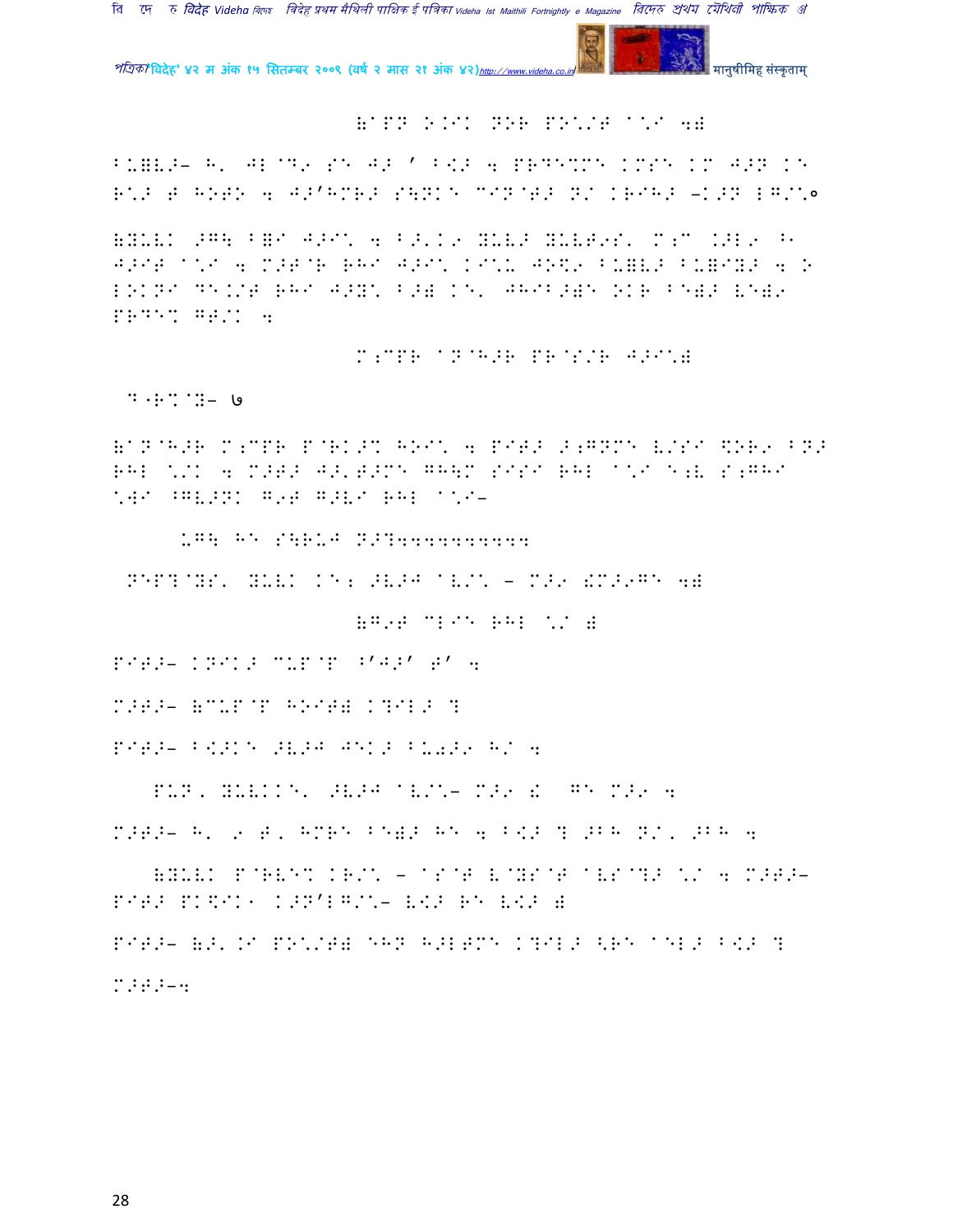(ATPN O.IK NOR PO\/T A\I 4)

B\=V>- H' JL@D9 SE J> ' B${>} 4 PRDE%ME KMSE KM J>N KE R\> T HOTO 4 J>'HMR> S\NKE CIN@T> N/ KRIH> -K>N LG/\॰

(YUVK >G\ B=I J>I\ 4 B>'K9 YUV> YUVT9S' M;C .>L9 ^J>IT A\I 4 M>T@R RHI J>I\ KI\U JO\$9 BU=V> BU=IY> 4 OLOKNI DE./T RHI J>Y\ B>) KE' JHIB>)E OKR BE)> VE)9 PRDE% GT/K 4

M;CPR AN@H>R PR@S/R J>I\)

D.R%@Y- ७

(AN@H>R M;CPR P@RK>% HOI\ 4 PIT> >;GNME V/SI \$OR9 BN> RHL \/K 4 M>T> J>'T>ME GH\M SISI RHL A\I E;V S;GHI \WI ^GV>NK G9T G>VI RHL A\I-

UG\ HE S\RUJ N>?4444444444

NEP?@YS' YUVK KE; >V>J AV/\ - M>9 !M>9GE 4)

(G9T CLIE RHL \/ )

PIT>- KNIK> CUP@P ^'J>' T' 4

M>T>- (CUP@P HOIT) K?IL> ?

PIT>- B{>}KE >V>J JEK> BU0>9 H/ 4

PUN' YUVKKE' >V>J AV/\- M>9 ! GE M>9 4

M>T>- H' 9 T' HMRE BE)> HE 4 B{>} ? >BH N/' >BH 4

(YUVK P@RVE% KR/\ - AS@T V@YS@T AVS@?> \/ 4 M>T>- PIT> PK\$IK9 K>N'LG/\- V{>} RE V{>} )

PIT>- (>' KI PO\/T) EHN H>LTME K?IL> <RE AEL> B{>} ?

M>T>-4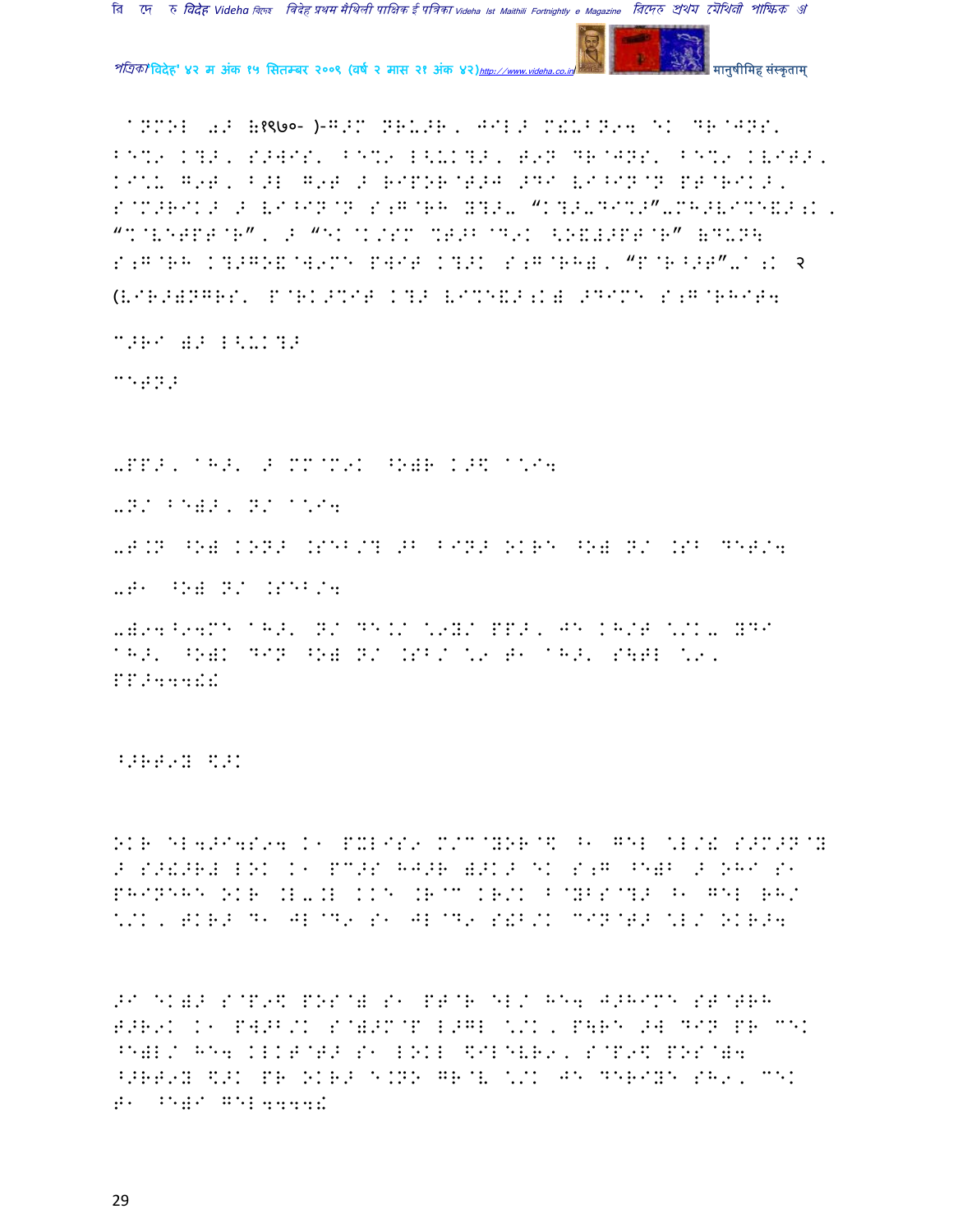^NMOL 0> (१९७०- )-G>M NRU>R, JILG M!UBN94 EK DR@JNS' BE%9 K?>, S>WIS' BE%9 L<UK?>, T9N DR@JNS' BE%9 KVIT>, KI\*U G9T, B>L G9T > RIPOR@T>J >DI VI^IN@N PT@RIK>, S@M>RIK> > VI^IN@N S;G@RH Y?>- "K?>-DI%>"-MH>VI%E&>;K, "%@VETPT@R", > "EK@K/SM %T>B@D9K <O&">PT@R" (DUN( S;G@RH K?>GO&@W9ME PWIT K?>K S;G@RH), "P@R^>T"-^;K २ (VIR>)NGRS' P@RK>%IT K?> VI%E&>;K) >DIME S;G@RHIT4

C>RI )> L<UK?>

CETN>

-PP>, ^H>' > MM@M9K ^O)R K>\$ ^\*I4

-N/ BE)>, N/ ^\*I4

-T.N ^O) KON> .SEB/? >B BIN> OKRE ^O) N/ .SB DET/4

-T1 ^O) N/ .SEB/4

-)94^94ME ^H>' N/ DE.K/ \*9Y/ PP>, JE KH/T \*/K- YDI ^H>' ^O)K DIN ^O) N/ .SB/ \*9 T1 ^H>' S\TL \*9, PP>444!!

^>RT9Y \$>K

OKR EL4>I4S94 K1 PXLIS9 M/C@YOR@\$ ^1 GEL \*L/! S>M>N@Y > S>!>R# LOK K1 PC>S HJ>R )>K> EK S;G ^E)B > OHI S1 PHINEHE OKR .L-.L KKE .R@C KR/K B@YBS@?> ^1 GEL RH/ \*/K, TKR> D1 JL@D9 S1 JL@D9 S!B/K CIN@T> \*L/ OKR>4

>I EK)> S@P9\$ POS@) S1 PT@R EL/ HE4 J>HIME ST@TRH T>R9K K1 PW>B/K S@)>M@P L>GL \*/K, P\RE >4 DIN PR CEK ^E)L/ HE4 KLKT@T> S1 LOKL \$ILEVR9, S@P9\$ POS@)4 ^>RT9Y \$>K PR OKR> E.NO GR@V \*/K JE DERIYE SH9, CEK T1 ^E)I GEL4444!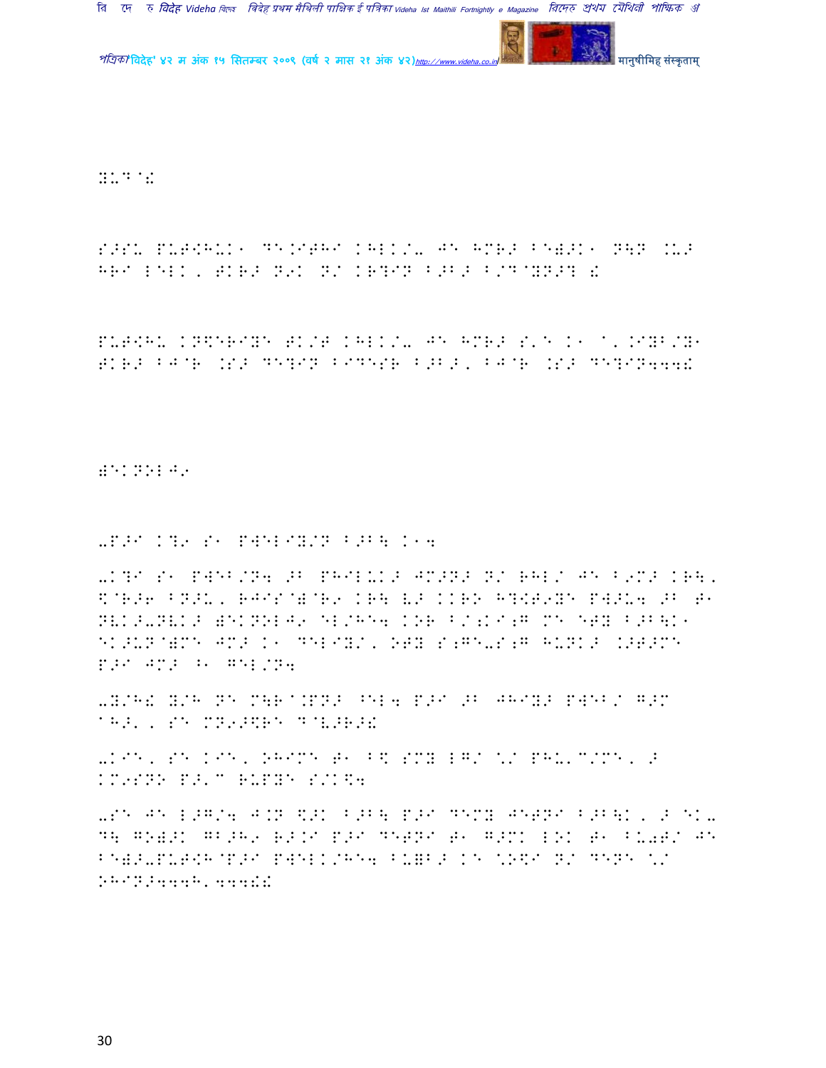H'D@!

S>SU PU#<HUK1 DE.I#HI KHLK/- JE HMR> B=">K1 N\N .U>
HRI LEL., #KR> N9K N/ KR?IN B>B> B/D@YN>? !

PU#<HU KN\$ERIYE #K/# KHLK/- JE HMR> S'E K1 ^'.IYB/Y1
#KR> BJ@R .S> DE?IN B1DESR B>B>, BJ@R .S> DE?IN444!

=EKNOLJ9

-P>I K?9 S1 PWELIY/N B>B\ K14

-K?I S1 PWEB/N4 >B PHILUK> JM>N> N/ RHL/ JE B9M> KR\,
\$@R>6 BN>U, RJIS@=@R9 KR\ V> KKRO H?<#9YE PW>U4 >B #1
NVK>-NVK> =EKNOLJ9 EL/HE4 KOR B/;K1;G ME EGY B>B\K1
EK>UN@=ME JM> K1 DELIY/, OGY S;GE-S;G HUNK> .>#>ME
P>I JM> ^1 GEL/N4

-Y/H! Y/H NE M\R@.PN> ^EL4 P>I >B JHIY> PWEB/ G>M
@H>', SE MN9>\$RE D@V>R>!

-KIE, SE KIE, OHIME #1 B\$ SMY LG/ \/ PHU'C/ME, >
KM9SNO P>'C RUPYE S/K\$4

-SE JE L>G/4 J.N \$>K B>B\ P>I DEMY JE#NI B>B\K, > EK-
D\ GO=>K GB>H9 R>.I P>I DE#NI #1 G>MK LOK #1 BU0#/ JE
B=">-PU#<H@P>I PWELK/HE4 BU=B> KE \O\$I N/ DENE \/
OHIN>444H'444!!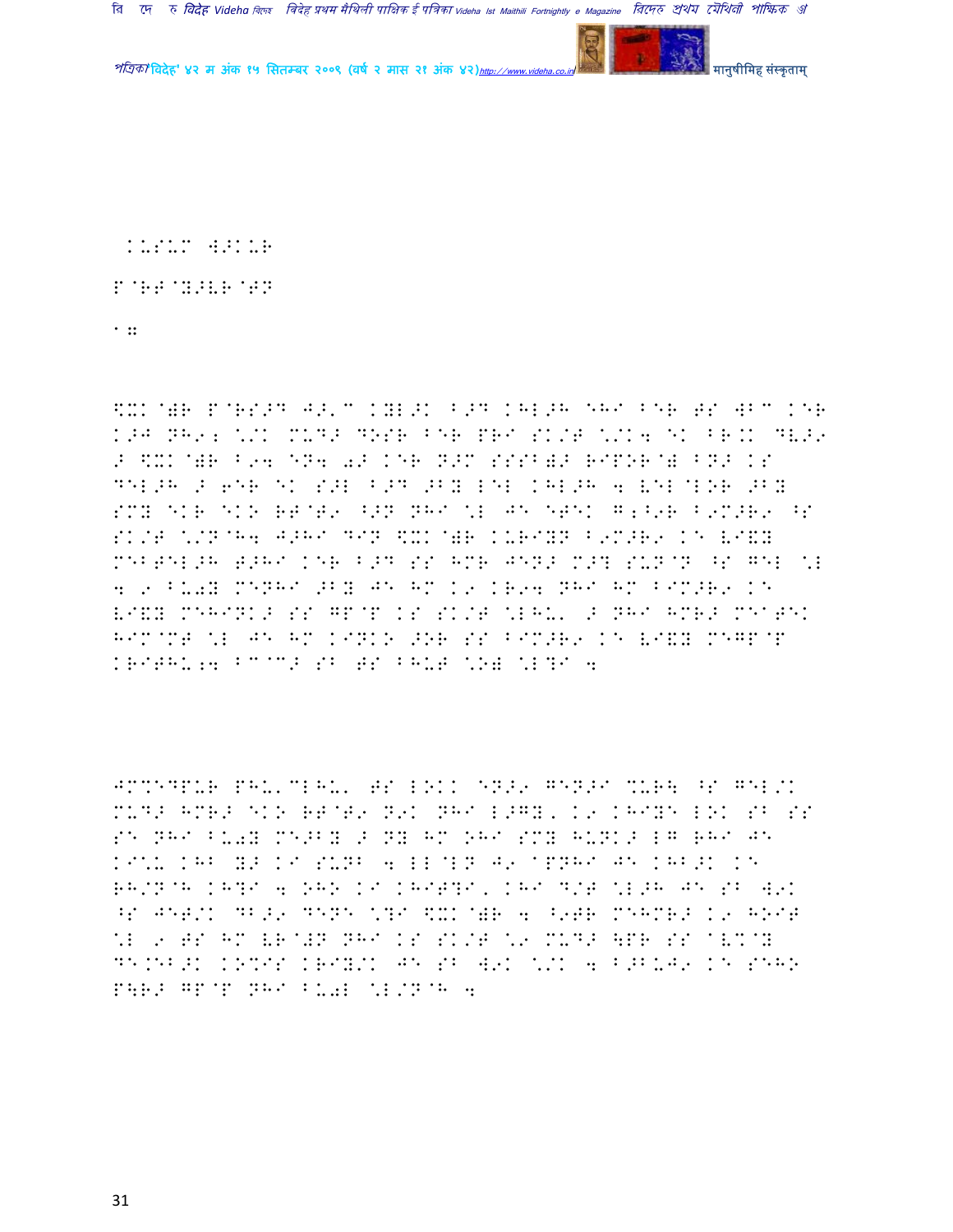KUSUM WAKUR

P@RT@Y>VR@TN

1.

$XK@)R P@RS>D J>'C KYL>K B>D KHL>H EHI BER T S WBC KER
K>J NH9; \/K MUD> DOSR BER PRI SK/T \/K4 EK BR.K DV>9
> $XK@)R B94 EN4 0> KER N>M SSSB)> RIPOR@) BN> KS
DELAH > 6ER EK S>L B>D >BY LEL KHL>H 4 VEL@LOR >BY
SMY EKR EKO RT@T9 ^>N NHI \L JE ETEK G;^9R B9M>R9 ^S
SK/T \/N@H4 J>HI DIN $XK@)R KURIYN B9M>R9 KE VI&Y
MEBTEL>H T>HI KER B>D SS HMR JEN> M>? SUN@N ^S GEL \L
4 9 BU0Y MENHI >BY JE HM K9 KR94 NHI HM BIM>R9 KE
VI&Y MEHINK> SS GP@P KS SK/T \LHU' > NHI HMR> MEATEK
HIM@MT \L JE HM KINKO >OR SS BIM>R9 KE VI&Y MEGP@P
KRITHU;4 BC@C> SB TS BHUT \O) \L?I 4

JM%EDPUR PHU'CLHU' TS LOKK EN>9 GEN>I %UR\ ^S GEL/K
MUD> HMR> EKO RT@T9 N9K NHI L>GY, K9 KHIYE LOK SB SS
SE NHI BU0Y ME>BY > NY HM OHI SMY HUNK> LG RHI JE
KI\*U KHB Y> KI SUNB 4 LL@LN J9 @PNHI JE KHB>K KE
RH/N@H KH?I 4 OHO KI KHIT?I, KHI D/T \L>H JE SB W9K
^S JET/K DB>9 DENE \?I $XK@)R 4 ^9TR MEHMR> K9 HOIT
\L 9 TS HM VR@WN NHI KS SK/T \9 MUD> \PR SS @V%@Y
DE.EB>K KO%IS KRIY/K JE SB W9K \/K 4 B>BUJ9 KE SEHO
P\R> GP@P NHI BU0L \L/N@H 4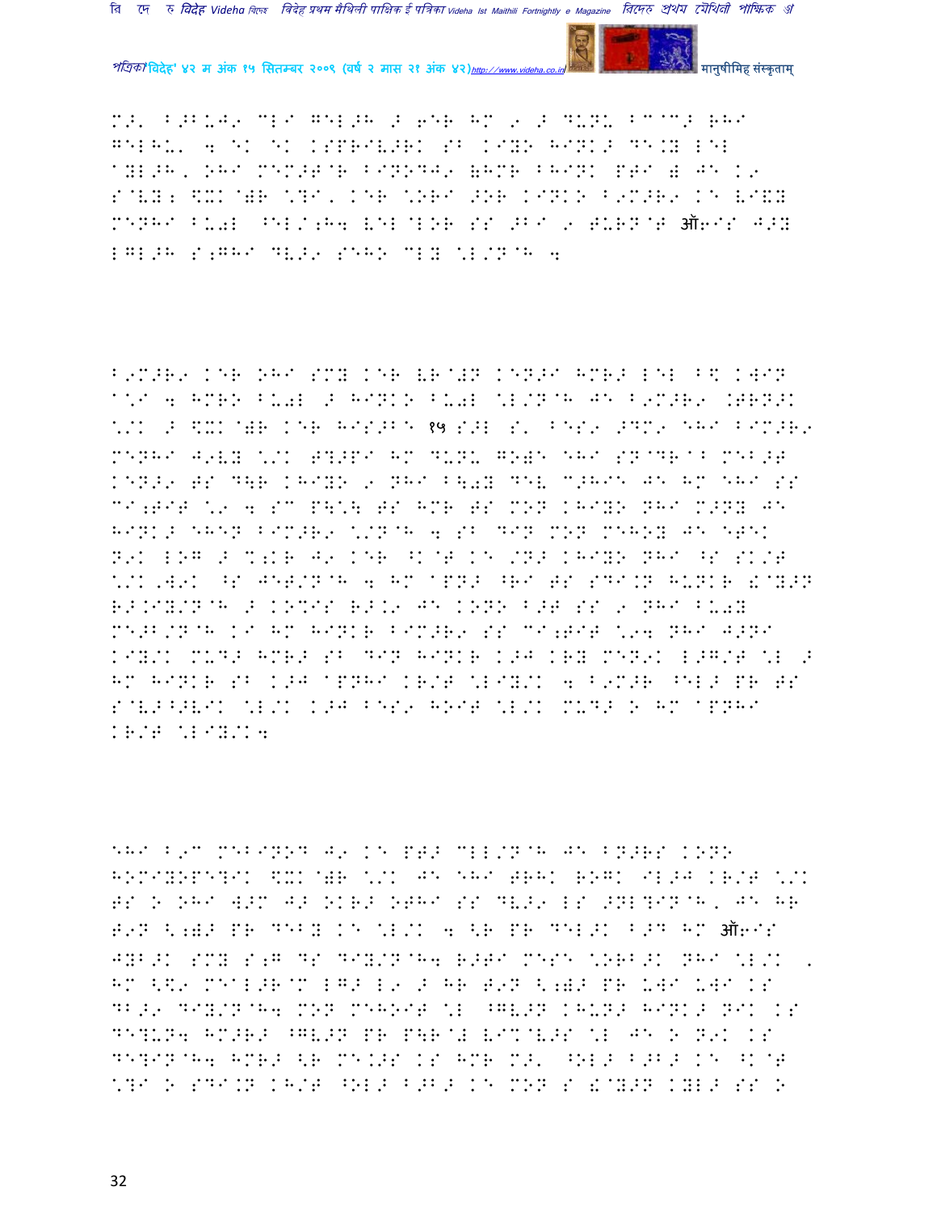M>' B>B-J9 CLI GEL>H > 6ER HM 9 > DUNU BC@C> RHI GELHU' 4 EK EK KSPRIV>RK SB KIYO HINK> DE.Y LEL AYL>H, OHI MEM>T@R BINODJ9 (HMR BHINK PTI ( JE K9 S@VY; $XK@)R \?I, KER \ORI >OR KINKO B9M>R9 KE VI&Y MENHI BU0L ^EL/;H4 VEL@LOR SS >BI 9 TURN@T ऑ6IS J>Y LGL>H S;GHI DV>9 SEHO CLY \L/N@H 4

B9M>R9 KER OHI SMY KER VR@!N KEN>I HMR> LEL B\ KWIN A\I 4 HMRO BU0L > HINKO BU0L \L/N@H JE B9M>R9 .TRN>K \/K > $XK@)R KER HIS>BE १५ S>L S' BES9 >DM9 EHI BIM>R9 MENHI J9VY \/K T?>PI HM DUNU GO)E EHI SN@DR@B MEB>T KEN>9 TS D\R KHIYO 9 NHI B\0Y DEV C>HIE JE HM EHI SS CI;TIT \9 4 SC P\\ TS HMR TS MON KHIYO NHI M>NY JE HINK> EHEN BIM>R9 \/N@H 4 SB DIN MON MEHOY JE ETEK N9K LOG > M;KR J9 KER ^K@T KE /N> KHIYO NHI ^S SK/T \/K,W9K ^S JET/N@H 4 HM APN> ^RI TS SDI.N HUNKR !@Y>N R>.IY/N@H > KOMIS R>.9 JE KONO B>T SS 9 NHI BU0Y ME>B/N@H KI HM HINKR BIM>R9 SS CI;TIT \94 NHI J>NI KIY/K MUD> HMR> SB DIN HINKR K>J KRY MEN9K L>G/T \L > HM HINKR SB K>J APNHI KR/T \LIY/K 4 B9M>R ^EL> PR TS S@V>^>VIK \L/K K>J BES9 HOIT \L/K MUD> O HM APNHI KR/T \LIY/K4

EHI B9C MEBINOD J9 KE PT> CLL/N@H JE BN>RS KONO HOMIYOPE?IK $XK@)R \/K JE EHI TRHK ROGK IL>J KR/T \/K TS O OHI W>M J> OKR> OTHI SS DV>9 LS >NL?IN@H, JE HR T9N <;)> PR DEBY KE \L/K 4 <R PR DEL>K B>D HM ऑ6IS JYB>K SMY S;G DS DIY/N@H4 R>TI MESE \ORB>K NHI \L/K , HM <\9 MEAL>R@M LG> L9 > HR T9N <;)> PR UWI UWI KS DB>9 DIY/N@H4 MON MEHOIT \L ^GV>N KHUN> HINK> NIK KS DE?UN4 HM>R> ^GV>N PR P\R@! VI%@V>S \L JE O N9K KS DE?IN@H4 HMR> <R ME.>S KS HMR M>' ^OL> B>B> KE ^K@T \?I O SDI.N KH/T ^OL> B>B> KE MON S !@Y>N KYL> SS O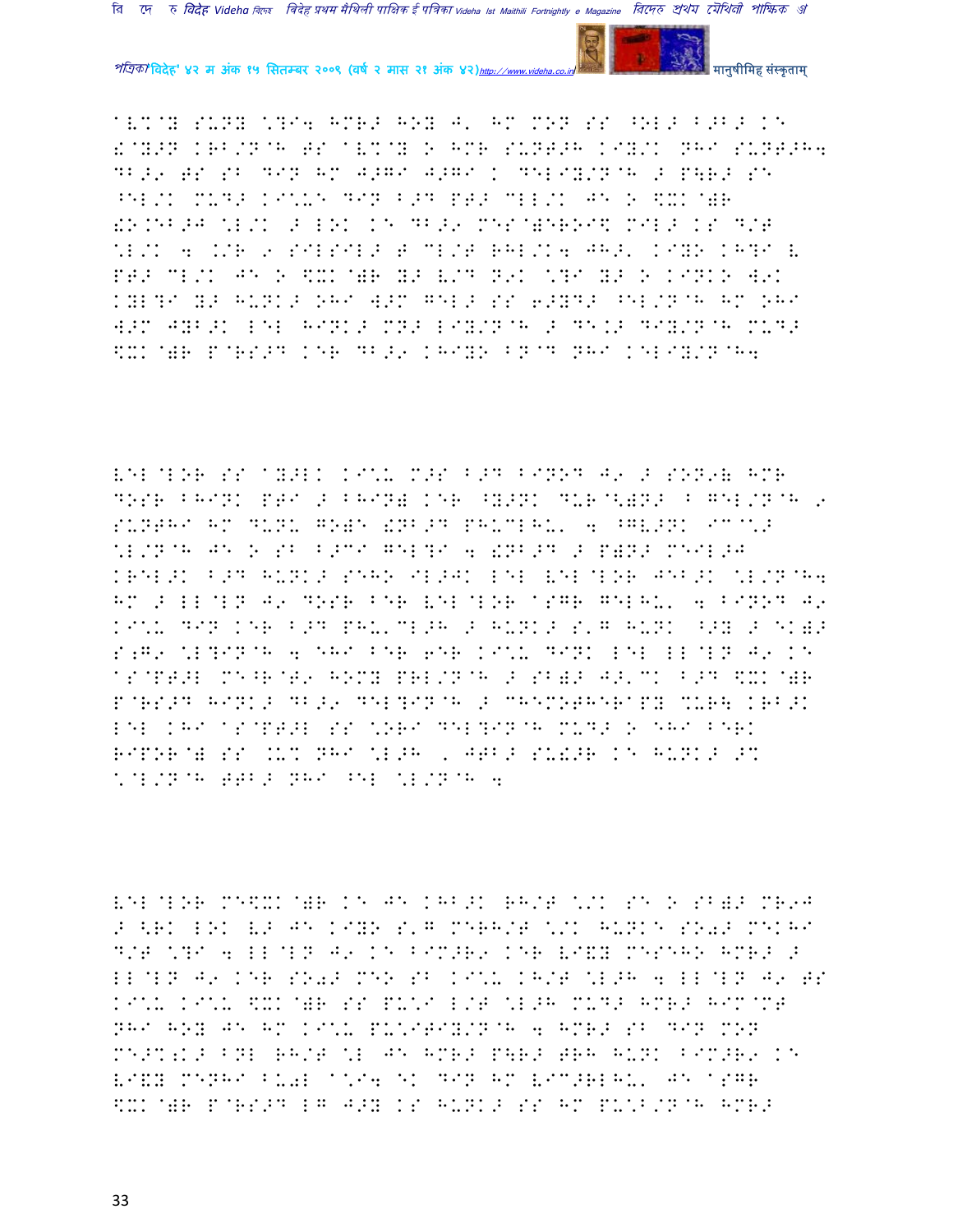AV%@Y SUNY \?I4 HMR> HOY J' HM MON SS ^OL> B>B> KE
!@Y>N KRB/N@H TS AV%@Y O HMR SUNT>H KIY/K NHI SUNT>H4
DB>9 TS SB DIN HM J>GI J>GI K DELIY/N@H > P\R> SE
^EL/K MUD> KI\U MINE DIN B>D PT> CLL/K JE O \$XK@)R
!O.EB>J \L/K > LOK KE DB>9 MES@)EROI\$ MIL> KS D/T
\L/K 4 ./R 9 SILSIL> T CL/T RHL/K4 JH>' KIYO KH?I L
PT> CL/K JE O \$XK@)R Y> L/D N9K \?I Y> O KINKO W9K
KYL?I Y> HUNK> OHI W>M GEL> SS 6>YD> ^EL/N@H HM OHI
W>M JYB>K LEL HINK> MN> LIY/N@H > DE.> DIY/N@H MUD>
\$XK@)R P@RS>D KER DB>9 KHIYO BN@D NHI KELIY/N@H4

LEL@LOR SS AY>LK KI\U M>S B>D BINOD J9 > SON9( HMR
DOSR BHINK PTI > BHIN( KER ^Y>NK DUR@<)N> B GEL/N@H 9
SUNTHI HM DUNU GO)E !NB>D PHUCLHU' 4 ^GV>NK IC@\>
\L/N@H JE O SB B>CI GEL?I 4 !NB>D > P)N> MEIL>J
KREL>K B>D HUNK> SEHO IL>JK LEL LEL@LOR JEB>K \L/N@H4
HM > LL@LN J9 DOSR BER LEL@LOR ASGR GELHU' 4 BINOD J9
KI\U DIN KER B>D PHU'CL>H > HUNK> S'G HUNK ^>Y > EK)>
S;G9 \L?IN@H 4 EHI BER 6ER KI\U DINK LEL LL@LN J9 KE
AS@PT>L ME^R@T9 HOMY PRL/N@H > SB)> J>'CK B>D \$XK@)R
P@RS>D HINK> DB>9 DEL?IN@H > CHEMOTHERAPY %UR\ KRB>K
LEL KHI AS@PT>L SS \ORI DEL?IN@H MUD> O EHI BERK
RIPOR@) SS .U% NHI \L>H , JTB> SU!>R KE HUNK> >%
\@L/N@H TTB> NHI ^EL \L/N@H 4

LEL@LOR ME\$XK@)R KE JE KHB>K RH/T \/K SE O SB)> MR9J
> <RK LOK L> JE KIYO S'G MERH/T \/K HUNKE SO0> MEKHI
D/T \?I 4 LL@LN J9 KE BIM>R9 KER LI&Y MESEHO HMR> >
LL@LN J9 KER SO0> MEO SB KI\U KH/T \L>H 4 LL@LN J9 TS
KI\U KI\U \$XK@)R SS PU\I L/T \L>H MUD> HMR> HIM@MT
NHI HOY JE HM KI\U PU\ITIY/N@H 4 HMR> SB DIN MON
ME>%;K> BNL RH/T \L JE HMR> P\R> TRH HUNK BIM>R9 KE
LI&Y MENHI BU0L A\I4 EK DIN HM LIC>RLHU' JE ASGR
\$XK@)R P@RS>D LG J>Y KS HUNK> SS HM PU\B/N@H HMR>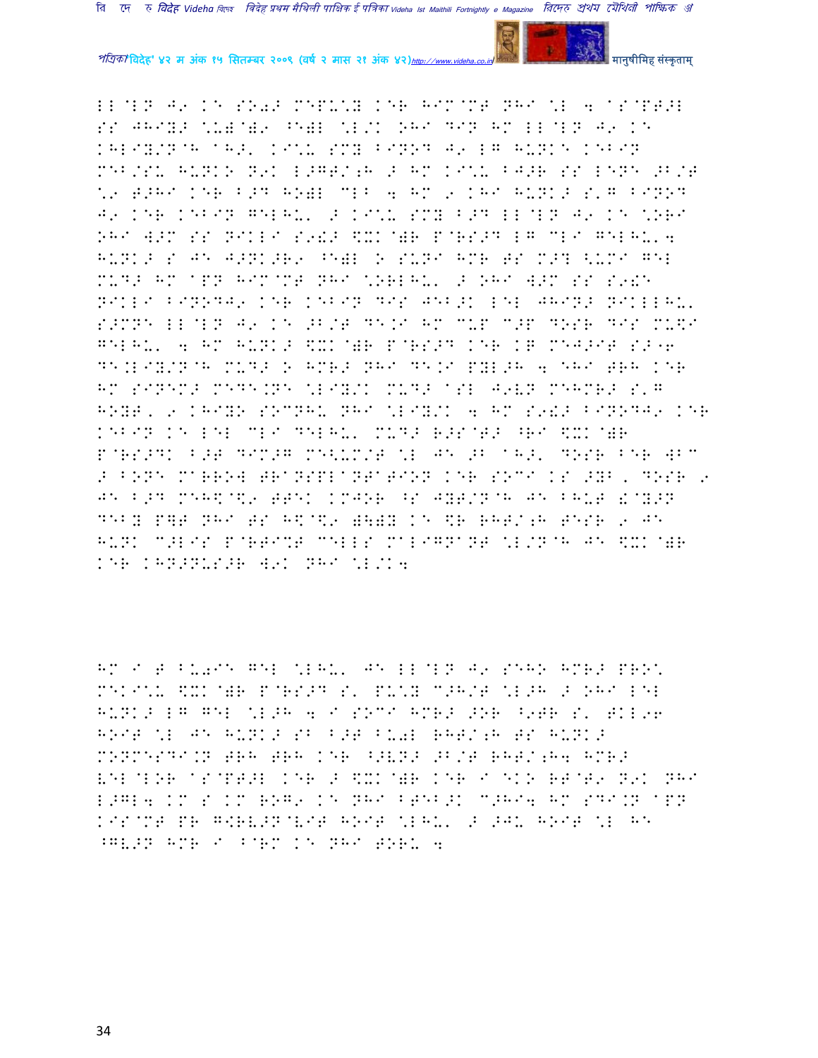LL@LN J9 KE SO0> MEPU\*Y KER HIM@MT NHI \*L 4 ASYMPT>L SS JHIY> \*U)@)9 ^E)L \*L/K OHI DIN HM LL@LN J9 KE KHLIY/N@H AH>, KI\*U SMY BINOD J9 LG HUNKE KEBIN MEB/SU HUNKO N9K L>GT/;H > HM KI\*U BJ>R SS LENE >B/T \*9 T>HI KER B>D HO)L MLB 4 HM 9 KHI HUNK> S,G BINOD J9 KER KEBIN GELHU, > KI\*U SMY B>D LL@LN J9 KE \*ORI OHI W>M SS NIKLI S9!> \$XK@)R P@RS>D LG MLI GELHU,4 HUNK> S JE J>NK>R9 ^E)L O SUNI HMR TS M>T <UMI GEL MUD> HM APN HIM@MT NHI \*ORLHU, > OHI W>M SS S9!E NIKLI BINODJ9 KER KEBIN DIS JEB>K LEL JHIN> NIKLLHU, S>MNE LL@LN J9 KE >B/T DE.I HM MUP M>P DOSR DIS MU\$I GELHU, 4 HM HUNK> \$XK@)R P@RS>D KER KG MEJ>IT S>^6 DE.LIY/N@H MUD> O HMR> NHI DE.I PYL>H 4 EHI TRH KER HM SINEM> MEDE.NE \*LIY/K MUD> ASL J9VN MEHMR> S,G HOYT, 9 KHIYO SOCNHU NHI \*LIY/K 4 HM S9!> BINODJ9 KER KEBIN KE LEL MLI DELHU, MUD> R>S@T> ^RI \$XK@)R P@RS>DK B>T DIM>G MEKUM/T \*L JE >B AH>, DOSR BER WBC > BONE MARROW TRANSPLANTATION KER SOCI KS >YB, DOSR 9 JE B>D MEH\$@\$9 TTEK KMJOR ^S JYT/N@H JE BHUT !@Y>N DEBY P]T NHI TS H\$@\$9 ))) KE \$R RHT/;H TESR 9 JE HUNK M>LIS P@RTI%T MELLS MALIGNANT \*L/N@H JE \$XK@)R KER KHN>NUS>R W9K NHI \*L/K4

HM I T BU0IE GEL \*LHU, JE LL@LN J9 SEHO HMR> PRO\* MEKI\*U \$XK@)R P@RS>D S, PU\*Y M>H/T \*L>H > OHI LEL HUNK> LG GEL \*L>H 4 I SOCI HMR> >OR ^9TR S, TKL96 HOIT \*L JE HUNK> SB B>T BU0L RHT/;H TS HUNK> MONMESDI.N TRH TRH KER ^>VN> >B/T RHT/;H4 HMR> VEL@LOR ASYMPT>L KER > \$XK@)R KER I EKO RT@T9 N9K NHI L>GL4 KM S KM ROG9 KE NHI BTEB>K M>HI4 HM SDI.N APN KIS@MT PR G<RV>N@VIT HOIT \*LHU, > >JU HOIT \*L HE ^GV>N HMR I B@RM KE NHI TORU 4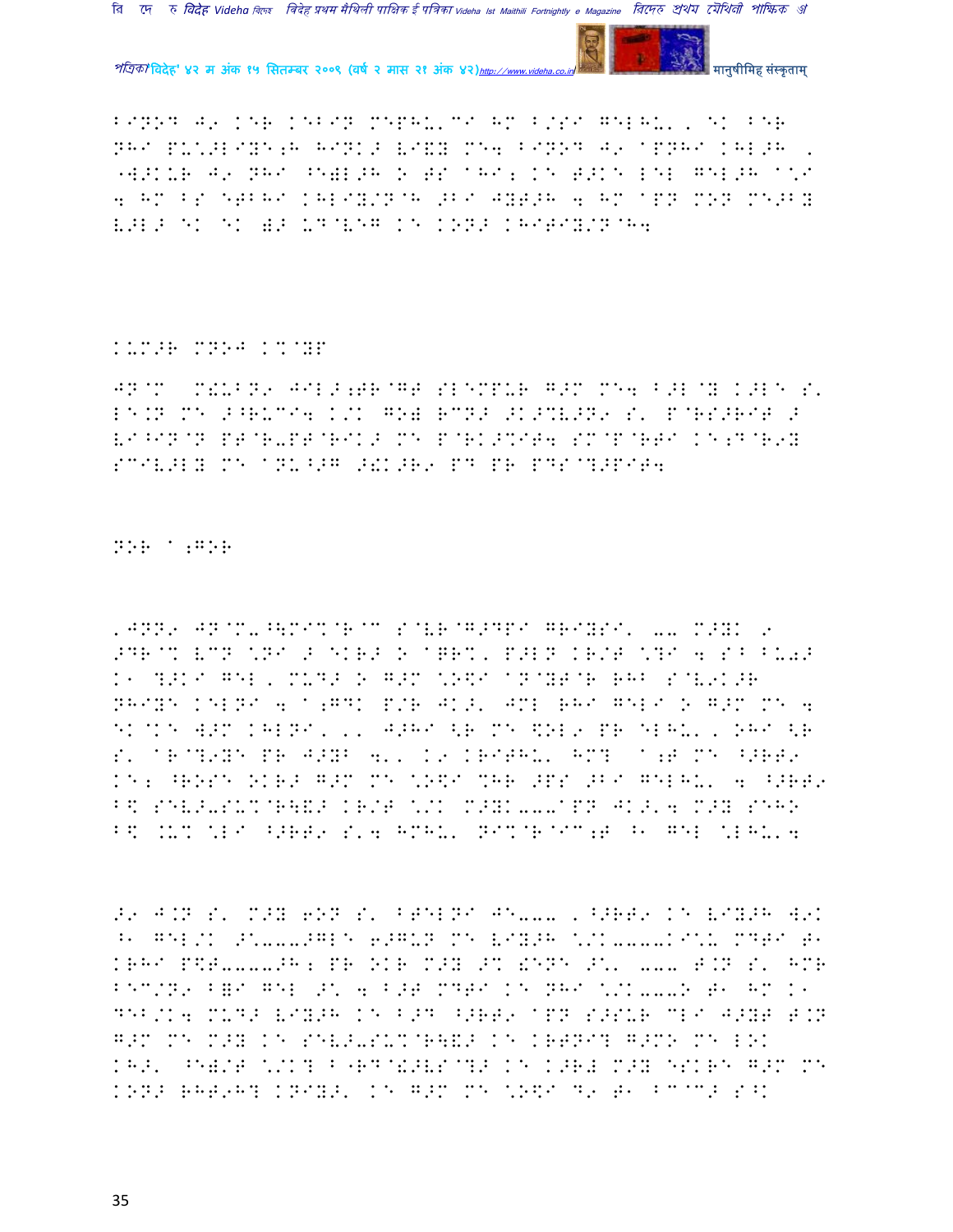BINOD J9 KER KEBIN MEPHU'CI HM B/SI GELHU', EK BER NHI PU\*>LIYE;H HINK> VI&Y ME4 BINOD J9 'PNHI KHL>H , "W>KUR J9 NHI ^E)L>H O HS 'HI; KE H>KE LEL GEL>H '\*I 4 HM BS EHBHI KHLIY/N@H >BI JYH>H 4 HM 'PN MON ME>BY V>L> EK EK )> U^@VEG KE KON> KHITIY/N@H4

KUM>R MNOJ K%@YP

JN@M M!UBN9 JIL>;HR@GH SLEMPUR G>M ME4 B>L@Y K>LE S' LE.N ME >^RUCI4 K/K GO) RCN> >K>%V>N9 S' P@RS>RIT > VI^IN@N PT@R-PT@RIK> ME P@RK>%IT4 SM@P@RTI KE;D@R9Y SCIV>LY ME 'NU^>G >!K>R9 PD PR PDS@?>PIT4

NOR ';GOR

,JNN9 JN@M-^\MI%@R@C S@VR@G>DPI GRIYSI' -- M>YK 9 >DR@% VCN \*NI > EKR> O 'GR%' P>LN KR/T \*?I 4 S^ BU0> K' ?>KI GEL, MUD> O G>M \*O\$I 'N@YT@R RHB S@V9K>R NHIYE KELNI 4 ';GDK P/R JK>' JML RHI GELI O G>M ME 4 EK@KE W>M KHLNI, ,, J>HI <R ME \$OL9 PR ELHU', OHI <R S' 'R@?9YE PR J>YB 4', K9 KRITHU' HM? ';T ME ^>RT9 KE; ^ROSE OKR> G>M ME \*O\$I %HR >PS >BI GELHU' 4 ^>RT9 B\$ SEV>-SU%@R\&> KR/T \*/K M>YK---'PN JK>'4 M>Y SEHO B\$ .U% \*LI ^>RT9 S'4 HMHU' NI%@R@C;T ^' GEL \*LHU'4

>9 J.N S' M>Y 6ON S' BTELNI JE--- ,^>RT9 KE VIY>H W9K ^' GEL/K >\*--->GLE 6>GUN ME VIY>H \*/K----KI\*U MDTI T' KRHI P\$T----JH; PR OKR M>Y >% \$END >\*' --- T.N S' HMR BEC/N9 B=I GEL >\* 4 B>T MDTI KE NHI \*/K---O T' HM K' DEB/K4 MUD> VIY>H KE B>D ^>RT9 'PN S>SUR CLI J>YT T.N G>M ME M>Y KE SEV>-SU%@R\&> KE KRTNI? G>MO ME LOK KH>' ^E)/T \*/K? B"RD@!>VS@?> KE K>R# M>Y ESKRE G>M ME KON> RHT9H? KNIY>' KE G>M ME \*O\$I D9 T' BC@C> S^K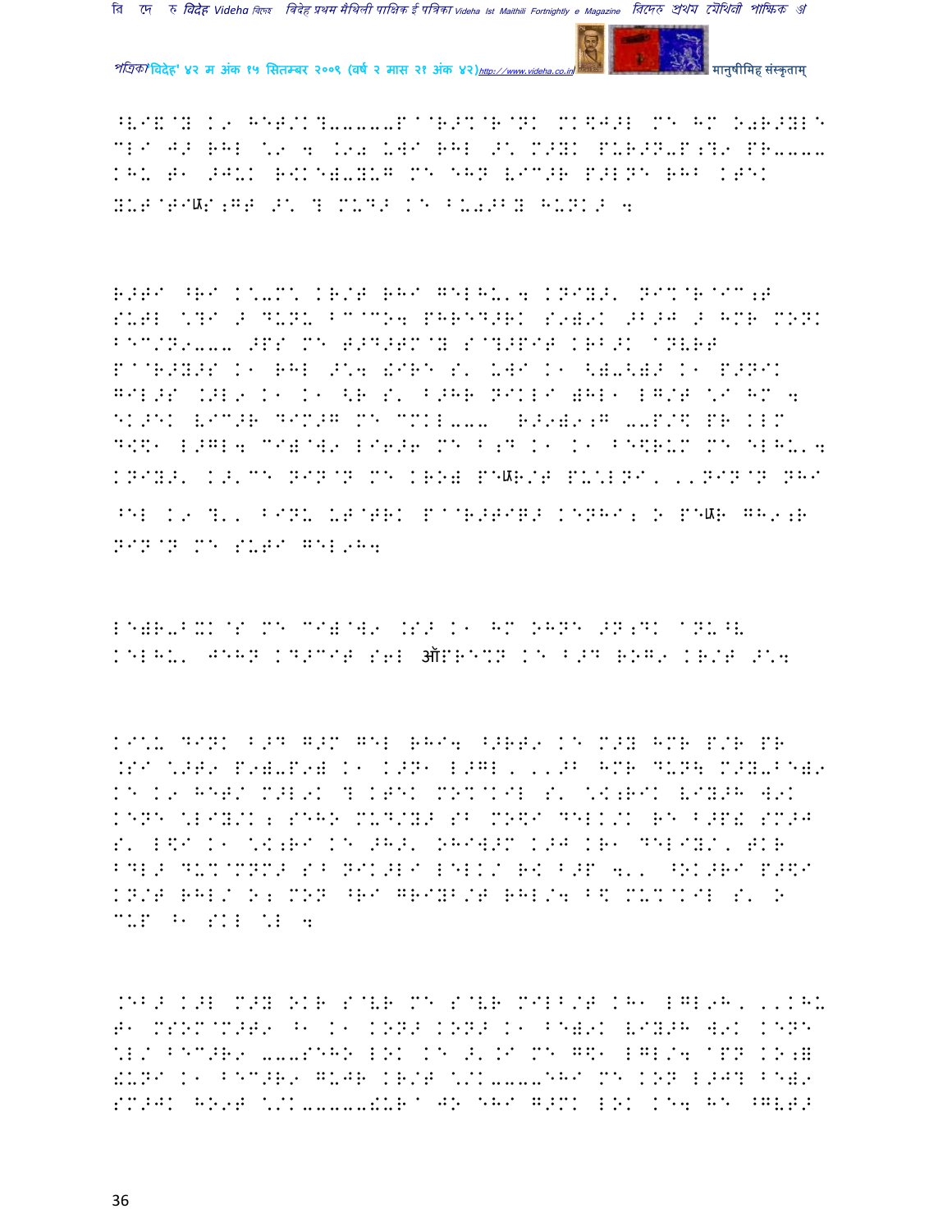^V@&@Y K9 HET/K?-----P@@R>%@R@NK MK\$J>L MN HM O0R>YLE
MLI J> RHL \9 4 .90 UWI RHL >\ M>YK PUR>N-P;?9 PR-----
KHU T1 >JUK R<KE)-YUG MN EHN VIC>R P>LNE RHB KTEK
YUP@TIॡ;GT >\ ? MUD> KE B-0>BY HUNK> 4

R>TI ^RI K\-M\ KR/T RHI GELHU'4 KNIY>' NI%@R@IC;T
SUTL \?I > DUNU BC@CO4 PHRED>RK S9)9K >B>J > HMR MONK
BEC/N9--- >PS MN T>D>TM@Y S@?>PIT KRB>K @NVRT
P@@R>Y>S K1 RHL >\4 !IRE S' UWI K1 <)-<)> K1 P>NIK
GIL>S .>L9 K1 K1 <R S' B>HR NIKLI )HL1 LG/T \I HM 4
EK>EK VIC>R DIM>G MN CMKL--- R>9)9;G --P/\$ PR KLM
D<\$1 L>GL4 CI)@W9 LI6>6 MN B;D K1 K1 BE\$RUM MN ELHU'4
KNIY>' K>'CN NIN@N MN KRO) PEॡR/T PU\LNI, ,,NIN@N NHI
^EL K9 ?', BINU UT@TRK P@@R>TI?> KENHI; O PEॡR GH9;R
NIN@N MN SUTI GEL9H4

LE)R-BXK@S MN CI)@W9 .S> K1 HM OHNE >N;DK @NU^V
KELHU' JEHN KD>CIT S6L ऑPRE%N KE B>D ROG9 KR/T >\4

KI\U DINK B>D G>M GEL RHI4 ^>RT9 KE M>Y HMR P/R PR
.SI \>T9 P9)-P9) K1 K>N1 L>GL, ,,>B HMR DUN\ M>Y-BE)9
KE K9 HET/ M>L9K ? KTEK MO%@KIL S' \<;RIK VIY>H W9K
KENE \LIY/K; SEHO MUD/Y> SB MO\$I DELK/K RE B>P! SM>J
S' L\$I K1 \<;RI KE >H>' OHIW>M K>J KR1 DELIY/, TKR
BDL> DU%@NOM> S^ NIK>LI LELK/ R< B>P 4', ^OK>RI P>\$I
KN/T RHL/ O; MON ^RI GRIYB/T RHL/4 B\$ MU%@KIL S' O
CUP ^1 SKL \L 4

.EB> K>L M>Y OKR S@VR MN S@VR MILB/T KH1 LGL9H, ,,KHU
T1 MSOM@M>T9 ^1 K1 KON> KON> K1 BE)9K VIY>H W9K KENE
\L/ BEC>R9 ---SEHO LOK KE >'.I MN G\$1 LGL/4 @PN KO;=
!UNI K1 BEC>R9 GUJR KR/T \/K-----EHI MN KON L>J? BE)9
SM>JK HO9T \/K------!UR@ JO EHI G>MK LOK KE4 HE ^GVT>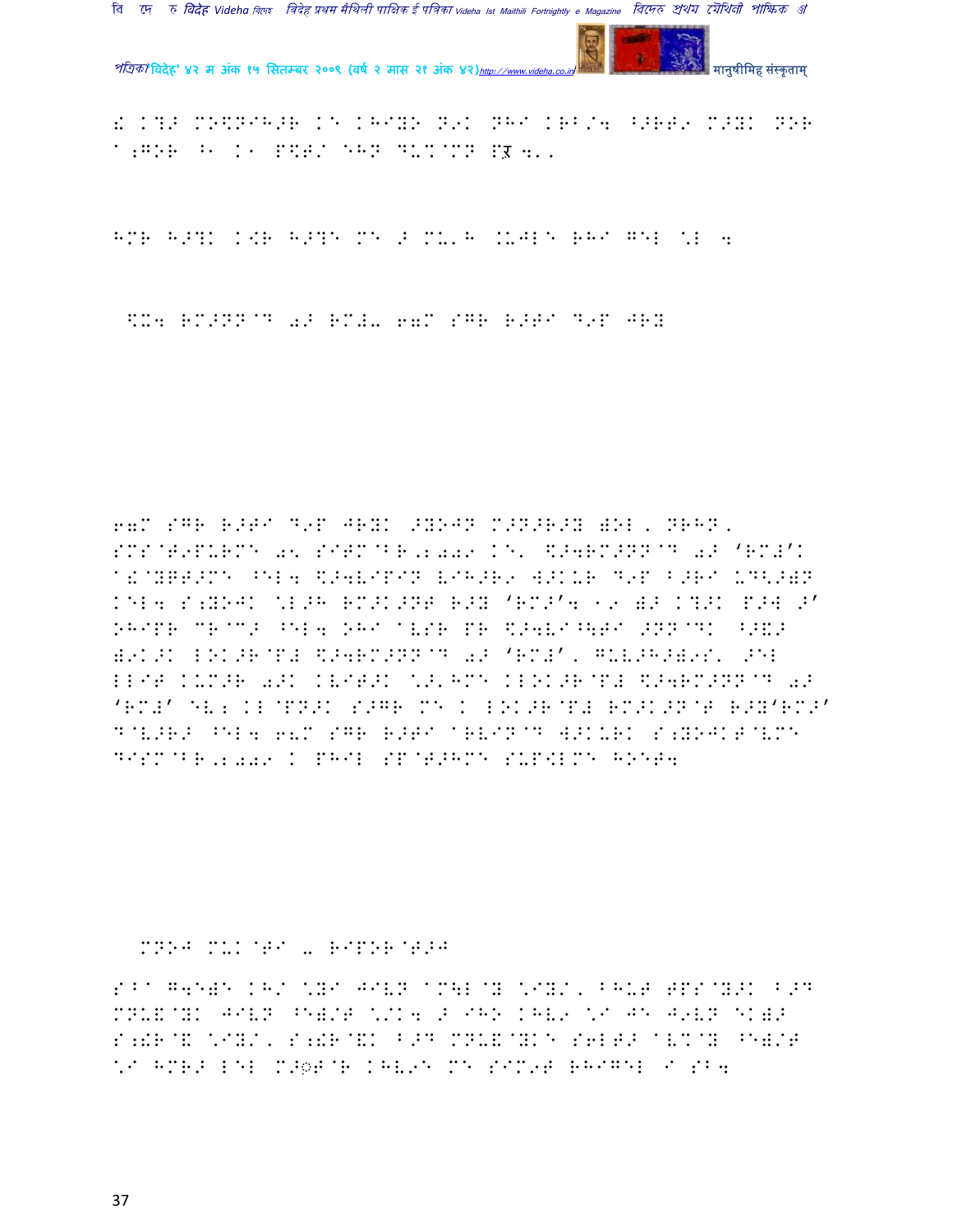! K?> MO\$NIH>R KE KHIYO N9K NHI KRB/4 ^>RT9 M>YK NOR A;GOR ^1 K1 P\$T/ EHN DUX@MN PR 4'.

HMR H>?K K[R H>?E ME > MU'H .UJLE RHI GEL \L 4

\$U4 RM>NN@D 0> RM#U 67M SGR R>TI D9P JRY

67M SGR R>TI D9P JRYK >YOJN M>N>R>Y )OL, NRHN, SMS@T9PURME 05 SITM@BR,2009 KE' \$>4RM>NN@D 0> 'RM#'K A!@YGT>ME ^EL4 \$>4VIPIN VIH>R9 W>KUR D9P B>RI UD<>)N KEL4 S;YOJK \L>H RM>K>NT R>Y 'RM>'4 19 )> K?>K P>W >' OHIPR MR@M> ^EL4 OHI AVSR PR \$>4VI^\TI >NN@DK ^>&> )9K>K LOK>R@P# \$>4RM>NN@D 0> 'RM#', GUV>H>)9S' >EL LLIT KUM>R 0>K KVIT>K \>'HME KLOK>R@P# \$>4RM>NN@D 0> 'RM#' EV; KL@PN>K S>GR ME K LOK>R@P# RM>K>N@T R>Y'RM>' D@V>R> ^EL4 6'M SGR R>TI ARVIN@D W>KURK S;YOJKT@VME DISM@BR,2009 K PHIL SP@T>HME SUP\$LME HOET4

MNOJ MUK@TI - RIPOR@T>J

S^A G4E)E KH/ \YI JIVN AM\L@Y \IY/, BHUT TPS@Y>K B>D MNU&@YK JIVN ^E)/T \/K4 > IHO KHV9 \I JE J9VN EK)> S;!R@& \IY/, S;!R@&K B>D MNU&@YKE S6LT> AVX@Y ^E)/T \I HMR> LEL M>ॊT@R KHV9E ME SIM9T RHIGEL I SB4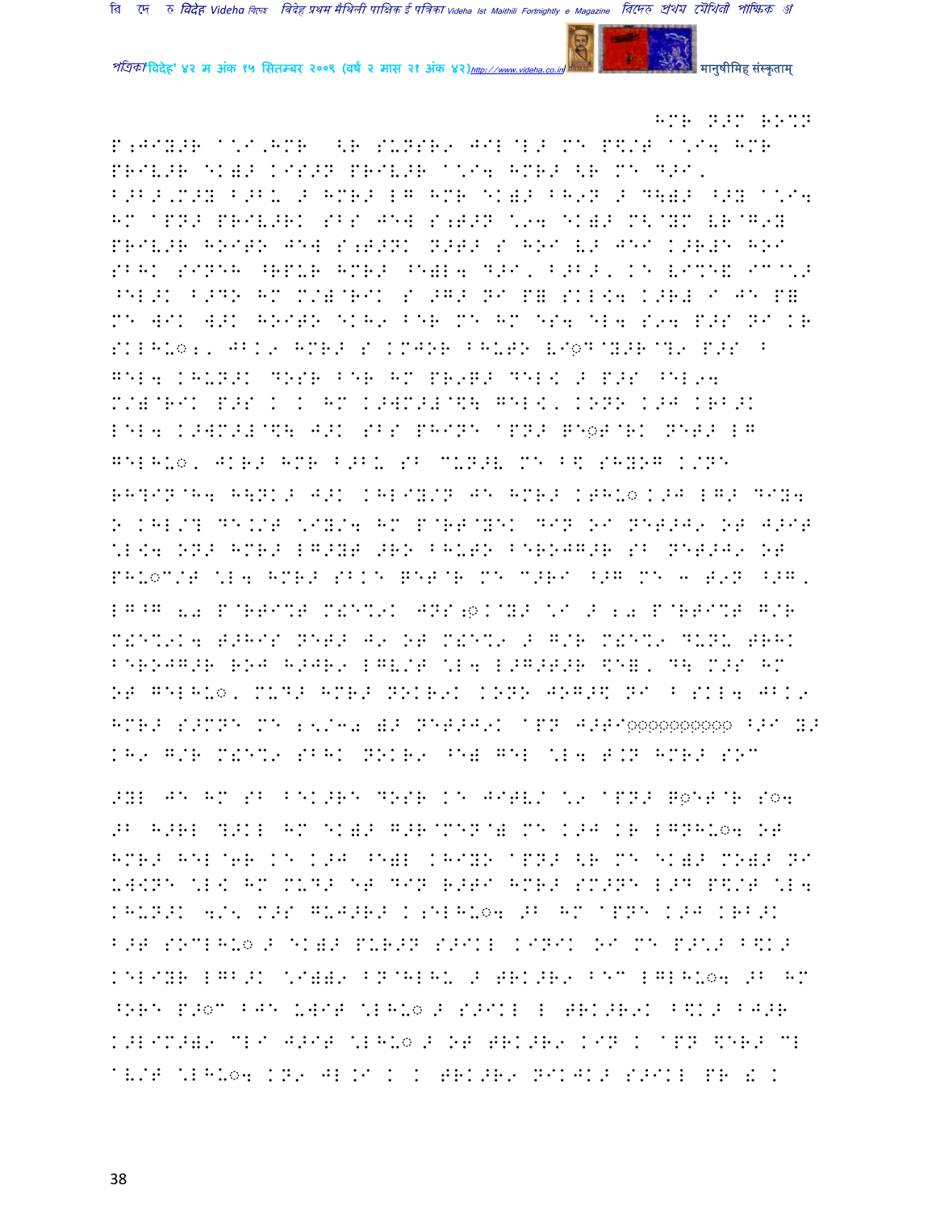HMR N>M RO%N

P;JIY>R A\*I,HMR <R SUNSR9 JIL@L> MT P\$/T A\*I4 HMR PRIV>R EK)> KIS>N PRIV>R A\*I4 HMR> <R MT D>I, B>B>,M>Y B>BU > HMR> LG HMR EK)> BH9N > D\)> ^>Y A\*I4 HM APN> PRIV>RK SBS JEW S;T>N \*94 EK)> M<@YM VR@G9Y PRIV>R HOITO JEW S;T>NK N>T> S HOI V> JEI K>R#E HOI SBHK SINEH ^RPUR HMR> ^E)L4 D>I, B>B>, KE VI%E& IC@\*> ^EL>K B>DO HM M/)@RIK S >G> NI P= SKL\<4 K>R# I JE P= MT WIK W>K HOITO EKH9 BER MT HM ES4 EL4 S94 P>S NI KR SKLHU◌;, JBK9 HMR> S KMJOR BHUTO VI◌D@Y>R@?9 P>S B GEL4 KHUN>K DOSR BER HM PR9T> DEL< > P>S ^EL94 M/)@RIK P>S K K HM K>WM>#@\$\ GEL<, KONO K>J KRB>K LEL4 K>WM>#@\$\ J>K SBS PHINE APN> G◌T@RK NET> LG GELHU◌, JKR> HMR B>BU SB CUN>V MT B\$ SHYOG K/NE RH?IN@H4 H\NK> J>K KHLIY/N JE HMR> KTHU◌ K>J LG> DIY4 O KHL/? DE./T \*IY/4 HM P@RT@YEK DIN OI NET>J9 OT J>IT \*L<4 ON> HMR> LG>YT >RO BHUTO BERO JG>R SB NET>J9 OT PHU◌C/T \*L4 HMR> SBKE GET@R MT C>RI ^>G MT 3 T9N ^>G, LG^G 20 P@RTI%T M!E%9K JNS;◌KMY> \*I > 20 P@RTI%T G/R M!E%9K4 T>HIS NET> J9 OT M!E%9 > G/R M!E%9 DUNU TRHK BERO JG>R ROJ H>JR9 LGV/T \*L4 L>G>T>R \$E=, D\ M>S HM OT GELHU◌, MUD> HMR> NOKR9K KONO JOG>\$ NI B SKL4 JBK9 HMR> S>MNE MT 15/30 )> NET>J9K APN J>TI◌◌◌◌◌◌◌◌◌◌◌ ^>I Y> KH9 G/R M!E%9 SBHK NOKR9 ^E) GEL \*L4 T.N HMR> SOC

>YL JE HM SB BEK>RE DOSR KE JITV/ \*9 APN> G◌EP@R S◌4 >B H>RL ?>KL HM EK)> G>R@MEN@) MT K>J KR LGNHU◌4 OT HMR> HEL@6R KE K>J ^E)L KHIYO APN> <R MT EK)> MO)> NI UW<NE \*L< HM MUD> ET DIN R>TI HMR> SM>NE L>D P\$/T \*L4 KHUN>K 4/5 M>S GUJ>R> K;ELHU◌4 >B HM APNE K>J KRB>K B>T SOCLHU◌ > EK)> PUR>N S>IKL KINIK .I MT P>\*> B\$K> KELIYR LGB>K \*I)): BN@HLHU > TRK>R9 BEC LGLHU◌4 >B HM ^ORE P>◌C BJE UWIT \*LHU◌ > S>IKL L TRK>R9K B\$K> BJ>R K>LIM>)9 CLI J>IT \*LHU◌ > OT TRK>R9 KIN K APN \$ER> CL AV/T \*LHU◌4 KN9 JL.I K K TRK>R9 NIKJK> S>IKL PR ! K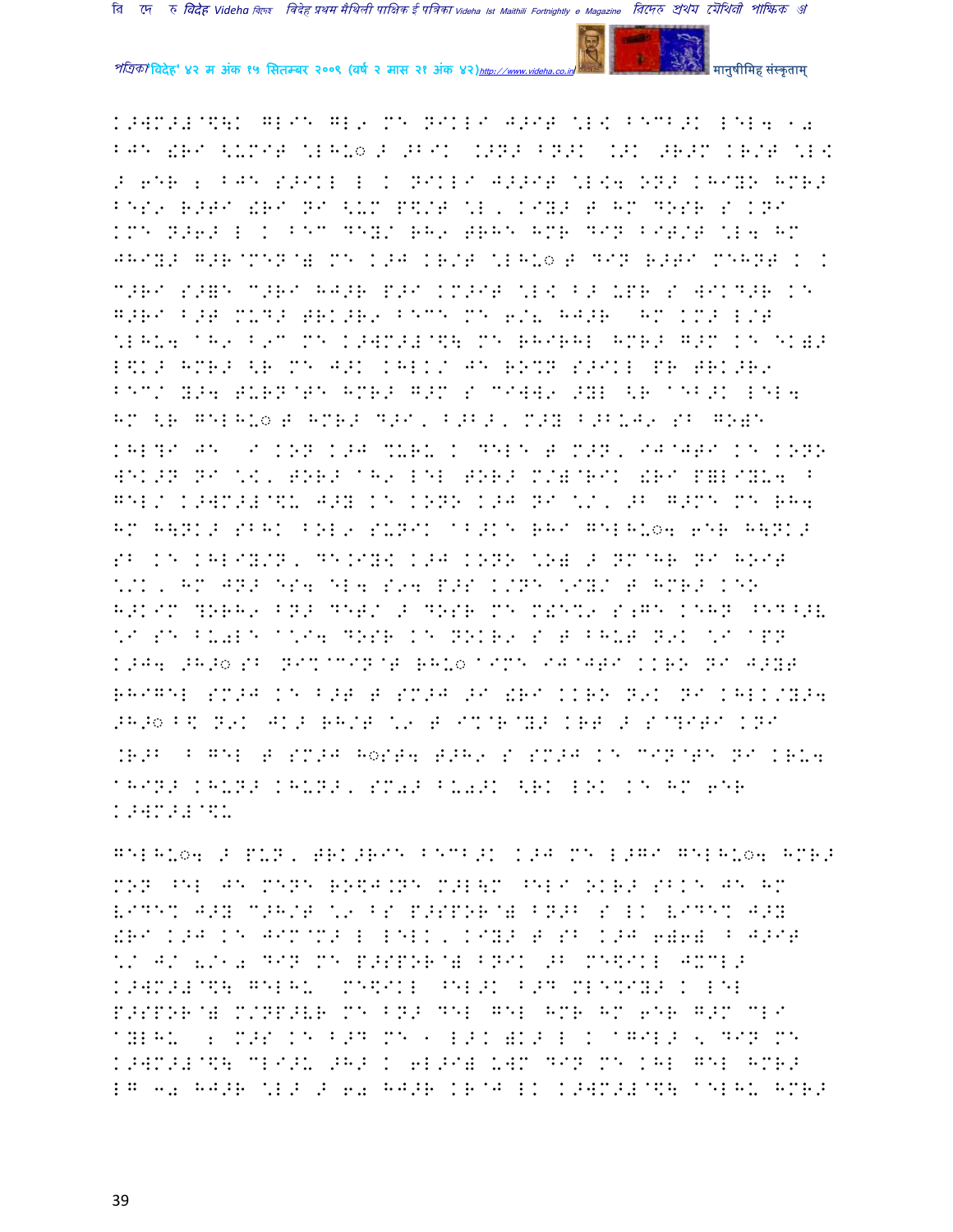K>WM>#@\$\K GLIE GL9 ME NIKLI J>IT \*L< BECB>K LEL4 1o BJE !RI <UMIT \*LHU◌ > >BIK .>N> BN>K .>K >R>M KR/T \*L<
> 6ER : BJE S>IKL L K NIKLI J>>IT \*L<4 ONN KHIYO HMR> BES9 R>TI !RI NI <UM P\$/T \*L, KIY> T HM DOSR S KNI KME N>6> L K BEC DEY/ RH9 TRHE HMR DIN BIT/T \*L4 HM JHIY> G>R@MEN@) ME K>J KR/T \*LHU◌ T DIN R>TI MEHNT K K
C>RI S>=E C>RI HJ>R P>I KM>IT \*L< B> UPR S WIKD>R KE G>RI B>T MUD> TRK>R9 BECE ME 6/8 HJ>R HM KM> L/T \*LHU4 AH9 B9C ME K>WM>#@\$\ ME RHIRHL HMR> G>M KE EK)> L\$K> HMR> <R ME J>K KHLK/ JE RO%N S>IKL PR TRK>R9 BEC/ Y>4 TURN@TE HMR> G>M S CIWW9 >YL <R AEB>K LEL4 HM <R GELHU◌ T HMR> D>I, B>B>, M>Y B>BUJ9 SB GO)E KHL?I JE I KON K>J %URU K DELE T M>N, IJ@JTI KE KONO WEK>N NI \*<, TOR> AH9 LEL TOR> M/)@RIK !RI P=LIYU4 B GEL/ K>WM>#@\$U J>Y KE KONO K>J NI \*/, >B G>ME ME RH4 HM H\NK> SBHK BOL9 SUNIK AB>KE RHI GELHU◌4 6ER H\NK> SB KE KHLIY/N, DE.IY< K>J KONO \*O) > NM@HR NI HOIT \*/K, HM JN> ES4 EL4 S94 P>S K/NE \*IY/ T HMR> KEO H>KIM ?ORH9 BN> DET/ > DOSR ME M!E%9 S;GE KEHN ^EDB>V \*I SE BU‚LE A\*I4 DOSR KE NOKR9 S T BHUT N9K \*I APN K>J4 >H>◌ SB NI%@CIN@T RHU◌ AIME IJ@JTI KKRO NI J>YT RHIGEL SM>J KE B>T T SM>J >I !RI KKRO N9K NI KHLK/Y>4 >H>◌ B\$ N9K JK> RH/T \*9 T I%@R@Y> KRT > S@?ITI KNI .R>B B GEL T SM>J H◌ST4 T>H9 S SM>J KE CIN@TE NI KRU4 AHIN> KHUN> KHUN>, SM‚> BU‚>K <RK LOK KE HM 6ER K>WM>#@\$U

GELHU◌4 > PUN, TRK>RIE BECB>K K>J ME L>GI GELHU◌4 HMR> MON ^EL JE MENE RO\$J.NE M>L\M ^ELI OKR> SBKE JE HM VIDE% J>Y C>H/T \*9 BS P>SPOR@) BN>B S LK VIDE% J>Y !RI K>J KE JIM@M> L LELK, KIY> T SB K>J 6)6) B J>IT \*/ J/ 8/1o DIN ME P>SPOR@) BNIK >B ME\$IKL JXCL> K>WM>#@\$\ GELHU ME\$IKL ^EL>K B>D MLE%IY> K LEL P>SPOR@) M/NP>VR ME BN> DEL GEL HMR HM 6ER G>M CLI AYLHU : M>S KE B>D ME 1 L>K )K> L K AGIL> < DIN ME K>WM>#@\$\ CLI>U >H> K 6L>I) UWM DIN ME KHL GEL HMR> LG 3o HJ>R \*L> > 6o HJ>R KR@J LK K>WM>#@\$\ AELHU HMR>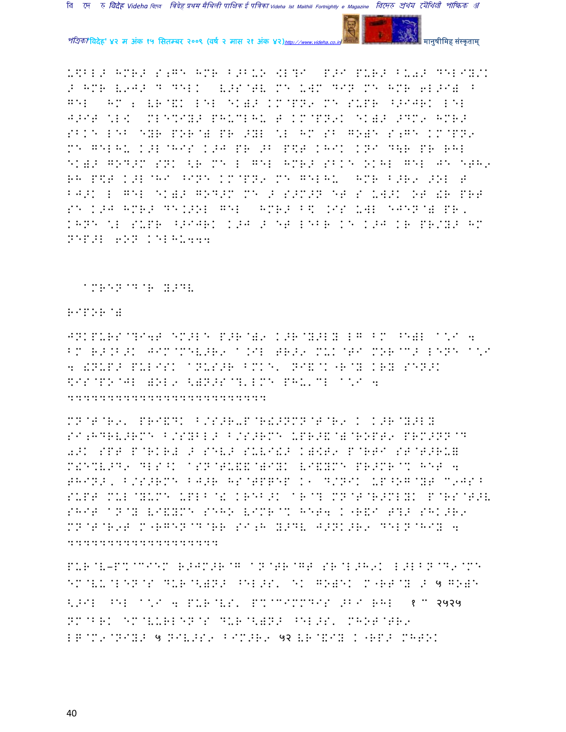U$BL> HMR> S;G\ HMR B>BUO \L?I P>I PUR> BU0> DEL8Y/K > HMR V9J> D DELK V>S@TV M\ UWM D8N M\ HMR 6L>I) B G\L HM 2 VR@&K L\L \K)> KM@PN9 M\ SUPR ^>IJRK L\L J>IT \*L< MLE%IY> PHUCLHU T KM@PN9K \K)> >DM9 HMR> SBK\ L\B \YR POR@) PR >YL \*L HM SB GO)\ S;G\ KM@PN9 M\ G\LHU K>L@HIS K>J PR >B P$T KHIK KNI D\R PR RHL \K)> GOD>M SNK <R M\ L G\L HMR> SBK\ OKHL G\L J\ \TH9 RH P$T K>L@HI ^INE KM@PN9 M\ G\LHU HMR B>R9 >OL T BJ>K L G\L \K)> GOD>M M\ > S>M>N \T S UW>K OT !R PRT S\ K>J HMR> D\K>OL G\L HMR> B$ KIS UWL \JEN@) PR, KHN\ \*L SUPR ^>IJRK K>J > \T L\BR K\ K>J KR PR/Y> HM NEP>L 6ON K\LHU444

aMREN@D@R Y>DV

RIPOR@)

JNKPURS@?I4T \M>L\ P>R@)9 K>R@Y>LY LG BM ^\)L a\*I 4 BM R>.B>K JIM@MEV>R9 a.IL TR>9 MUK@TI MOR@C> LENE a\*I 4 !NUP> PULISK aNUS>R BMK\, NI&@K"R@Y KRY S\N>K $IS@PO@JL )OL9 <)N>S@?LM\ PHU'CL a\*I 4 44444444444444444444444

MN@T@R9, PRI&DK B/S>R-P@R!>NMN@T@R9 K K>R@Y>LY SI;HDRV>RM\ B/SYBL> B/S>RM\ UPR>&@)@ROPT9 PRM>NN@D 0>K SPT P@RKR# > S\V> SUVI!> K)<T9 P@RTI ST@T>RU) M!\%V>D9 DLS^K aSN@TU&&@)IYK VI&YM\ PR>MR@% H\T 4 THIN>, B/S>RM\ BJ>R HS@TPQ\P K1 D/NIK UP^OG@YT C9JS^ SUPT MUL@YUM\ UPLB@! KR\B>K aR@? MN@T@R>MLYK P@RS@T>V SHIT aN@Y VI&YM\ S\HO VIMR@% H\T4 K"R&I T?> SHK>R9 MN@T@R9T M"RG\N@D@RR SI;H Y>DV J>NK>R9 D\LN@HIY 4 4444444444444444444

PUR@V–P%@CI\M R>JM>R@G aN@TR@GT SR@L>H9K L>LBN@D9@M\ \M@VU@L\N@S DUR@<)N> ^\L>S, \K GO)\K M"RT@Y > ५ GO)\ <>IL ^\L a\*I 4 PUR@VS, P%@CIMMDIS >BI RHL १ C २५२५ NM@BRK \M@VURL\N@S DUR@<)N> ^\L>S, MHOT@TR9 LG@M9@NIY> ५ NIV>S9 BIM>R9 ५२ VR@&IY K"RP> MHTOK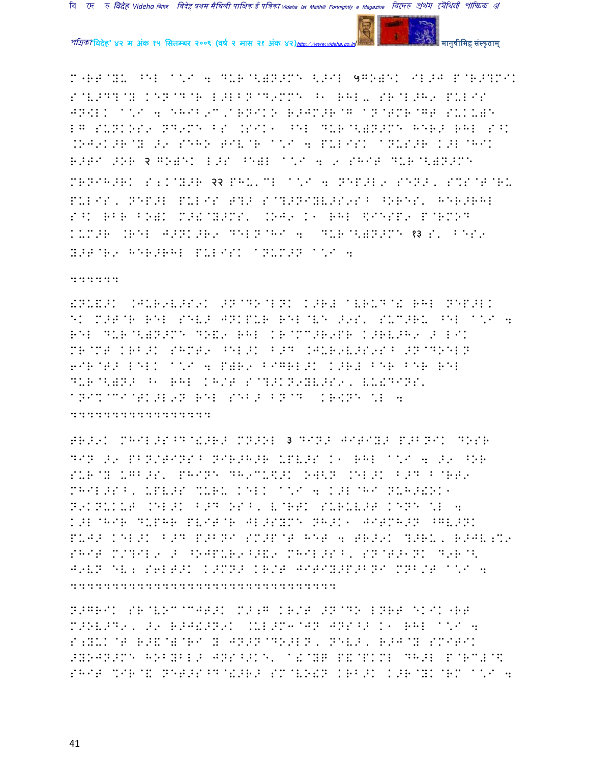M"RT@YU ^EL A\*I 4 DUR@<)N>ME <>IL ५GO)EK IL>J P@R>?MIK S@V>D?@Y KEN@D@R L>LBN@D9MME ^1 RHL- SR@L>H9 PULIS JN<LK A\*I 4 EHIB9C,ARNIKO R>JM>R@G AN@TMR@GT SUKU)E LG SUNKOS9 ND9ME BS .SIK1 ^EL DUR@<)N>ME HER> RHL S^K .OJ9K>R@Y >9 SEHO TIV@R A\*I 4 PULISK ANUS>R K>L@HIK R>TI >OR २ GO)EK L>S ^E)L A\*I 4 9 SHIT DUR@<)N>ME MRNIH>RK S;K@Y>R २२ PHU'CL A\*I 4 NEP>L9 SEN>, S%S@T@RU PULIS, NEP>L PULIS T?> S@?>NIYV>S9S^ ^ORES' HER>RHL S^K RBR BO)K M>&@Y>MS' .OJ9 K1 RHL \$IESP9 P@RMOD KUM>R .REL J>NK>R9 DEL N@HI 4 DUR@<)N>ME १३ S' BES9 Y>T@R9 HER>RHL PULISK ANUM>N A\*I 4

444444

!NU&>K .JUR9V>S9K >N@DO@LNK K>R# AVRUD@! RHL NEP>LK EK M>T@R REL SEV> JNKPUR REL@VE >9S' SUC>RU ^EL A\*I 4 REL DUR@<)N>ME DO&9 RHL KR@MC>R9PR K>RV>H9 > LIK MR@MT KRB>K SHMT9 ^EL>K B>D .JUR9V>S9S^ >N@DOELN 6IR@T> LELK A\*I 4 P)R9 BIGRL>K K>R# BER BER REL DUR@<)N> ^1 RHL KH/T S@?>KN9YV>S9, VU!DINS' ANI%@CI@TK>L9N REL SEB> BN@D KR\$NE \*L 4

4444444444444444

TR>9K MHIL>S^D@!>R> MN>OL ३ DIN> JITIY> P>BNIK DOSR DIN >9 PBN/TINS^ NIR>H>R UPV>S K1 RHL A\*I 4 >9 ^OR SUR@Y UGB>S' PHINE DH9CU\$>K OW<N .EL>K B>D B@RT9 MHIL>S^, UPV>S %URU KELK A\*I 4 K>L@HI NUH>!OK1 N9KNUKUT .EL>K B>D OS^, V@RTK SURUV>T KENE \*L 4 K>L@HIR DUPHR PVIT@R JL>SYME NH>K1 JITMH>N ^GV>NK PUJ> KEL>K B>D P>BNI SM>P@T HET 4 TR>9K ?>RU, R>JV;%9 SHIT M/?IL9 > ^OJPUR9^>&9 MHIL>S^, SN@T>1NK D9R@< J9VN EV; S6LT>K K>MN> KR/T JITIY>P>BNI MNB/T A\*I 4

4444444444444444444444444444444

N>GRIK SR@VOC@CJT>K M>;G KR/T >N@DO LNRT EKIK"RT M>OV>D9, >9 R>J!>N9K .UL>M3@JN JNS^> K1 RHL A\*I 4 S;YUK@T R>&@)@RI Y JN>N@DO>LN, NEV>, R>J@Y SMITIK >YOJN>ME HOBYBL> JNS^>KE' A!@YP P&@PKML DH>L P@RC#@\$ SHIT %IR@& NET>S^D@!>R> SM@VO!N KRB>K K>R@YK@RM A\*I 4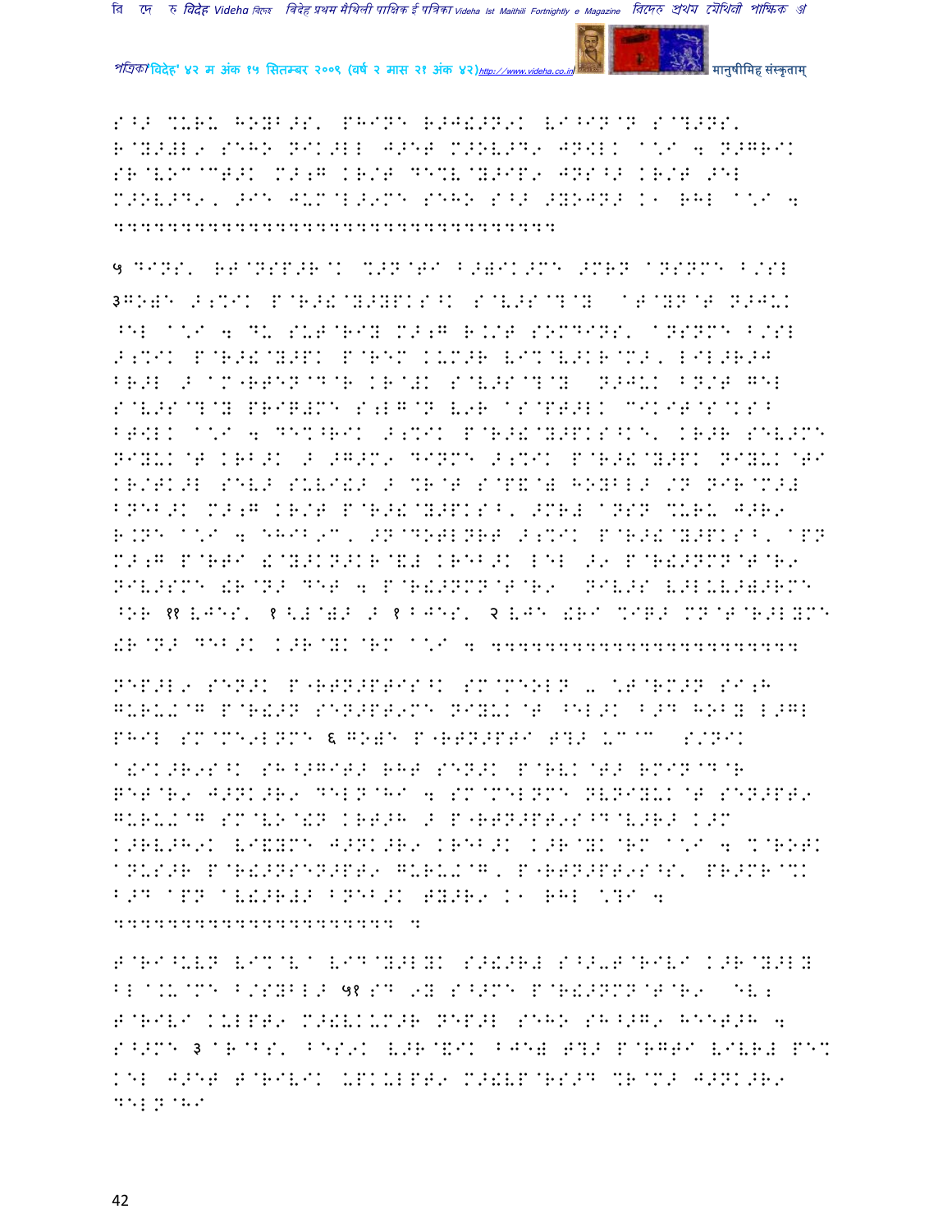S^> %URU HOYB>S' PHINE R>J!>N9K VI^IN@N S@?>NS'
R@Y>#L9 SEHO NIK>LL J>ET M>OV>D9 JN[LK A\*I 4 N>GRIK
SR@VOC@CT>K M>;G KR/T DE%V@Y>IP9 JNS^> KR/T >EL
M>OV>D9, >IE JUM@L>9ME SEHO S^> >YOJN> K1 RHL A\*I 4
444444444444444444444444444444444

५ DINS' RT@NSP>R@K %>N@TI B>)IK>ME >MRN ANSNME B/SL
३GO)E >;%IK P@R>!@Y>YPKS^K S@V>S@?@Y AT@YN@T N>JUK
^EL A\*I 4 DU SUT@RIY M>;G R./T SOMDINS' ANSNME B/SL
>;%IK P@R>!@Y>PK P@REM KUM>R VI%@V>KR@M>, LIL>R>J
BR>L > AM@RTEN@D@R KR@!K S@V>S@?@Y N>JUK BN/T GEL
S@V>S@?@Y PRIG#ME S;LG@N V9R AS@PT>LK CIKIT@S@KS^
BT[LK A\*I 4 DE%^RIK >;%IK P@R>!@Y>PKS^K, KR>R SEV>ME
NIYUK@T KRB>K > >G>M9 DINME >;%IK P@R>!@Y>PK NIYUK@TI
KR/TK>L SEV> SUVI!> > %R@T S@P&@) HOYBL> /N NIR@M>#
BNEB>K M>;G KR/T P@R>!@Y>PKS^, >MR# ANSN %URU J>R9
R.NE A\*I 4 EHIB9C, >N@DOTLNRT >;%IK P@R>!@Y>PKS^, APN
M>;G P@RTI !@Y>KN>KR@&# KREB>K LEL >9 P@R!>NMN@T@R9
NIV>SME !R@N> DET 4 P@R!>NMN@T@R9 NIV>S V>LUV>)>RME
^OR ११ VJES' १ <#@)> > १ BJES' २ VJE !RI %IG> MN@T@R>LYME
!R@N> DEB>K K>R@YK@RM A\*I 4 4444444444444444444444

NEP>L9 SEN>K P-RTN>PTIS^K SM@MEOLN - \*T@RM>N SI;H
GURUK@G P@R!>N SEN>PT9ME NIYUK@T ^EL>K B>D HOBY L>GL
PHIL SM@ME9LNME ६ GO)E P-RTN>PTI T?> UC@C S/NIK
A!IK>R9S^K SH^>GIT> RHT SEN>K P@RVK@T> RMIN@D@R
GET@R9 J>NK>R9 DELN@HI 4 SM@MELNME NVNIYUK@T SEN>PT9
GURUK@G SM@VO@!N KRT>H > P-RTN>PT9S^D@V>R> K>M
K>RV>H9K VI&YME J>NK>R9 KREB>K K>R@YK@RM A\*I 4 %@ROTK
ANUS>R P@R!>NSEN>PT9 GURUK@G, P-RTN>PT9S^S' PR>MR@%K
B>D APN AV!>R#> BNEB>K TY>R9 K1 RHL \*?I 4
444444444444444444444 4

T@RI^UVN VI%@V A VID@Y>LYK S>!>R# S^>-T@RIVI K>R@Y>LY
BL@.U@ME B/SYBL> ५१ SD 9Y S^>ME P@R!>NMN@T@R9 EV;
T@RIVI KULPT9 M>!VKUM>R NEP>L SEHO SH^>G9 HEET>H 4
S^>ME ३ AR@BS' BES9K V>R@&IK BJE) T?> P@RGTI VIVR# PE%
KEL J>ET T@RIVIK UPKULPT9 M>!VP@RS>D %R@M> J>NK>R9
DEL?@HI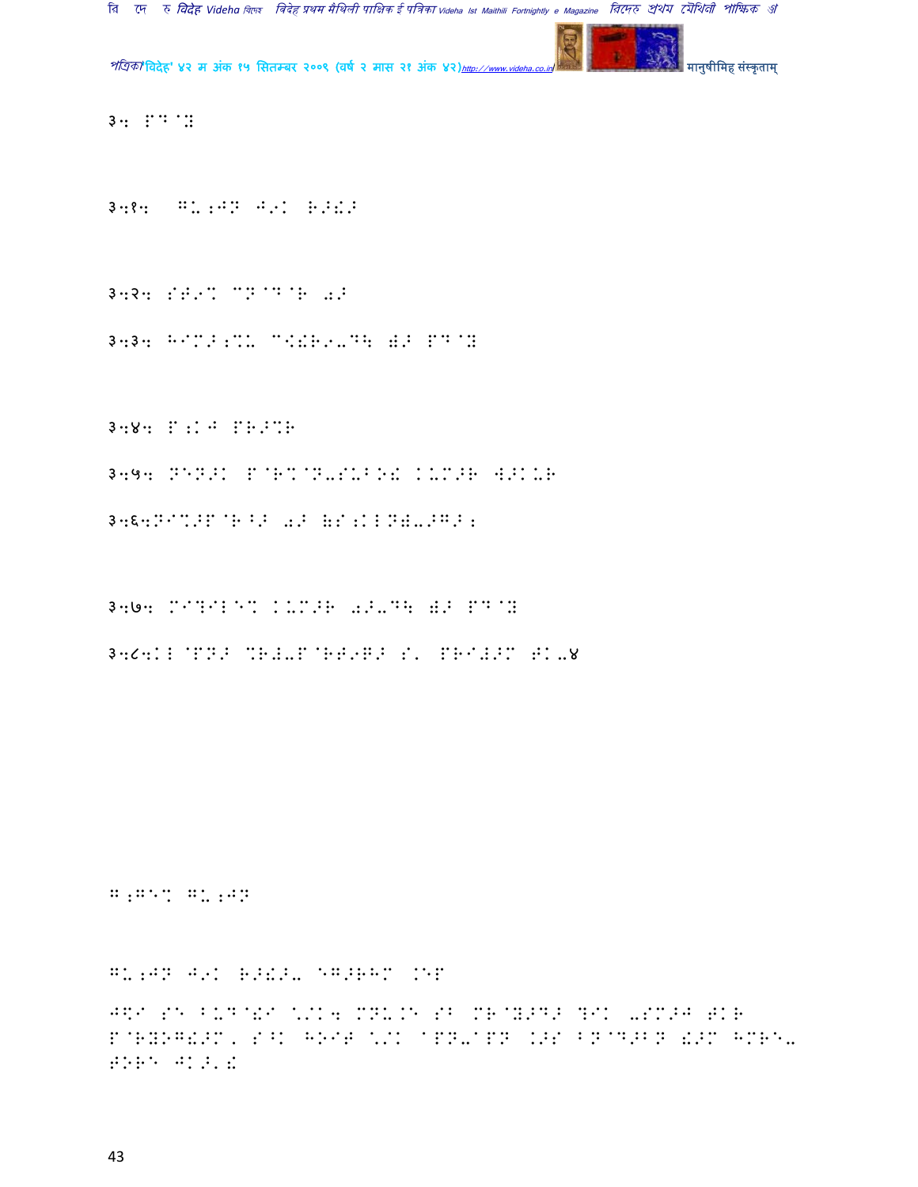३. PD@Z

३.१. GU;JN J9K R>!>

३.२. ST9% CN@D@R 0>

३.३. HIM>;%U C<!R9-D\ B> PD@Z

३.४. P;K J PR>%R

३.५. NEN>K P@R%@N-SUBO! KUM>R W>KUR

३.६.NI%>P@R^> 0> (S;KLN)->G>;

३.७. MI?ILE% KUM>R 0>-D\ B> PD@Z

३.८.KL@PN> %R#-P@R#9R> S' PRI#>M TK-४

G;GE% GU;JN

GU;JN J9K R>!>- EG>RHM .EP

J\I SE BUD@!I \/K4 MN\.E SB MR@Y>D> ?IK -SM>J TKR P@RYOG!>M, S^K HOIT \/K @PN-@PN K>S BN@D>BN &>M HMRE- TORE JK>'!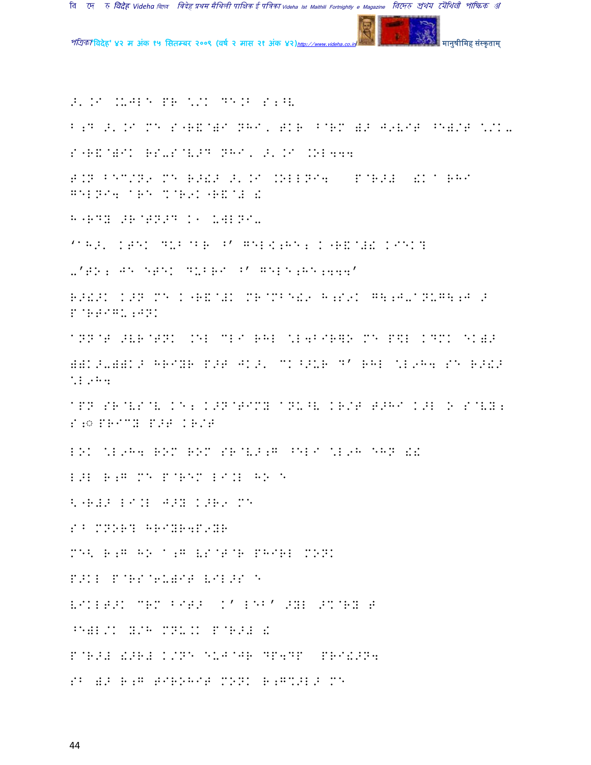>'.I .UJLE PR \/K DE.B S;^V

B;D >'.I ME S"R&@)I NHI, TKR ^@RM )> J9VIT ^E)/T \/K-

S"R&@)IK RS-S@V>D NHI, >'.I .OL444

T.N BEC/N9 ME R>!> >'.I .OLLNI4 P@R># !K a RHI GELNI4 aRE %@R9K"R&@# !

H"RDY >R@TN>D K1 UWLNI-

'aH>' KTEK DUB@BR ^' GELK;HE; K"R&@#! KIEK?

-'TO; JE ETEK DUBRI ^' GELE;HE;444'

R>!>K K>N ME K"R&@#K MR@MBE!9 H;S9K G\;J-aNUG\;J > P@RTIGU;JNK

aNN@T >VR@TNK .EL CLI RHL \L4BIR]O ME P\$L KDMK EK)>

))K>-))K> HRIYR P>T JK>' CK^>UR D' RHL \L9H4 SE R>!> \L9H4

aPN SR@VS@V KE; K>N@TIMY aNU^V KR/T T>HI K>L O S@VY; S;◌ PRICY P>T KR/T

LOK \L9H4 ROM ROM SR@V>;G ^ELI \L9H EHN !!

L>L R;G ME P@REM LI.L HO E

<"R#> LI.L J>Y K>R9 ME

S^ MNOR? HRIYR4P9YR

ME< R;G HO a;G VS@T@R PHIRL MONK

P>KL P@RS@6U)IT VIL>S E

VIKLT>K CRM BIT> K' LEB' >YL >%@RY T

^E)L/K Y/H MNU.K P@R># !

P@R># !>R# K/NE EUJ@JR DP4DP PRI!>N4

S^ )> R;G TIROHIT MONK R;G%>L> ME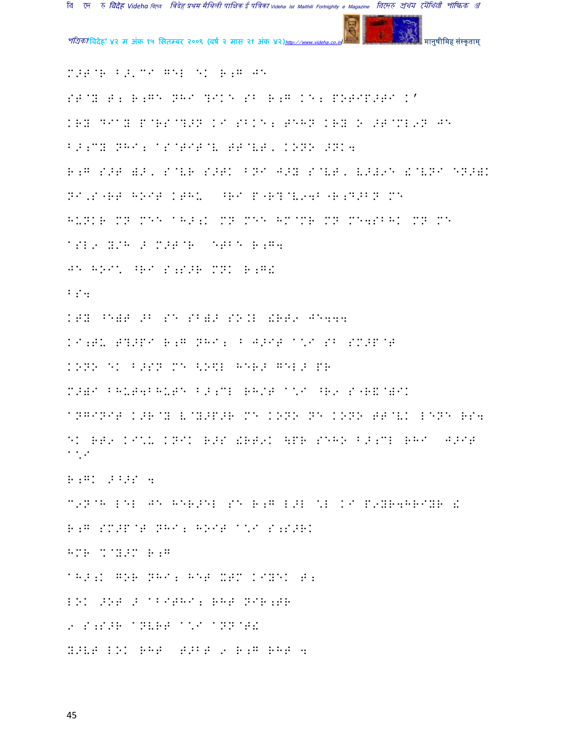M>T@R B>'C I GEL EK R;G JE

ST@Y T; R;GE NHI ?IKE SB R;G KE; POTIP>TI K'

KRY DIAY P@RS@?>N KI SBKE; TEHN KRY O >T@ML9N JE

B>;CY NHI; AS@TIT@V TT@VT, KONO >NK4

R;G S>T (>, S@VR S>TK BNI J>Y S@VT, V>Z9E !@VNI EN>(K

NI'S"RT HOIT KTHU ^RI P"R?@V94B "R;D>BN ME

HUNKR MN MEE AH>;K MN MEE HM@MR MN ME4SBHK MN ME

ASL9 Y/H > M>T@R EFBE R;G4

JE HOI\ ^RI S;S>R MNK R;G!

BS4

KTY ^E(T >B SE SB(> SO.L !RT9 JE444

KI;TU T?>PI R;G NHI; B J>IT A\I SB SM>P@T

KONO EK B>SN ME <O$L HER> GEL> PR

M>(I BHUT4BHUTE B>;CL RH/T A\I ^R9 S"R&@(IK

ANGINIT K>R@Y V@Y>P>R ME KONO NE KONO TT@VK LENE RS4

EK RT9 KI\U KNIK R>S !RT9K \PR SEHO B>;CL RHI J>IT A\I

R;GK >^>S 4

C9N@H LEL JE HER>EL SE R;G L>L \L KI P9YR4HRIYR !

R;G SM>P@T NHI; HOIT A\I S;S>RK

HMR %@Y>M R;G

AH>;K GOR NHI; HET XTM KIYEK T;

LOK >OT > ABITHI; RHT NIR;TR

9 S;S>R ANVRT A\I ANN@T!

Y>VT LOK RHT T>BT 9 R;G RHT 4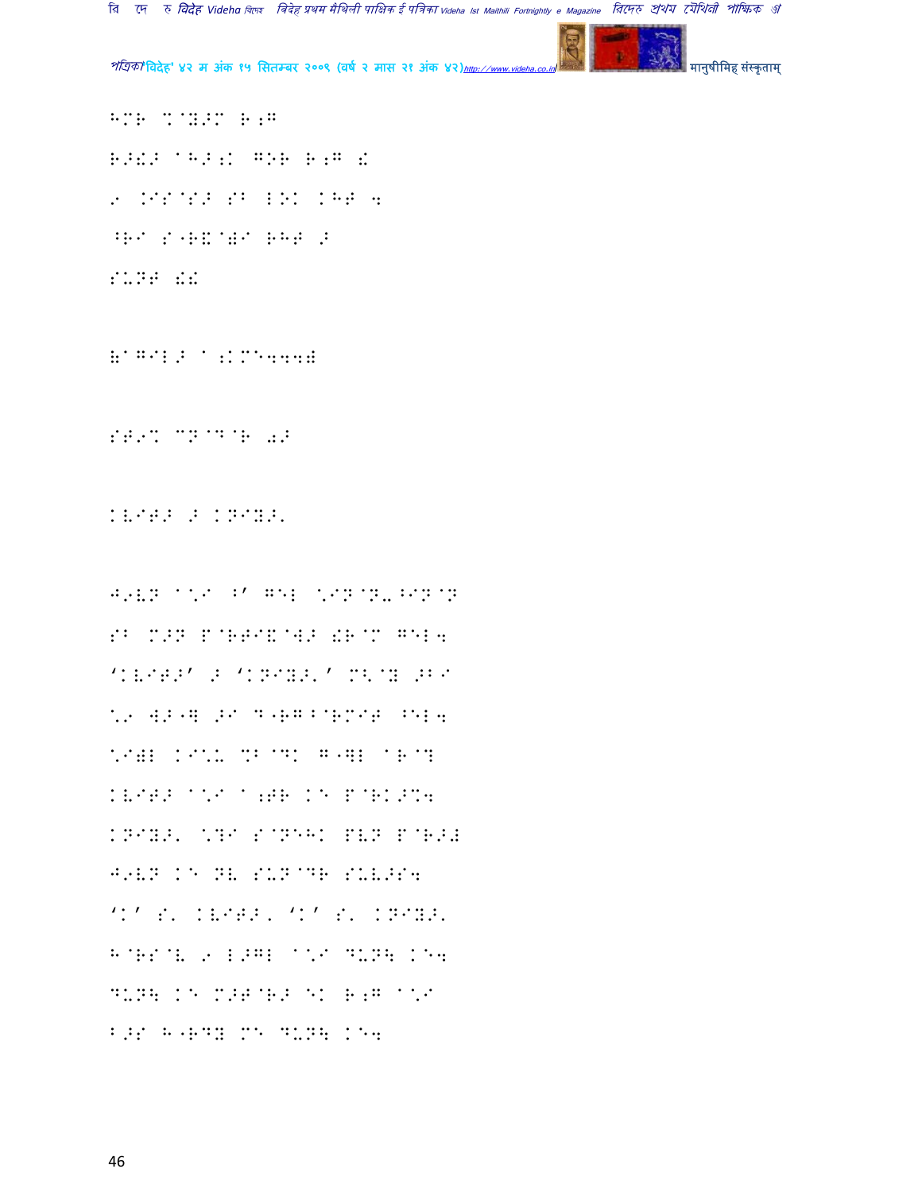HMR %@Y>M R;G

R>!> @H>;K GOR R;G !

9 .IS@S> SB LOK KHT 4

^RI S"R&@WI RHT >

SUNT !!

(@GIL> @;KM444)

ST9% CN@D@R 0>

KVITA > KNIY>\

J9VN @\*I ^' GEL \*IN@N-^IN@N

SB M>N P@RTI&@W> !R@M GEL4

'KVITA' > 'KNIY>\' M<@Y >BI

\*9 W>"] >I D"RG^@RMIT ^EL4

\*I)L KI\*U %B@DK G"]L @R@?

KVITA @\*I @;TR KE P@RK>%4

KNIY>\ \*?I S@NEHK PVN P@R>+

J9VN KE NV SUN@DR SUV>S4

'K' S\ KVITA\ 'K' S\ KNIY>\

H@RS@V 9 L>GL @\*I DUN\ KE4

DUN\ KE M>T@R> EK R;G @\*I

B>S H"RDY ME DUN\ KE4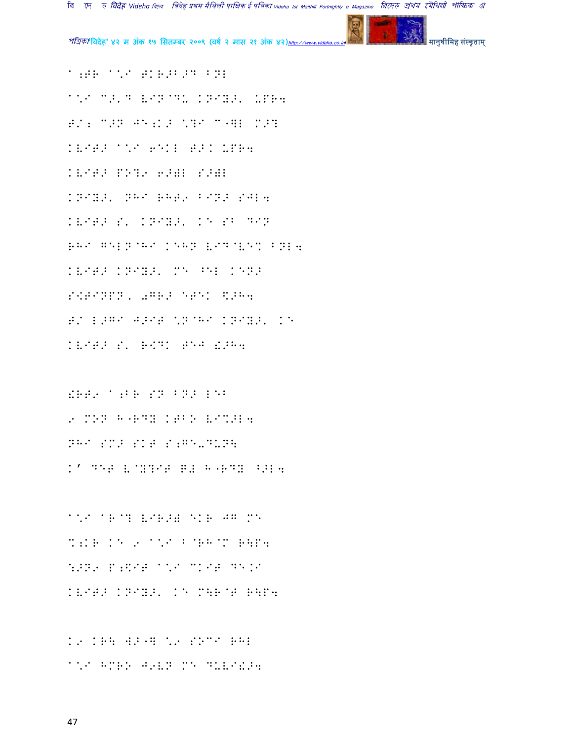a;TR a\*I TKR>B>D BNL

a\*I C>'D VIN@DU KNIY>' UPR4

T/; C>N JE;K> \?I C"]L M>?

KVIT> a\*I 6EKL T>K UPR4

KVIT> PO?9 6>)L S>)L

KNIY>' NHI RHT9 BIN> SJL4

KVIT> S' KNIY>' KE SB DIN

RHI GELN@HI KEHN VID@VE% BNL4

KVIT> KNIY>' ME ^EL KEN>

S<TINPN, 0GR> ETEK \$>H4

T/ L>GI J>IT \N@HI KNIY>' KE

KVIT> S' R<DK TEJ !>H4

!RT9 a;BR SN BN> LEB

9 MON H"RDY KTBO VI%>L4

NHI SM> SKT S;GE-DUN\

K' DET V@Y?IT GL H"RDY ^>L4

a\*I aR@? VIR>) EKR JG ME

%;KR KE 9 a\*I B@RH@M R\P4

:>N9 P;<IT a\*I CKIT DE.I

KVIT> KNIY>' KE M\R@T R\P4

K9 KR\ W>"] \9 SOCI RHL

a\*I HMRO J9VN ME DUVI!>4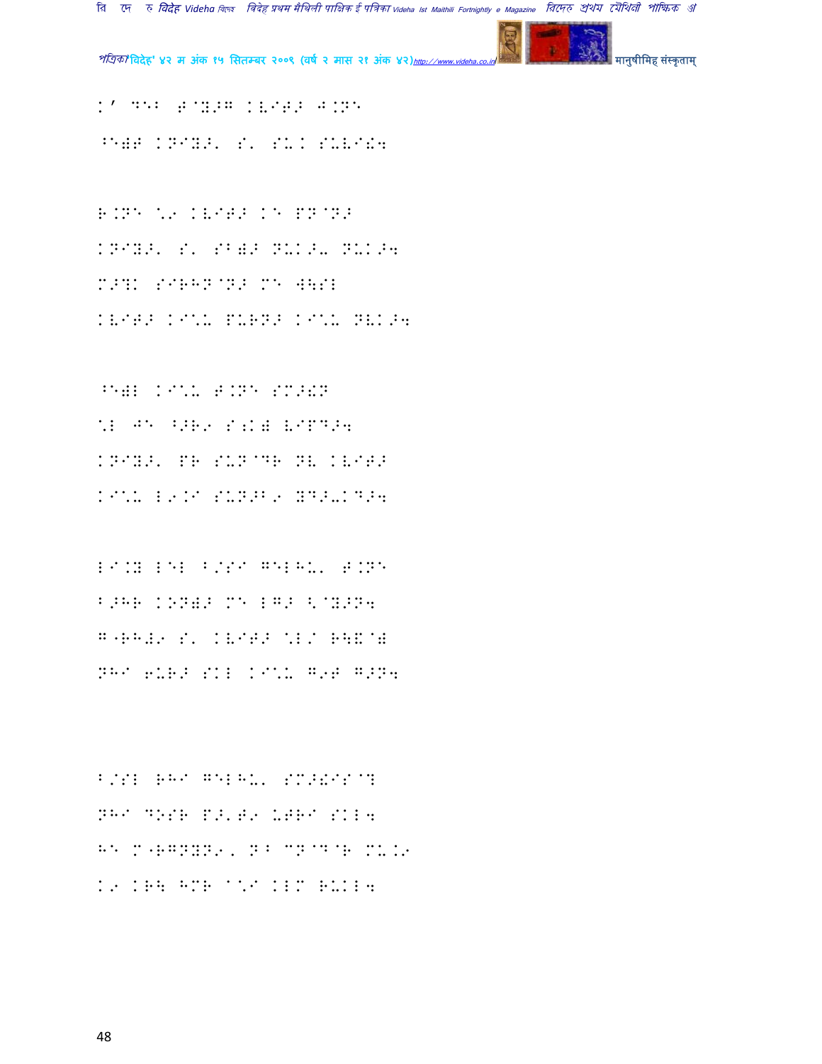K' DEB T@Y>W KVIT> J.NE
^E)T KNIY>' S' SU K SUVI!4

R.NE \.9 KVIT> KE PN@N>
KNIY>' S' SB)> NUK>- NUK>4
M>?K SIRHN@N> ME W\SL
KVIT> KI\.U PURN> KI\.U NVK>4

^E)L KI\.U T.NE SM>!N
\.L JE ^>R9 S;K) VIPD>4
KNIY>' PR SUN@DR NV KVIT>
KI\.U L9.I SUN>B9 YD>-KD>4

LI.Y LEL B/SI GELHU' T.NE
B>HR KON)> ME LG> <@Y>N4
G"RH#9 S' KVIT> \.L/ R\&@)
NHI 6UR> SKL KI\.U G9T G>N4

B/SL RHI GELHU' SM>!IS@?
NHI DOSR P>'T9 UPRI SKL4
HE M"RGNYN9, N^ CN@D@R MU.K9
K9 KR\ HMR A\.I KLM RUKL4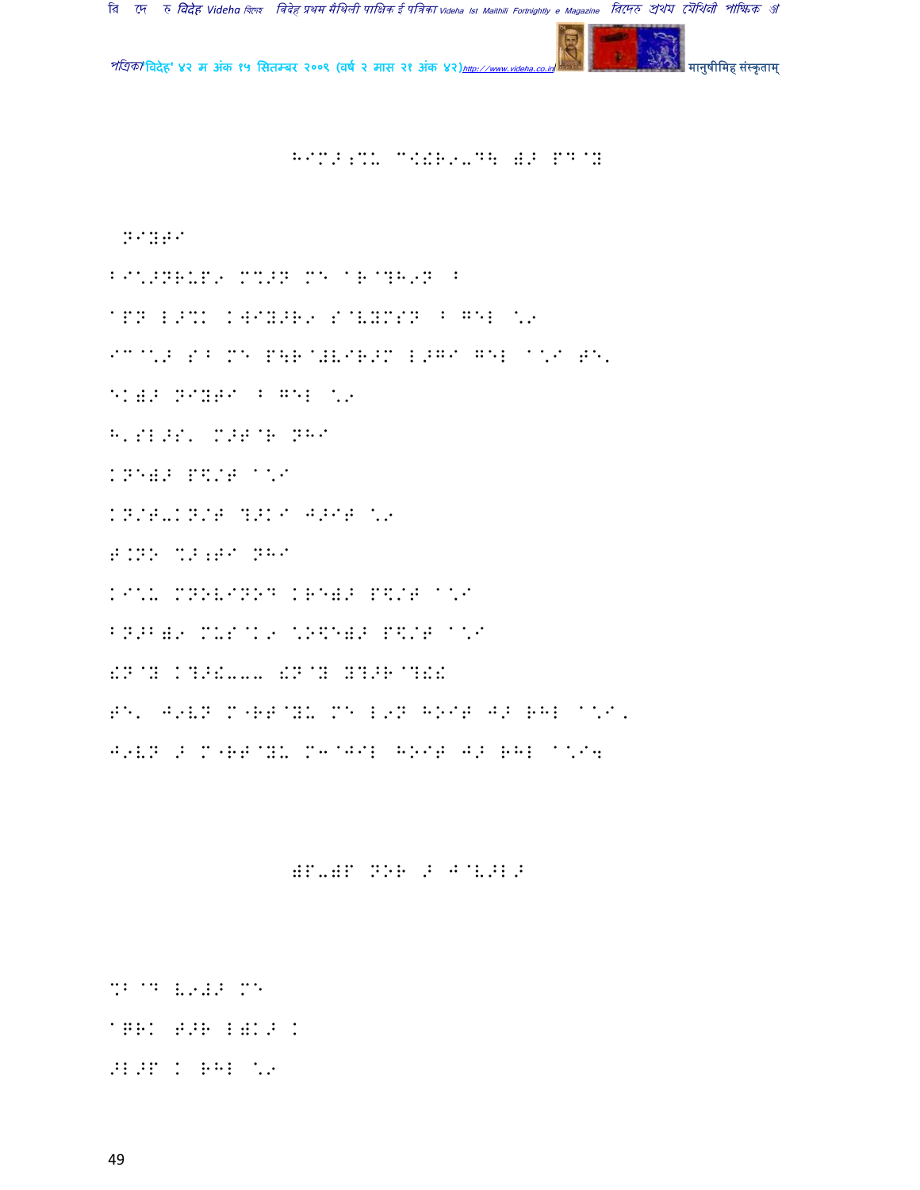HIM>;%U C!!R9-DH W> PD@Y

NIYTI

BI@:>NRUP9 M%>N MB AR@?H9N B

APN L>%K KWIY>R9 S@VYMSN B GEL \9

IC@:> S B MB P\R@#VIR>M L>GI GEL A\I TB'

EKW> NIYTI B GEL \9

H'SL>S' M>T@R NHI

KNEW> P$/T A\I

KN/T-KN/T ?>KI J>IT \9

T.NN %>;TI NHI

KI\U MNOVINOD KREW> P$/T A\I

BN>BW9 MUS@K9 \O$EW> P$/T A\I

!N@Y K?>!.... !N@Y Y?>R@?!!

TB' J9VN M"RT@YU MB L9N HOIT J> RHL A\I'

J9VN > M"RT@YU M3@JIL HOIT J> RHL A\I4

WP-WP NOR > J@V>L>

%B@D V9#> MB

A@RK T>R LWK> K

>L>P K RHL \9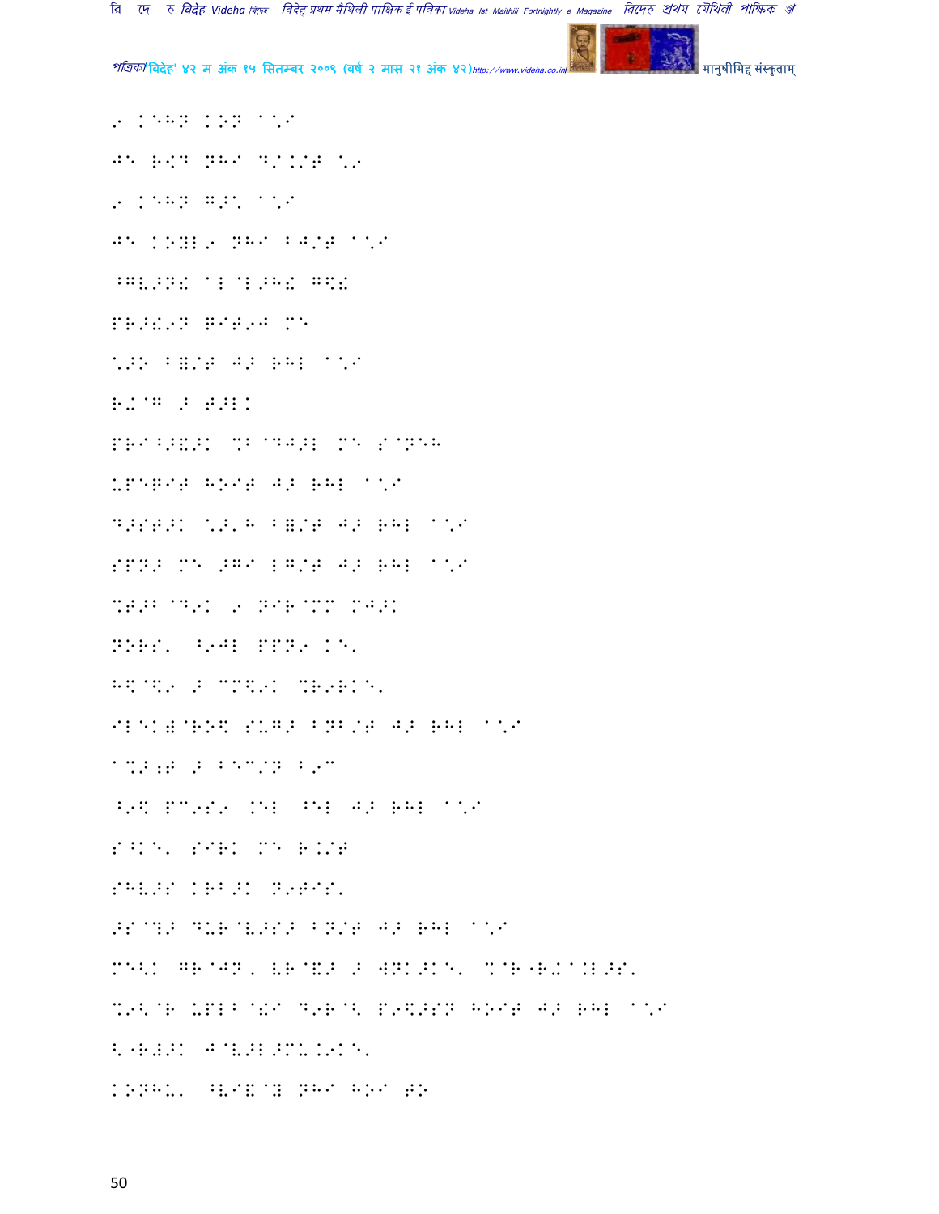9 KEHN KON A\I

JE R+D NHI D/.K/T \9

9 KEHN G>\ A\I

JE KOYL9 NHI BJ/T A\I

^GV>N! AL@L>H! G%!

PR>!9N GIT9J M-

\>O B=/T J> RHL A\I

R+@G > T>LK

PRI^>&>K %B@DJ>L M- S@NEH

UPEGIT HOIT J> RHL A\I

D>ST>K \>'H B=/T J> RHL A\I

SPN> M- >GI LG/T J> RHL A\I

%T>B@D9K 9 NIR@MM MJ>K

NORS' ^9JL PPN9 KE'

H$@$9 > CM$9K %R9RKE'

IL-K)@RO$ SUG> BNB/T J> RHL A\I

A%>;T > BEC/N B9C

^9$ PC9S9 .EL ^EL J> RHL A\I

S^KE' SIRK M- R.K/T

SHV>S KRB>K N9TIS'

>S@?> DUR@V>S> BN/T J> RHL A\I

M-<K GR@JN, VR@&> > WNK>KE' %@R"R+A.L>S'

%9<@R UPLB@!I D9R@< P9$>SN HOIT J> RHL A\I

<"R#>K J@V>L>MU.K9KE'

KONHU' ^VI&@Y NHI HOI TO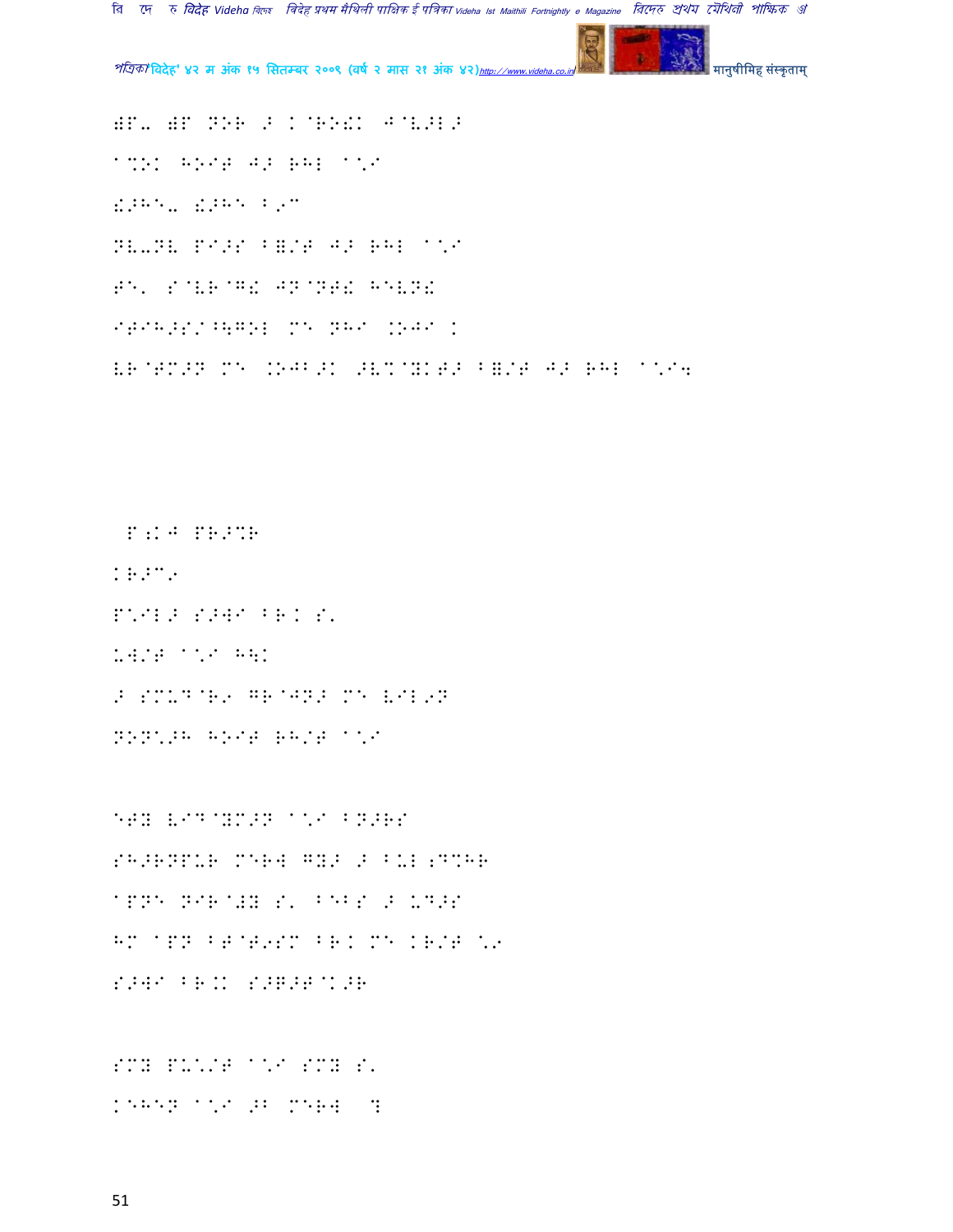WP- WP NOR > K@RO! J@V>L>

^%OK HOIT J> RHL ^\I

!>H^- !>H^ B9C

NV-NV PI>S B=/T J> RHL ^\I

T^, S@VR@G! JN@NT! H^VN!

ITIH>S/^\GOL M^ NHI .OJI K

VR@TM>N M^ .OJB>K >V%@YKT> B=/T J> RHL ^\I4

P;KJ PR>%R

KR>C9

P\IL> S>WI BR K S'

UW/T ^\I H\K

> SMUD@R9 GR@JN> M^ VIL9N

NON\>H HOIT RH/T ^\I

ETY VID@YM>N ^\I BN>RS

SH>RNPUR MERW GY> > BUL ;D%HR

^PN^ NIR@#Y S' B^BS

HM ^PN BT@T9SM BR K M^ KR/T \9

S>WI BR.K S>Q>T@K>R

SMY PU\/T ^\I SMY S'

K^H^N ^\I >B MERW ?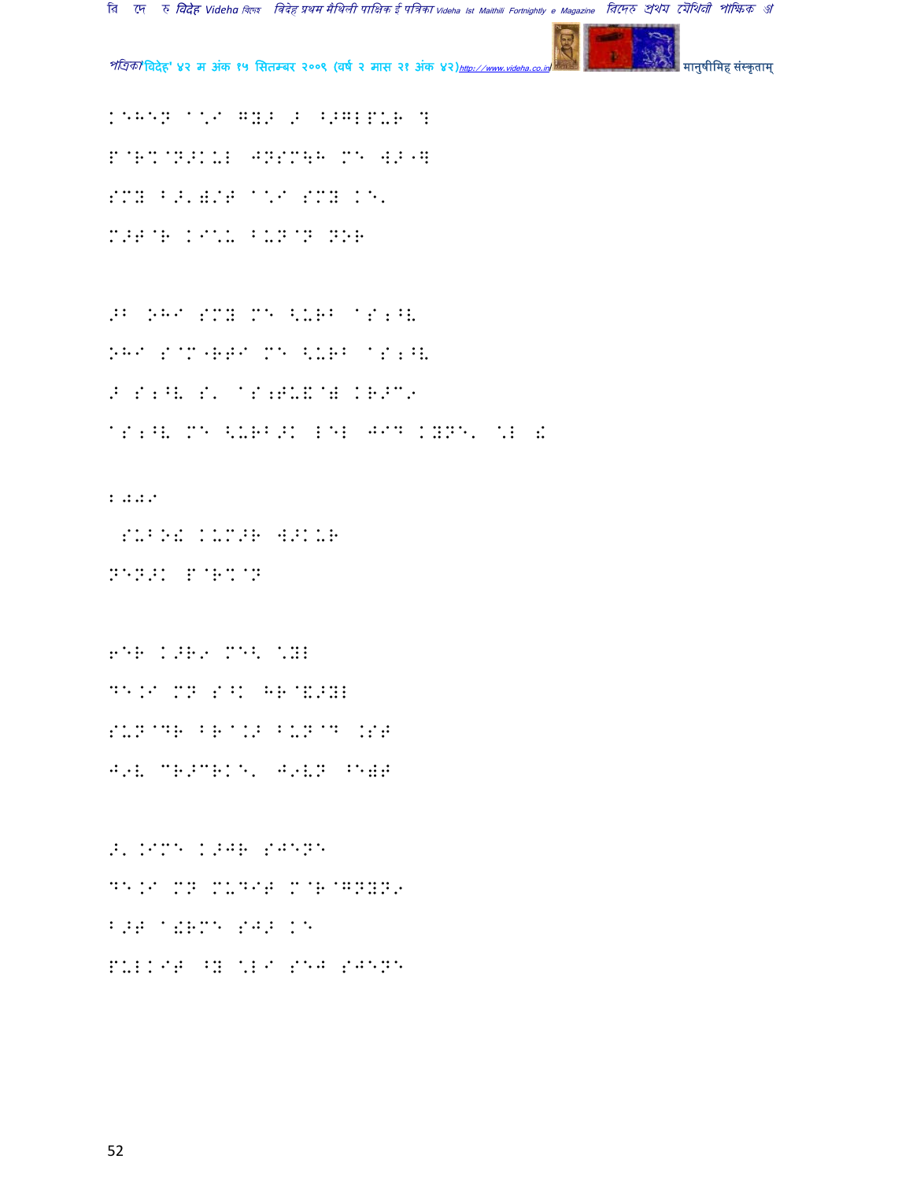K^H^N A\I GYO O ^OGLPUR ?
P@R~@NOKUL JNSM\H M^ W> "]
SMY B>')/T A\I SMY K^'
M>T@R KI\U BUN@N NOR

>B OHI SMY M^ <URB AS;^V
OHI S@M"RTI M^ <URB AS;^V
O S;^V S' AS;TU&@) KR>C9
AS;^V M^ <URB>K L^L JID KYN^' \L !

;JJI
SUBO! KUM>R W>KUR
N^N>K P@R~@N

6^R K>R9 M^< \YL
D^.I MN S^K HR@&>YL
SUN@DR BR@.> BUN@D .ST
J9V CR>CRK^' J9VN ^^)T

>'.IM^ K>JR SJ^N^
D^.I MN MUDIT M@R@GNYN9
B>T A!RM^ SJ> K^
PULKIT ^Y \LI S^J SJ^N^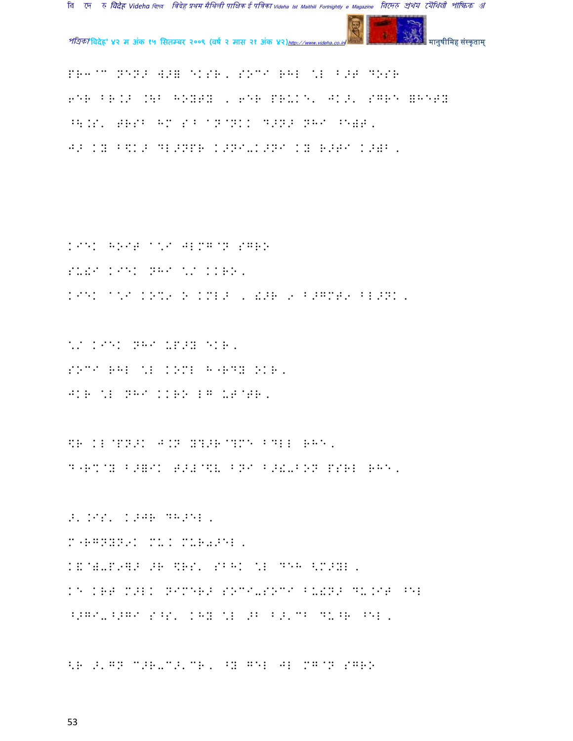PR3^C NEN> W>= EKSR, SOCI RHL \L B>T DOSR

6ER BR.> .\B HOYTY , 6ER PR&KE' JK>' SGRE =HETY

^\.S' TRSB HM S^ aN@NKK D>N> NHI ^E)T,

J> KY B\$K> DL>NPR K>NI-K>NI KY R>TI K>)B.

KIEK HOIT a\*I JLMG@N SGRO

SU!I KIEK NHI \*I KKRO,

KIEK a\*I KO%9 O KML> , !>R 9 B>GMT9 BL>NK,

\*I KIEK NHI UP>Y EKR,

SOCI RHL \L KOML H"RDY OKR,

JKR \L NHI KKRO LG UT@TR,

\$R KL@PN>K J.N Y?>R@?MC BDLL RHE,

D"RM@Y B>=IK T>Z@\$V BNI B>!-BON PSRL RHE,

>'.IS' K>JR DH>EL,

M"RGNYN9K MU.K MUR0>EL,

K&@)-P9]> >R \$RS' SBHK \L DEH <M>YL,

KE KRT M>LK NIMER> SOCI-SOCI BU!N> DU.IT ^EL

^>GI-^>GI S^S' KHY \L >B B>'CB DU^R ^EL,

<R >'GN C>R-C>'CR, ^Y GEL JL MG@N SGRO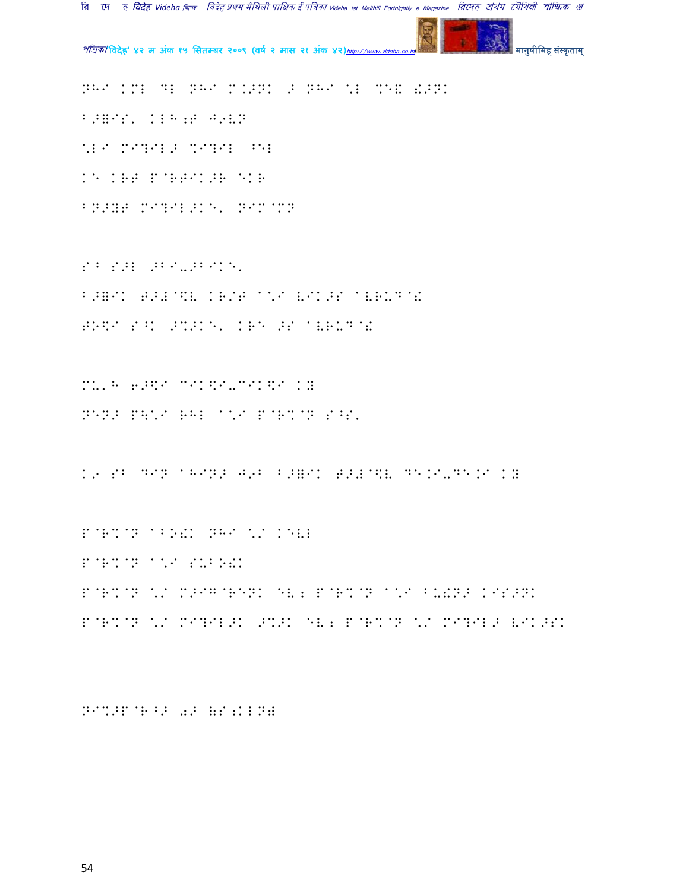NHI KML DL NHI M.>NK > NHI \L MEW !>NK

B>=IS' KLH;T J9VN

\LI MI?IL> %I?IL ^EL

KE KRT P@RTIK>R EKR

BN>YT MI?IL>KE' NIM@MN

SB S>L >BI-3BIKE'

B>=IK T>#@\V KR/T A\I VIK>S AVRUD@!

TO$I S^K >%>KE' KRE >S AVRUD@!

MU'H 6>$I MIK$I-MIK$I KH

NEN> P\\I RHL A\I P@R%@N S^S'

K9 SB DIN AHIN> J9B B>=IK T>#@\V DE.I-DE.I KH

P@R%@N ABO!K NHI \/ KEVL

P@R%@N A\I SUBO!K

P@R%@N \/ M>IG@RENK EV; P@R%@N A\I BU!N> KIS>NK

P@R%@N \/ MI?IL>K >%>K EV; P@R%@N \/ MI?IL> VIK>SK

NI%>P@R^> 0> (S;KLN)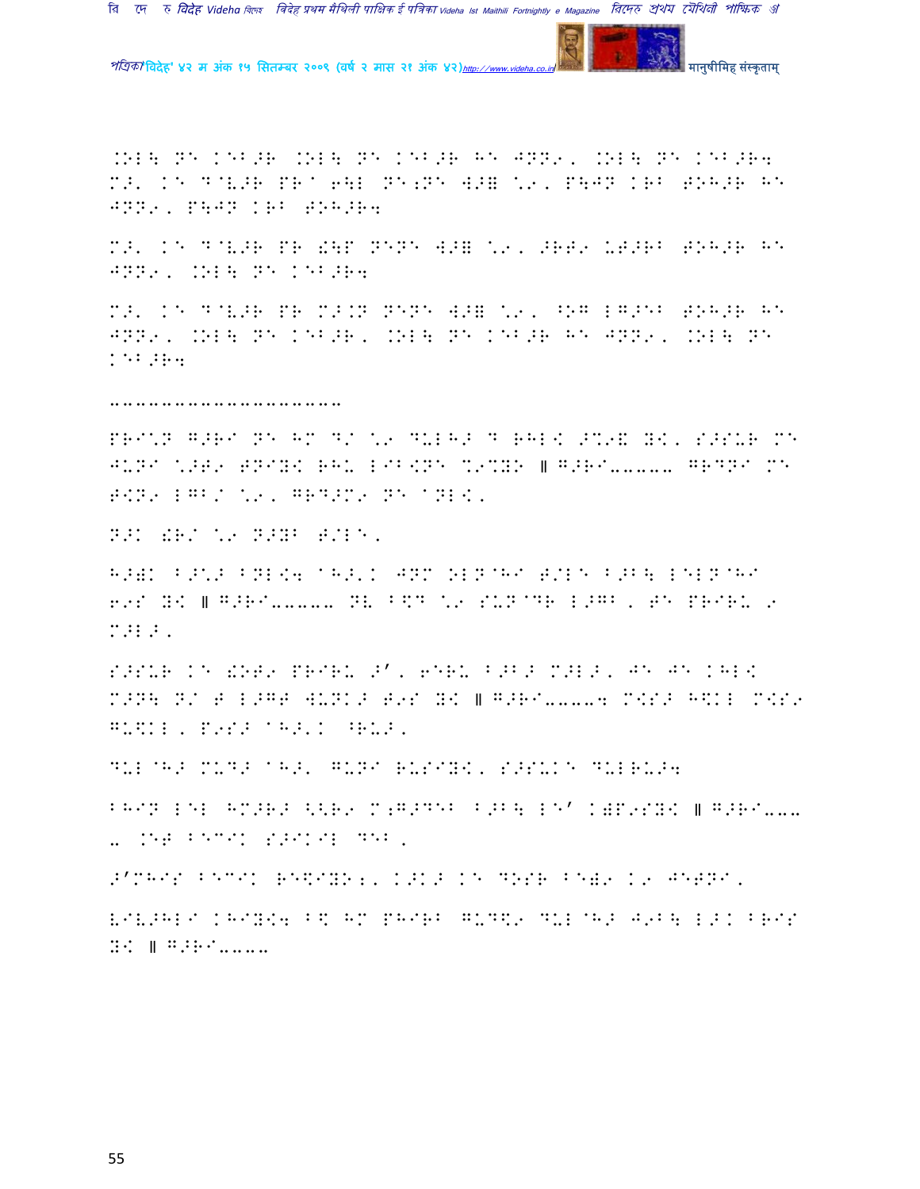.OL\ NE KEB>R .OL\ NE KEB>R HE JNN9, .OL\ NE KEB>R4
M>' KE D@V>R PR@ 6\L NE;NE W>= \9, P\JN KRB TOH>R HE
JNN9, P\JN KRB TOH>R4

M>' KE D@V>R PR !\P NENE W>= \9, >RT9 UT>RB TOH>R HE
JNN9, .OL\ NE KEB>R4

M>' KE D@V>R PR M>.N NENE W>= \9, ^OG LG>EB TOH>R HE
JNN9, .OL\ NE KEB>R, .OL\ NE KEB>R HE JNN9, .OL\ NE
KEB>R4

--------------------

PRI\N G>RI NE HM D/ \9 DULH> D RHL{ >%9& Y{, S>SUR ME
JUNI \>T9 TNIY{ RHU LIB{NE %9%YO ॥ G>RI------ GRDNI ME
T{N9 LGB/ \9, GRD>M9 NE @NL{,

N>K !R/ \9 N>YB T/LE,

H>)K B>\> BNL{4 @H>'K JNM OLN@HI T/LE B>B\ LELN@HI
69S Y{ ॥ G>RI------ NV B\D \9 SUN@DR L>GB, TE PRIRU 9
M>L>,

S>SUR KE !OT9 PRIRU >', 6ERU B>B> M>L>, JE JE KHL{
M>N\ N/ T L>GT WUNK> T9S Y{ ॥ G>RI-----4 M{S> H\KL M{S9
GU\KL, P9S> @H>'K ^RU>,

DUL@H> MUD> @H>' GUNI RUSIY{, S>SUK DULRU>4

BHIN LEL HM>R> <<R9 M;G>DEB B>B\ LE' K)P9SY{ ॥ G>RI----
-- .ET BECIK S>IKIL DEB,

>'MHIS BECIK RE\IYO;, K>K> KE DOSR BE)9 K9 JETNI,

VIV>HLI KHIY{4 B\ HM PHIRB GUD\9 DUL@H> J9B\ L>K BRIS
Y{ ॥ G>RI-----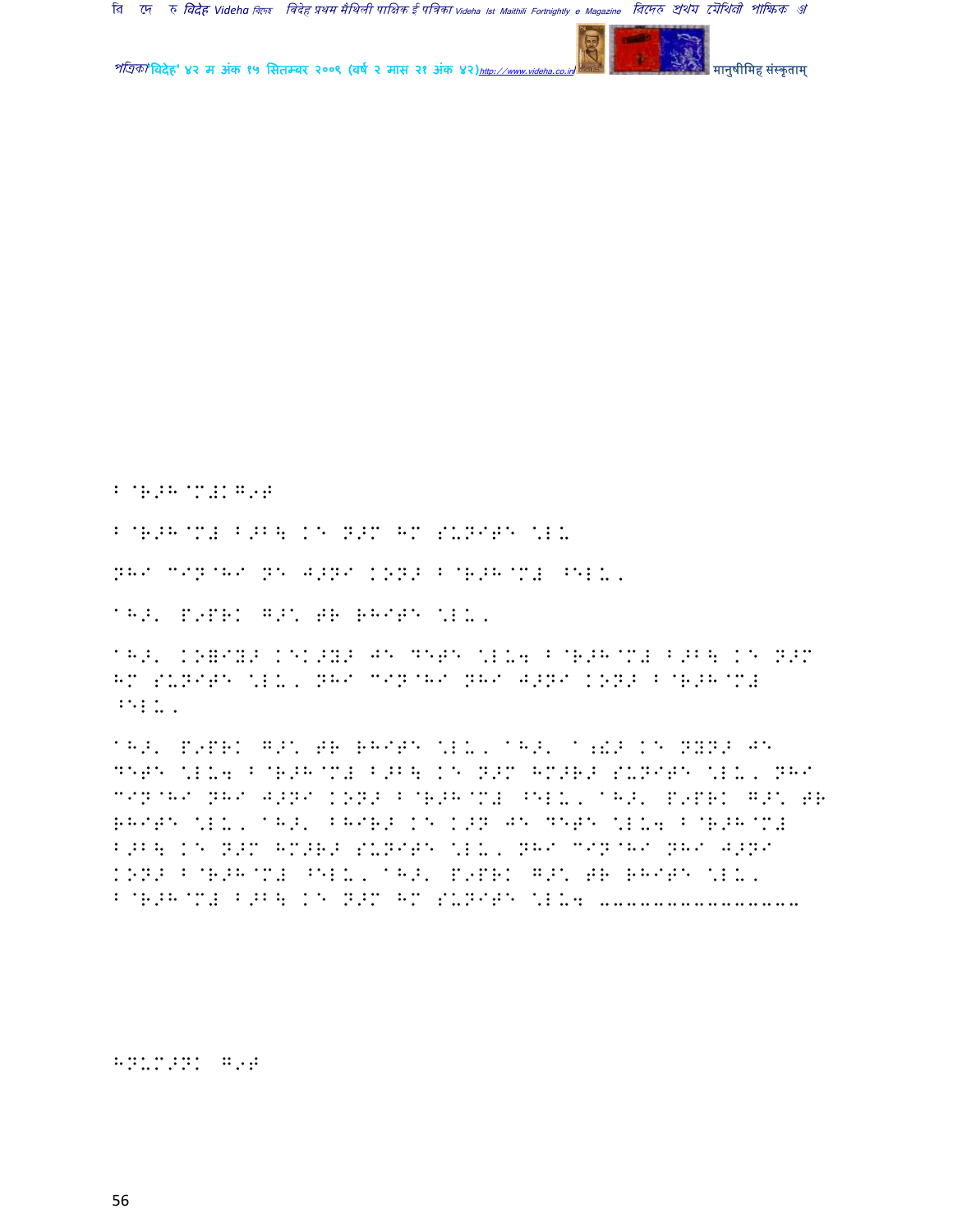B@R>H@M#KG,T

B@R>H@M# B>B\ KE N>M HM SUNITE \LU

NHI MIN@HI NE J>NI KON> B@R>H@M# ^ELU.

AH>' P9PRK G>% TR RHITE \LU.

AH>' KO=IY> KEK>Y> JE DETE \LU4 B@R>H@M# B>B\ KE N>M HM SUNITE \LU. NHI MIN@HI NHI J>NI KON> B@R>H@M# ^ELU.

AH>' P9PRK G>% TR RHITE \LU. AH>' A;ENE> KE NYN> JE DETE \LU4 B@R>H@M# B>B\ KE N>M HM>R> SUNITE \LU. NHI MIN@HI NHI J>NI KON> B@R>H@M# ^ELU. AH>' P9PRK G>% TR RHITE \LU. AH>' BHIR> KE K>N JE DETE \LU4 B@R>H@M# B>B\ KE N>M HM>R> SUNITE \LU. NHI MIN@HI NHI J>NI KON> B@R>H@M# ^ELU. AH>' P9PRK G>% TR RHITE \LU. B@R>H@M# B>B\ KE N>M HM SUNITE \LU4 ................

HNUM>NK G,T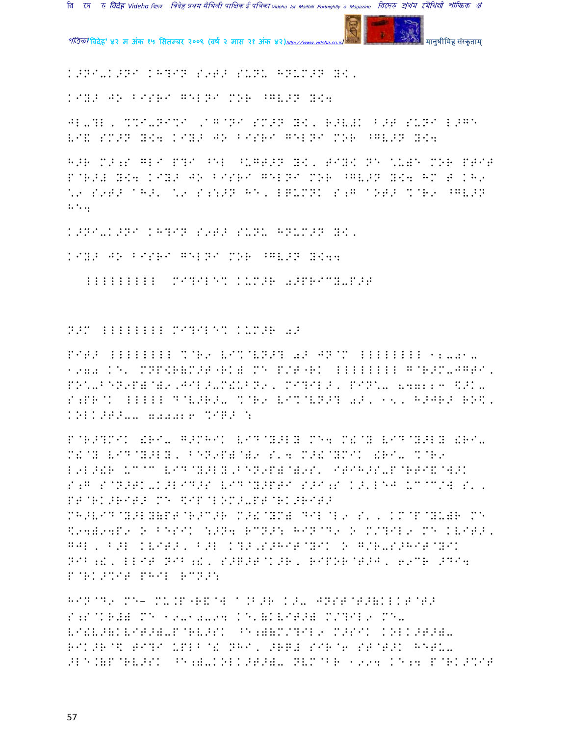K>NI-K>NI KH?IN S9T> SUNU HNUM>N Y<,

KIY> JO BISRI GELNI MOR ^GV>N Y<4

JL-?L, %%I-NI%I ,A@NI SM>N Y<, R>V#K B>T SUNI L>G' VI& SM>N Y<4 KIY> JO BISRI GELNI MOR ^GV>N Y<4

H>R M>;S GLI P?I ^EL ^UGT>N Y<, TIY< NE \U)E MOR PTIT P@R>; Y<4 KIY> JO BISRI GELNI MOR ^GV>N Y<4 HM T KH9 \9 S9T> AH>' \9 S:S>N HE, LGUMNK S;G AOT> %@R9 ^GV>N HE4

K>NI-K>NI KH?IN S9T> SUNU HNUM>N Y<,

KIY> JO BISRI GELNI MOR ^GV>N Y<44

LLLLLLLLL MI?ILE% KUM>R 0>PRICY-P>T

N>M LLLLLLLL MI?ILE% KUM>R 0>

PIT> LLLLLLLL %@R9 VI%@VN>? 0> JN@M LLLLLLLL 12-01-1970 KE' MNP<R(M>T"RK) ME P/T"RK LLLLLLLL G@R>M-JGTI, PO'-BEN9P)@)9,JIL>-M!UBN9, MI?IL>, PIN'- 847213 $>K-S;PR@K LLLLL D@V>R>- %@R9 VI%@VN>? 0>, 15, H>JR> RO$, KOLK>T>-- 700026 %IG> :

P@R>?MIK !RI- G>MHIK VID@Y>LY ME4 M!@Y VID@Y>LY !RI- M!@Y VID@Y>LY, BEN9P)@)9 S'4 M>!@YMIK !RI- %@R9 L9L>!R UC@C VID@Y>LY,BEN9P)@)9S' ITIH>S-P@RTI&@W>K S;G S@N>TK-K>LID>S VID@Y>PTI S>I;S K>'LEJ UC@C/W S', PT@RK>RIT> ME $IP@LOM>-PT@RK>RIT> MH>VID@Y>LY(PT@R>C>R M>!@YM) DIL@L9 S', KM@P@YU)R ME <94)94P9 O BESIK :>N4 RCN>: HIN@D9 O M/?IL9 ME KVIT>, GJL, B>L KVIT>, B>L K?>,S>HIT@YIK O G/R-S>HIT@YIK NIB;!, LLIT NIB;!, S>G>T@K>R, RIPOR@T>J, 69CR >DI4 P@RK>%IT PHIL RCN>:

HIN@D9 ME- M-.P"R&@W A.B>R K>- JNST@T>(KLKT@T> S;S@KR#) ME 19-10-94 KE'(KVIT>) M/?IL9 ME-VI!V>(KVIT>)-P@RV>SK ^E;)(M/?IL9 M>SIK KOLK>T>)-RIK>R@\$ TI?I UPLB@! NHI, >RG# SIR@6 ST@T>K HETU->LE.(P@RV>SK ^E;)-KOLK>T>)- NVM@BR 1994 KE;4 P@RK>%IT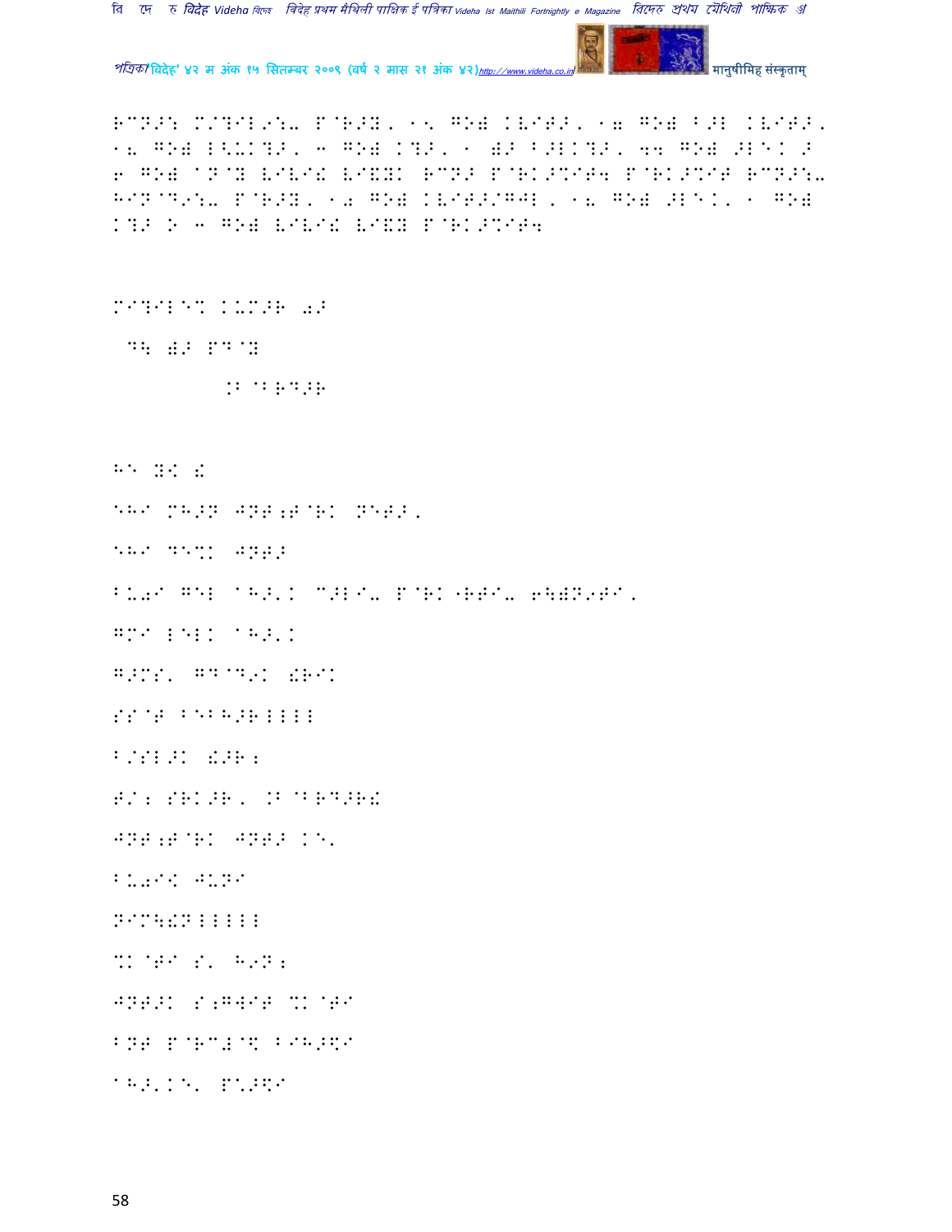RCN>: M/?IL9:- P@R>Y, 15 GO) KVIT>, 17 GO) B>L KVIT>, 18 GO) L<UK?>, 3 GO) K?>, 1 )> B>LK?>, 44 GO) >LEK > 6 GO) aN@Y VIVI! VI&YK RCN> P@RK>%IT4 P@RK>%IT RCN>:- HIN@D9:- P@R>Y, 10 GO) KVIT>/GJL, 18 GO) >LEK, 1 GO) K?> O 3 GO) VIVI! VI&Y P@RK>%IT4

MI?ILE% KUM>R 0>

DH )> PD@Y

.B@BRD>R

H1 YK !

EHI MH>N JNT;T@RK NET>,

EHI DE%K JNT>

BU0I GEL aH>'K C>LI- P@RK^RTI- 6H)N9TI,

GMI LELK aH>'K

G>MS, GD@D9K !RIK

SS@T BEBH>RLLLL

B/SL>K !>R;

T/; SRK>R, .B@BRD>R!

JNT;T@RK JNT> KE'

BU0I! JUNI

NIM4!NLLLLL

%K@TI S' H9N;

JNT>K S;GWIT %K@TI

BNT P@RC#@$ BIH>$I

aH>'KE' P%>$I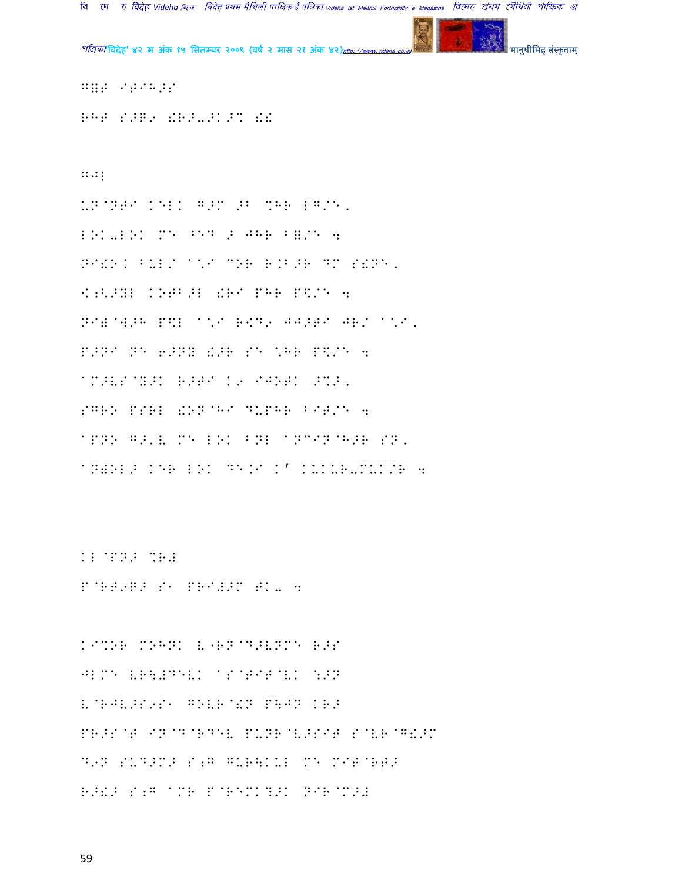G=P IT IH>S

RHT S>G9 !R>-≠K>% !!

G J!

UN@NTI KELK G>M >B %HR LG/E,
LOK-LOK ME ^ED > JHR BE/E 4
NI!OK BUL/ A\*I COR R.B>R DM S!NE,
<;<>YL KOTB>L !RI PHR P\$/E 4
NI)@W>H P\$L A\*I R\$D9 JJ>TI JR/ A\*I,
P>NI NE 6>NY !>R SE \HR P\$/E 4
AM>VS@Y>K R>TI K9 IJOTK >%>,
SGRO PSRL !ON@HI DUPHR BIT/E 4
APNO G>'V ME LOK BNL ANCIN@H>R SN,
ANWOL> KER LOK DE.I K' KUKUR-MUK/R 4

KL@PN> %R#

P@RT9G> S1 PRI#>M TK- 4

KI%OR MOHNK V"RN@D>VNME R>S
JLME VR\#DEVK AS@TIT@VK ⁝>N
V@RJV>S9S1 GOVR@!N P\JN KR>
PR>S@T IN@D@RDEV PUNR@V>SIT S@VR@G!>M
D9N SUD>M> S;G GUR\KUL ME MIT@RT>
R>!> S;G AMR P@REMK?>K NIR@M>#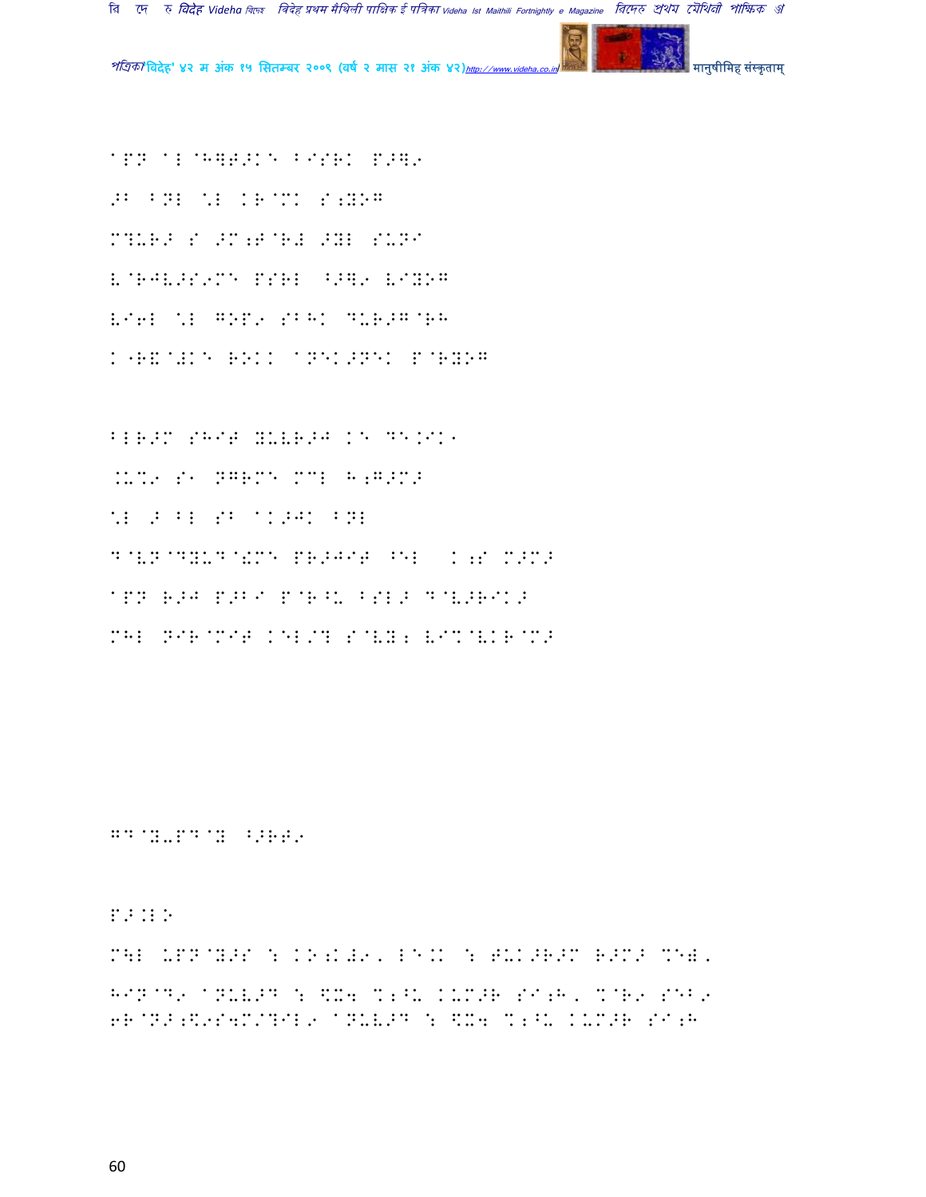APN AL@H] B 
>B BNL \L KR@MK S;YOG 
M?UR> S >M;T@R# >YL SUNI 
V@RJV>S9MQ PSRL ^>]9 VIYOG 
VI6L \L GOP9 SBHK DUR>G@RH 
K"R&@#KE ROKK ANEK>NEK P@RYOG 

BLR>M SHIT YUVR>J KE DE.IK1 
.U%9 S1 NGRMQ MML H;G>M> 
\L > BL SB AK>JK BNL 
D@VN@DYUD@!MQ PR>JIT ^EL K;S M>M> 
APN R>J P>BI P@R^U BSL> D@V>RIK> 
MHL NIR@MIT KEL/? S@VY; VI%@VKR@M> 

GD@Y-PD@Y ^>RT9 

P>.LN 
M]L UPN@Y>S ! KN;K#9, LE.K ! TUK>R>M R>M> %E&, 
HIN@D9 ANUV>D ! \$X4 %;^U KUM>R SI;H, %@R9 SEB9 
6R@N>;\$9S4M/?IL9 ANUV>D ! \$X4 %;^U KUM>R SI;H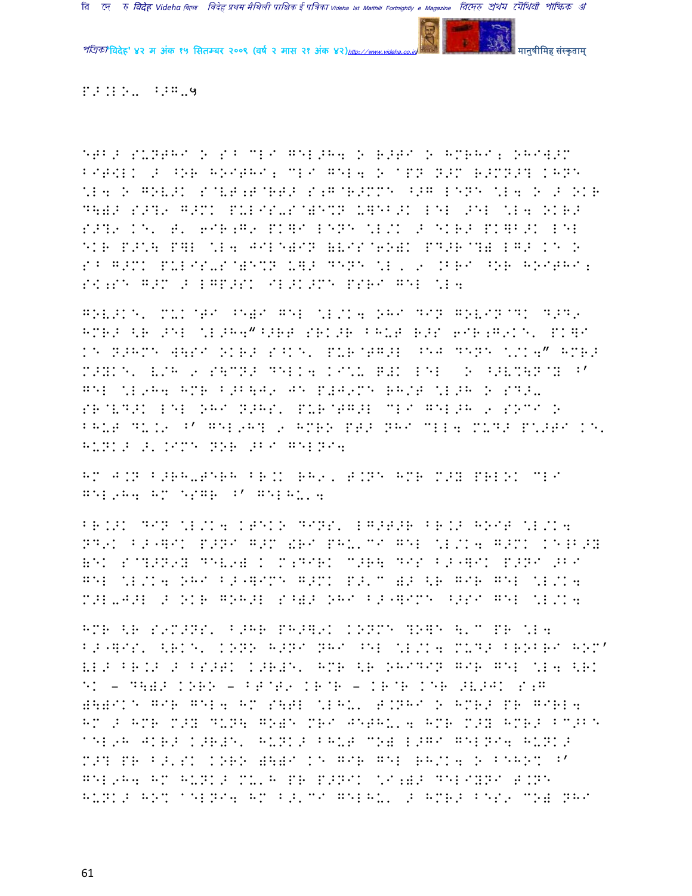P>.LE.. ^>G.५

^EB> SUNTHI O S^ CLI GEL>H4 O R>TI O HMRHI; OHIW>M BIT[LK > ^OR HOITHI; CLI GEL4 O APN N>M R>MN>? KHNE \L4 O GOV>K S@VT;T@RT> S;G@R>MME ^>G LENE \L4 O > OKR D\)> S>?9 G>MK PULIS-S@)E%N U]EB>K LEL >EL \L4 OKR> S>?9 KE' T' 6IR;G9 PK]I LENE \L/K > EKR> PK]B>K LEL EKR P>_\ P]L \L4 JILE)IN (VIS@6O)K PD>R@?) LG> KE O S^ G>MK PULIS-S@)E%N U]> DENE \L, 9 .BRI ^OR HOITHI; SK;SE G>M > LGP>SK IL>K>ME PSRI GEL \L4

GOV>KE' MUK@TI ^E)I GEL \L/K4 OHI DIN GOVIN@DK D>D9 HMR> <R >EL \L>H4"^>RT SRK>R BHUT R>S 6IR;G9KE' PK]I KE N>HME W\SI OKR> S^KE' PUR@TG>L ^EJ DENE \/K4" HMR> M>YKE' V/H 9 S\CN> DELK4 KI\U G#K LEL O ^>V%\N@Y ^' GEL \L9H4 HMR B>B\J9 JE P#J9ME RH/T \L>H O SD>- SR@VD>K LEL OHI N>HS' PUR@TG>L CLI GEL>H 9 SOCI O BHUT DU.9 ^' GEL9H? 9 HMRO PT> NHI CLL4 MUD> P\>TI KE' HUNK> >'.IME NOR >BI GELNI4

HM J.N B>RH-TERH BR.K RH9, T.NE HMR M>Y PRLOK CLI GEL9H4 HM ESGR ^' GELHU'4

BR.>K DIN \L/K4 KTEKO DINS' LG>T>R BR.> HOIT \L/K4 ND9K B>"]IK P>NI G>M (RI PHU'CI GEL \L/K4 G>MK KE=B>Y (EK S@?>N9Y DEV9) K M;DIRK C>R\ DIS B>"]IK P>NI >BI GEL \L/K4 OHI B>"]IME G>MK P>'C )> <R GIR GEL \L/K4 M>L-J>L > OKR GOH>L S^)> OHI B>"]IME ^>SI GEL \L/K4

HMR <R S9M>NS' B>HR PH>]9K KONME ?O]E \'C PR \L4 B>"]IS' <RKE' KONO H>NI NHI ^EL \L/K4 MUD> BROBRI HOM' VL> BR.> > BS>TK K>R#E' HMR <R OHIDIN GIR GEL \L4 <RK EK – D\)> KORO – BT@T9 KR@R – KR@R KER >V>JK S;G (\)IKE GIR GEL4 HM S\TL \LHU' T.NHI O HMR> PR GIRL4 HM > HMR M>Y DUN\ GO)E MRI JETHU'4 HMR M>Y HMR> BC>BE AEL9H JKR> K>R#E' HUNK> BHUT CO) L>GI GELNI4 HUNK> M>? PR B>'SK KORO (\)I KE GIR GEL RH/K4 O BEHO% ^' GEL9H4 HM HUNK> MU'H PR P>NIK \I;)> DELIYNI T.NE HUNK> HO% AELNI4 HM B>'CI GELHU' > HMR> BES9 CO) NHI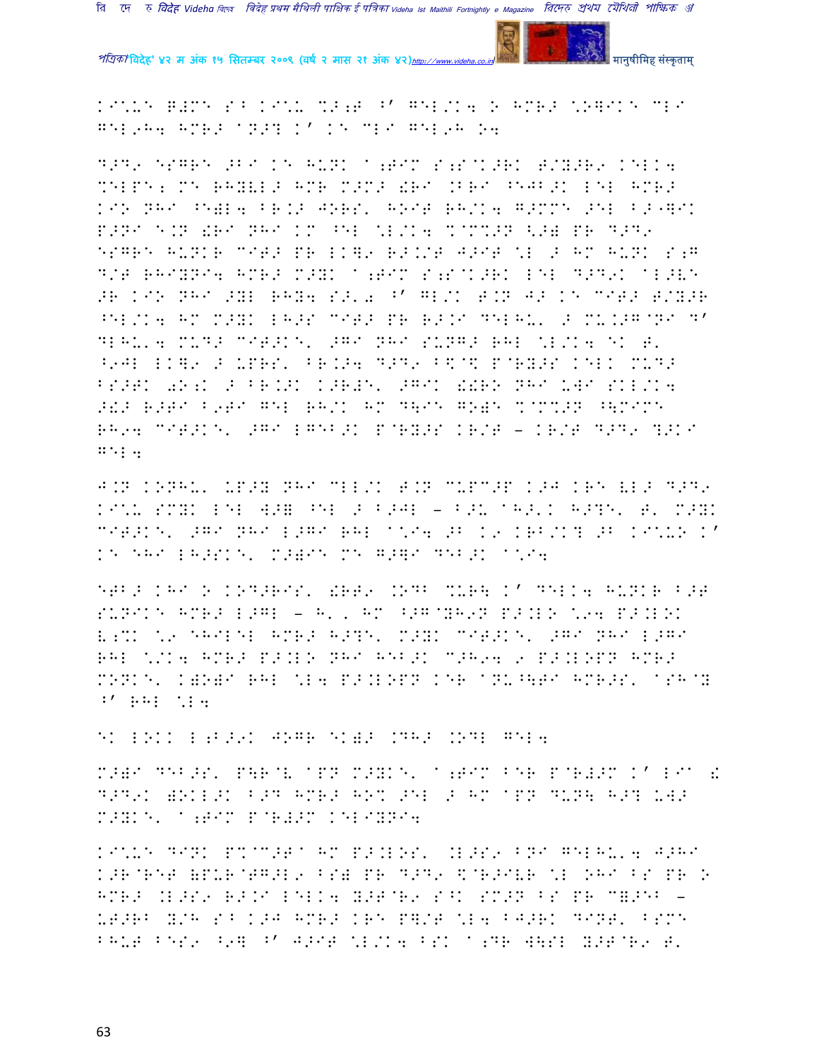KI\*UE B#ME S^ KI\*U %>;T ^' GEL/K4 > HMR> \*OGIKE MLI GEL9H4 HMR> ANHR ^ANH ' KE MLI GEL9H O4

D>D9 ESGRE >BI KE HUNK A;TIM S;S@K>RK T/Y>R9 KELK4 %ELPE; ME RHYLL> HMR M>M> !RI .BRI ^EJB>K LEL HMR> KIO NHI ^E)L4 BR.> JORS, HOIT RH/K4 G>MME >EL B>"]IK P>NI E.N !RI NHI KM ^EL \*L/K4 %@M%>N <>) PR D>D9 ESGRE HUNKR MIT> PR LK]9 R>.AT J>IT \*L > HM HUNK S;G D/T RHIYNI4 HMR> M>YK A;TIM S;S@K>RK LEL D>D9K ALJLE >R KIO NHI >YL RHY4 S>, ^' GL/K T.N J> KE MIT> T/Y>R ^EL/K4 HM M>YK LH>S MIT> PR R>.I DELHU, > MU.>G@NI D' DLHU,4 MUD> MIT>KE, >GI NHI SUNG> RHL \*L/K4 EK T, ^9JL LK]9 > UPRS, BR.>4 D>D9 B\$@\$ P@RY>S KELK MUD> BS>TK 0O;K > BR.>K K>R#E, >GIK !!RO NHI UWI SKL/K4 >!> R>TI B9TI GEL RH/K HM D\IE GO)E %@M%>N ^\MIME RH94 MIT>KE, >GI LGEB>K P@RY>S KR/T – KR/T D>D9 ?>KI GEL4

J.N KONHU, UP>Y NHI MLL/K T.N MUPM>P K>J KRE VL> D>D9 KI\*U SMYK LEL W>) ^EL > B>JL – B>U AH>,K H>?E, T, M>YK MIT>KE, >GI NHI L>GI RHL A\*I4 >B K9 KRB/K? >B KI\*UO K' KE EHI LH>SKE, M>)IE ME G>]I DEB>K A\*I4

ETB> KHI > KOD>RIS, !RT9 .ODB %UR\ K' DELK4 HUNKR B>T SUNIKE HMR> L>GL – H, , HM ^>G@YH9N P>.LO \*94 P>.LOK V;%K \*9 EHILEL HMR> H>?E, M>YK MIT>KE, >GI NHI L>GI RHL \*/K4 HMR> P>.LO NHI HEB>K M>H94 9 P>.LOPN HMR> MONKE, K)O)I RHL \*L4 P>.LOPN KER ANU^\TI HMR>S, ASH@Y ^' RHL \*L4

EK LOKK L;B>9K JOGR EK)> .DH> .ODL GEL4

M>)I DEB>S, P\R@V APN M>YKE, A;TIM BER P@R#>M K' LI !D>D9K )OKL>K B>D HMR> HO% >EL > HM APN DUN\ H>? UW> M>YKE, A;TIM P@R#>M KELIYNI4

KI\*UE DINK P%@M>TA HM P>.LOS, .L>S9 BNI GELHU,4 J>HI K>R@RET (PUR@TG>L9 BS) PR D>D9 \$@R>IVR \*L OHI BS PR > HMR> .L>S9 R>.I LELK4 Y>T@R9 S^K SM>N BS PR M#>EB – UT>RB Y/H S^ K>J HMR> KRE P]/T \*L4 BJ>RK DINT, BSME BHUT BES9 ^9] ^' J>IT \*L/K4 BSK A;DR W\SL Y>T@R9 T,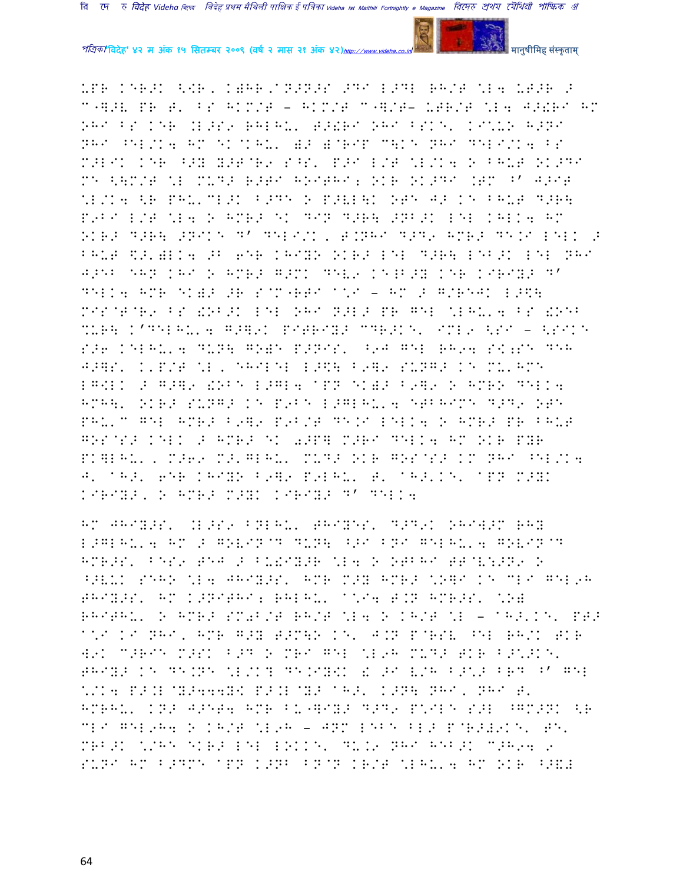UPR KERJK <!R, K)HR/ANJNJS >DI L>DL RH/T \L4 UT>R >
C"]>V PR T' BS HKM/T - HKM/T C"]/T- UTR/T \L4 J>!RI HM
OHI BS KER .L>S9 RHLHU' T>!RI OHI BSKE' KI_U into H>NI
NHI ^EL/K4 HM EK@KHU' )> )@RIP C\KE NHI DELI/K4 BS
M>LIK KER ^>Y Y>T@R9 S^S' P>I L/T \L/K4 O BHUT OK>DI
ME <\M/T \L MUD> R>TI HOITHI; OKR OK>DI .TM ^' J>IT
\L/K4 <R PHU'CL>K B>DE O P>VL\K OTE J> KE BHUT D>R\
P9BI L/T \L4 O HMR> EK DIN D>R\ >NB>K LEL KHLK4 HM
OKR> D>R\ >NIKE D' DELI/K, T.NHI D>D9 HMR> DE.I LELK >
BHUT \$>')LK4 >B 6ER KHIYO OKR> LEL D>R\ LEB>K LEL NHI
J>EB EHN KHI O HMR> G>MK DEV9 KEL>Y KER KIRIY> D'
DELK4 HMR EK)> >R S@M"RTI A\I - HM > G/REJK L>\$\
MIS@T@R9 BS !OB>K LEL OHI N>L> PR GEL \LHU'4 BS !OEB
%UR\ K'DELHU'4 G>]9K PITRIY> CDR>KE' IML9 <SI - <SIKE
S>6 KELHU'4 DUN\ GO)E P>NIS' ^9J GEL RH94 S<;SE DEH
J>]S' K'P/T \L, EHILEL L>\$\ B9]9 SUNG> KE MU'HME
LG<LK > G>]9 !OBE L>GL4 APN EK)> B9]9 O HMRO DELK4
HMH\' OKR> SUNG> KE P9BE L>GLHU'4 ETBHIME D>D9 OTE
PHU'C GEL HMR> B9]9 P9B/T DE.I LELK4 O HMR> PR BHUT
GOS@S> KELK > HMR> EK 0>P] M>RI DELK4 HM OKR PYR
PK]LHU', M>69 M>'GLHU' MUD> OKR GOS@S> KM NHI ^EL/K4
J' AH>' 6ER KHIYO B9]9 P9LHU' T' AH>'KE' APN M>YK
KIRIY>, O HMR> M>YK KIRIY> D' DELK4

HM JHIY>S' .L>S9 BNLHU' THIYES' D>D9K OHIW>M RHY
L>GLHU'4 HM > GOVIN@D DUN\ ^>I BNI GELHU'4 GOVIN@D
HMR>S' BES9 TEJ > BU!IY>R \L4 O OTBHI TT@V:>N9 O
^>VUK SEHO \L4 JHIY>S' HMR M>Y HMR> \O]I KE CLI GEL9H
THIY>S' HM K>NITHI; RHLHU' A\I4 T.N HMR>S' \O)
RHITHU' O HMR> SM0B/T RH/T \L4 O KH/T \L - AH>'KE' PT>
A\I KI NHI, HMR G>Y T>M\O KE' J.N P@RSV ^EL RH/K TKR
W9K C>RIE M>SK B>D O MRI GEL \L9H MUD> TKR B>\>KE'
THIY> KE DE.NE \L/K? DE.IY<K ! >I V/H B>\> BRD ^' GEL
\/K4 P>.L@Y>444Y< P>.L@Y> AH>' K>N\ NHI, NHI T'
HMRHU' KN> J>ET4 HMR BU"]IY> D>D9 P\ILE S>L ^GM>NK <R
CLI GEL9H4 O KH/T \L9H - JNM LEBE BL> P@R>#9KE' TE'
MRB>K \/HE EKR> LEL LOKKE' DU.9 NHI HEB>K C>H94 9
SUNI HM B>DME APN K>NB BN@N KR/T \LHU'4 HM OKR ^>&#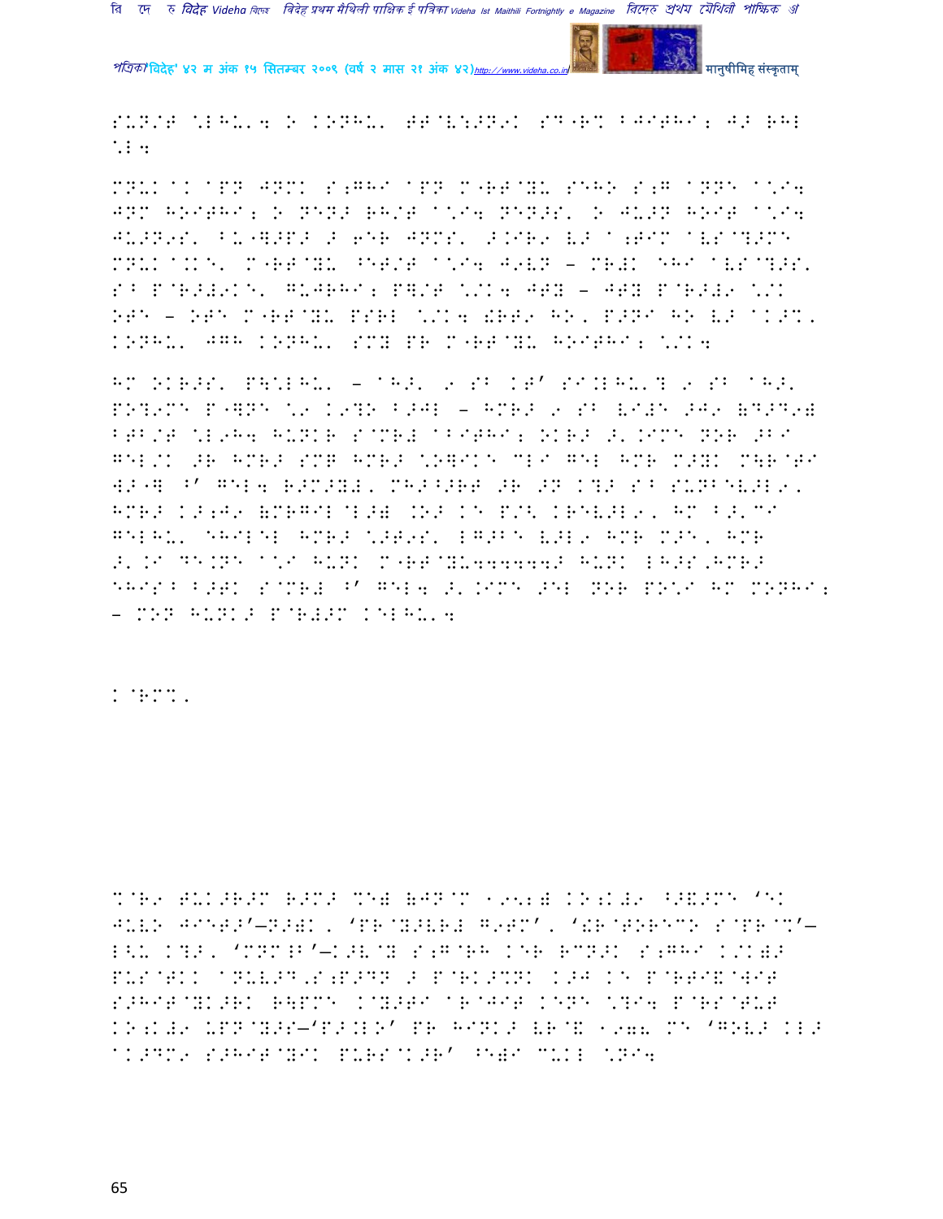SUN/T \LHU'4 O KONHU' TT@V:>N9K SD"R% BJITHI; J> RHL \L4

MNUK aK aPN JNMK S;GHI aPN M"RT@YU SEHO S;G aNNE a\I4 JNM HOITHI; O NEN> RH/T a\I4 NEN>S' O JU>N HOIT a\I4 JU>N9S' BU"]>P> > 6ER JNMS' >.IR9 V> a;TIM aVS@?>ME MNUK a.KE' M"RT@YU ^ET/T a\I4 J9VN – MR#K EHI aVS@?>S' S^ P@R>#9KE' GUJRHI; P]/T \/K4 JT# – JT# P@R>#9 \/K OTE – OTE M"RT@YU PSRL \/K4 !RT9 HO, P>NI HO V> aK>%, KONHU' JGH KONHU' SMY PR M"RT@YU HOITHI; \/K4

HM OKR>S' P\LHU' – aH>' 9 S^ KT' SI.LHU'? 9 S^ aH>' PO?9ME P"]NE \9 K9?O B>JL – HMR> 9 S^ VI#E >J9 (D>D9) BTB/T \L9H4 HUNKR S@MR# aBITHI; OKR> >'.IME NOR >BI GEL/K >R HMR> SMR HMR> \O]IKE MLI GEL HMR M>YK M\R@TI W>"] ^' GEL4 R>M>Y#, MH>^>RT >R >N K?> S^ SUNBEV>L9, HMR> K>;J9 (MRGIL@L>) .O> KE P/< KREV>L9, HM B>'MI GELHU' EHILEL HMR> \>T9S' LG>BE V>L9 HMR M>E, HMR >'.I DE.NE a\I HUNK M"RT@YU444444> HUNK LH>S,HMR> EHIS^ B>TK S@MR# ^' GEL4 >'.IME >EL NOR PO\I HM MONHI; – MON HUNK> P@R#>M KELHU'4

K@RM%'

%@R9 TUK>R>M R>M> %E) (JN@M 1952) KO;K#9 ^>&>ME 'EK JUVO JIET>'–N>)K, 'PR@Y>VR# G9TM', '!R@TOREMO S@PR@%'– L<U K?>, 'MNM!B'–K>V@Y S;G@RH KER RMN>K S;GHI K/K)> PUS@TKK aNUV>D.S;P>DN > P@RK>%NK K>J KE P@RTI&@WIT S>HIT@YK>RK R\PME K@Y>TI aR@JIT KENE \?I4 P@RS@TUT KO;K#9 UPN@Y>S–'P>.LO' PR HINK> VR@& 1978 ME 'GOV> KL> aK>DM9 S>HIT@YIK PURS\K>R' ^E)I MUKL \NI4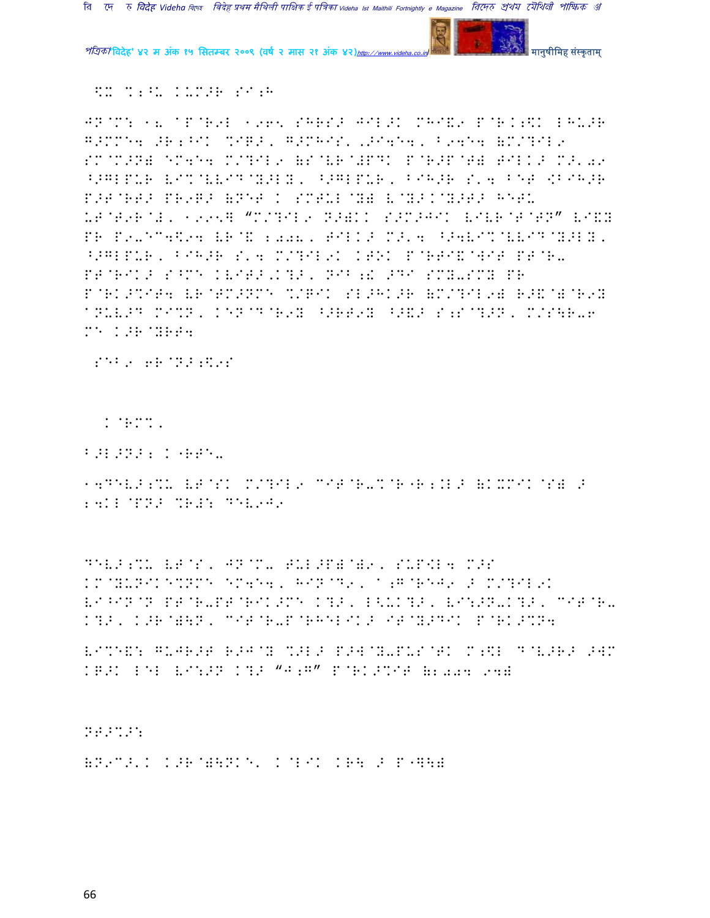$X %;^L KLM>R S`;H

JN@M: 1. @P@R9L 1965 SHRS> JIL>K MHI&9 P@R.;\K LHU>R G>MME4 >R;^IK %IR>, G>MHIS, .>I4E4, B94E4 (M/?IL9 SM@M>N) EM4E4 M/?IL9 (S@VR@+PDK P@R>P@T) JILK> M>'09 ^>GLPUR VI%@VVID@Y>LY, ^>GLPUR, BIH>R S'4 BET [BIH>R P>T@RT> PR9R> (NET K SMTUL@Y) V@Y>.@Y>T> HETU UT@T9R@#, 1995Y "M/?IL9 N>)KK S>M>JIK VIVR@T@TN" VI&Y PR P9-EC4\94 VR@& 2008, JILK> M>'4 ^>4VI%@VVID@Y>LY, ^>GLPUR, BIH>R S'4 M/?IL9K KTOK P@RTI&@WIT PT@R- PT@RIK> S^ME KVIT>,K?>, NIB;! >DI SMY-SMY PR P@RK>%IT4 VR@TM>NME %/QIK SL>HK>R (M/?IL9) R>&@)@R9Y @NUV>D MI%N, KEN@D@R9Y ^>RT9Y ^>&> S;S@?>N, M/S\R-6 ME K>R@YRT4

SEB9 6R@N>;\9S

K@RM%,

B>L>N>; K<RTE-

14DEV>;%U VT@SK M/?IL9 CIT@R-%@R<R;.L> (KXMIK@S) > 24KL@PN> %R#: DEV9J9

DEV>;%U VT@S, JN@M- TUL>P)@)6, SUP[L4 M>S KM@YUNIKE%NME EM4E4, HIN@D9, @;G@REJ9 > M/?IL9K VI^IN@N PT@R-PT@RIK>ME K?>, L<UK?>, VI:>N-K?>, CIT@R- K?>, K>R@)\N, CIT@R-P@RHELIK> IT@Y>DIK P@RK>%N4

VI%E&: GUJR>T R>J@Y %>L> P>W@Y-PUS@TK M;\L D@V>R> >WM KQ>K LEL VI:>N K?> "J;G" P@RK>%IT (2004 94)

NT>%>:

(N9C>'K K>R@)\NKE' K@LIK KR\ > P<]\)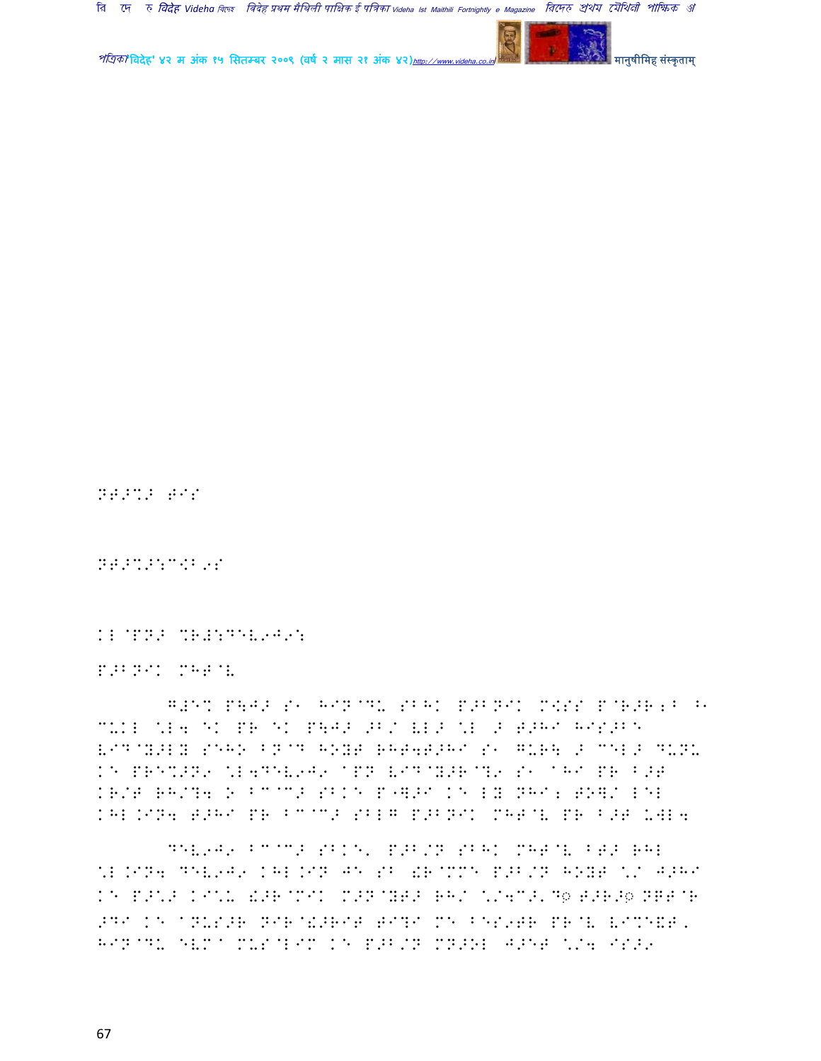NT>%> TIS

NT>%>:C<B9S

KL@PN> %R#:DEL9J9:

P>BNIK MHT@L

G#E% P\J> S1 HIN@DU SBHK P>BNIK M<SS P@R>R;B A1 CUKL \L4 EK PR EK P\J> >B/ VL> \L > T>HI HIS>BE VID@Y>LY SEHO BN@D HOYT RHT4T>HI S1 GUR\ > CEL> DUNU KE PRE%N>9 \L4DEV9J9 @PN VID@Y>R@?9 S1 @HI PR B>T KR/T RH/?4 O BC@C> SBKE P"]>I KE LY NHI; TO]/ LEL KHL.IN4 T>HI PR BC@C> SBLG P>BNIK MHT@L PR B>T UWL4

DEV9J9 BC@C> SBKE, P>B/N SBHK MHT@L BT> RHL \L.IN4 DEV9J9 KHL.IN JE SB !R@MMB P>B/N HOYT \/ J>HI KE P>\> KI\U !>R@MIK M>N@YT> RH/ \/4C>,D◌़ T>R>◌़ NGT@R >DI KE @NUS>R NIR@!>RIT TI?I ME BES9TR PR@V VIMEVT, HIN@DU EVM@ MUS@LIM KE P>B/N MN>OL J>ET \/4 IS>9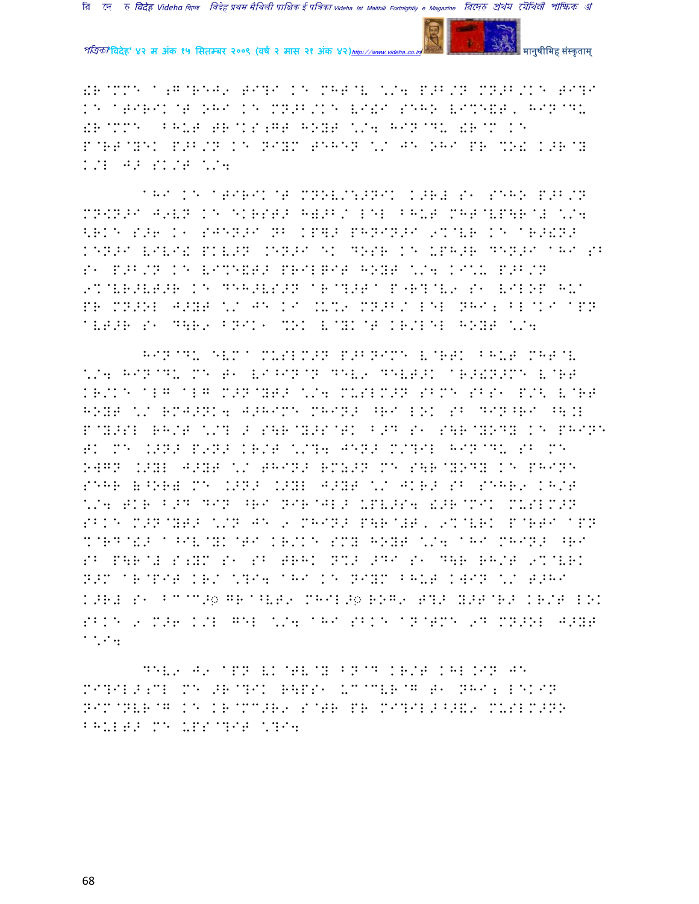!R@MME A;G@REJ◌ BI?I K\ MHT@V \/4 P>B/N MN>B/K\ BI?I K\ ATIRIK@T OHI K\ MN>B/K\ VI!I SEHO VI%E&T, HIN@DU !R@MME BHUT TR@KS;GT HOYT \/4 HIN@DU !R@M K\ P@RT@YEK P>B/N K\ NIYM TEHEN \/ JE OHI PR %O! K>R@Y K/L J> SK/T \/4

AHI K\ ATIRIK@T MNOV/*;>NIK K>R# S\ SEHO P>B/N MN<N>I J◌VN K\ EKRST> H&>B/ LEL BHUT MHT@VP\R@# \/4 <RK\ S>6 K\ SJEN>I NB KP\> PHNIN>I 9%@VR K\ AR>!N> KEN>I VIVI! PKV>N .EN>I EK DOSR K\ UPH>R DEN>I AHI S◌ S\ P>B/N K\ VI%E&T> PRIL◌IT HOYT \/4 KI\U P>B/N 9%@VR>VT>R K\ DEH>VS>N AR@?>TA P◌R?@V◌ S\ VILOP HUA PR MN>OL J>YT \/ JE KI .U%◌ MN>B/ LEL NHI; BL@KI APN AVT>R S\ D\R◌ BNIK\ %OK V@YK@T KR/LEL HOYT \/4

HIN@DU EVM MUSLM>N P>BNIME V@RTK BHUT MHT@V \/4 HIN@DU ME T\ VI^IN@N DEV◌ DEVT>K AR>!N>ME V@RT KR/K\ ALG ALG M>N@YT> \/4 MUSLM>N SBME SBS\ P/< V@RT HOYT \/ RMJ>NK4 J>HIME MHIN> ^RI LOK SB DIN^RI ^\.L P@Y>SL RH/T \/? > S\R@Y>S@TK B>D S\ S\R@YODY K\ PHINE TK ME .>N> P◌N> KR/T \/?4 JEN> M/?IL HIN@DU SB ME OWGN .>YL J>YT \/ THIN> RMY>N ME S\R@YODY K\ PHINE SEHR &^OR& ME .>N> .>YL J>YT \/ JKR> SB SEHR◌ KH/T \/4 TKR B>D DIN ^RI NIR@JL> UPV>S4 !>R@MIK MUSLM>N SBK\ M>N@YT> \/N JE 9 MHIN> P\R@#T, 9%@VRK P@RTI APN %@RD@!> A^IV@YK@TI KR/K\ SMY HOYT \/4 AHI MHIN> ^RI SB P\R@# S;YM S\ SB TRHK N%> >DI S\ D\R RH/T 9%@VRK N>M AR@PIT KR/ \?I4 AHI K\ NIYM BHUT KWIN \/ T>HI K>R# S\ BC@C>◌ GR A^VT◌ MHIL>◌ ROG◌ T?> Y>T@R> KR/T LOK SBK\ 9 M>6 K/L GEL \/4 AHI SBK\ AN@TME 9D MN>OL J>YT A\I4

DEV◌ J◌ APN VK@TV@Y BN@D KR/T KHL.IN JE MI?IL>;CL ME >R@?IK R\PS\ UC@CVR@G T\ NHI; LEKIN NIM@NVR@G K\ KR@MC>R◌ S@TR PR MI?IL>^>&◌ MUSLM>NO BHULT> ME UPS@?IT \?I4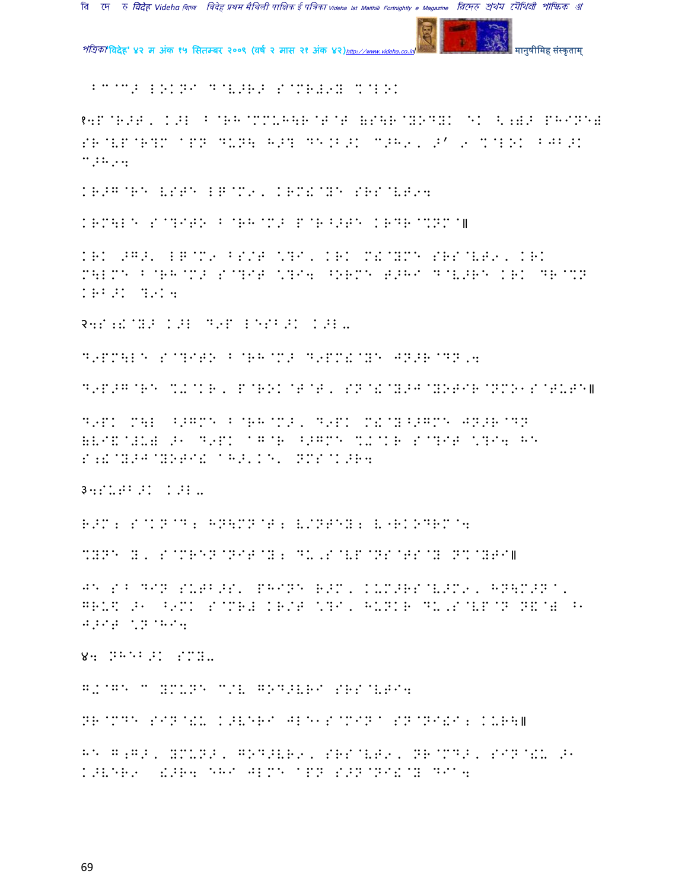BC@C> LOKNI D@V>R> S@MR#9Y %@LOK

१4P@R>T, K>L B@RH@MMUH\R@T@T (S\R@YODYK EK <;)> PHINE# SR@VP@R?M aPN DUN\ H>? DE.B>K C>H9, >' 9 %@LOK BJB>K C>H94

KR>G@RE VSTE LG@M9, KRM!@YE SRS@VT94

KRM\LE S@?ITO B@RH@M> P@R^>TE KRDR@%NM@॥

KRK ->G>' LG@M9 BS/T \?I, KRK M!@YME SRS@VT9, KRK M\LME B@RH@M> S@?IT \?I4 ^ORME T>HI D@V>RE KRK DR@%N KRB>K ?9K4

२4S;!@Y> K>L D9P LESB>K K>L-

D9PM\LE S@?ITO B@RH@M> D9PM!@YE JN>R@DN,4

D9P>G@RE %+@KR, P@ROK@T@T, SN@!@Y>J@YOTIR@NMO1S@TUTE॥

D9PK M\L ^>GME B@RH@M>, D9PK M!@Y^>GME JN>R@DN (VI&@#U) >1 D9PK aG@R ^>GME %+@KR S@?IT \?I4 HE S;!@Y>J@YOTI! aH>'KE' NMS@K>R4

३4SUTB>K K>L-

R>M; S@KN@D; HN\MN@T; V/NTEY; V"RKODRM@4

%YNE Y, S@MREN@NIT@Y; DU,S@VP@NS@TS@Y N%@YTI॥

JE S^B DIN SUTB>S' PHINE R>M, KUM>RS@V>M9, HN\M>N@, GRU\ >1 ^9MK S@MR# KR/T \?I, HUNKR DU,S@VP@N N&@) ^1 J>IT \N@HI4

४4 NHEB>K SMY-

G+@GE C YMUNE C/V GOD>VRI SRS@VTI4

NR@MDE SIN@!U K>VERI JLE1S@MIN@ SN@NI!I; KUR\॥

HE G;G>, YMUN>, GOD>VR9, SRS@VT9, NR@MD>, SIN@!U >1 K>VER9 !>R4 EHI JLME aPN S>N@NI!@Y DI@4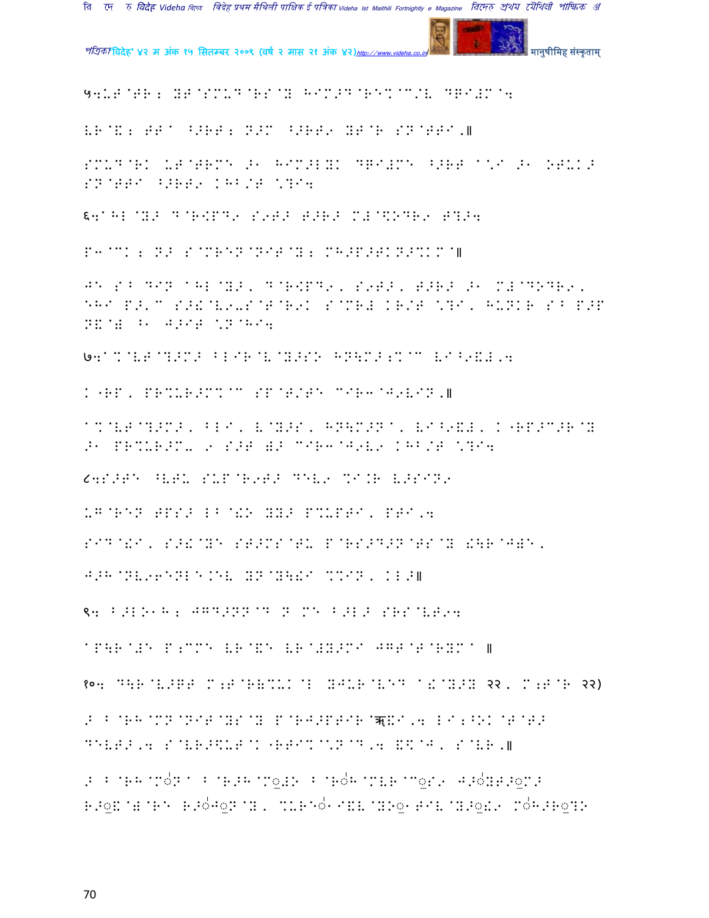५:UT@TR; YT@SMUD@RS@Y HIM>D@RE%@C/V DRI#M@4

VR@&; TT@ ^>RT; N>M ^>RT9 YT@R SN@TTI,॥

SMUD@RK UT@TRME >1 HIM>LYK DRI#ME ^>RT @\*I >1 OTUK> SN@TTI ^>RT9 KHB/T \*?I4

६:@HL@Y> D@R<PD9 S9T> T>R> M#@\$ODR9 T?>4

P3@CK; N> S@MREN@NIT@Y; MH>P>TKN>%KM@॥

JE S^ DIN @HL@Y>, D@R<PD9, S9T>, T>R> >1 M#@DODR9, EHI P>'C S>!@V9-S@T@R9K S@MR# KR/T \*?I, HUNKR S^ P>F N&@) ^1 J>IT \*N@HI4

७:@%@VT@?>M> BLIR@V@Y>SO HN\$M>;%@C VI^9&#,4

K"RP, PR%UR>M%@C SP@T/TE CIR3@J9VIN,॥

@%@VT@?>M>, BLI, V@Y>S, HN\$M>N@, VI^9&#, K"RP>C>R@Y >1 PR%UR>M- 9 S>T )> CIR3@J9V9 KHB/T \*?I4

८:S>TE ^VTU SUP@R9T> DEV9 %I.R V>SIN9

UG@REN TPS> LB@!O YY> P%UPTI, PTI,4

SID@!I, S>!@YE ST>MS@TU P@RS>D>N@TS@Y !\R@J)E,

J>H@NV96ENLE.EV YN@Y\!I %%IN, KL>॥

९: B>LO1H; JGD>NN@D N ME B>L> SRS@VT94

@P\R@#E P;CME VR@&E VR@#Y>MI JGT@T@RYM@ ॥

१०: D\R@V>RT M;T@R(%UK@L YJUR@VED @!@Y>Y २२, M;T@R २२)

> B@RH@MN@NIT@YS@Y P@RJ>PTIR@ऋ&I,4 LI;^OK@T@T> DEVT>,4 S@VR>\$UT@K"RTI%@\*N@D,4 &\$@J, S@VR,॥

> B@RH@MóN@ B@R>H@M◌़#O B@Róh@MVR@C◌़S9 J>óYT>◌़M> R>◌़&@)@RE R>óJ◌़N@Y, %URE◌ó1I&V@YO◌़ TIV@Y>◌़!9 MóH>R◌़?O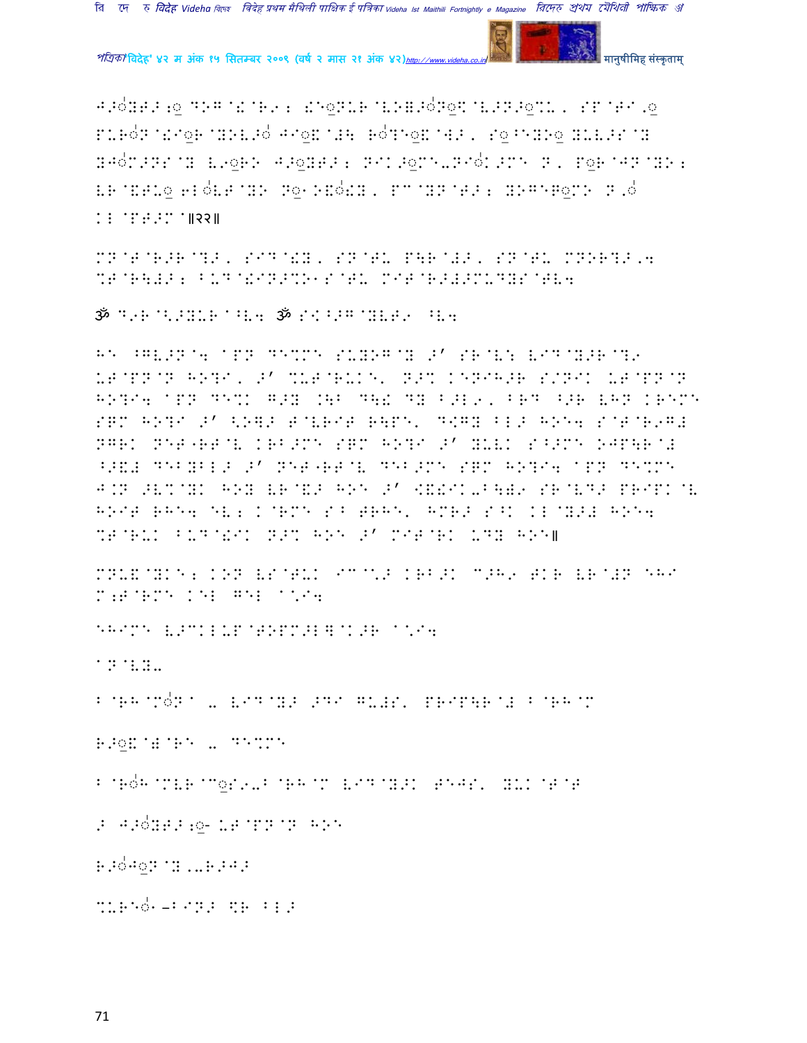J>ONEJ>;o DOG@!@R9; !E◌NUR@VO■>ONo$@V>N>o%L, SP@TI,o PURON@!IoR@YOV>O JIo!@#\ RO?EoK@W>, So^EYOo YUV>S@Y YJOM>NS@Y V9oRO J>oYT>; NIK>oME-NIOK>ME N, PoR@JN@YO; VR@&TUo 6LOVT@YO NoOK!OKY, PC@YN@T>; YOGEPoMO N,O KL@PT>M@॥२२॥

MN@T@R>R@?>, SID@!Y, SN@TU P\R@#>, SN@TU MNOR?>,4 %T@R\#>; BUD@!IN>%O1S@TU MIT@R>#>MUDYS@TV4

ॐ D9R@<>YUR@^V4 ॐ S<^>G@YVT9 ^V4

HE ^GV>N@4 @PN DE%ME SUYOG@Y >' SR@V: VID@Y>R@?9 UT@PN@N HO?I, >' %UT@RUKE, N>% KENIH>R S/NIK UT@PN@N HO?I4 @PN DE%K G>Y .\B D\! DY B>L9, BRD ^>R VHN KREME SGM HO?I >' <OH> T@VRIT R\PE, D<GY BL> HOE4 S@T@R9G# NGRK NET-RT@V KRB>ME SGM HO?I >' YUVK S^>ME OJP\R@# ^>&# DEBYBL> >' NET-RT@V DEB>ME SGM HO?I4 @PN DE%ME J.N >V%@YK HOY VR@&> HOE >' <&!IK-B\#9 SR@VD> PRIPK@V HOIT RHE4 EV; K@RME S^ T■HE, HMR> S^K KL@Y># HOE4 %T@RUK BUD@!IK N>% HOE >' MIT@RK UDY HOE॥

MNU&@YKE; KON VS@TUK IC@*> KRB>K C>H9 TKR VR@#N EHI M;T@RME KEL GEL @*I4

EHIME V>CKLUP@TOPM>L]@K>R @*I4

@N@VY-

B@RH@MON@ - VID@Y> >DI GU#S, PRIP\R@# B@RH@M

R>o&@W@RE - DE%ME

B@ROH@MVR@CoS9-B@RH@M VID@Y>K TEJS, YUK@T@T

> J>OYT>;o- UT@PN@N HOE

R>OJoN@Y,-R>J>

%URE◌1-BIN> <R BL>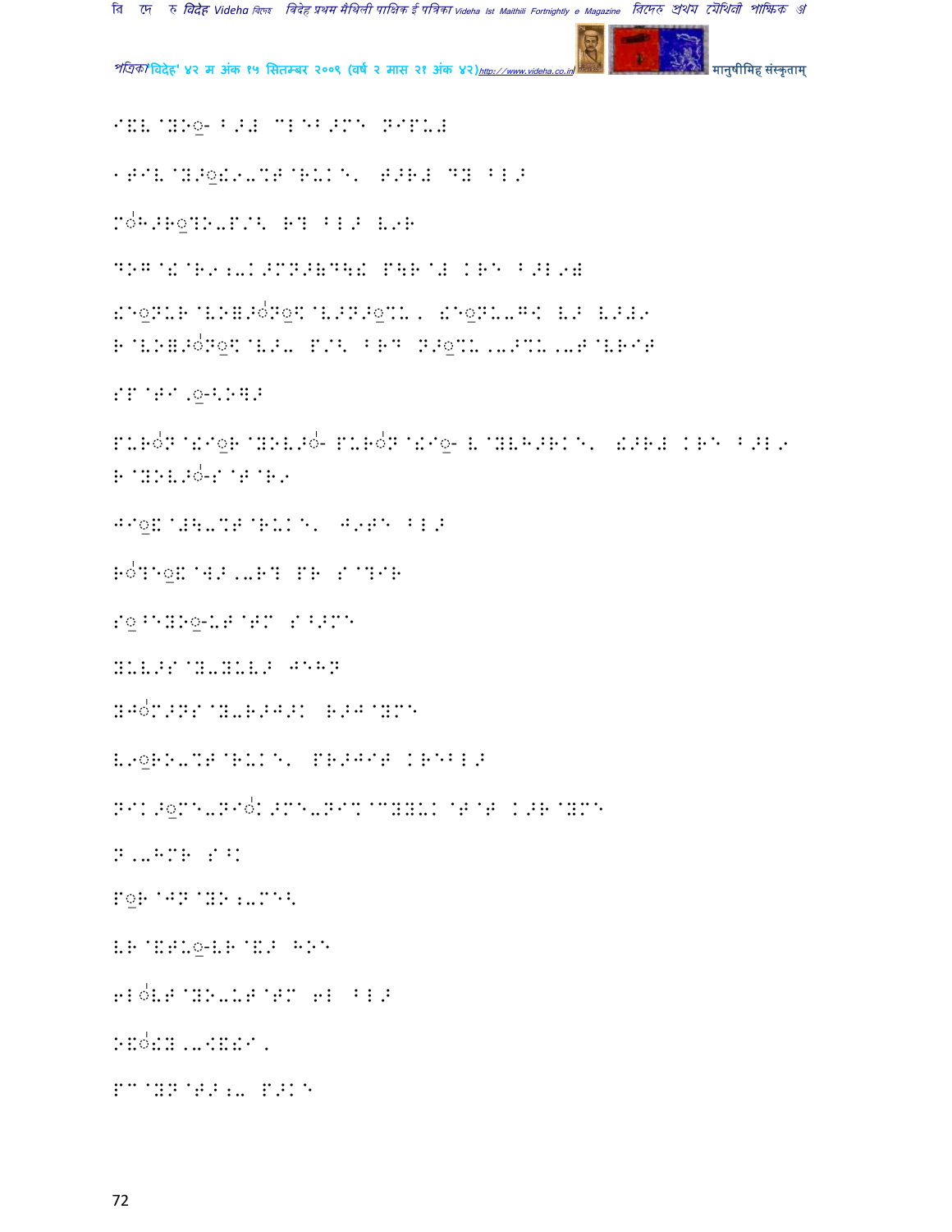I&V@YO◌- B># CL)B>M) NIPU#

1TIV@Y>◌!9-%T@RUK)' T>R# DY BL>

M◌H>R◌?O-P/: R? BL> V9R

DOG@!@R9:-K>MN>&D\! P\R@# KR) B>L9#

!)◌NUR@VO=>◌N◌$@V>N>◌%U, !)◌NU-G< V> V>#9
R@VO=>◌N◌$@V>- P/: BRD N>◌%U,->%U,-T@VRIT

SP@TI,◌-\O]>

PUR◌N@!I◌R@YOV>◌- PUR◌N@!I◌- V@YVH>RK)' !>R# KR) B>L9
R@YOV>◌-S@T@R9

JI◌!@#\-%T@RUK)' J9T) BL>

R◌?)◌!@W>,-R? PR S@?IR

S◌^)YO◌-UT@TM S^>M)

YUV>S@Y-YUV> J)HN

YJ◌M>NS@Y-R>J>K R>J@YM)

V9◌RO-%T@RUK)' PR>JIT KR)BL>

NIK>◌M)-NI◌K>M)-NI%@CYYUK@T@T K>R@YM)

N,-HMR S^K

P◌R@JN@YO:-M)\

VR@&TU◌-VR@&> HO)

6L◌VT@YO-UT@TM 6L BL>

)&◌!Y,-<&!I,

PC@YN@T>:- P>K)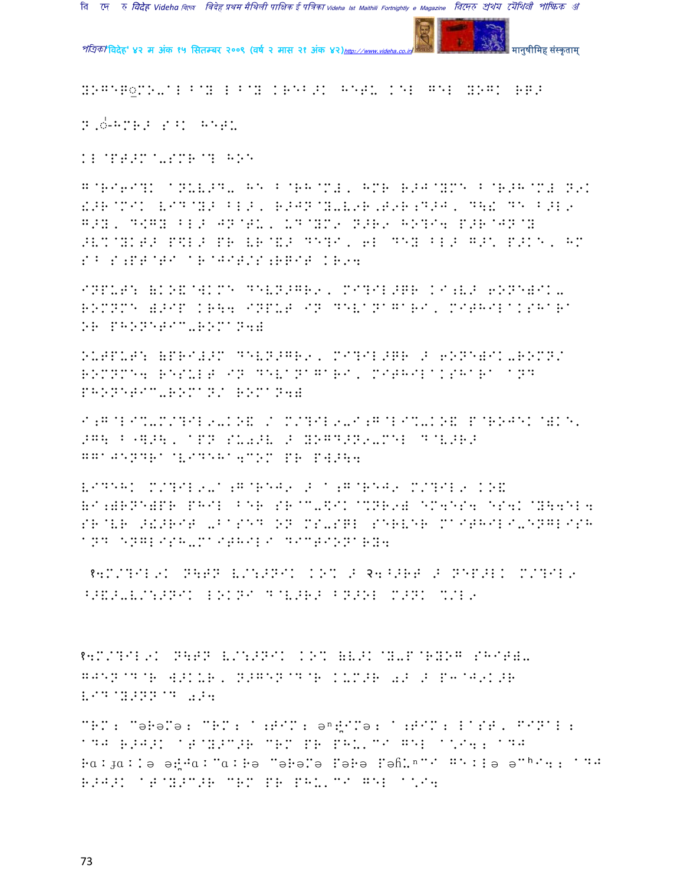YOGEP@MO-AL^@Y L^@Y KREB>K HETU KEL GEL YOGK RR>

N,ॆ-HMR> S^K HETU

KL@PT>M@-SMR@? HOE

G@RI6I?K ANUV>D- HE B@RH@M#, HMR R>J@YME B@R>H@M# N9K !>R@MIK VID@Y> BL>, R>JN@Y-V6R,T9R;D>J, D\! DE B>L9 G>Y, D<GY BL> JN@TU, UD@YM9 N>R9 HO?I4 P>R@JN@Y >VM@YKT> P$L> PR VR@&> DE?I, 6L DEY BL> G>\ P>KE, HM S^ S;PT@TI AR@JIT/S;RPIT KR94

INPUT: (KO&@WKME DEVN>GR9, MI?IL>RR KI;V> 6ONE)IK- ROMNME (>IP KR\4 INPUT IN DEVANAGARI, MITHILAKSHARA OR PHONETIC-ROMAN4)

OUTPUT: (PRI#>M DEVN>GR9, MI?IL>RR > 6ONE)IK-ROMN/ ROMNME4 RESULT IN DEVANAGARI, MITHILAKSHARA AND PHONETIC-ROMAN/ ROMAN4)

A;G@LI%-M/?IL9-KO& / M/?IL9-A;G@LI%-KO& P@ROJEK@)KE. >G\ B@]>\, APN SU$>V > YOGD>N9-MEL D@V>R> GGAJENDRA@VIDEHA4COM PR PU>\4

VIDEHK M/?IL9-A;G@REJ9 > A;G@REJ9 M/?IL9 KO& (A;)RNE)PR PHIL BER SR@C-$IK@%NR9) EM4ES4 ES4K@Y\4EL4 SR@VR >!>RIT -BASED ON MS-SQL SERVER MAITHILI-ENGLISH AND ENGLISH-MAITHILI DICTIONARY4

१4M/?IL9K N\TN V/:>NIK KO% > २4^>RT > NEP>LK M/?IL9 ^>&>-V/:>NIK LOKNA D@V>R> BN>OL M>NK %/L9

१4M/?IL9K N\TN V/:>NIK KO% (V>K@Y-P@RYOG SHIT)- GJEN@D@R W>KUR, N>GEN@D@R KUM>R 0> > P3@J9K>R VID@Y>NN@D 0>4

CRM: Cəɦəʈə: CRM: A;TIM: əⁿɖ̤imə: A;TIM: LAST, FINAL: ADJ R>J>K A@T@Y>C>R CRM PR PHU'CI GEL A*I4: ADJ ɦaːɟaːkə əɖ̤ʱaːcaːɦə cəɦəʈə pəɦə pəɦũⁿci ɡeːlə əcʰi4: ADJ R>J>K A@T@Y>C>R CRM PR PHU'CI GEL A*I4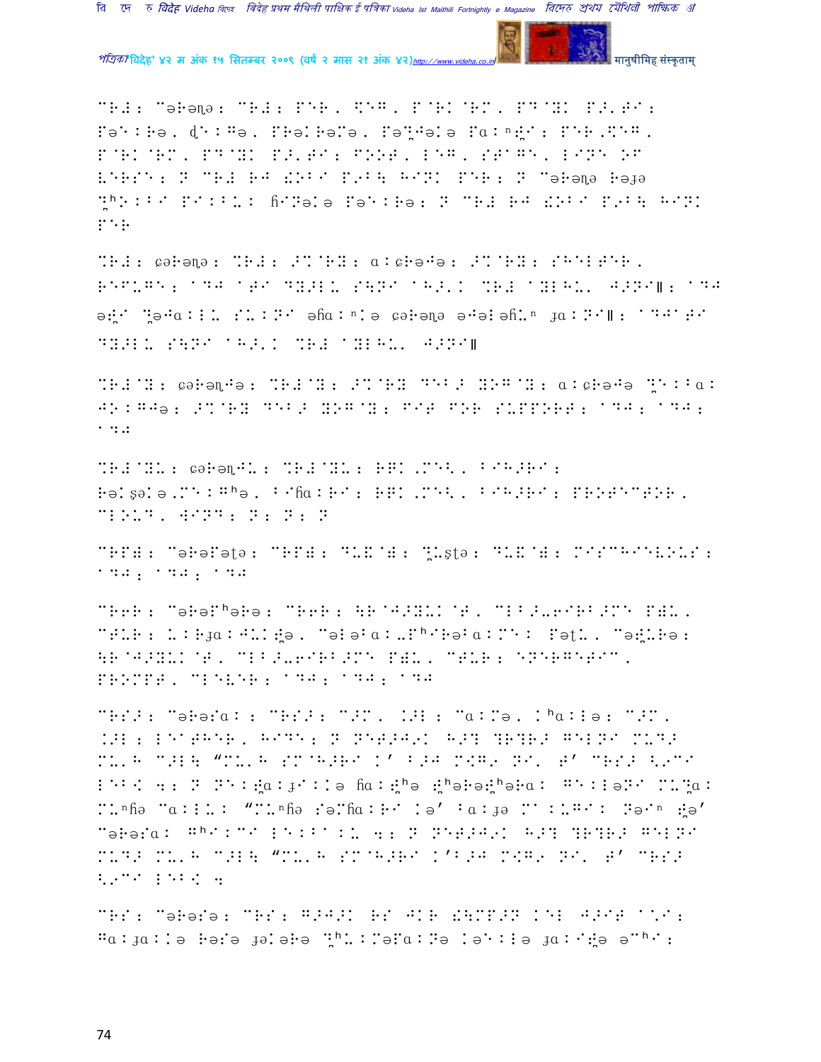CR#: C[ə]R[ə]ɳ[ə]: CR#: PER, \[E]G, P'RK'RM, PD'YK P>,T[I]: P[ə][e]:R[ə], ɖ[e]:G[ə], PR[ə]KR[ə]M[ə], P[ə]?J[ə]K[ə] P[a]:ⁿ[ɖ][I]: PER,\EG, P'RK'RM, PD'YK P>,TI: FOOT, LEG, STAGE, LINE OF VERSE: N CR# RJ !OBI P9B\ HINK PER: N C[ə]R[ə]ɳ[ə] R[ə]ɟ[ə] ?ʰN:BI PI:B.: ɦINəK[ə] P[ə][e]:R[ə]: N CR# RJ !OBI P9B\ HINK PER

%R#: ɕ[ə]R[ə]ɳ[ə]: %R#: >%'RY: ɑ:ɕR[ə]J[ə]: >%'RY: SHELTER, REFUGE: 'DJ 'TI DY>L. S\NI 'H>,K %R# 'YLH., J>NI‖: 'DJ [ə][ɖ]I ?[ə]J[ɑ]:L. S.:NI [ə]ɦ[ɑ]:ⁿK[ə] ɕ[ə]R[ə]ɳ[ə] [ə]J[ə]K[ə]ɦ.ⁿ ɟ[ɑ]:NI‖: 'DJ'TI DY>L. S\NI 'H>,K %R# 'YLH., J>NI‖

%R#'Y: ɕ[ə]R[ə]ɳJ[ə]: %R#'Y: >%'RY DEB> YOG'Y: ɑ:ɕR[ə]J[ə] ?[e]:B[ɑ]: JO:GJ[ə]: >%'RY DEB> YOG'Y: FIT FOR SUPPORT: 'DJ; 'DJ; 'DJ

%R#'YU: ɕ[ə]R[ə]ɳJ.: %R#'YU: RQK,M[e]\, BIH>RI: R[ə]Kʂ[ə]K[ə],M[e]:Gʰ[ə], BIɦ[ɑ]:RI: RQK,M[e]\, BIH>RI: PROTECTOR, CLOUD, WIND: N: N: N

CRP#: C[ə]R[ə]P[ə]ʈ[ə]: CRP#: DU&'#: ?.ʂʈ[ə]: DU&'#: MISCHIEVOUS: 'DJ; 'DJ; 'DJ

CR6R: C[ə]R[ə]Pʰ[ə]R[ə]: CR6R: \R'J>YUK'T, CLB>,6IRB>M[e] P#U, CTUR: .:Rɟ[ɑ]:J.K[ɖ][ə], C[ə]K[ə]^[ɑ]:,PʰIR[ə]^[ɑ]:M[e]: P[ə]ʈ., C[ə][ɖ].R[ə]: \R'J>YUK'T, CLB>,6IRB>M[e] P#U, CTUR: ENERGETIC, PROMPT, CLEVER: 'DJ; 'DJ; 'DJ

CRS>: C[ə]R[ə]s[ɑ]: : CRS>: C>M, .>L : C[ɑ]:M[ə], Kʰ[ɑ]:L[ə]: C>M, .>L : LEATHER, HIDE: N NET>J9K H>? ?R?R> GELNI MUD> MU,H C>L\ "MU,H SM'H>RI K' B>J M[e]G9 NI, T' CRS> \9CI LEBK 4: N NI:[ɖ][ɑ]:ɟI:K[ə] ɦ[ɑ]:[ɖ]ʰ[ə] [ɖ]ʰ[ə]R[ə][ɖ]ʰ[ə]R[ɑ]: GI:L[ə]NI MU?[ɑ]: M.ⁿɦ[ə] C[ɑ]:L.: "M.ⁿɦ[ə] S[ə]Mɦ[ɑ]:RI K[ə]' B[ɑ]:ɟ[ə] MI:.GI: N[ə]Iⁿ [ɖ][ə]' C[ə]R[ə]s[ɑ]: Gʰ[ɑ]:CI LE:B[ɑ]:. 4: N NET>J9K H>? ?R?R> GELNI MUD> MU,H C>L\ "MU,H SM'H>RI K'B>J M[e]G9 NI, T' CRS> \9CI LEBK 4

CRS: C[ə]R[ə]s[ə]: CRS: G>J>K RS JKR !\MP>N KEL J>IT '.I: G[ɑ]:ɟ[ɑ]:K[ə] R[ə]s[ə] ɟ[ə]K[ə]R[ə] ?ʰ.:M[ə]P[ɑ]:N[ə] K[ə][e]:L[ə] ɟ[ɑ]:I[ɖ][ə] [ə]Cʰ[ɑ]: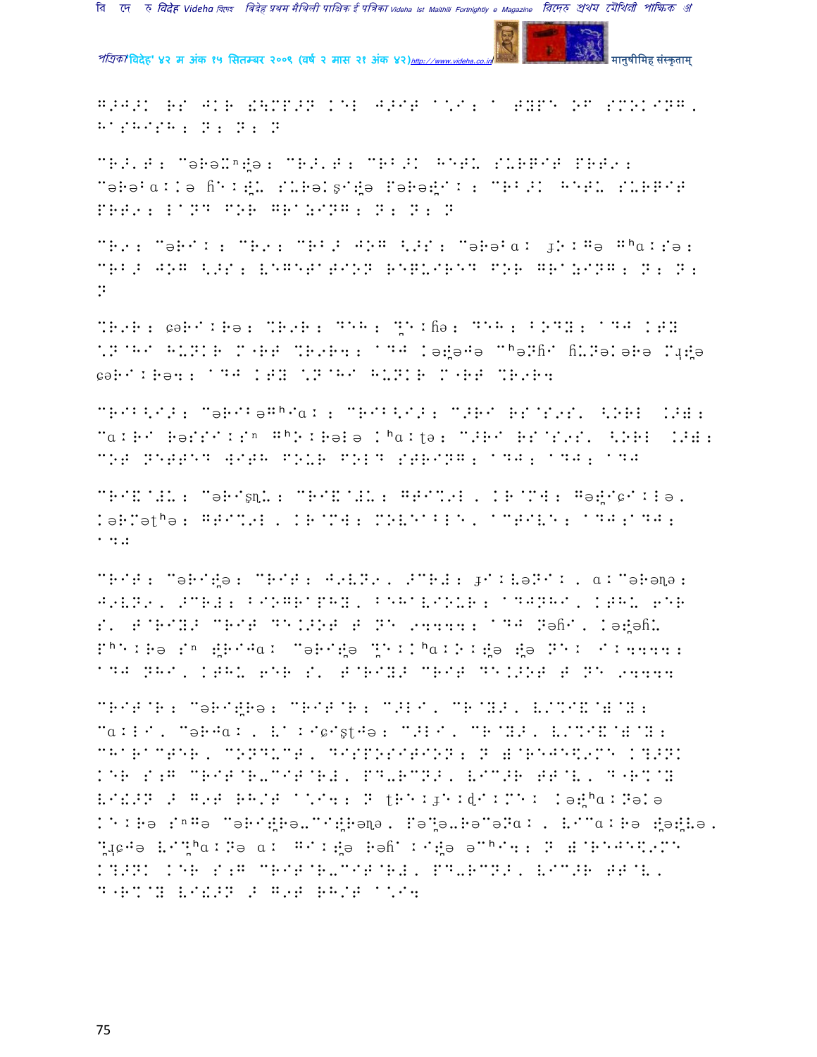G>J>K RS JKR !\MP>N KEL J>IT A\*I; A TYPE OF SMOKING, HASHISH; N; N; N

CR>'T; C Nə-nə; CR>'T; CRB>K HETU SURPIT PRT9; CəRəBa Iə fi Kə SURəKS Nə PəRə K; CRB>K HETU SURPIT PRT9; LAND FOR GRAZING; N; N; N

CR9; CəRIK; CR9; CRB> JOG <>S; CəRəBa Jə RG@ G a Sə; CRB> JOG <>S; VEGETATION REQUIRED FOR GRAZING; N; N; N

%R9R; ºəRIKRə; %R9R; DEH; Q KHə; DEH; BODY; ADJ KTY \*NAHI HUNKR M'RT %R9R4; ADJ KəNəJə CHəNfI fUNəKəRə M4Nə ºəRIKRə4; ADJ KTY \*NAHI HUNKR M'RT %R9R4

CRIB<I>; CəRIBə GHI a; CRIB<I>; C>RI RS@S9S' <ORL .>Y; CaRI RəSSIK Sn GHOKRəKə KHaKtə; C>RI RS@S9S' <ORL .>Y; COT NETTED WITH FOUR FOLD STRING; ADJ; ADJ; ADJ

CRI&@#U; CəRIS U; CRI&@#U; GTI%9L, KR@MW; GəNIºIKLə, KəRMəthə; GTI%9L, KR@MW; MOVEABLE, ACTIVE; ADJ;ADJ; ADJ

CRIT; CəRINə; CRIT; J9VN9, >CR#; JIKVəNIK, aKCəRə ə; J9VN9, >CR#; BIOGRAPHY, BEHAVIOUR; ADJNHI, KTHU 6ER S' T@RIY> CRIT DE.>OT T NE 94444; ADJ Nəf I, KəNəfU PhEKRə Sn NRIJa CəRINə QEKKhaKOKNə Nə NEK IK4444; ADJ NHI, KTHU 6ER S' T@RIY> CRIT DE.>OT T NE 94444

CRIT@R; CəRINRə; CRIT@R; C>LI, CR@Y>, V/%I&@)@Y; CaKLI, CəRJaK, VAKIºISt Jə; C>LI, CR@Y>, V/%I&@)@Y; CHARACTER, CONDUCT, DISPOSITION; N )@REJE\$9ME K?>NK KER S;G CRIT@R-CIT@R#, PD-RCN>, VIC>R TT@L, D'R%@Y VI!>N > G9T RH/T A\*I4; N tREKJEKdIKMEK KəNhaKNəKə KEKRə SnGə CəRINRə-CINRə ə, PəQə-RəCəNaK, VICaKRə NəNVə, Q4ºJə VIQhaKNə aK GaKNə Rəf KINə əChI4; N )@REJE\$9ME K?>NK KER S;G CRIT@R-CIT@R#, PD-RCN>, VIC>R TT@L, D'R%@Y VI!>N > G9T RH/T A\*I4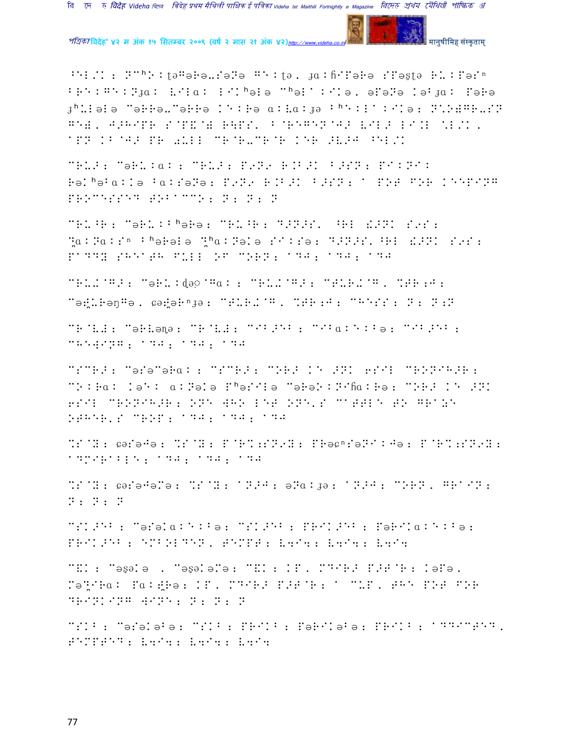^EL/K : N^h>:tə"əRə-S?ə "^:tə, ɟa:ɦiPəRə SPəʂtə R-:Pə:ⁿ
!R^:G^:Nɟa: V^la: I^Kʰələ ^ʰəl^:^Kə, əPəNə Kə!ɟa: PəRə
ɟʰ-Iələ "əRRə-"əRRə K^:Rə a:Va:ɟə !ʰ^:I^:^Kə: N.D#GR-SN
G^#, J>H^PR S@P&@# R\PS, B@R^G^N@J> V^L> I^:L ⁿL/K,
^PN KB@J> PR 0-LL CR@R-CR@R K^R >V>J ^EL/K

CR-> : "əR-:a: : CR-> : P9N9 R.B>K B>SN : P^:N^:
Rəlʰə!a:Kə !a:SəNə : P9N9 R.B>K B>SN : ^ POT FOR KEEPING
PROCESSED TOBACCO : N : N : N

CR-^R : "əR-:!ʰəRə : CR-^R : D>N>S, ^RL &>NK S9S :
N̥a:Na:Sⁿ !ʰəRələ N̥ʰa:NəKə S^:Sə : D>N>S, ^RL &>NK S9S :
PADDY SHEATH FULL OF CORN : ^DJ : ^DJ : ^DJ

CR-K@G> : "əR-:ɖə@Ga: : CR-K@G> : CT-R>K@G, %RR;J :
"əɖ̥-RəŋGə, ɕəɖ̥əRⁿɟə : CT-R>K@G, %RR;J : CHESS : N : N;N

CR@V# : "əRVəɱə : CR@V# : C^B>E! : C^!a:^:!ə : C^B>E! :
CHEWING : ^DJ : ^DJ : ^DJ

CSCR> : "əSə"əRa: : CSCR> : CORN K^ >NK 6S^L CRONIHR :
C^:Ra: Kə^: a:NəKə PʰəS^lə "əRə>:N^ɦa:Rə : CORN K^ >NK
6S^L CRONIHR : ONE WHO LET ONE'S CATTLE TO GRAZE
OTHER'S CROP : ^DJ : ^DJ : ^DJ

%S@Y : ɕəSəJə : %S@Y : P@R%;SN9Y : PRəɕⁿSəN^:Jə : P@R%;SN9Y :
ADMIRABLE : ^DJ : ^DJ : ^DJ

%S@Y : ɕəSəJəMə : %S@Y : ^N>J : əNa:ɟə : ^N>J : CORN, GRAIN :
N : N : N

CSK>E! : "əSəKa:^:!ə : CSK>E! : PR^K>E! : PəR^Ka:^:!ə :
PR^K>E! : EMBOLDEN, TEMPT : V4S4 : V4S4 : V4S4

C&K : "əʂəKə , "əʂəKəMə : C&K : KP, MD^R> P>T@R : KəMə,
"əN̥^Ra: Pa:ɖ̥Rə : KP, MD^R> P>T@R : ^ CUP, THE POT FOR
DRINKING WINE : N : N : N

CSK! : "əSəKə!ə : CSK! : PR^K! : PəR^Kə!ə : PR^K! : ADDICTED,
TEMPTED : V4S4 : V4S4 : V4S4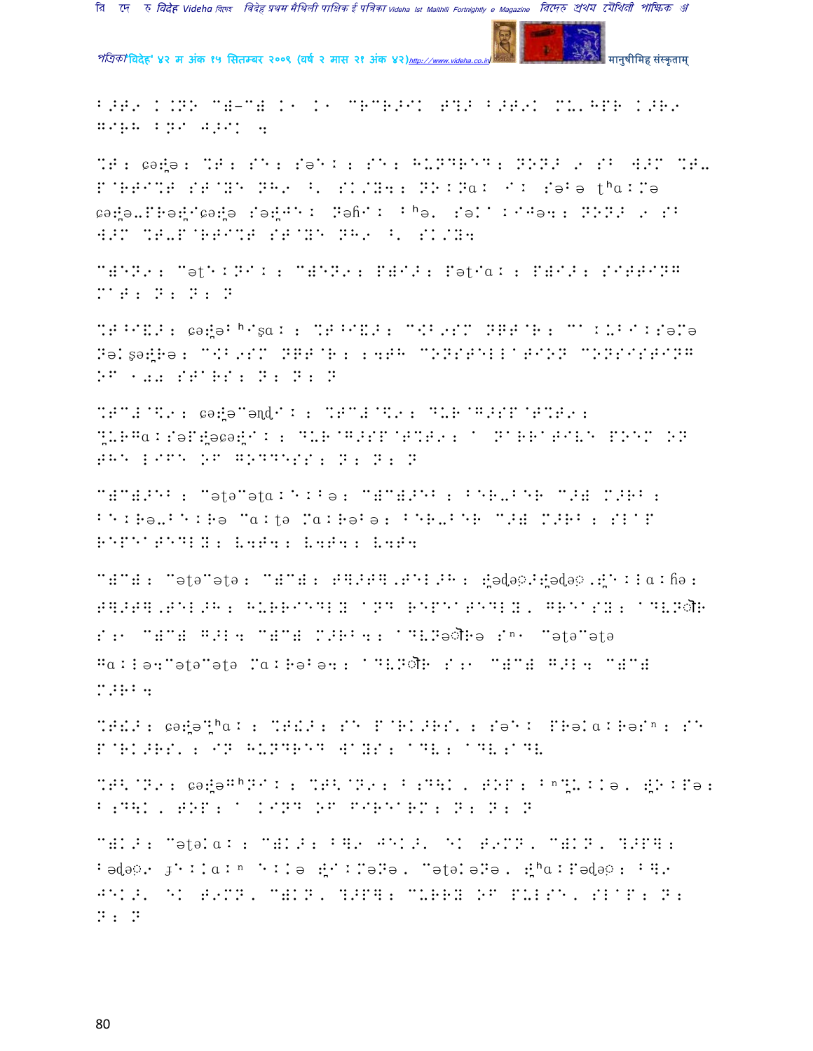B>T9 K.NO M=-M= K1 K1 MRMR>IK T?> B>T9K MU'HPR K>R9
GIRH BNI W>IK 4

%T; cə:ḁə; %T; S^; Sə^K; S^; HUNDRED; NONS 9 SB W>M %T- P@RTI%T ST@YE NH9 \. SK/Y4; NO:Na: I: Səˈə tʰa:Mə cə:ḁə-PRə:ḁIcə:ḁə Sə:ḁ^: Nəɦi: ˈhə. Səl^:I^ə4; NONS 9 SB W>M %T-P@RTI%T ST@YE NH9 \. SK/Y4

M=EN9; Mətʰ:NI:; M=EN9; P=I>; Pətʰa:; P=I>; SITTING M^T; N; N; N

%TBI&>; cə:ḁəˈʰiʂa:; %TBI&>; M<B9SM NGT@R; M^:UBI:SəMə Nəlʂə:ḁRə; M<B9SM NGT@R; 4TH CONSTELLATION CONSISTING OF 100 STARS; N; N; N

%TM>@\$9; cə:ḁəMənḍi:; %TM>@\$9; DUR@G>SP@T%T9; ḁURGa:SəPḁəcə:ḁi:; DUR@G>SP@T%T9; A NARRATIVE POEM ON THE LIFE OF GODDESS; N; N; N

M=M=>EB; Mətəmta:^:Bə; M=M=>EB; B^R-B^R M>= M>RB; B^:Rə-B^:Rə Ma:tə Ma:Rəˈə; B^R-B^R M>= M>RB; SLAP REPEATEDLY; \4T4; \4T4; \4T4

M=M=; Mətəmtə; M=M=; T]>T].TEL>H; ḁədə>ḁədə.ḁ^:la:ɦə; T]>T].TEL>H; HURRIEDLY AND REPEATEDLY, GREASY; ADV. S; M=M= G>L4 M=M= M>RB4; ADVəRə Sⁿ Mətəmtə Ga:lə4Mətəmtə Ma:Rəˈə4; ADV. S; M=M= G>L4 M=M= M>RB4

%T!>; cə:ḁəḁʰa:; %T!>; S^ P@RK>RS'; Səˈ: PRəla:Rəsⁿ; S^ P@RK>RS'; IN HUNDRED WAYS; ADV; ADV.ADV

%T\@N9; cə:ḁəGʰNi:; %T\@N9; B:D]K, TOP; Bⁿḁu:lə, ḁO:Pə; B:D]K, TOP; A KIND OF FIREARM; N; N; N

M=K>; Mətəla:; M=K>; B]9 JEK>' EK T9MN' M=KN' ?>P]; Bədə9 ɟ^:la:ⁿ ^:lə ḁI:MəNə, MətəlaNə, ḁʰa:Pədə; B]9 JEK>' EK T9MN' M=KN' ?>P]; CURRY OF PULSE, SLAP; N; N; N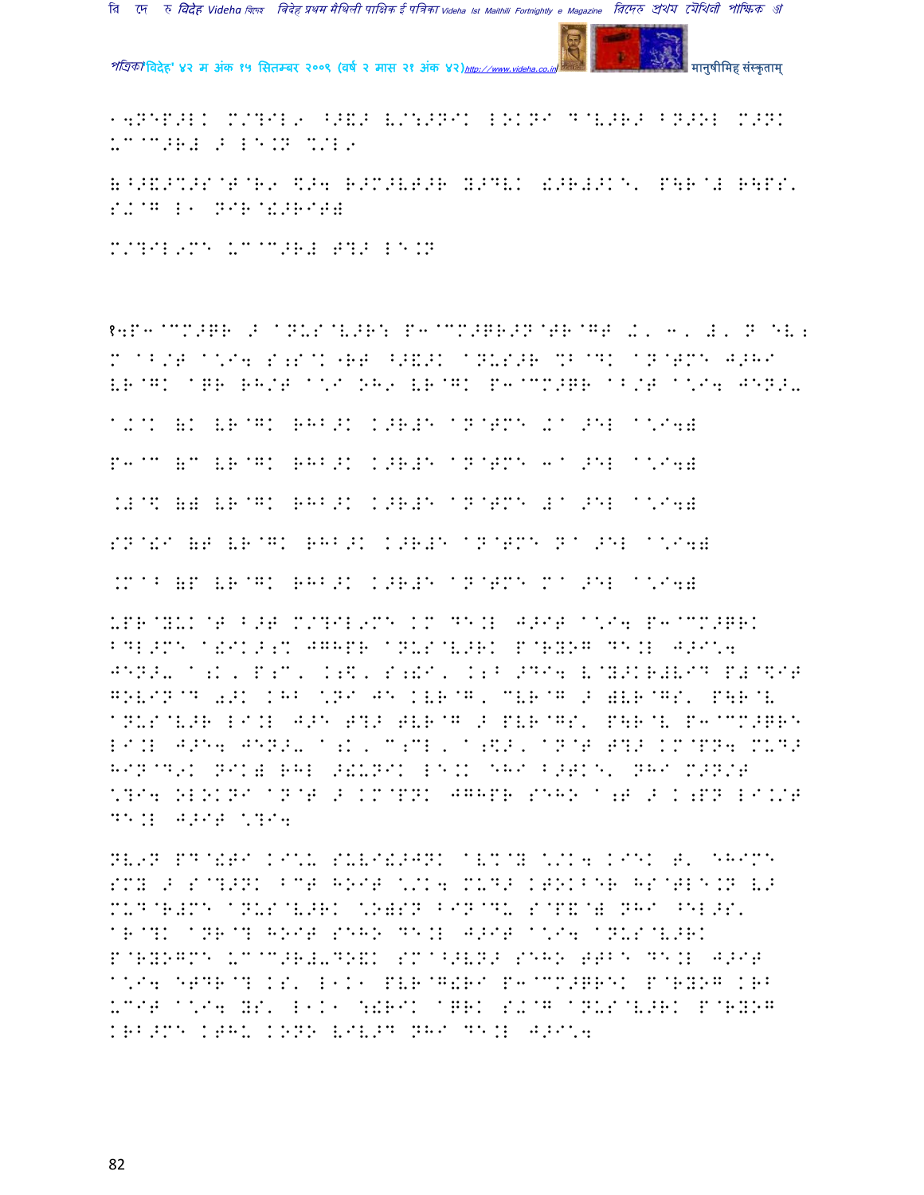१4PEP>LK M/?IL9 ^>&> V/:>NIK LOKNI D@V>R> BN>OL M>NK UC@C>R# > LE.N %/L9

(^>&>%>S@T@R9 \$>4 R>M>VT>R Y>DVK !>R#>KE' P\R@# R\PS' S+@G L1 NIR@!>RIT)

M/?IL9ME UC@C>R# T?> LE.N

१4P3@CM>QR > ANUS@V>R: P3@CM>QR>N@TR@GT -' 3' #' N EV;
M AB/T A\*I4 S;S@K"RT ^>&>K ANUS>R %B@DK AN@TME J>HI
VR@GK AQR RH/T A\*I OH9 VR@GK P3@CM>QR AB/T A\*I4 JEN>-

A+@K (K VR@GK RHB>K K>R#E AN@TME -A >EL A\*I4)

P3@C (C VR@GK RHB>K K>R#E AN@TME 3A >EL A\*I4)

.#@\$ (# VR@GK RHB>K K>R#E AN@TME #A >EL A\*I4)

SN@!I (T VR@GK RHB>K K>R#E AN@TME NA >EL A\*I4)

.M@B (P VR@GK RHB>K K>R#E AN@TME MA >EL A\*I4)

UPR@YUK@T B>T M/?IL9ME KM DE.L J>IT A\*I4 P3@CM>QRK BDL>ME A!IK>;% JGHPR ANUS@V>RK P@RYOG DE.L J>I\*4 JEN>- A;K' P;C' K;\$' S;!I' K;B >DI4 V@Y>KR#VID P#@\$IT GOVIN@D 0>K KHB \*NI JE KVR@G' CVR@G > )VR@GS' P\R@V ANUS@V>R LI.L J>E T?> TVR@G > PVR@GS' P\R@V P3@CM>QRE LI.L J>E4 JEN>- A;K' C;CL' A;\$>' AN@T T?> KM@PN4 MUD> HIN@D9K NIK) RHL >!UNIK LE.K EHI B>TKE' NHI M>N/T \*?I4 OLOKNI AN@T > KM@PNK JGHPR SEHO A;T > K;PN LI./T DE.L J>IT \*?I4

NV9N PD@!TI KI\*U SUVI!>JNK AV%@Y \*/K4 KIEK T' EHIME SMY > S@?>NK BCT HOIT \*/K4 MUD> KTOKBER HS@TLE.N V> MUD@R#ME ANUS@V>RK \*O)SN BIN@DU S@P&@) NHI ^EL>S' AR@?K ANR@? HOIT SEHO DE.L J>IT A\*I4 ANUS@V>RK P@RYOGME UC@C>R#-DO!K SM@^>VN> SEHO TTBE DE.L J>IT A\*I4 ETDR@? KS' L1K1 PVR@G!RI P3@CM>QREK P@RYOG KRB UCIT A\*I4 YS' L1K1 :!RIK AQRK S+@G ANUS@V>RK P@RYOG KRB>ME KTHU KONO VIV>D NHI DE.L J>I\*4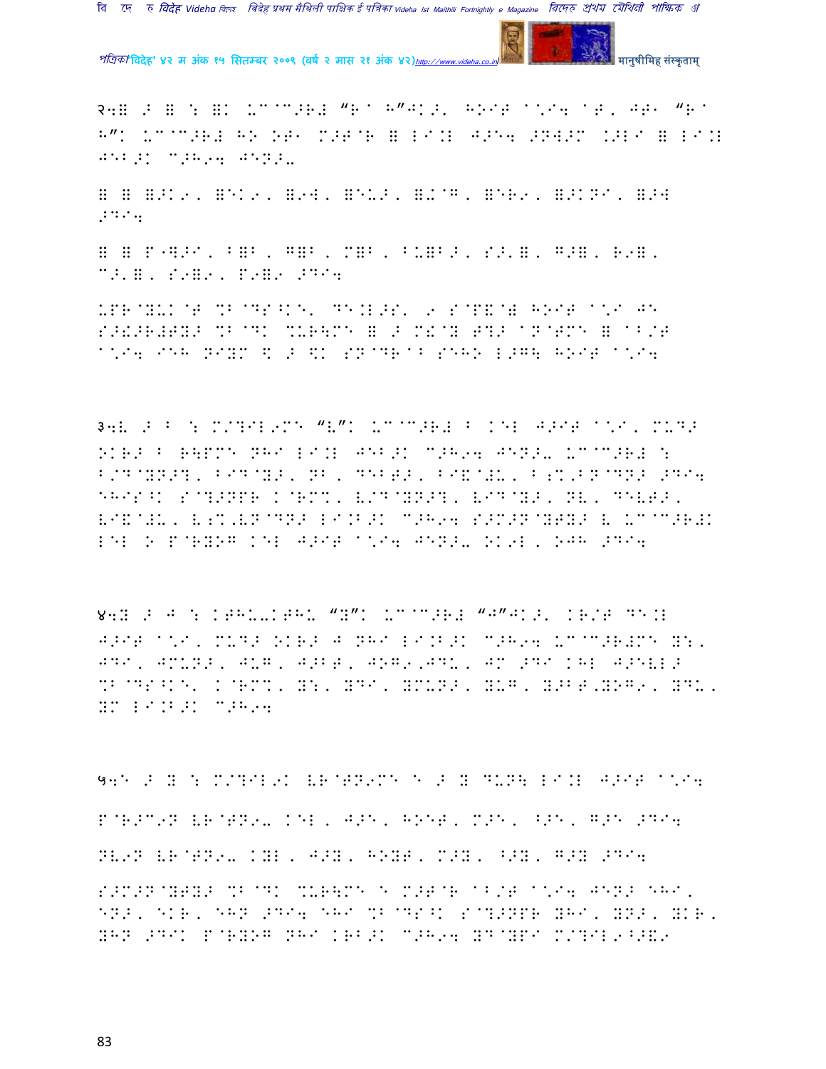२५ख ⠠ ख ⠅ ख⠅ ⠥⠉⠉⠵⠗⠿ "⠗ ⠓"⠚⠅⠵⠂ ⠓⠕⠊⠞ ⠁⠡⠊⠒ ⠁⠞⠂ ⠚⠞⠂ "⠗
⠓"⠅ ⠥⠉⠉⠵⠗⠿ ⠓⠕ ⠕⠞⠂ ⠍⠵⠞⠗ ख ⠇⠊⠨⠇ ⠚⠵⠑⠒ ⠵⠝⠹⠵⠍ ⠨⠵⠇⠊ ख ⠇⠊⠨⠇
⠚⠑⠃⠵⠅ ⠉⠵⠓⠔⠒ ⠚⠑⠝⠵⠄

ख ख ख⠵⠅⠔, ख⠑⠅⠔, ख⠔⠱, ख⠑⠥⠵, ख⠯⠛, ख⠑⠗⠔, ख⠵⠅⠝⠊, ख⠵⠱
⠵⠙⠊⠒

ख ख ⠏⠹⠵⠊, ⠃ख⠃, ⠛ख⠃, ⠍ख⠃, ⠃⠥ख⠃⠵, ⠎⠵⠂ख, ⠛⠵ख, ⠗⠔ख,
⠉⠵⠂ख, ⠎⠔ख⠔, ⠏⠔ख⠔ ⠵⠙⠊⠒

⠥⠏⠗⠹⠽⠥⠅⠹⠞ ⠩⠃⠹⠙⠎⠈⠅⠑⠂ ⠙⠑⠨⠇⠵⠎⠂ ⠔ ⠎⠹⠏⠯⠹⠿ ⠓⠕⠊⠞ ⠁⠡⠊ ⠚⠑
⠎⠵⠯⠵⠗⠿⠞⠽⠵ ⠩⠃⠹⠙⠅ ⠩⠥⠗⠹⠍⠑ ख ⠵ ⠍⠯⠹⠽ ⠞⠹⠵ ⠁⠝⠹⠞⠍⠑ ख ⠁⠃⠌⠞
⠁⠡⠊⠒ ⠊⠑⠓ ⠝⠊⠽⠍ ⠫ ⠵ ⠫⠅ ⠎⠝⠹⠙⠗⠁⠃ ⠎⠑⠓⠕ ⠇⠵⠛⠹ ⠓⠕⠊⠞ ⠁⠡⠊⠒

३५ख ⠵ ⠃ ⠅ ⠍⠌⠹⠊⠇⠔⠍⠑ "⠧"⠅ ⠥⠉⠉⠵⠗⠿ ⠃ ⠅⠑⠇ ⠚⠵⠊⠞ ⠁⠡⠊, ⠍⠥⠙⠵
⠕⠅⠗⠵ ⠃ ⠗⠹⠏⠍⠑ ⠝⠓⠊ ⠇⠊⠨⠇ ⠚⠑⠃⠵⠅ ⠉⠵⠓⠔⠒ ⠚⠑⠝⠵⠄ ⠥⠉⠉⠵⠗⠿ ⠅
⠃⠌⠙⠹⠽⠝⠵⠹, ⠃⠊⠙⠹⠽⠵, ⠝⠃, ⠙⠑⠃⠞⠵, ⠃⠊⠯⠹⠿⠥, ⠃⠨⠩⠂⠃⠝⠹⠙⠝⠵ ⠵⠙⠊⠒
⠑⠓⠊⠎⠈⠅ ⠎⠹⠹⠵⠝⠏⠗ ⠅⠹⠗⠍⠩⠂ ⠧⠌⠙⠹⠽⠝⠵⠹, ⠧⠊⠙⠹⠽⠵, ⠝⠧, ⠙⠑⠧⠞⠵,
⠧⠊⠯⠹⠿⠥, ⠧⠨⠩⠂⠧⠝⠹⠙⠝⠵ ⠇⠊⠨⠃⠵⠅ ⠉⠵⠓⠔⠒ ⠎⠵⠍⠵⠝⠹⠽⠞⠽⠵ ⠧ ⠥⠉⠉⠵⠗⠿⠅
⠇⠑⠇ ⠕ ⠏⠹⠗⠽⠕⠛ ⠅⠑⠇ ⠚⠵⠊⠞ ⠁⠡⠊⠒ ⠚⠑⠝⠵⠄ ⠕⠅⠔⠇, ⠕⠚⠓ ⠵⠙⠊⠒

४५ख ⠵ ⠚ ⠅ ⠅⠞⠓⠥⠄⠅⠞⠓⠥ "ख"⠅ ⠥⠉⠉⠵⠗⠿ "⠚"⠚⠅⠵⠂ ⠅⠗⠌⠞ ⠙⠑⠨⠇
⠚⠵⠊⠞ ⠁⠡⠊, ⠍⠥⠙⠵ ⠕⠅⠗⠵ ⠚ ⠝⠓⠊ ⠇⠊⠨⠃⠵⠅ ⠉⠵⠓⠔⠒ ⠥⠉⠉⠵⠗⠿⠍⠑ ख⠅,
⠚⠙⠊, ⠚⠍⠥⠝⠵, ⠚⠥⠛, ⠚⠵⠃⠞, ⠚⠕⠛⠔⠂⠚⠙⠥, ⠚⠍ ⠵⠙⠊ ⠅⠓⠇ ⠚⠵⠑⠧⠇⠵
⠩⠃⠹⠙⠎⠈⠅⠑⠂ ⠅⠹⠗⠍⠩⠂ ख⠅, ख⠙⠊, ख⠍⠥⠝⠵, ख⠥⠛, ख⠵⠃⠞⠂ख⠕⠛⠔, ख⠙⠥,
ख⠍ ⠇⠊⠨⠃⠵⠅ ⠉⠵⠓⠔⠒

५५⠑ ⠵ ख ⠅ ⠍⠌⠹⠊⠇⠔⠅ ⠧⠗⠹⠞⠝⠔⠍⠑ ⠑ ⠵ ख ⠙⠥⠝⠹ ⠇⠊⠨⠇ ⠚⠵⠊⠞ ⠁⠡⠊⠒

⠏⠹⠗⠵⠉⠔⠝ ⠧⠗⠹⠞⠝⠔⠄ ⠅⠑⠇, ⠚⠵⠑, ⠓⠕⠑⠞, ⠍⠵⠑, ⠈⠵⠑, ⠛⠵⠑ ⠵⠙⠊⠒

⠝⠧⠔⠝ ⠧⠗⠹⠞⠝⠔⠄ ⠅ख⠇, ⠚⠵ख, ⠓⠕ख⠞, ⠍⠵ख, ⠈⠵ख, ⠛⠵ख ⠵⠙⠊⠒

⠎⠵⠍⠵⠝⠹⠽⠞⠽⠵ ⠩⠃⠹⠙⠅ ⠩⠥⠗⠹⠍⠑ ⠑ ⠍⠵⠞⠹⠗ ⠁⠃⠌⠞ ⠁⠡⠊⠒ ⠚⠑⠝⠵ ⠑⠓⠊,
⠑⠝⠵, ⠑⠅⠗, ⠑⠓⠝ ⠵⠙⠊⠒ ⠑⠓⠊ ⠩⠃⠹⠙⠎⠈⠅ ⠎⠹⠹⠵⠝⠏⠗ ख⠓⠊, ख⠝⠵, ख⠅⠗,
ख⠓⠝ ⠵⠙⠊⠅ ⠏⠹⠗⠽⠕⠛ ⠝⠓⠊ ⠅⠗⠃⠵⠅ ⠉⠵⠓⠔⠒ ख⠙⠹⠽⠏⠊ ⠍⠌⠹⠊⠇⠔⠈⠵⠯⠔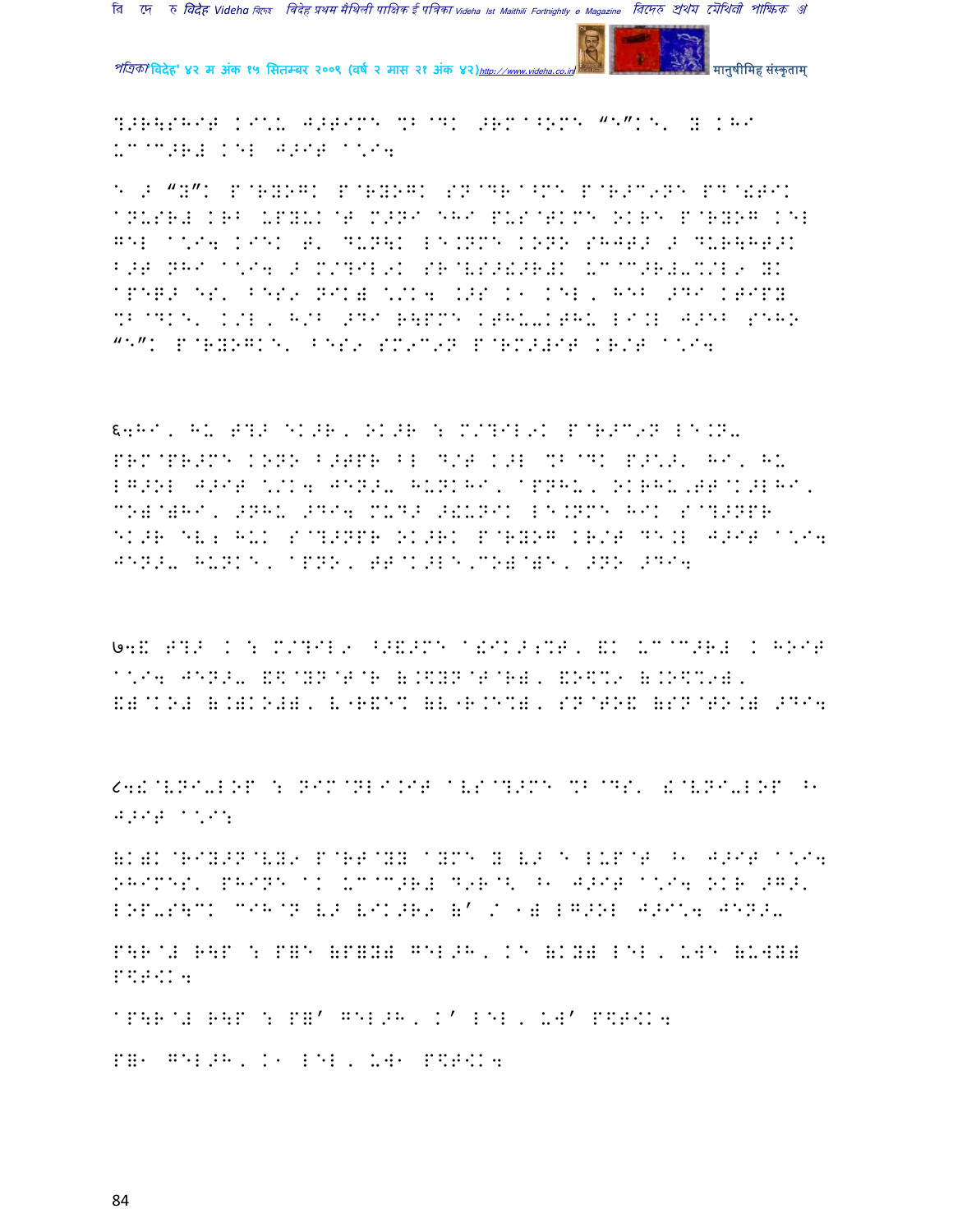?>R\SHIT KI\*- J>TIMN %B@DK >RM^^OMN “E”K E' Y KHI
-C^C>R# KEL J>IT ^\*I4

E > “Y”K P@RYOGK P@RYOGK SN@DR^^MN P@R>C9NE PD@!TIK
^N-SR# KRB -PY-K@T M>NI EHI P-S@TKMN OKRE P@RYOG KEL
GEL ^\*I4 KIEK T' D-N\K LE.NMN KONO SHJT> > D-R\HT>K
B>T NHI ^\*I4 > M/?IL9K SR@VS>!>R#K -C^C>R#-%/L9 YK
^PE?> ES' BES9 NIK) \*/K4 K>S K1 KEL, HEB >DI KTIPY
%B@DKE' K/L, H/B >DI R\PMN KTH--KTH- LI.L J>EB SEHO
“E”K P@RYOGKE' BES9 SM9C9N P@RM>#IT KR/T ^\*I4

६4HI, H- T?> EK>R, OK>R : M/?IL9K P@R>C9N LE.N-
PRM@PR>MN KONO B>TPR BL D/T K>L %B@DK P>\*>' HI, H-
LG>OL J>IT \*/K4 JEN>- H-NKHI, ^PNH-, OKRH-,TT@K>LHI,
CO)@)HI, >NH- >DI4 M-D> >!-NIK LE.NMN HIK S@?>NPR
EK>R EV; H-K S@?>NPR OK>RK P@RYOG KR/T DE.L J>IT ^\*I4
JEN>- H-NKE, ^PNO, TT@K>LE,CO)@)E, >NO >DI4

७4& T?> K : M/?IL9 ^>&>MN ^!IK>;%T, &K -C^C>R# K HOIT
^\*I4 JEN>- &$@YN@T@R (.$YN@T@R), &O$%9 (.O$%9),
&)@KO# (.)KO#), V"R&E% (V"R.E%), SN@TO& (SN@TO.) >DI4

८4!@VNI-LOP : NIM@NLI.IT ^VS@?>MN %B@DS' !@VNI-LOP ^1
J>IT ^\*I:

(K)K@RIY>N@VY9 P@RT@YY ^YMN Y V> E L-P@T ^1 J>IT ^\*I4
OHIMES' PHINE ^K -C^C>R# D9R@< ^1 J>IT ^\*I4 OKR >G>'
LOP-S\CK CIH@N V> VIK>R9 (' / 1) LG>OL J>I\*4 JEN>-

P\R@# R\P : P=E (P=Y) GEL>H, KE (KY) LEL, -WE (-WY)
P$T<K4

^P\R@# R\P : P=' GEL>H, K' LEL, -W' P$T<K4

P=1 GEL>H, K1 LEL, -W1 P$T<K4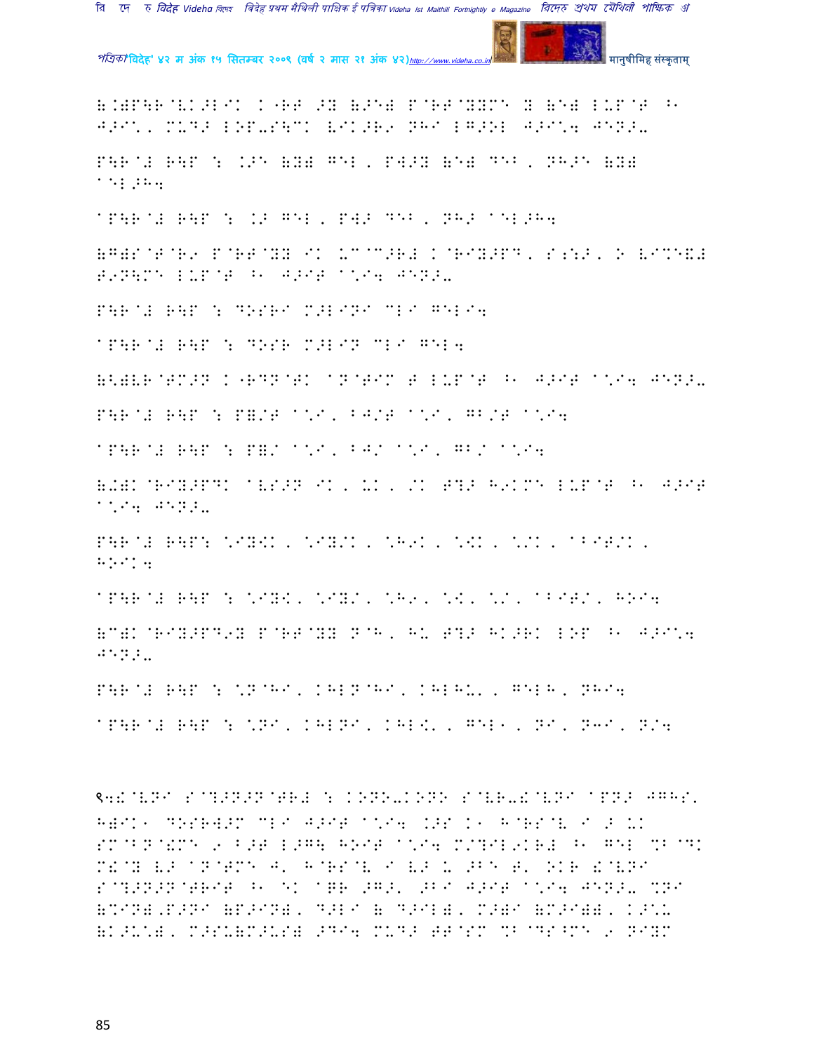(.)P\R@VK>LIK K"RT >Y (>E) P@RT@YYMC Y (E) LUP@T ^1 J>I/, MUD> LOP-S\CK VIK>R9 NHI LG>OL J>I/4 JEN>-

P\R@# R\P : .>E (Y) GEL, PW>Y (E) DEB, NH>E (Y) @EL>H4

@P\R@# R\P : .> GEL, PW> DEB, NH> @EL>H4

(G)S@T@R9 P@RT@YY IK UC@C>R# K@RIY>PD, S;:>, O VIMCE&# T9N\MC LUP@T ^1 J>IT @/I4 JEN>-

P\R@# R\P : DOSRI M>LINI CLI GELI4

@P\R@# R\P : DOSR M>LIN CLI GEL4

(<)VR@TM>N K"RDN@TK @N@TIM T LUP@T ^1 J>IT @/I4 JEN>-

P\R@# R\P : P=/T @/I, BJ/T @/I, GB/T @/I4

@P\R@# R\P : P=/ @/I, BJ/ @/I, GB/ @/I4

(+)K@RIY>PDK @VS>N IK, UK, /K T?> H9KMC LUP@T ^1 J>IT @/I4 JEN>-

P\R@# R\P: /IY<K, /IY/K, /H9K, /<K, //K, @BIT/K, H>IK4

@P\R@# R\P : /IY<, /IY/, /H9, /<, //, @BIT/, H>I4

(C)K@RIY>PD9Y P@RT@YY N@H, HU T?> HK>RK LOP ^1 J>I/4 JEN>-

P\R@# R\P : /N@HI, KHLN@HI, KHLHU, GELH, NHI4

@P\R@# R\P : /NI, KHLNI, KHL<, GEL1, NI, N3I, N/4

९4!@VNI S@?>N>N@TR# : KONO-KONO S@VR-!@VNI @PN> JGHS' H)IK1 DOSRW>M CLI J>IT @/I4 .>S K1 H@RS@V I > UK SM@B N@!MC 9 B>T L>G\ HOIT @/I4 M/?IL9KR# ^1 GEL %B@DK M!@Y V> @N@TMC J' H@RS@V I V> U >BE T' OKR !@VNI S@?>N>N@TRIT ^1 EK @QR >G>' >BI J>IT @/I4 JEN>- %NI (%IN),P>NI (P>IN), D>LI ( D>IL), M>)I (M>I)), K>/U (K>U/), M>SU(M>US) >DI4 MUD> TT@SM %B@DS^MC 9 NIYM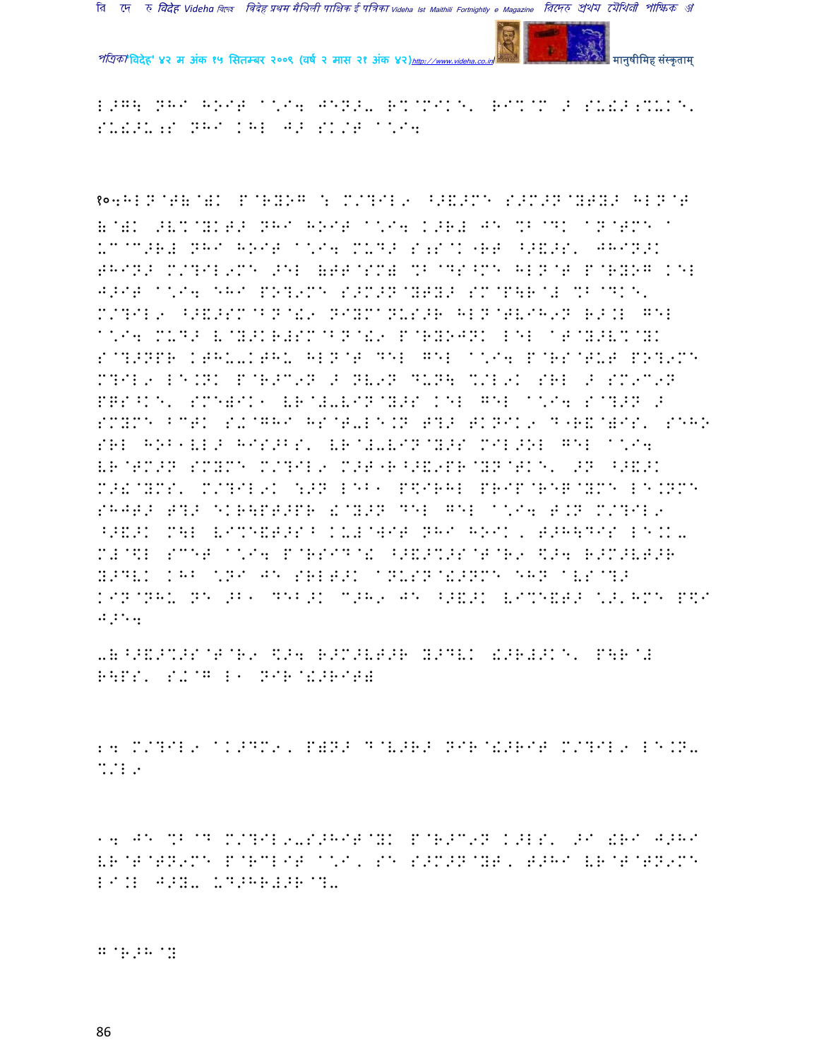L>G\ NHI HOIT a*I4 JEN>- R%@MIKE' RI%@M > SU!>;%UKE' SU!>U;S NHI KHL J> SK/T a*I4

१०4HLN@T(@!K P@RYOG : M/?IL9 ^>&>ME S>M>N@YTY> HLN@T (@!K >V%@YKT> NHI HOIT a*I4 K>R# JE %B@DK aN@TME a U^@C>R# NHI HOIT a*I4 MUD> S;S@K^RT ^>&>S' JHIN>K THIN> M/?IL9ME >EL (TT@SM) %B@DS^ME HLN@T P@RYOG KEL J>IT a*I4 EHI PO?9ME S>M>N@YTY> SM@P\R@! %B@DKE' M/?IL9 ^>&>SM@BN@!9 NIYMaNUS>R HLN@TVIH9N R>.L GEL a*I4 MUD> V@Y>KR#SM@BN@!9 P@RYOJNK LEL aT@Y>V%@YK S@?>NPR KTHU-KTHU HLN@T DEL GEL a*I4 P@RS@TUT PO?9ME M?IL9 LE.NK P@R>C9N > NV9N DUN\ %/L9K SRL > SM9C9N PRS^KE' SME)IK" VR@#-VIN@Y>S KEL GEL a*I4 S@?>N > SMYME ^CTK S+@GHI HS@T-LE.N T?> TKNIK9 D^R&@)IS' SEHO SRL HOB"VL> HIS>BS' VR@#-VIN@Y>S MIL>OL GEL a*I4 VR@TM>N SMYME M/?IL9 M>T^R^>&9PR@YN@TKE' >N ^>&>K M>!@YMS' M/?IL9K :>N LEB" P$IRHL PRIP@RE@@YME LE.NME SHJT> T?> EKR\PT>PR !@Y>N DEL GEL a*I4 T.N M/?IL9 ^>&>K M\L VI%E&T>S^ KU#@WIT NHI HOIK, T>H\DIS LE.K- M#@\L SCET a*I4 P@RSID@! ^>&>%>S@T@R9 $>4 R>M>VT>R Y>DVK KHB *NI JE SRLT>K aNUSN@!>NME EHN aVS@?> KIN@NHU NE >B" DEB>K C>H9 JE ^>&>K VI%E&T> *>'HME P$I J>E4

-(^>&>%>S@T@R9 $>4 R>M>VT>R Y>DVK !>R#>KE' P\R@# R\PS' S+@G L" NIR@!>RIT)

24 M/?IL9 aK>DM9, P)N> D@V>R> NIR@!>RIT M/?IL9 LE.N- %/L9

14 JE %B@D M/?IL9-S>HIT@YK P@R>C9N K>LS' >I !RI J>HI VR@T@TN9ME P@RCLIT a*I, SE S>M>N@YT, T>HI VR@T@TN9ME LI.L J>Y- UD>HR#>R@?-

G@R>H@Y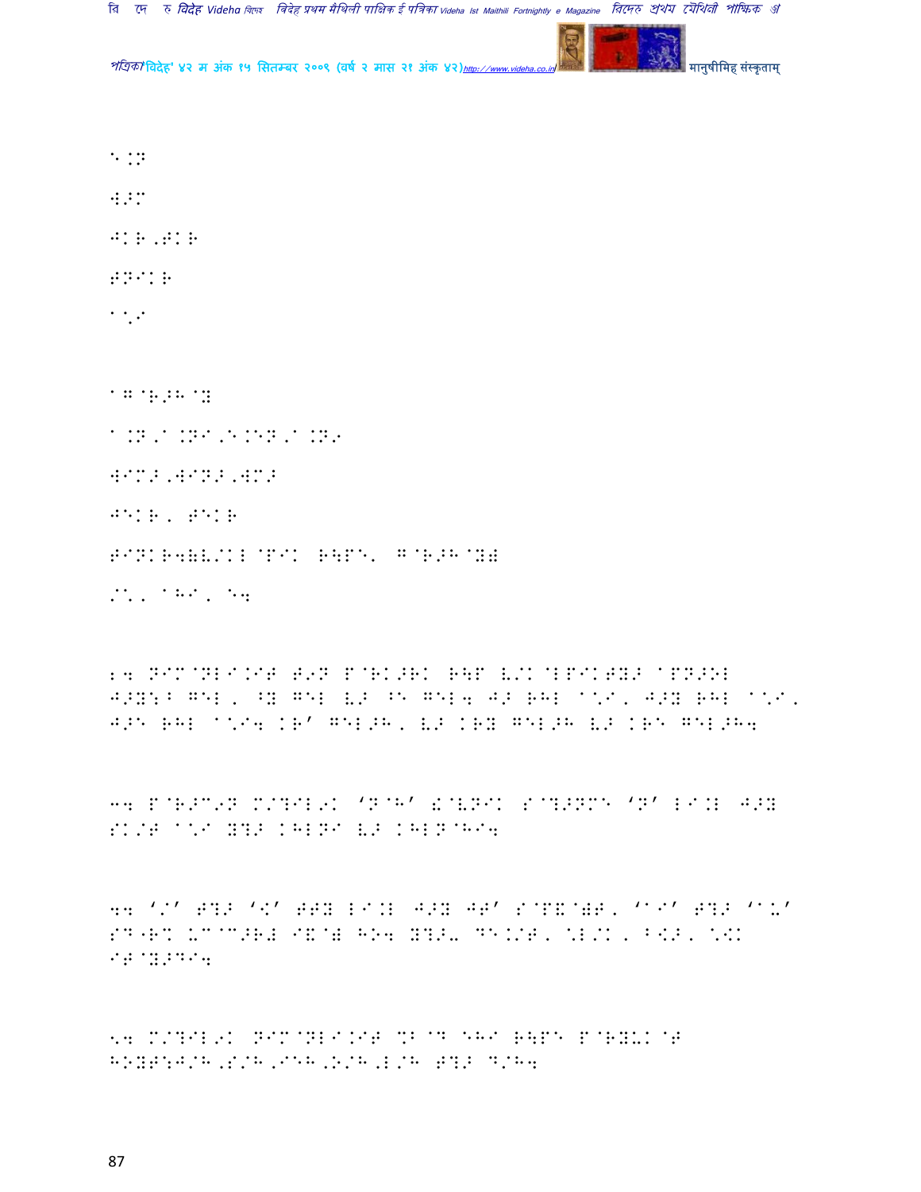E.N

W.M

JKR,BKR

BNIKR

^'9

^G@R>H@Y

^.N,^.NI,E.EN,^.N9

WIM>,WIN>,WM>

JEKR, BEKR

BINKR4(V/KL@PIK RH\PE' G@R>H@Y)

/^, ^HI, E4

24 NIM@NLI.IT T9N P@RK>RK RH\P V/K@LPIKTY> ^PN>OL J>Y:Y GEL, ^Y GEL V> ^E GEL4 J> RHL ^'I, J>Y RHL ^'I, J>E RHL ^'I4 KR' GEL>H, V> KRY GEL>H V> KRE GEL>H4

34 P@R>C9N M/?IL9K 'N@H' &@VNIK S@?>NME 'N' LI.L J>Y SK/T ^'I Y?> KHLNI V> KHLN@HI4

44 '/' T?> '<' TTY LI.L J>Y JT' S@P&@)T, '^I' T?> '^-' SD"R% -^@C>R) I&@) HO4 Y?>- DE./T, 'L/K, B<>, '<K IT@Y>DI4

54 M/?IL9K NIM@NLI.IT %B@D EHI RH\PE P@RY-K@T HOYT:J/H,S/H,IEH,O/H,L/H T?> D/H4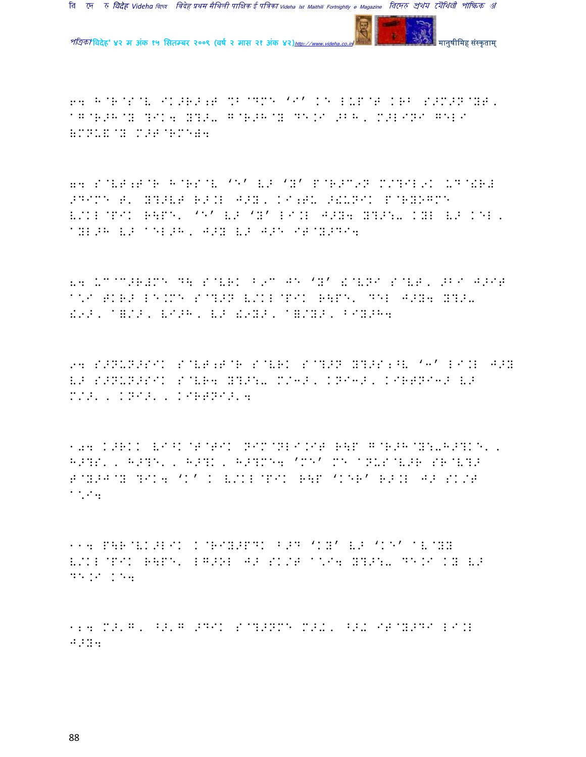64 H@R@S@V IK>R>;T %B@DMD 'I' KE LUP@T KRB S>M>N@YT, AG@R>H@Y ?IK4 Y?>- G@R>H@Y DE.I >BH, M>LINI GELI &MNU&@Y M>T@RMD&4

74 S@VT;T@R H@RS@V 'E' V> 'Y' P@R>C9N M/?IL9K UD@!R# >DIMD T' Y?>VT R>.L J>Y, KI;TU >!UNIK P@RYOGMD V/KL@PIK R\PE' 'E' V> 'Y' LI.L J>Y4 Y?>:- KYL V> KEL, AYL>H V> AEL>H, J>Y V> J>E IT@Y>DI4

84 UC@C>R#MD DE S@VRK B9C JE 'Y' !@VNI S@VT, >BI J>IT A*I TKR> LE.MD S@?>N V/KL@PIK R\PE' DEL J>Y4 Y?>- !9>, A=/>, VI>H, V> !9Y>, A=/Y>, BIY>H4

94 S>NUN>SIK S@VT;T@R S@VRK S@?>N Y?>S;^V '3' LI.L J>Y V> S>NUN>SIK S@VR4 Y?>:- M/3>, KNI3>, KIRTNI3> V> M/>', KNI>', KIRTNI>'4

104 K>RKK VI^K@T@TIK NIM@NLI.IT R\P G@R>H@Y:-H>?KE', H>?S', H>?E', H>?K, H>?MD4 'MD' ME ANUS@V>R SR@V?> T@Y>J@Y ?IK4 'K' K V/KL@PIK R\P 'KER' R>.L J> SK/T A*I4

114 P\R@VK>LIK K@RIY>PDK B>D 'KY' V> 'KE' AV@YY V/KL@PIK R\PE' LG>OL J> SK/T A*I4 Y?>:- DE.I KY V> DE.I KE4

124 M>'G, ^>'G >DIK S@?>NMD M>!, ^>! IT@Y>DI LI.L J>Y4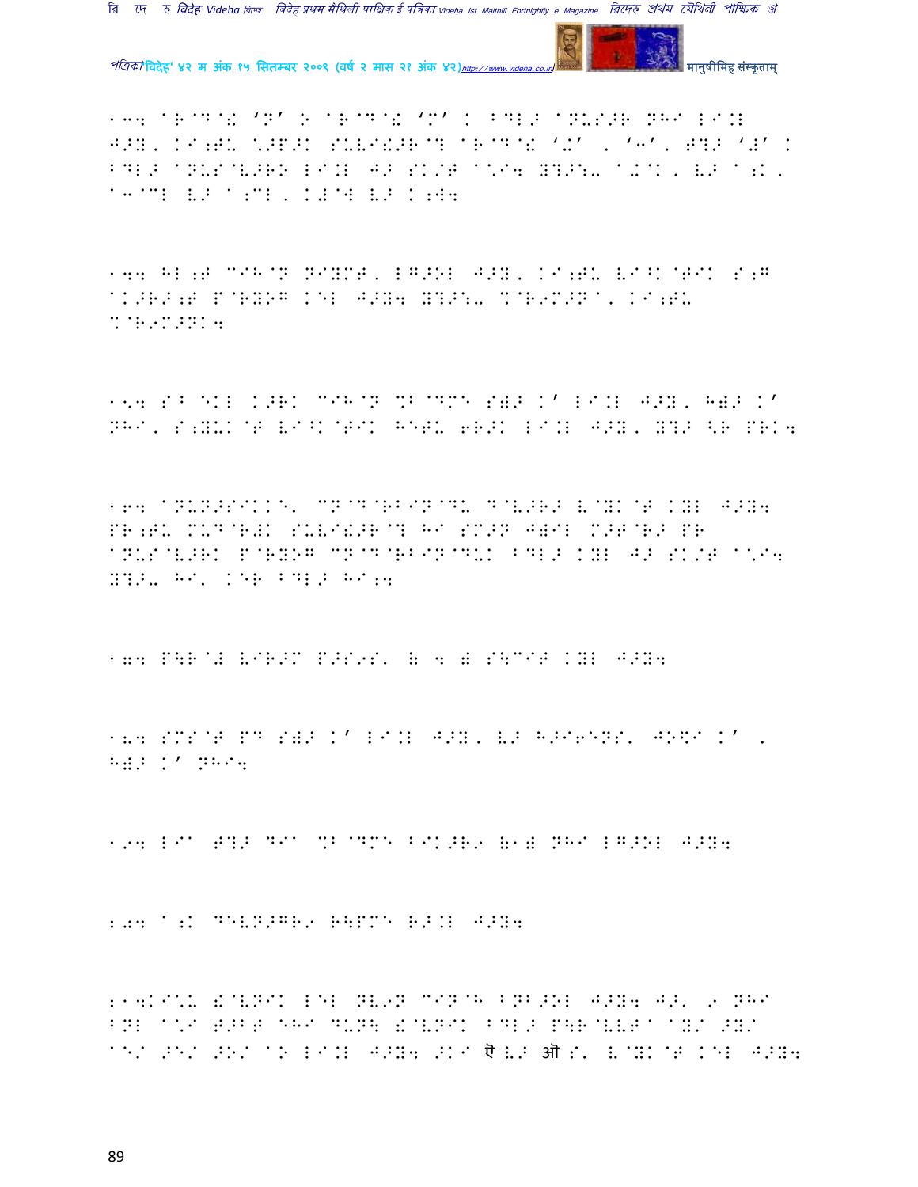१३. ाB@D@+ 'N' >ाB@D@+ 'M' K BDL> ाNUS>R NHI LI.L J>Y, KI;TU \*>P>K SUVI!>R@? ाB@D@+ '+' , '3', T?> '#' K BDL> ाNUS@V>RO LI.L J> SK/T ा\*I4 Y?>:- ा+@K, V> ा;K, ा3@CL V> ा;CL, K#@W V> K;W4

१४. HL;T CIH@N NIYMT, LG>OL J>Y, KI;TU VI^K@TIK S;G ाK>R>;T P@RYOG KEL J>Y4 Y?>:- %@R9M>N ा, KI;TU %@R9M>NK4

१५. S^ EKL K>RK CIH@N %B@DM sस> K' LI.L J>Y, H॥> K' NHI, S;YUK@T VI^K@TIK HETU 6R>K LI.L J>Y, Y?> <R PRK4

१६. ाNUN>SIKKE, CN@D@RBIN@DU D@V>R> V@YK@T KYL J>Y4 PR;TU MUD@R#K SUVI!>R@? HI SM>N J)IL M>T@R> PR ाNUS@V>RK P@RYOG CN@D@RBIN@DUK BDL> KYL J> SK/T ा\*I4 Y?>- HI' KER BDL> HI;4

१७. P\R@# VIR>M P>S9S' ( 4 ) S\CIT KYL J>Y4

१८. SMS@T PD sस> K' LI.L J>Y, V> H>I6ENS' JO\$I K' , H॥> K' NHI4

१९. LIा T?> DIा %B@DM BIK>R9 (1) NHI LG>OL J>Y4

२०. ा;K DEVN>GR9 R\PME R>.L J>Y4

२१.KI\*U !@VNIK LEL NV9N CIN@H BNB>OL J>Y4 J>' 9 NHI BNL ा\*I T>BT EHI DUN\ !@VNIK BDL> P\R@VVT ा ाY/ >Y/ ाE/ >E/ >O/ ाO LI.L J>Y4 >KI ऐ V> औ S' V@YK@T KEL J>Y4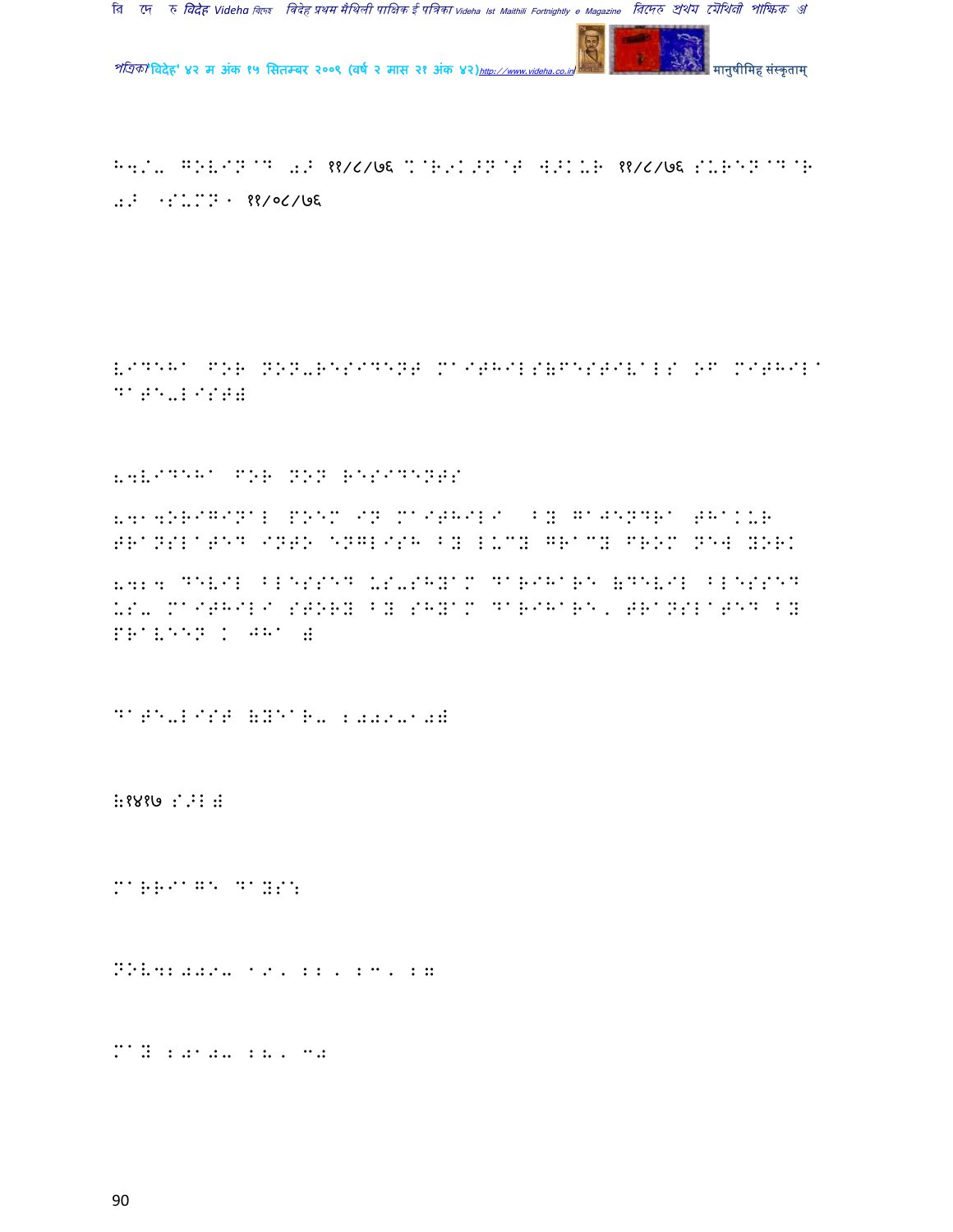Hq/- GOVIND D0 ११/८/७६ %@R9K>N@T [>KUR ११/८/७६ S-REN@D@R

0> (S-MN) ११/०८/७६

VIDEHA FOR NON-RESIDENT MAITHILS(FESTIVALS OF MITHILA DATE-LIST)

8.VIDEHA FOR NON RESIDENTS

8.1.ORIGINAL POEM IN MAITHILI BY GAJENDRA THAKUR TRANSLATED INTO ENGLISH BY LUCY GRACY FROM NEW YORK

8.2. DEVIL BLESSED US-SHYAM DARIHARE (DEVIL BLESSED US- MAITHILI STORY BY SHYAM DARIHARE, TRANSLATED BY PRAVEEN K JHA )

DATE-LIST (YEAR- 2009-10)

(१४१७ S>L)

Marriage Days:

Nov.2009- 19, 22, 23, 27

May 2010- 28, 30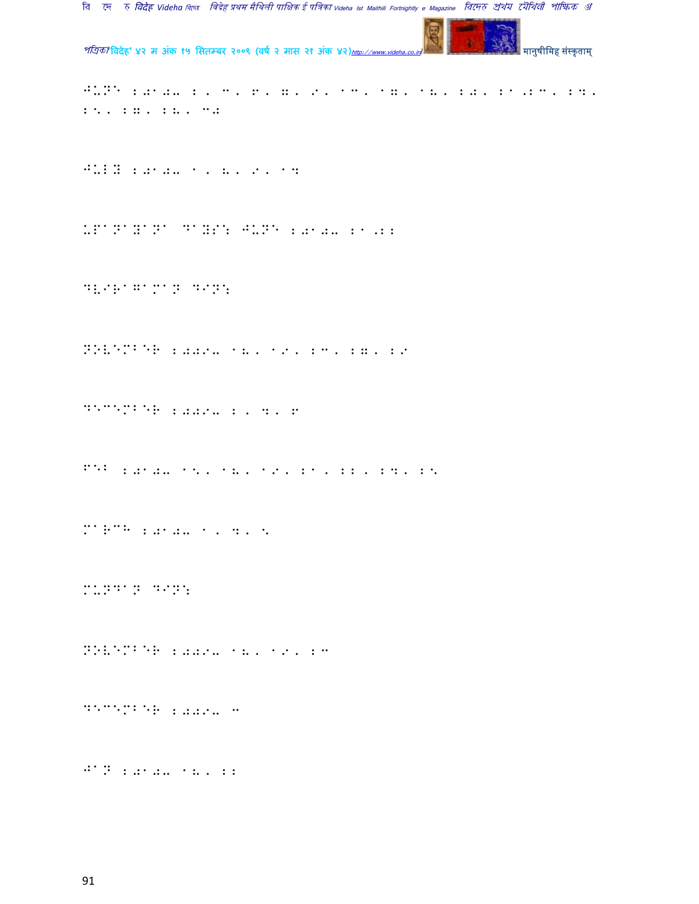JUNE 2010- 2, 3, 6, 7, 9, 13, 17, 18, 20, 21, 23, 24, 25, 28, 29, 30

JULY 2010- 1, 8, 9, 14

UPANAYANA DAYS: JUNE 2010- 21,22

DVIRAGAMAN DIN:

NOVEMBER 2009- 18, 19, 23, 28, 29

DECEMBER 2009- 2, 4, 6

FEB 2010- 15, 18, 19, 21, 22, 24, 25

MARCH 2010- 1, 4, 5

MUNDAN DIN:

NOVEMBER 2009- 18, 19, 23

DECEMBER 2009- 3

JAN 2010- 18, 22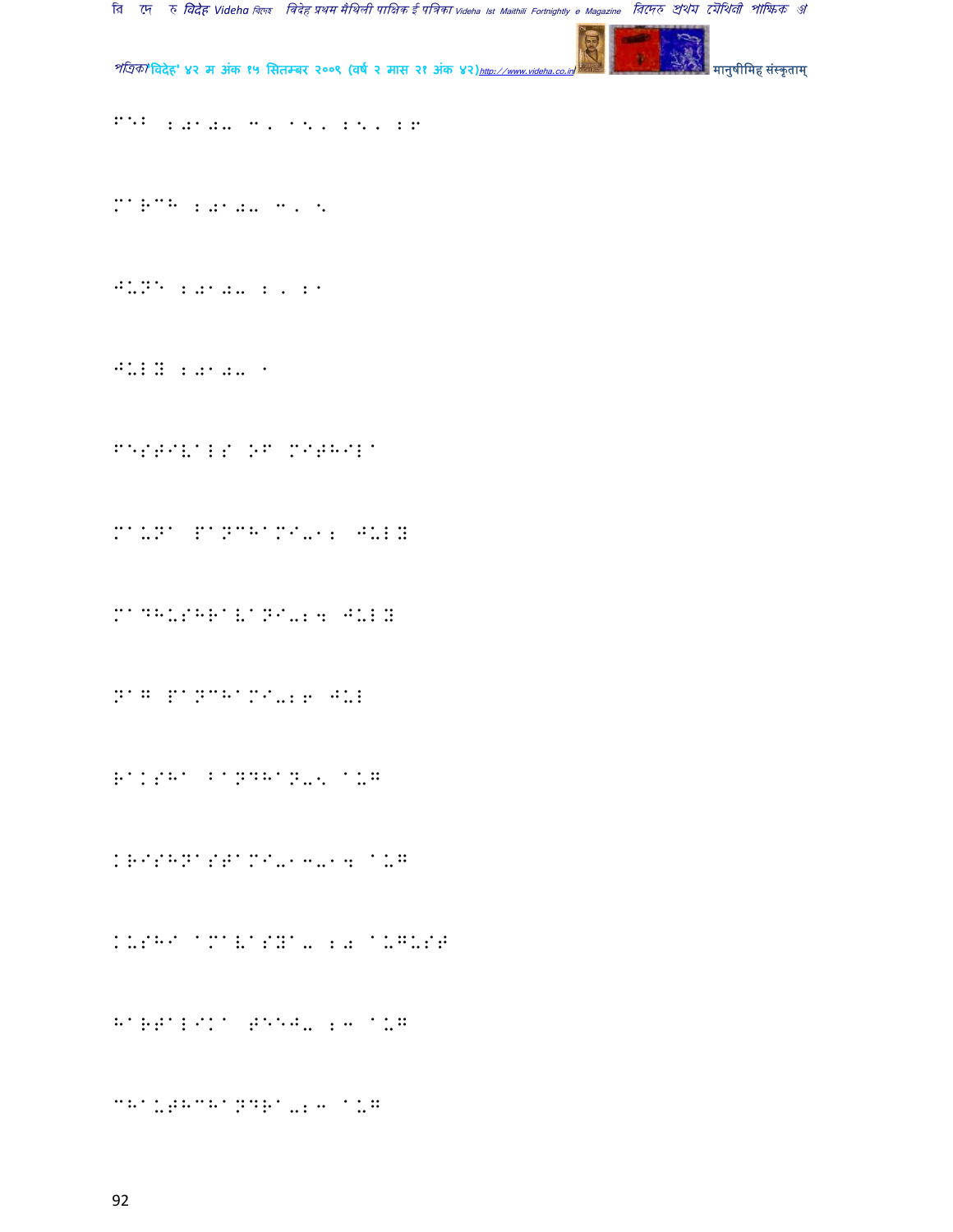MAY 2010- 8, 15, 25, 26

MARCH 2010- 8, 5

JUNE 2010- 2, 21

JULY 2010- 1

FESTIVALS OF MITHILA

MAUNA PANCHAMI-12 JULY

MADHUSHRAVANI-24 JULY

NAG PANCHAMI-26 JUL

RAKSHA BANDHAN-5 AUG

KRISHNASTAMI-13-14 AUG

KUSHI AMAVASYA- 20 AUGUST

HARTALIKA TEEJ- 23 AUG

CHAUTHCHANDRA-23 AUG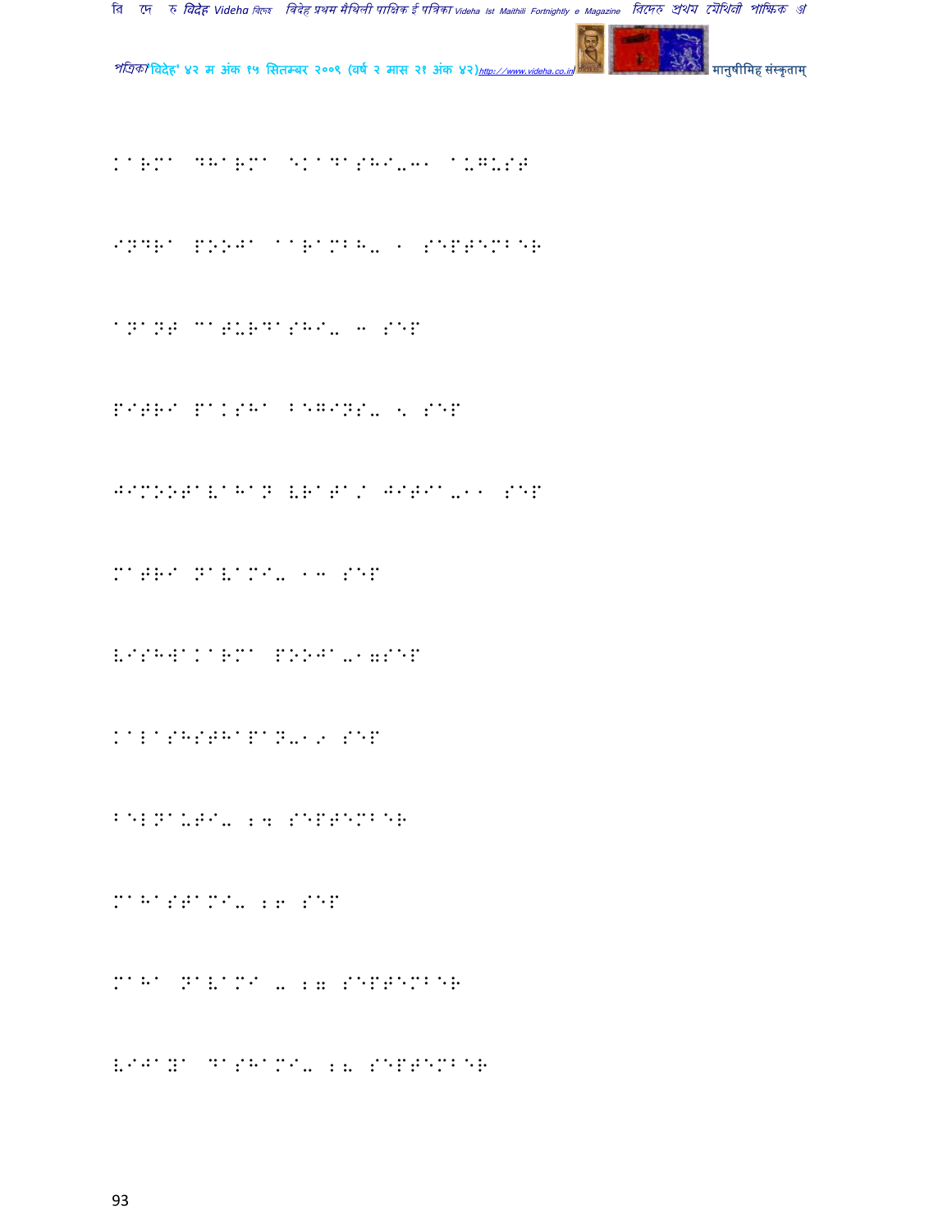KARMA DHARMA EKADASHI-31 AUGUST

INDRA POOJA AARAMBH- 1 SEPTEMBER

ANANT CATURDASHI- 3 SEP

PITRI PAKSHA BEGINS- 5 SEP

JIMOOTAVAHAN VRATA/ JITIA-11 SEP

MATRI NAVAMI- 13 SEP

VISHWAKARMA POOJA-17SEP

KALASHSTHAPAN-19 SEP

BELNAUTI- 24 SEPTEMBER

MAHASTAMI- 26 SEP

MAHA NAVAMI - 27 SEPTEMBER

VIJAYA DASHAMI- 28 SEPTEMBER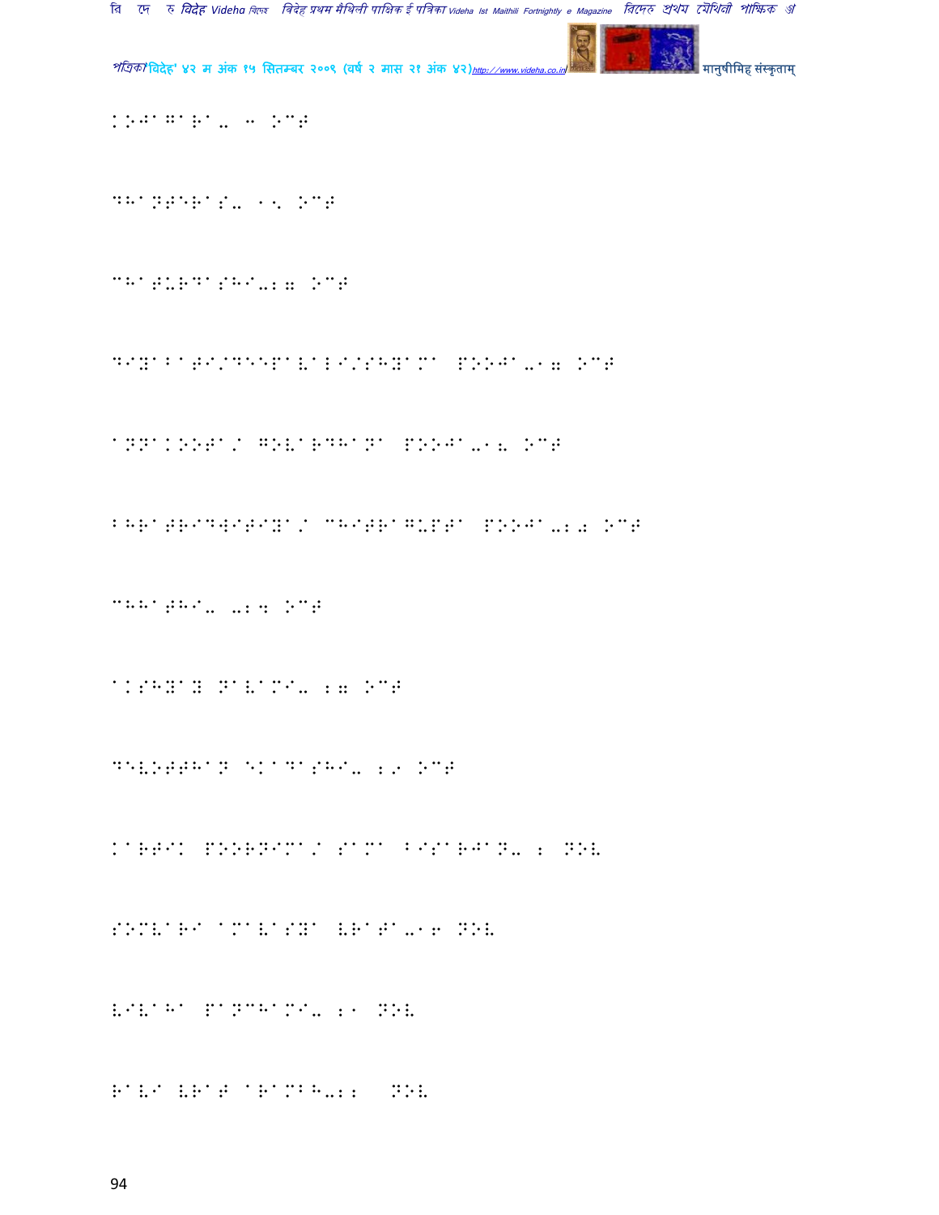KOJAGARA- 4 OCT

DHANTERAS- 15 OCT

CHATURDASHI-17 OCT

DIYABATI/DEEPAVALI/SHYAMA POOJA-17 OCT

ANNAKOOTA/ GOVARDHANA POOJA-18 OCT

BHRATRIDWITIYA/ CHITRAGUPTA POOJA-20 OCT

CHHATHI- -24 OCT

AKSHYAY NAVAMI- 27 OCT

DEVOTTHAN EKADASHI- 29 OCT

KARTIK POORNIMA/ SAMA BISARJAN- 2 NOV

SOMVARI AMAVASYA VRATA-16 NOV

VIVAHA PANCHAMI- 21 NOV

RAVI VRAT ARAMBH-22 NOV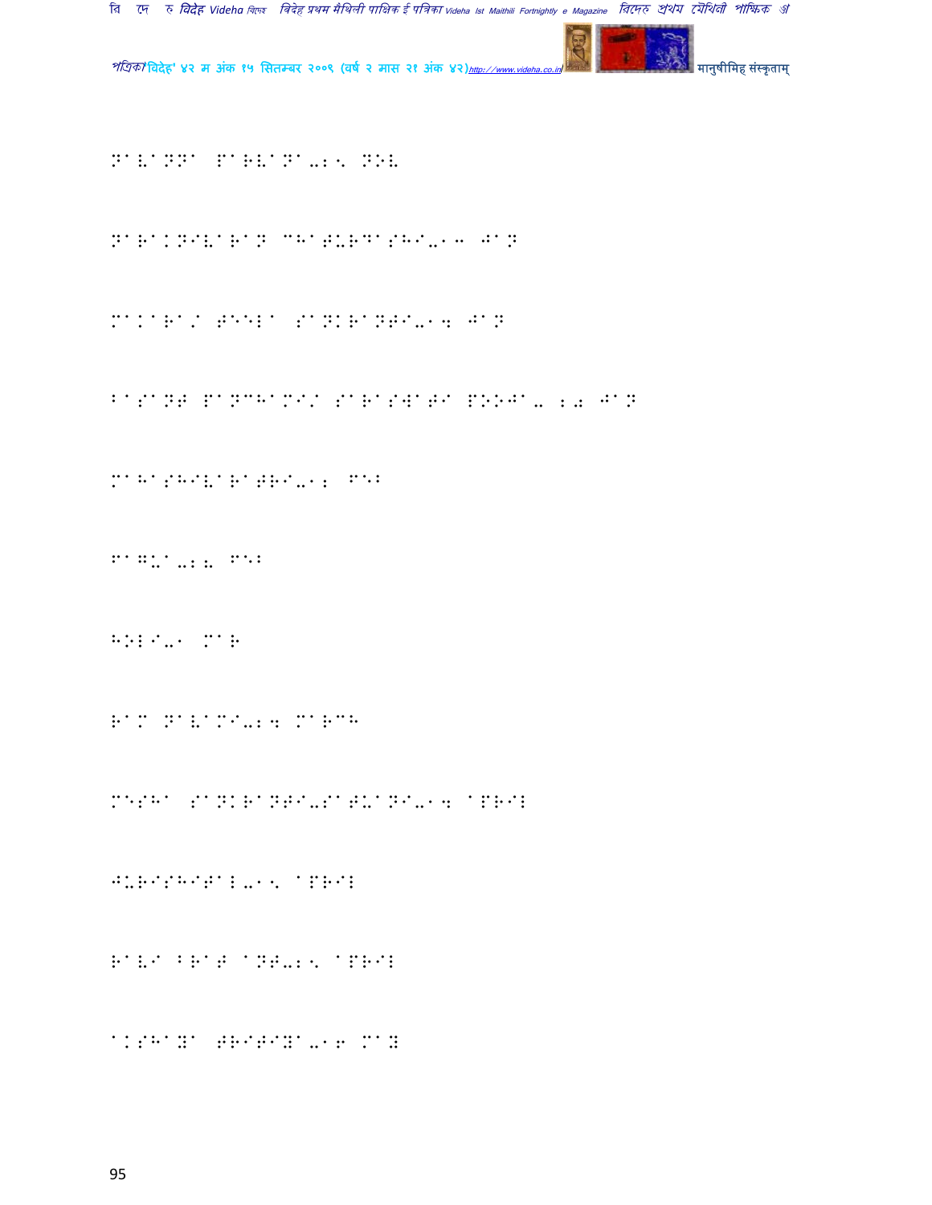NAVANNA PARVANA-25 NOV

NARAKNIVARAN CHATURDASHI-13 JAN

MAKARA/ TEELA SANKRANTI-14 JAN

BASANT PANCHAMI/ SARASWATI POOJA- 20 JAN

MAHASHIVARATRI-12 FEB

FAGUA-28 FEB

HOLI-1 MAR

RAM NAVAMI-24 MARCH

MESHA SANKRANTI-SATUANI-14 APRIL

JURISHITAL-15 APRIL

RAVI BRAT ANT-25 APRIL

AKSHAYA TRITIYA-16 MAY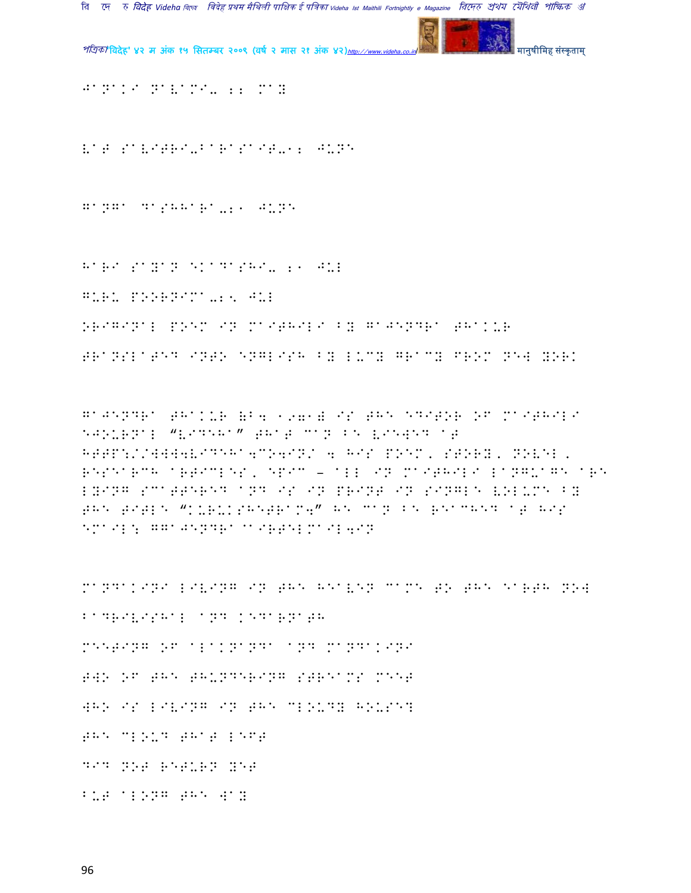JANAKI NAVAMI- 22 MAY

VAT SAVITRI-BARASAIT-12 JUNE

GANGA DASHHARA-21 JUNE

HARI SAYAN EKADASHI- 21 JUL

GURU POORNIMA-25 JUL

ORIGINAL POEM IN MAITHILI BY GAJENDRA THAKUR

TRANSLATED INTO ENGLISH BY LUCY GRACY FROM NEW YORK

GAJENDRA THAKUR (b. 1971) IS THE EDITOR OF MAITHILI EJOURNAL "VIDEHA" THAT CAN BE VIEWED AT HTTP://WWW.VIDEHA.CO.IN/ . HIS POEM, STORY, NOVEL, RESEARCH ARTICLES, EPIC – ALL IN MAITHILI LANGUAGE ARE LYING SCATTERED AND IS IN PRINT IN SINGLE VOLUME BY THE TITLE "KURUKSHETRAM." HE CAN BE REACHED AT HIS EMAIL: GGAJENDRA@AIRTELMAIL.IN

MANDAKINI LIVING IN THE HEAVEN CAME TO THE EARTH NOW

BADRIVISHAL AND KEDARNATH

MEETING OF ALAKNANDA AND MANDAKINI

TWO OF THE THUNDERING STREAMS MEET

WHO IS LIVING IN THE CLOUDY HOUSE?

THE CLOUD THAT LEFT

DID NOT RETURN YET

BUT ALONG THE WAY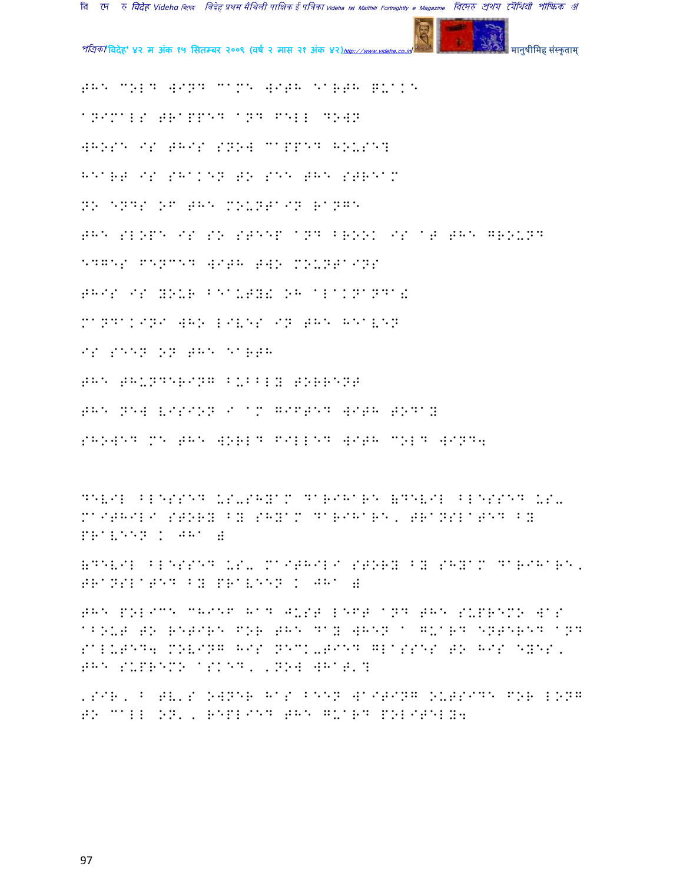THE COLD WIND CAME WITH EARTH QUAKE

ANIMALS TRAPPED AND FELL DOWN

WHOSE IS THIS SNOW CAPPED HOUSE?

HEART IS SHAKEN TO SEE THE STREAM

NO ENDS OF THE MOUNTAIN RANGE

THE SLOPE IS SO STEEP AND BROOK IS AT THE GROUND

EDGES FENCED WITH TWO MOUNTAINS

THIS IS YOUR BEAUTY! OH ALAKNANDA!

MANDAKINI WHO LIVES IN THE HEAVEN

IS SEEN ON THE EARTH

THE THUNDERING BUBBLY TORRENT

THE NEW VISION I AM GIFTED WITH TODAY

SHOWED ME THE WORLD FILLED WITH COLD WIND.

DEVIL BLESSED US-SHYAM DARIHARE (DEVIL BLESSED US- MAITHILI STORY BY SHYAM DARIHARE, TRANSLATED BY PRAVEEN K JHA )

(DEVIL BLESSED US- MAITHILI STORY BY SHYAM DARIHARE, TRANSLATED BY PRAVEEN K JHA )

THE POLICE CHIEF HAD JUST LEFT AND THE SUPREMO WAS ABOUT TO RETIRE FOR THE DAY WHEN A GUARD ENTERED AND SALUTED. MOVING HIS NECK-TIED GLASSES TO HIS EYES, THE SUPREMO ASKED, 'NOW WHAT'?

'SIR, B TV'S OWNER HAS BEEN WAITING OUTSIDE FOR LONG TO CALL ON', REPLIED THE GUARD POLITELY.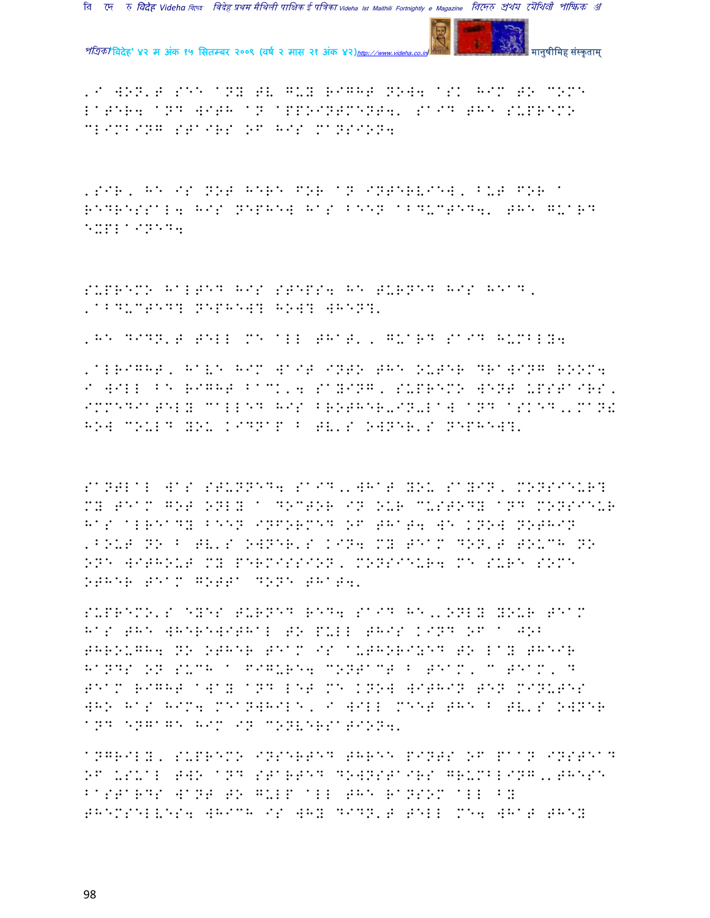'I WON'T SEE ANY TV GUY RIGHT NOW. ASK HIM TO COME LATER. AND WITH AN APPOINTMENT,' SAID THE SUPREMO CLIMBING STAIRS OF HIS MANSION.

'SIR, HE IS NOT HERE FOR AN INTERVIEW, BUT FOR A REDRESSAL. HIS NEPHEW HAS BEEN ABDUCTED,' THE GUARD EXPLAINED.

SUPREMO HALTED HIS STEPS. HE TURNED HIS HEAD, 'ABDUCTED? NEPHEW? HOW? WHEN?'

'HE DIDN'T TELL ME ALL THAT,' GUARD SAID HUMBLY.

'ALRIGHT, HAVE HIM WAIT INTO THE OUTER DRAWING ROOM. I WILL BE RIGHT BACK.' SAYING, SUPREMO WENT UPSTAIRS, IMMEDIATELY CALLED HIS BROTHER-IN-LAW AND ASKED,'MAN! HOW COULD YOU KIDNAP B TV'S OWNER'S NEPHEW?'

SANTLAL WAS STUNNED. SAID,'WHAT YOU SAYIN, MONSIEUR? MY TEAM GOT ONLY A DOCTOR IN OUR CUSTODY AND MONSIEUR HAS ALREADY BEEN INFORMED OF THAT. WE KNOW NOTHIN 'BOUT NO B TV'S OWNER'S KIN. MY TEAM DON'T TOUCH NO ONE WITHOUT MY PERMISSION, MONSIEUR. ME SURE SOME OTHER TEAM GOTTA DONE THAT.'

SUPREMO'S EYES TURNED RED. SAID HE,'ONLY YOUR TEAM HAS THE WHEREWITHAL TO PULL THIS KIND OF A JOB THROUGH. NO OTHER TEAM IS AUTHORIZED TO LAY THEIR HANDS ON SUCH A FIGURE. CONTACT B TEAM, C TEAM, D TEAM RIGHT AWAY AND LET ME KNOW WITHIN TEN MINUTES WHO HAS HIM. MEANWHILE, I WILL MEET THE B TV'S OWNER AND ENGAGE HIM IN CONVERSATION.'

ANGRILY, SUPREMO INSERTED THREE PINTS OF PAAN INSTEAD OF USUAL TWO AND STARTED DOWNSTAIRS GRUMBLING,'THESE BASTARDS WANT TO GULP ALL THE RANSOM ALL BY THEMSELVES. WHICH IS WHY DIDN'T TELL ME. WHAT THEY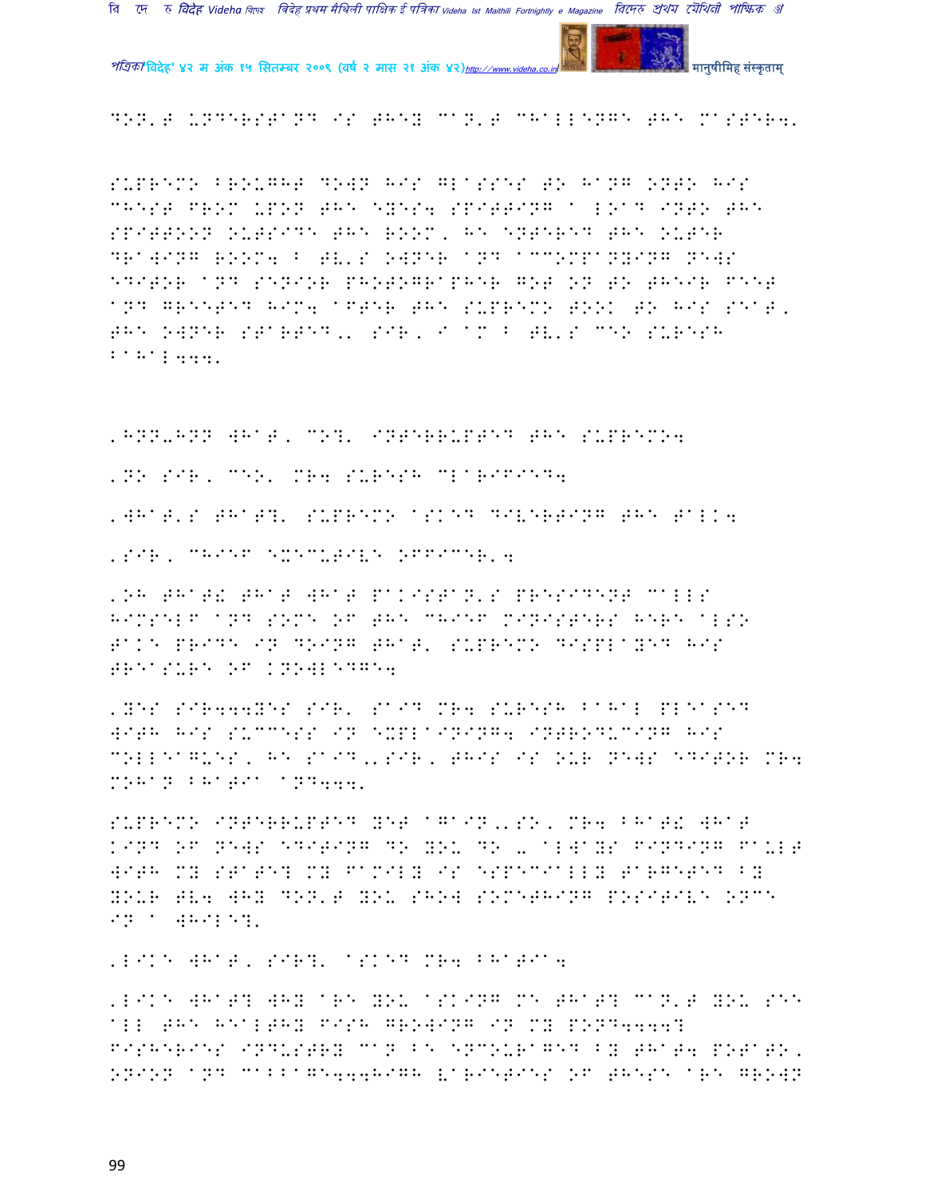DON'T UNDERSTAND IS THEY CAN'T CHALLENGE THE MASTER.

SUPREMO BROUGHT DOWN HIS GLASSES TO HANG ONTO HIS CHEST FROM UPON THE EYES. SPITTING A LOAD INTO THE SPITTOON OUTSIDE THE ROOM, HE ENTERED THE OUTER DRAWING ROOM. B TV'S OWNER AND ACCOMPANYING NEWS EDITOR AND SENIOR PHOTOGRAPHER GOT ON TO THEIR FEET AND GREETED HIM. AFTER THE SUPREMO TOOK TO HIS SEAT, THE OWNER STARTED,' SIR, I AM B TV'S CEO SURESH BAHAL...'

'HNN-HNN WHAT, COY' INTERRUPTED THE SUPREMO.

'NO SIR, CEO' MR. SURESH CLARIFIED.

'WHAT'S THAT?' SUPREMO ASKED DIVERTING THE TALK.

'SIR, CHIEF EXECUTIVE OFFICER'.

'OH THAT! THAT WHAT PAKISTAN'S PRESIDENT CALLS HIMSELF AND SOME OF THE CHIEF MINISTERS HERE ALSO TAKE PRIDE IN DOING THAT' SUPREMO DISPLAYED HIS TREASURE OF KNOWLEDGE.

'YES SIR...YES SIR' SAID MR. SURESH BAHAL PLEASED WITH HIS SUCCESS IN EXPLAINING. INTRODUCING HIS COLLEAGUES, HE SAID,'SIR, THIS IS OUR NEWS EDITOR MR. MOHAN BHATIA AND...'

SUPREMO INTERRUPTED YET AGAIN,'SO, MR. BHAT! WHAT KIND OF NEWS EDITING DO YOU DO - ALWAYS FINDING FAULT WITH MY STATE? MY FAMILY IS ESPECIALLY TARGETED BY YOUR TV. WHY DON'T YOU SHOW SOMETHING POSITIVE ONCE IN A WHILE?'

'LIKE WHAT, SIR?' ASKED MR. BHATIA.

'LIKE WHAT? WHY ARE YOU ASKING ME THAT? CAN'T YOU SEE ALL THE HEALTHY FISH GROWING IN MY POND....? FISHERIES INDUSTRY CAN BE ENCOURAGED BY THAT. POTATO, ONION AND CABBAGE...HIGH VARIETIES OF THESE ARE GROWN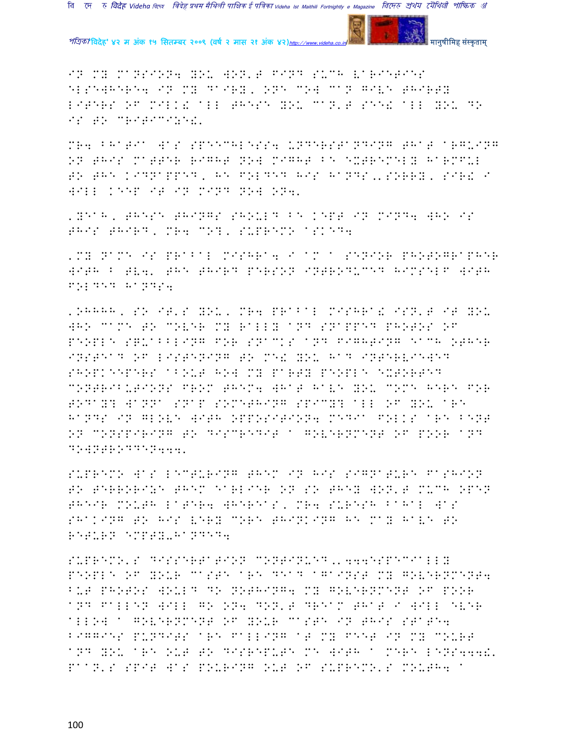IN MY MANSION. YOU WON'T FIND SUCH VARIETIES ELSEWHERE. IN MY DAIRY, ONE COW CAN GIVE THIRTY LITERS OF MILK! ALL THESE YOU CAN'T SEE! ALL YOU DO IS TO CRITICIZE!'

MR. BHATIA WAS SPEECHLESS. UNDERSTANDING THAT ARGUING ON THIS MATTER RIGHT NOW MIGHT BE EXTREMELY HARMFUL TO THE KIDNAPPED, HE FOLDED HIS HANDS,'SORRY, SIR! I WILL KEEP IT IN MIND NOW ON.'

'YEAH, THESE THINGS SHOULD BE KEPT IN MIND. WHO IS THIS THIRD, MR. CO?, SUPREMO ASKED.

'MY NAME IS PRABAL MISHRA. I AM A SENIOR PHOTOGRAPHER WITH B TV.' THE THIRD PERSON INTRODUCED HIMSELF WITH FOLDED HANDS.

'OHHHH, SO IT'S YOU, MR. PRABAL MISHRA! ISN'T IT YOU WHO CAME TO COVER MY RALLY AND SNAPPED PHOTOS OF PEOPLE SQUABBLING FOR SNACKS AND FIGHTING EACH OTHER INSTEAD OF LISTENING TO ME! YOU HAD INTERVIEWED SHOPKEEPERS ABOUT HOW MY PARTY PEOPLE EXTORTED CONTRIBUTIONS FROM THEM. WHAT HAVE YOU COME HERE FOR TODAY? WANNA SNAP SOMETHING SPICY? ALL OF YOU ARE HANDS IN GLOVE WITH OPPOSITION. MEDIA FOLKS ARE BENT ON CONSPIRING TO DISCREDIT A GOVERNMENT OF POOR AND DOWNTRODDEN...'

SUPREMO WAS LECTURING THEM IN HIS SIGNATURE FASHION TO TERRORIZE THEM EARLIER ON SO THEY WON'T MUCH OPEN THEIR MOUTH LATER. WHEREAS, MR. SURESH BAHAL WAS SHAKING TO HIS VERY CORE THINKING HE MAY HAVE TO RETURN EMPTY-HANDED.

SUPREMO'S DISSERTATION CONTINUED,'...ESPECIALLY PEOPLE OF YOUR CASTE ARE DEAD AGAINST MY GOVERNMENT. BUT PHOTOS WOULD DO NOTHING. MY GOVERNMENT OF POOR AND FALLEN WILL GO ON. DON'T DREAM THAT I WILL EVER ALLOW A GOVERNMENT OF YOUR CASTE IN THIS STATE. BIGGIES PUNDITS ARE FALLING AT MY FEET IN MY COURT AND YOU ARE OUT TO DISREPUTE ME WITH A MERE LENS...!' PAAN'S SPIT WAS POURING OUT OF SUPREMO'S MOUTH. A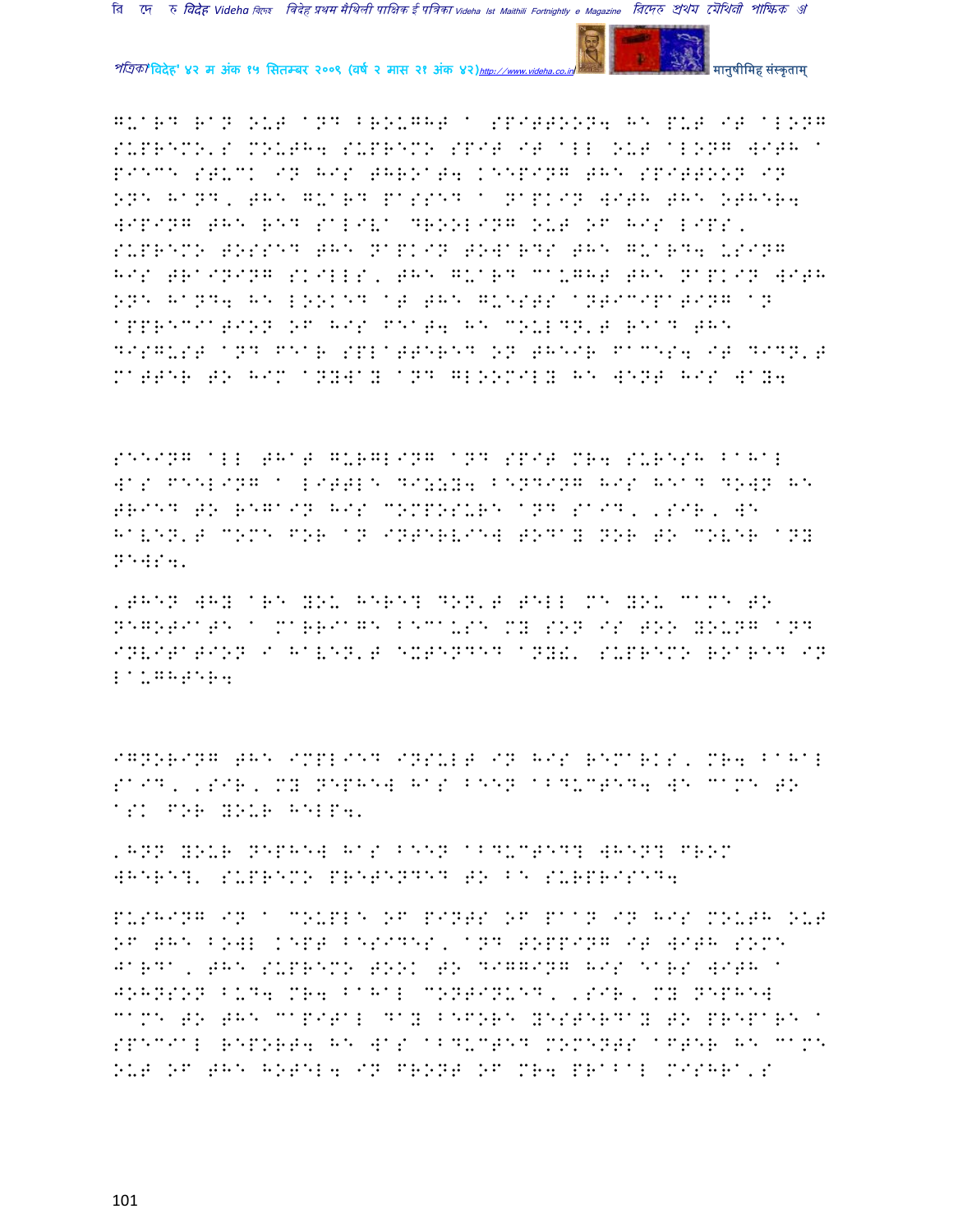Guard ran out and brought a spittoon. He put it along Supremo's mouth. Supremo spit it all out along with a piece stuck in his throat. Keeping the spittoon in one hand, the guard passed a napkin with the other. Wiping the red saliva drooling out of his lips, Supremo tossed the napkin towards the guard. Using his training skills, the guard caught the napkin with one hand. He looked at the guests anticipating an appreciation of his feat. He couldn't read the disgust and fear splattered on their faces. It didn't matter to him anyway and gloomily he went his way.

Seeing all that gurgling and spit Mr. Suresh Bahal was feeling a little dizzy. Bending his head down he tried to regain his composure and said, 'Sir, we haven't come for an interview today nor to cover any news.'

'Then why are you here? Don't tell me you came to negotiate a marriage because my son is too young and invitation I haven't extended any.' Supremo roared in laughter.

Ignoring the implied insult in his remarks, Mr. Bahal said, 'Sir, my nephew has been abducted. We came to ask for your help.'

'Hnn your nephew has been abducted? When? From where?' Supremo pretended to be surprised.

Pushing in a couple of pints of paan in his mouth out of the bowl kept besides, and topping it with some jarda, the Supremo took to digging his ears with a Johnson bud. Mr. Bahal continued, 'Sir, my nephew came to the capital day before yesterday to prepare a special report. He was abducted moments after he came out of the hotel. In front of Mr. Prabal Mishra's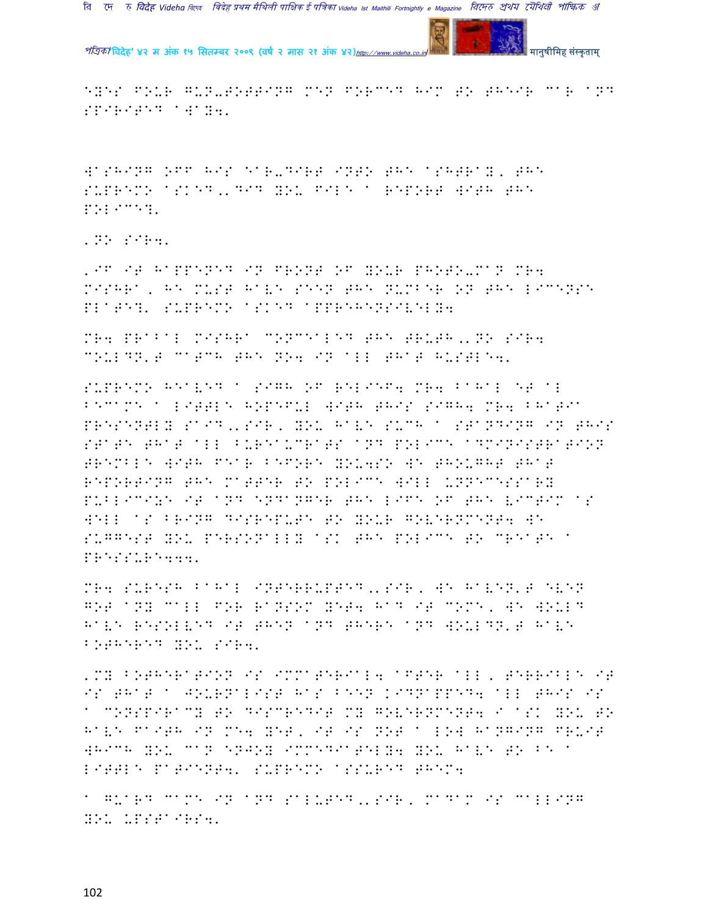EYES FOUR GUN-TOTTING MEN FORCED HIM TO THEIR CAR AND SPIRITED AWAY4.

WASHING OFF HIS EAR-DIRT INTO THE ASHTRAY, THE SUPREMO ASKED,.DID YOU FILE A REPORT WITH THE POLICE?.

.NO SIR4.

.IF IT HAPPENED IN FRONT OF YOUR PHOTO-MAN MR4 MISHRA, HE MUST HAVE SEEN THE NUMBER ON THE LICENSE PLATE?. SUPREMO ASKED APPREHENSIVELY4

MR4 PRABAL MISHRA CONCEALED THE TRUTH,.NO SIR4 COULDN.T CATCH THE NO4 IN ALL THAT HUSTLE4.

SUPREMO HEAVED A SIGH OF RELIEF4 MR4 BAHAL ET AL BECAME A LITTLE HOPEFUL WITH THIS SIGH4 MR4 BHATIA PRESENTLY SAID,.SIR, YOU HAVE SUCH A STANDING IN THIS STATE THAT ALL BUREAUCRATS AND POLICE ADMINISTRATION TREMBLE WITH FEAR BEFORE YOU4SO WE THOUGHT THAT REPORTING THE MATTER TO POLICE WILL UNNECESSARY PUBLICIZE IT AND ENDANGER THE LIFE OF THE VICTIM AS WELL AS BRING DISREPUTE TO YOUR GOVERNMENT4 WE SUGGEST YOU PERSONALLY ASK THE POLICE TO CREATE A PRESSURE444.

MR4 SURESH BAHAL INTERRUPTED,.SIR, WE HAVEN.T EVEN GOT ANY CALL FOR RANSOM YET4 HAD IT COME, WE WOULD HAVE RESOLVED IT THEN AND THERE AND WOULDN.T HAVE BOTHERED YOU SIR4.

.MY BOTHERATION IS IMMATERIAL4 AFTER ALL, TERRIBLE IT IS THAT A JOURNALIST HAS BEEN KIDNAPPED4 ALL THIS IS A CONSPIRACY TO DISCREDIT MY GOVERNMENT4 I ASK YOU TO HAVE FAITH IN ME4 YET, IT IS NOT A LOW HANGING FRUIT WHICH YOU CAN ENJOY IMMEDIATELY4 YOU HAVE TO BE A LITTLE PATIENT4. SUPREMO ASSURED THEM4

A GUARD CAME IN AND SALUTED,.SIR, MADAM IS CALLING YOU UPSTAIRS4.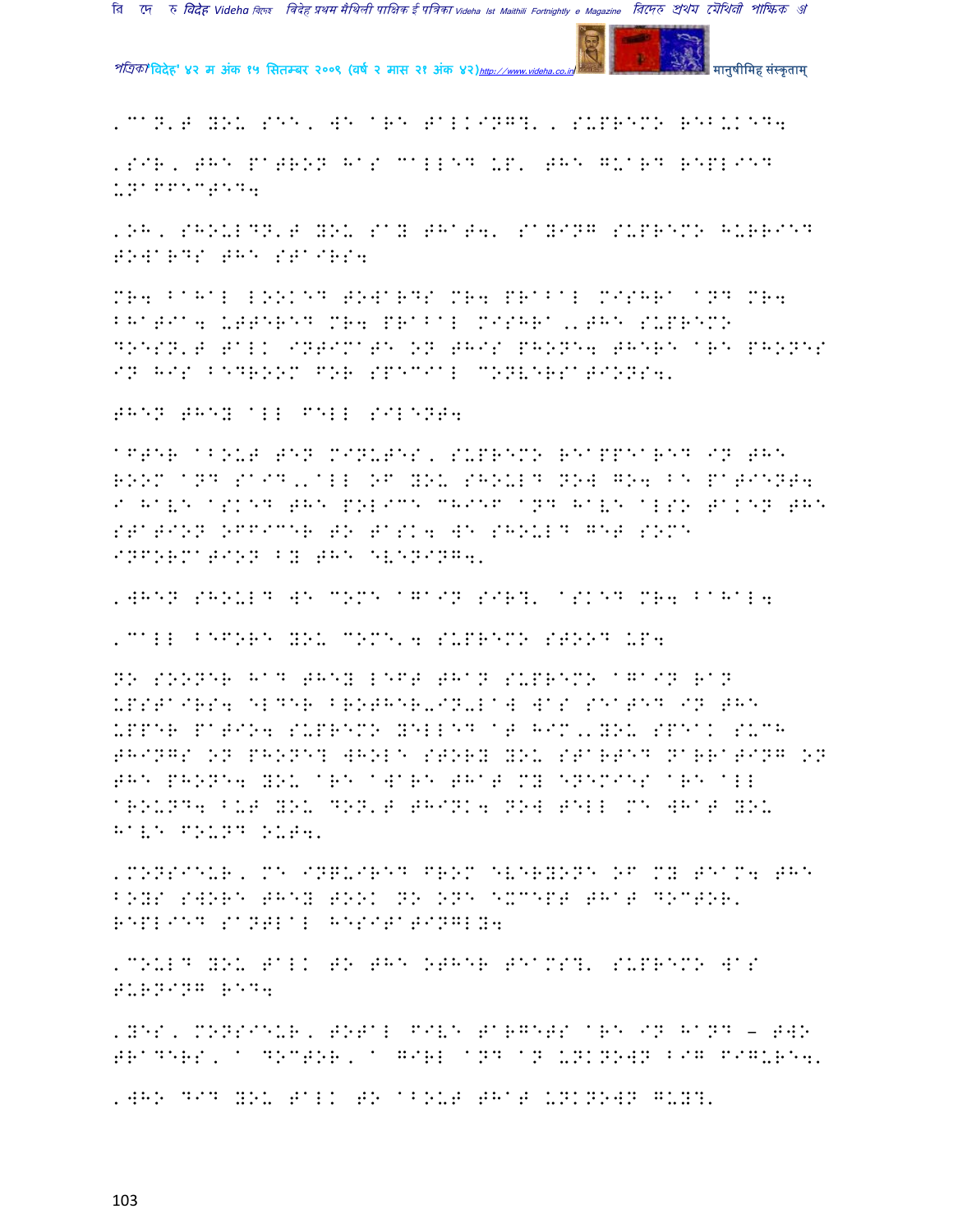'CAN'T YOU SEE, WE ARE TALKING?', SUPREMO REBUKED.

'SIR, THE PATRON HAS CALLED UP' THE GUARD REPLIED UNAFFECTED.

'OH, SHOULDN'T YOU SAY THAT.' SAYING SUPREMO HURRIED TOWARDS THE STAIRS.

MR. BAHAL LOOKED TOWARDS MR. PRABAL MISHRA AND MR. BHATIA. UTTERED MR. PRABAL MISHRA ,'THE SUPREMO DOESN'T TALK INTIMATE ON THIS PHONE. THERE ARE PHONES IN HIS BEDROOM FOR SPECIAL CONVERSATIONS.'

THEN THEY ALL FELL SILENT.

AFTER ABOUT TEN MINUTES, SUPREMO REAPPEARED IN THE ROOM AND SAID,'ALL OF YOU SHOULD NOW GO. BE PATIENT. I HAVE ASKED THE POLICE CHIEF AND HAVE ALSO TAKEN THE STATION OFFICER TO TASK. WE SHOULD GET SOME INFORMATION BY THE EVENING.'

'WHEN SHOULD WE COME AGAIN SIR?' ASKED MR. BAHAL.

'CALL BEFORE YOU COME'. SUPREMO STOOD UP.

NO SOONER HAD THEY LEFT THAN SUPREMO AGAIN RAN UPSTAIRS. ELDER BROTHER-IN-LAW WAS SEATED IN THE UPPER PATIO. SUPREMO YELLED AT HIM,'YOU SPEAK SUCH THINGS ON PHONE? WHOLE STORY YOU STARTED NARRATING ON THE PHONE. YOU ARE AWARE THAT MY ENEMIES ARE ALL AROUND. BUT YOU DON'T THINK. NOW TELL ME WHAT YOU HAVE FOUND OUT.'

'MONSIEUR, ME INQUIRED FROM EVERYONE OF MY TEAM. THE BOYS SWORE THEY TOOK NO ONE EXCEPT THAT DOCTOR' REPLIED SANTLAL HESITATINGLY.

'COULD YOU TALK TO THE OTHER TEAMS?' SUPREMO WAS TURNING RED.

'YES, MONSIEUR, TOTAL FIVE TARGETS ARE IN HAND – TWO TRADERS, A DOCTOR, A GIRL AND AN UNKNOWN BIG FIGURE.'

'WHO DID YOU TALK TO ABOUT THAT UNKNOWN GUY?'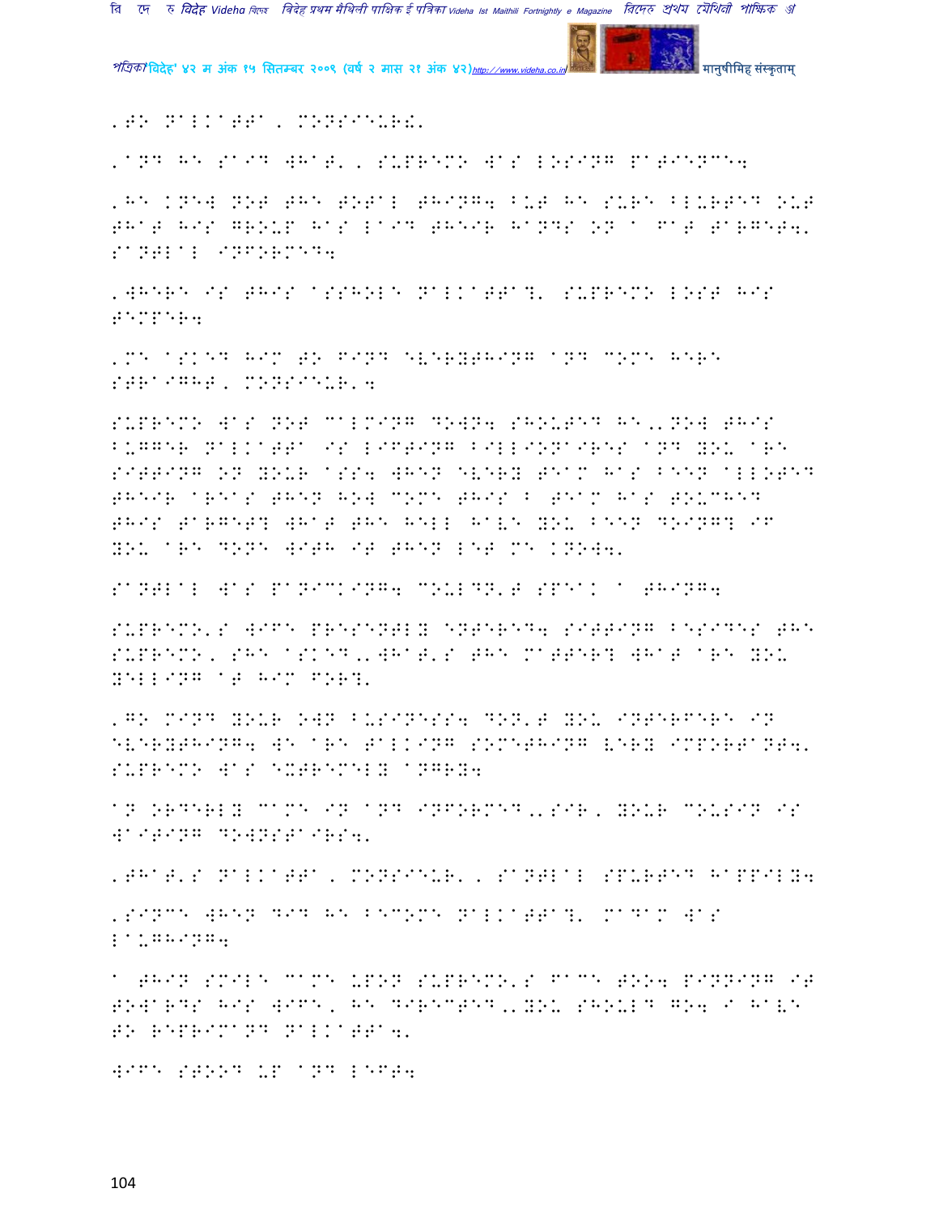'TO NALKATTA, MONSIEUR!'

'AND HE SAID WHAT', SUPREMO WAS LOSING PATIENCE.

'HE KNEW NOT THE TOTAL THING. BUT HE SURE BLURTED OUT THAT HIS GROUP HAS LAID THEIR HANDS ON A FAT TARGET.' SANTLAL INFORMED.

'WHERE IS THIS ASSHOLE NALKATTA?' SUPREMO LOST HIS TEMPER.

'ME ASKED HIM TO FIND EVERYTHING AND COME HERE STRAIGHT, MONSIEUR'.

SUPREMO WAS NOT CALMING DOWN. SHOUTED HE,'NOW THIS BUGGER NALKATTA IS LIFTING BILLIONAIRES AND YOU ARE SITTING ON YOUR ASS. WHEN EVERY TEAM HAS BEEN ALLOTED THEIR AREAS THEN HOW COME THIS B TEAM HAS TOUCHED THIS TARGET? WHAT THE HELL HAVE YOU BEEN DOING? IF YOU ARE DONE WITH IT THEN LET ME KNOW.'

SANTLAL WAS PANICKING. COULDN'T SPEAK A THING.

SUPREMO'S WIFE PRESENTLY ENTERED. SITTING BESIDES THE SUPREMO, SHE ASKED,'WHAT'S THE MATTER? WHAT ARE YOU YELLING AT HIM FOR?'

'GO MIND YOUR OWN BUSINESS. DON'T YOU INTERFERE IN EVERYTHING. WE ARE TALKING SOMETHING VERY IMPORTANT.' SUPREMO WAS EXTREMELY ANGRY.

AN ORDERLY CAME IN AND INFORMED,'SIR, YOUR COUSIN IS WAITING DOWNSTAIRS.'

'THAT'S NALKATTA, MONSIEUR', SANTLAL SPURTED HAPPILY.

'SINCE WHEN DID HE BECOME NALKATTA?' MADAM WAS LAUGHING.

A THIN SMILE CAME UPON SUPREMO'S FACE TOO. PINNING IT TOWARDS HIS WIFE, HE DIRECTED,'YOU SHOULD GO. I HAVE TO REPRIMAND NALKATTA.'

WIFE STOOD UP AND LEFT.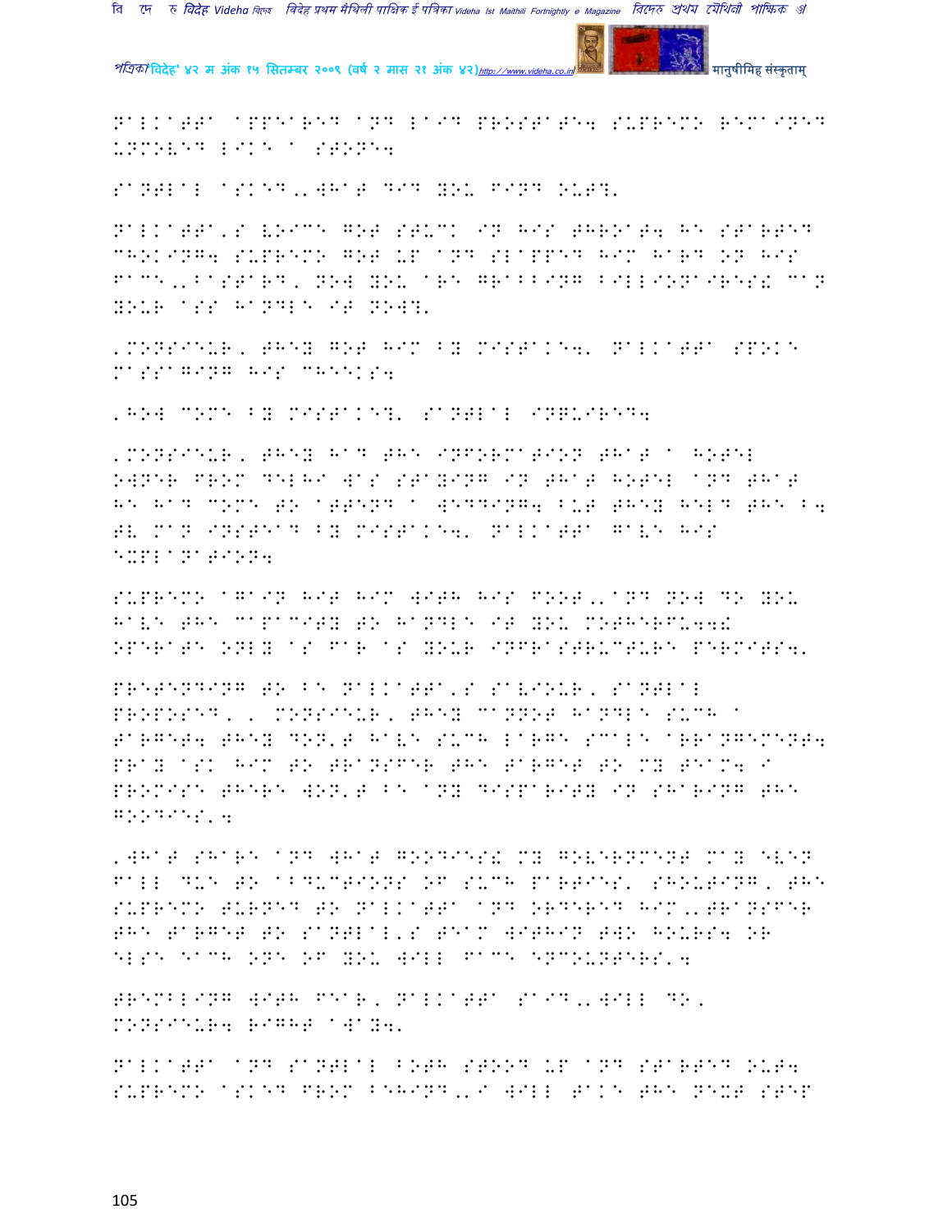Nalkatta appeared and laid prostate. Supremo remained unmoved like a stone.

Santlal asked,'What did you find out?'

Nalkatta's voice got stuck in his throat. He started choking. Supremo got up and slapped him hard on his face,'Bastard, now you are grabbing billionaires! Can your ass handle it now?'

'Monsieur, they got him by mistake.' Nalkatta spoke massaging his cheeks.

'How come by mistake?' Santlal inquired.

'Monsieur, they had the information that a hotel owner from Delhi was staying in that hotel and that he had come to attend a wedding. But they held the B. TV man instead by mistake.' Nalkatta gave his explanation.

Supremo again hit him with his foot,'And now do you have the capacity to handle it you motherfu..! Operate only as far as your infrastructure permits.'

Pretending to be Nalkatta's saviour, Santlal proposed,' Monsieur, they cannot handle such a target. They don't have such large scale arrangement. Pray ask him to transfer the target to my team. I promise there won't be any disparity in sharing the goodies'.

'What share and what goodies! My government may even fall due to abductions of such parties' shouting, the Supremo turned to Nalkatta and ordered him,'Transfer the target to Santlal's team within two hours. Or else each one of you will face encounters'.

Trembling with fear, Nalkatta said,'Will do, Monsieur. Right away.'

Nalkatta and Santlal both stood up and started out. Supremo asked from behind,'I will take the next step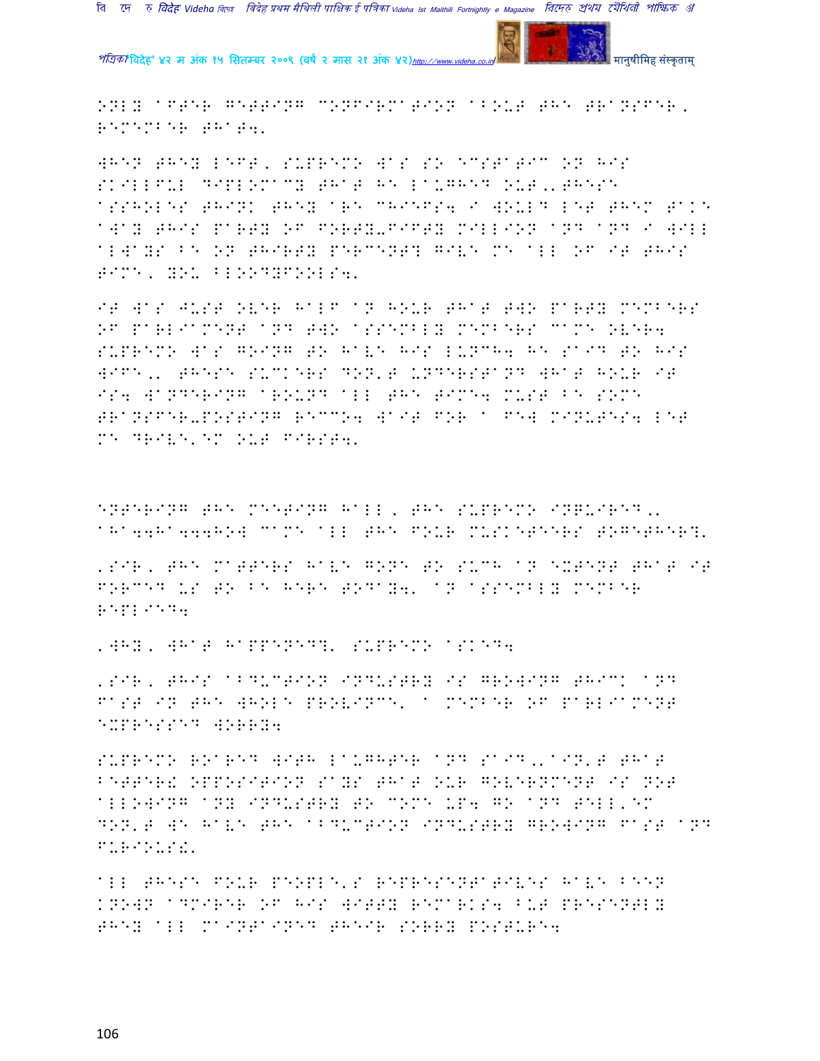ONLY AFTER GETTING CONFIRMATION ABOUT THE TRANSFER, REMEMBER THAT.'

WHEN THEY LEFT, SUPREMO WAS SO ECSTATIC ON HIS SKILLFUL DIPLOMACY THAT HE LAUGHED OUT,' THESE ASSHOLES THINK THEY ARE CHIEFS. I WOULD LET THEM TAKE AWAY THIS PARTY OF FORTY-FIFTY MILLION AND AND I WILL ALWAYS BE ON THIRTY PERCENT? GIVE ME ALL OF IT THIS TIME, YOU BLOODYFOOLS.'

IT WAS JUST OVER HALF AN HOUR THAT TWO PARTY MEMBERS OF PARLIAMENT AND TWO ASSEMBLY MEMBERS CAME OVER. SUPREMO WAS GOING TO HAVE HIS LUNCH. HE SAID TO HIS WIFE,' THESE SUCKERS DON'T UNDERSTAND WHAT HOUR IT IS. WANDERING AROUND ALL THE TIME. MUST BE SOME TRANSFER-POSTING RECCO. WAIT FOR A FEW MINUTES. LET ME DRIVE'EM OUT FIRST.'

ENTERING THE MEETING HALL, THE SUPREMO INQUIRED,' AHA..HA...HOW CAME ALL THE FOUR MUSKETEERS TOGETHER?'

'SIR, THE MATTERS HAVE GONE TO SUCH AN EXTENT THAT IT FORCED US TO BE HERE TODAY.' AN ASSEMBLY MEMBER REPLIED.

'WHY, WHAT HAPPENED?' SUPREMO ASKED.

'SIR, THIS ABDUCTION INDUSTRY IS GROWING THICK AND FAST IN THE WHOLE PROVINCE.' A MEMBER OF PARLIAMENT EXPRESSED WORRY.

SUPREMO ROARED WITH LAUGHTER AND SAID,' AIN'T THAT BETTER! OPPOSITION SAYS THAT OUR GOVERNMENT IS NOT ALLOWING ANY INDUSTRY TO COME UP. GO AND TELL'EM DON'T WE HAVE THE ABDUCTION INDUSTRY GROWING FAST AND FURIOUS!'

ALL THESE FOUR PEOPLE'S REPRESENTATIVES HAVE BEEN KNOWN ADMIRER OF HIS WITTY REMARKS BUT PRESENTLY THEY ALL MAINTAINED THEIR SORRY POSTURE.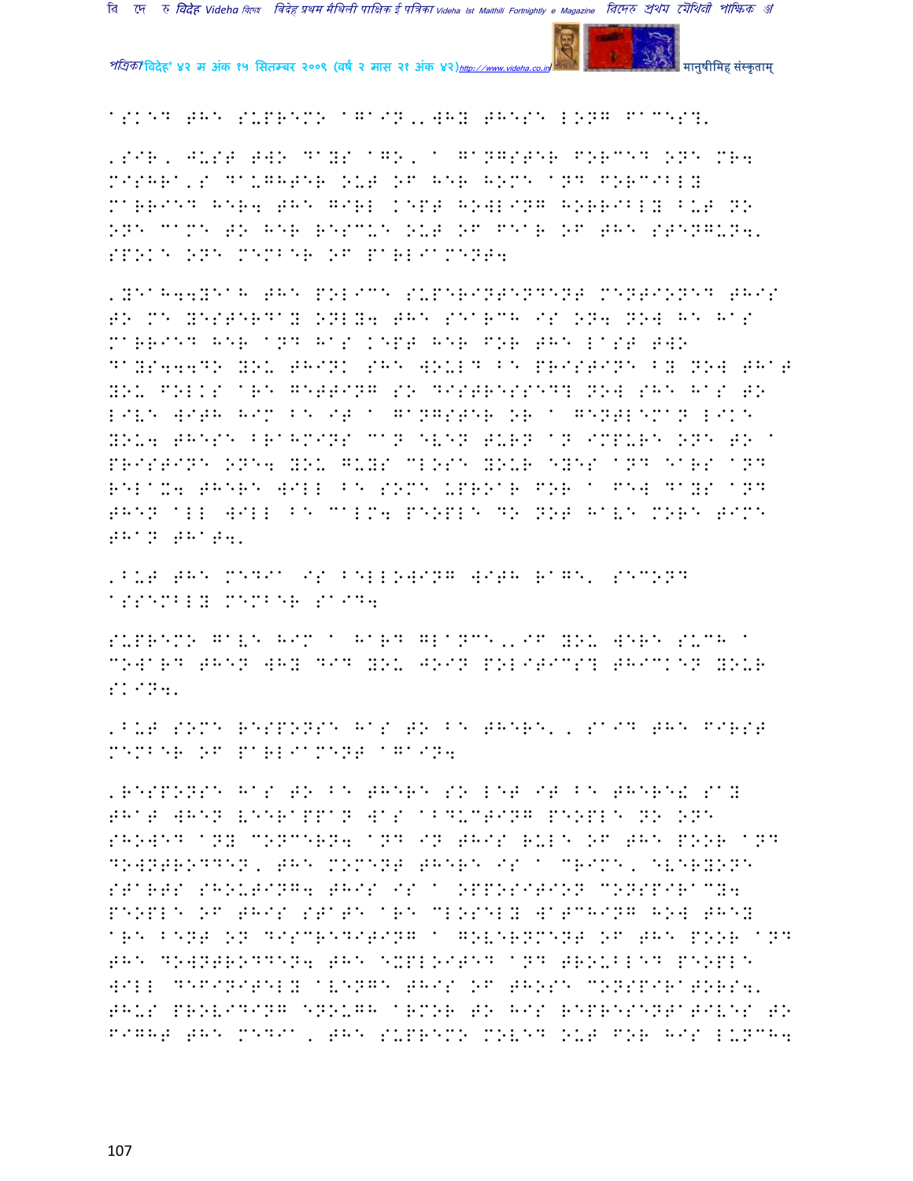asked the supremo again,'why these long faces?'

'Sir, just two days ago, a gangster forced one Mr. Mishra's daughter out of her home and forcibly married her. The girl kept howling horribly but no one came to her rescue out of fear of the stenguns.' spoke one member of parliament.

'Yeah..yeah the police superintendent mentioned this to me yesterday only. The search is on. Now he has married her and has kept her for the last two days...Do you think she would be pristine by now that you folks are getting so distressed? Now she has to live with him be it a gangster or a gentleman like you. These Brahmins can even turn an impure one to a pristine one. You guys close your eyes and ears and relax. There will be some uproar for a few days and then all will be calm. People do not have more time than that.'

'But the media is bellowing with rage.' second assembly member said.

Supremo gave him a hard glance,'if you were such a coward then why did you join politics? Thicken your skin.'

'But some response has to be there.' said the first member of parliament again.

'Response has to be there so let it be there! Say that when Veerappan was abducting people no one showed any concern. And in this rule of the poor and downtrodden, the moment there is a crime, everyone starts shouting. This is a opposition conspiracy. People of this state are closely watching how they are bent on discrediting a government of the poor and the downtrodden. The exploited and troubled people will definitely avenge this of those conspirators.' Thus providing enough armor to his representatives to fight the media, the supremo moved out for his lunch.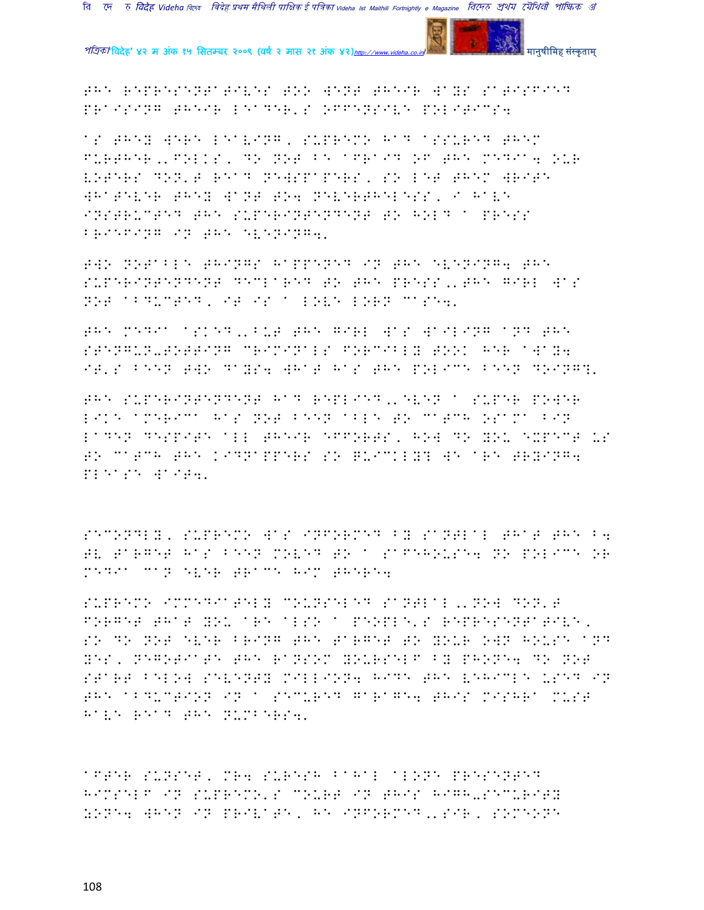THE REPRESENTATIVES TOO WENT THEIR WAYS SATISFIED PRAISING THEIR LEADER'S OFFENSIVE POLITICS.

AS THEY WERE LEAVING, SUPREMO HAD ASSURED THEM FURTHER,"FOLKS, DO NOT BE AFRAID OF THE MEDIA. OUR VOTERS DON'T READ NEWSPAPERS, SO LET THEM WRITE WHATEVER THEY WANT TO. NEVERTHELESS, I HAVE INSTRUCTED THE SUPERINTENDENT TO HOLD A PRESS BRIEFING IN THE EVENING."

TWO NOTABLE THINGS HAPPENED IN THE EVENING. THE SUPERINTENDENT DECLARED TO THE PRESS,"THE GIRL WAS NOT ABDUCTED, IT IS A LOVE BORN CASE."

THE MEDIA ASKED,"BUT THE GIRL WAS WAILING AND THE STENGUN-TOTTING CRIMINALS FORCIBLY TOOK HER AWAY. IT'S BEEN TWO DAYS. WHAT HAS THE POLICE BEEN DOING?"

THE SUPERINTENDENT HAD REPLIED,"EVEN A SUPER POWER LIKE AMERICA HAS NOT BEEN ABLE TO CATCH OSAMA BIN LADEN DESPITE ALL THEIR EFFORTS, HOW DO YOU EXPECT US TO CATCH THE KIDNAPPERS SO QUICKLY? WE ARE TRYING. PLEASE WAIT."

SECONDLY, SUPREMO WAS INFORMED BY SANTLAL THAT THE B. TV TARGET HAS BEEN MOVED TO A SAFEHOUSE. NO POLICE OR MEDIA CAN EVER TRACE HIM THERE.

SUPREMO IMMEDIATELY COUNSELED SANTLAL,"NOW DON'T FORGET THAT YOU ARE ALSO A PEOPLE'S REPRESENTATIVE, SO DO NOT EVER BRING THE TARGET TO YOUR OWN HOUSE AND YES, NEGOTIATE THE RANSOM YOURSELF BY PHONE. DO NOT START BELOW SEVENTY MILLION. HIDE THE VEHICLE USED IN THE ABDUCTION IN A SECURED GARAGE. THIS MISHRA MUST HAVE READ THE NUMBERS."

AFTER SUNSET, MR. SURESH BAHAL ALONE PRESENTED HIMSELF IN SUPREMO'S COURT IN THIS HIGH-SECURITY ZONE. WHEN IN PRIVATE, HE INFORMED,"SIR, SOMEONE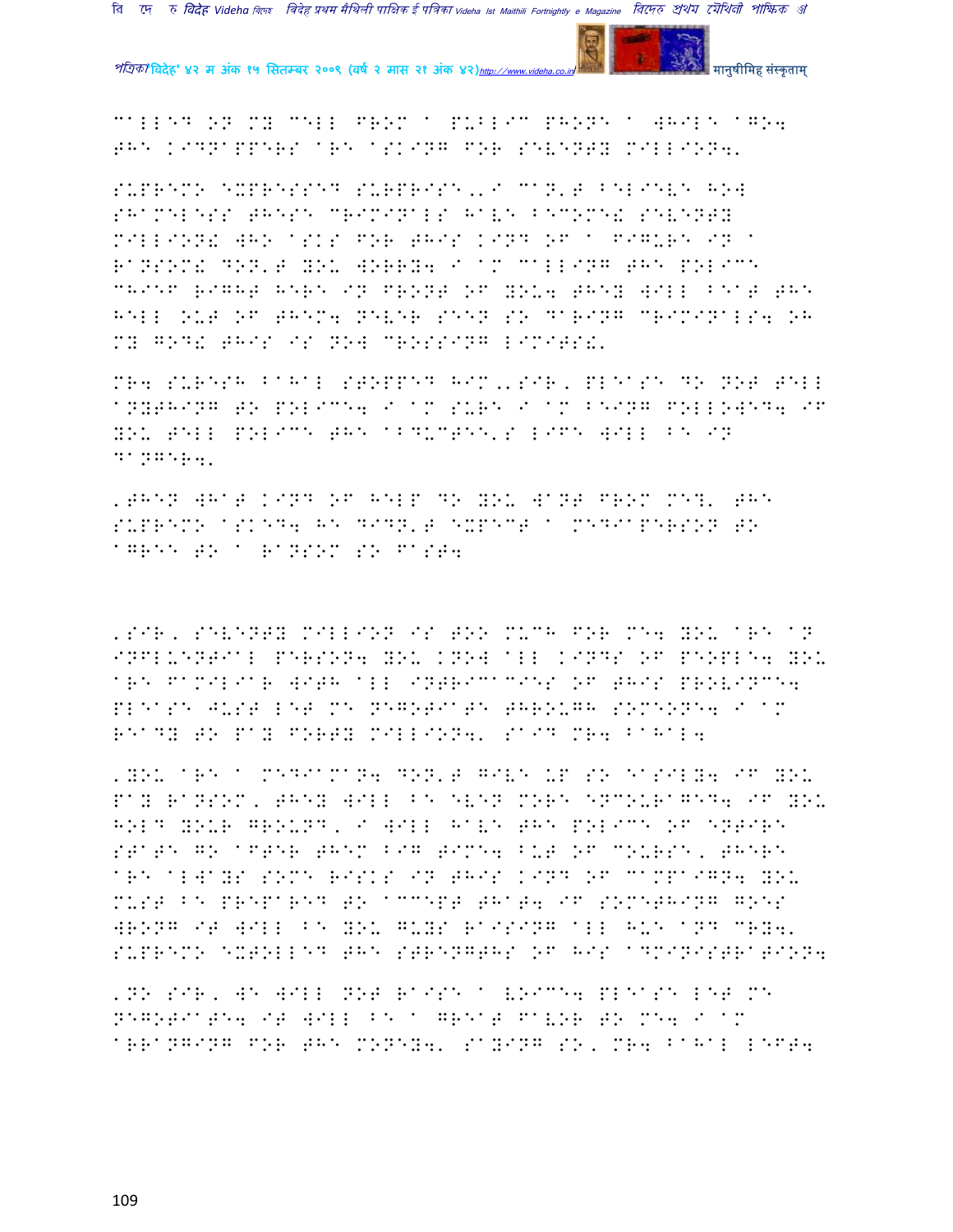called on my cell from a public phone a while ago. The kidnappers are asking for seventy million.

Supremo expressed surprise,'I can't believe how shameless these criminals have become! Seventy million! Who asks for this kind of a figure in a ransom! Don't you worry. I am calling the police chief right here in front of you. They will beat the hell out of them. Never seen so daring criminals. Oh my god! This is now crossing limits!'

Mr. Suresh Bahal stopped him,'Sir, please do not tell anything to police. I am sure I am being followed. If you tell police the abductee's life will be in danger.'

'Then what kind of help do you want from me?' the Supremo asked. He didn't expect a mediaperson to agree to a ransom so fast.

'Sir, seventy million is too much for me. You are an influential person. You know all kinds of people. You are familiar with all intricacies of this province. Please just let me negotiate through someone. I am ready to pay forty million.' said Mr. Bahal.

'You are a mediaman. Don't give up so easily. If you pay ransom, they will be even more encouraged. If you hold your ground, I will have the police of entire state go after them big time. But of course, there are always some risks in this kind of campaign. You must be prepared to accept that. If something goes wrong it will be you guys raising all hue and cry.' Supremo extolled the strengths of his administration.

'No sir, we will not raise a voice. Please let me negotiate. It will be a great favor to me. I am arranging for the money.' Saying so, Mr. Bahal left.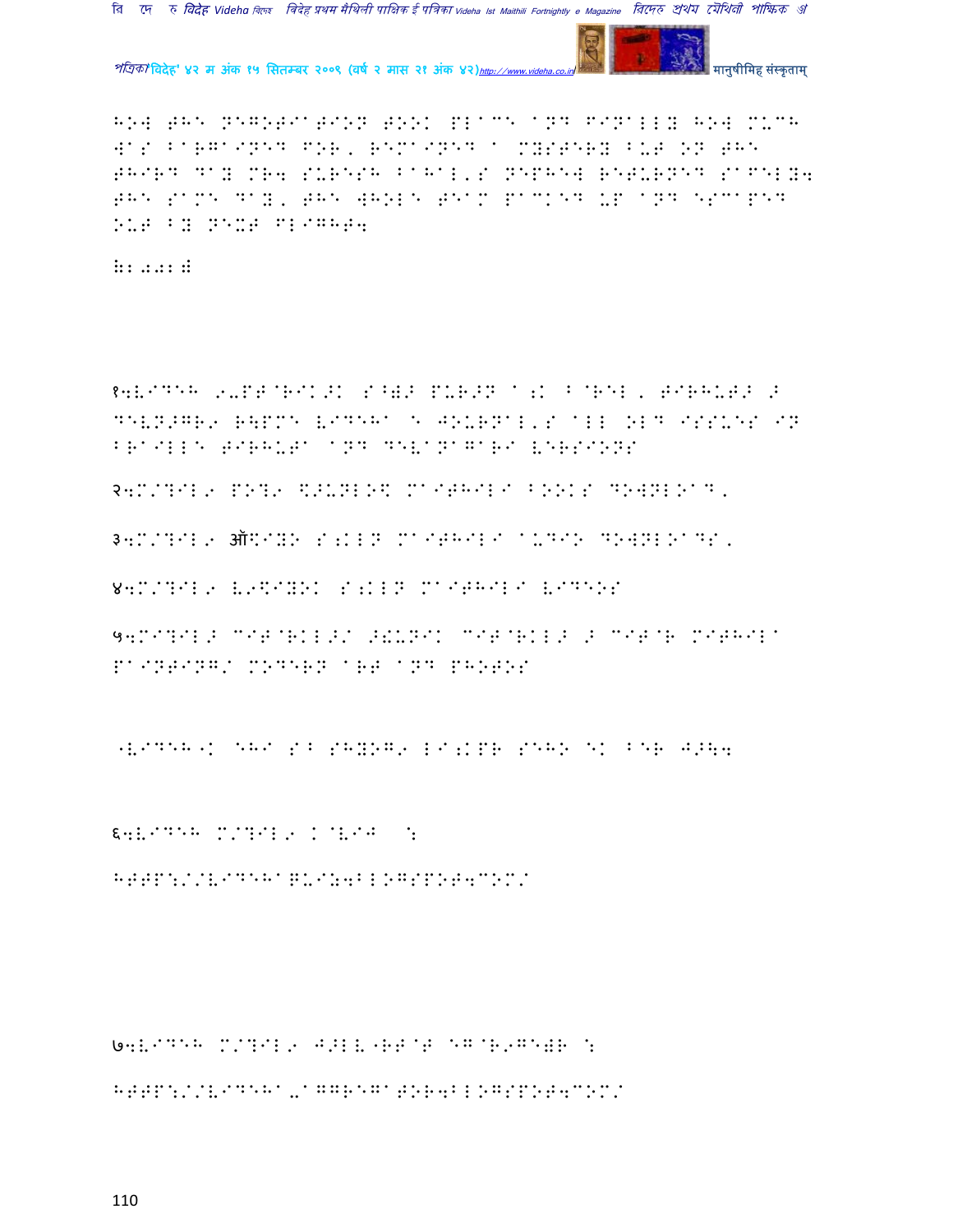HOW THE NEGOTIATION TOOK PLACE AND FINALLY HOW MUCH WAS BARGAINED FOR, REMAINED A MYSTERY BUT ON THE THIRD DAY MR4 SURESH BAHAL'S NEPHEW RETURNED SAFELY4 THE SAME DAY, THE WHOLE TEAM PACKED UP AND ESCAPED OUT BY NEXT FLIGHT4

:2.222:

१4VIDEH 9-PT@RIK>K S^[> PURN> A;K B@REL, TIRHUTA > DEVN>GR9 R\PME VIDEHA E JOURNAL'S ALL OLD ISSUES IN BRAILLE TIRHUTA AND DEVANAGARI VERSIONS

२4M/?IL9 PO?9 \$>UNLO\$ MAITHILI BOOKS DOWNLOAD,

३4M/?IL9 ऑ\$IYO S;KLN MAITHILI AUDIO DOWNLOADS,

४4M/?IL9 V9\$IYOK S;KLN MAITHILI VIDEOS

५4MI?IL> CIT@RKL>/ >!UNIK CIT@RKL> > CIT@R MITHILA PAINTING/ MODERN ART AND PHOTOS

"VIDEH"K EHI S^B SHYOG9 LI;KPR SEHO EK BER J>\4

६4VIDEH M/?IL9 K@VIJ :

HTTP://VIDEHAQUIZ4BLOGSPOT4COM/

७4VIDEH M/?IL9 J>LV"RT@T EG@R9GE)R :

HTTP://VIDEHA-AGGREGATOR4BLOGSPOT4COM/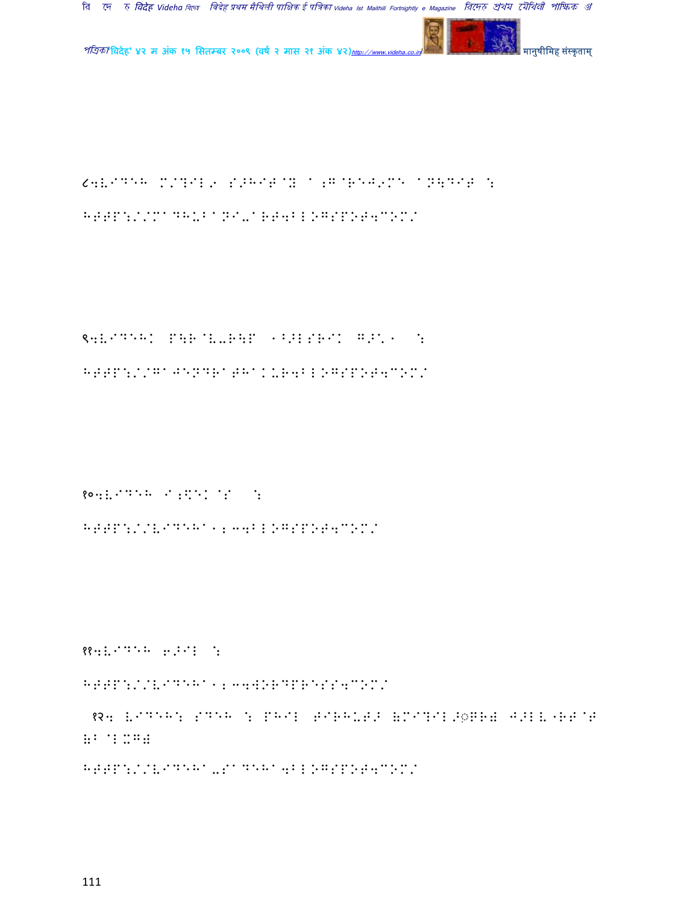८.VIDEH MAITHILI SAHITYA AANDOLAN : HTTP://MADHUBANI-ART.BLOGSPOT.COM/

९.VIDEH PAINTER RAJENDRA THAKUR : HTTP://GAJENDRATHAKUR.BLOGSPOT.COM/

१०.VIDEH JOURNAL : HTTP://VIDEHA123.BLOGSPOT.COM/

११.VIDEH BLOG : HTTP://VIDEHA123.WORDPRESS.COM/

१२. VIDEHA SADEH : FIRST TIRHUTA (MITHILAKSHAR) JALA SAMKALAN

HTTP://VIDEHA-SADEHA.BLOGSPOT.COM/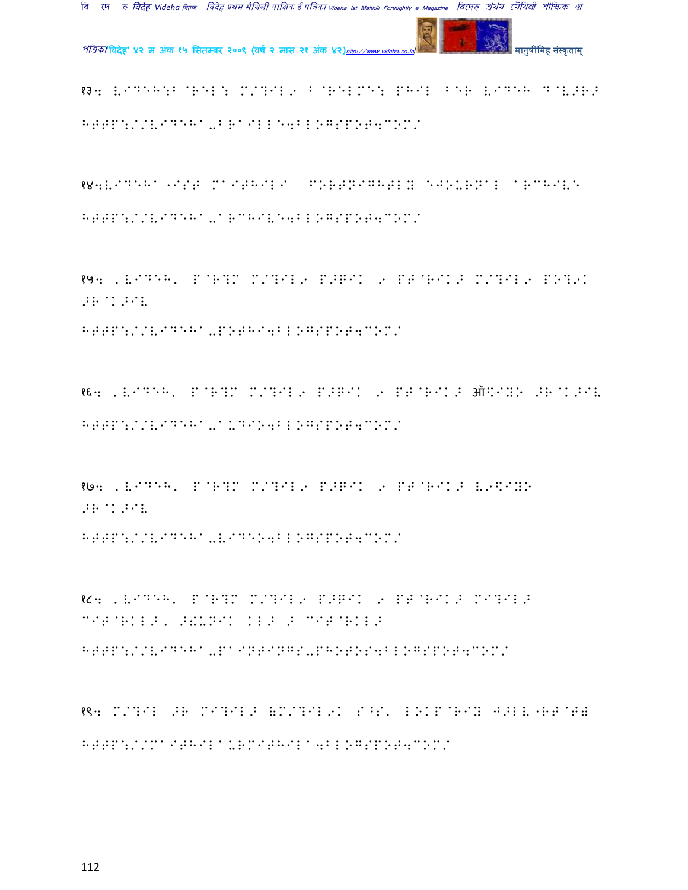१३. VIDEHA:BRAILLE: M/?IL9 B@RELME: PHIL BER VIDEH D@V>R>

HTTP://VIDEHA-BRAILLE4BLOGSPOT4COM/

१४.VIDEHA "IST MAITHILI FORTNIGHTLY EJOURNAL ARCHIVE

HTTP://VIDEHA-ARCHIVE4BLOGSPOT4COM/

१५. 'VIDEH' P@R?M M/?IL9 P>GIK 9 PT@RIK> M/?IL9 PO?9K >R@K>IV

HTTP://VIDEHA-POTHI4BLOGSPOT4COM/

१६. 'VIDEH' P@R?M M/?IL9 P>GIK 9 PT@RIK> ऑ\$IYO >R@K>IV

HTTP://VIDEHA-AUDIO4BLOGSPOT4COM/

१७. 'VIDEH' P@R?M M/?IL9 P>GIK 9 PT@RIK> V9\$IYO >R@K>IV

HTTP://VIDEHA-VIDEO4BLOGSPOT4COM/

१८. 'VIDEH' P@R?M M/?IL9 P>GIK 9 PT@RIK> MI?IL> CIT@RKL>, >!UNIK KL> > CIT@RKL>

HTTP://VIDEHA-PAINTINGS-PHOTOS4BLOGSPOT4COM/

१९. M/?IL >R MI?IL> (M/?IL9K S^S' LOKP@RIY J>LV"RT@T)

HTTP://MAITHILAURMITHILA4BLOGSPOT4COM/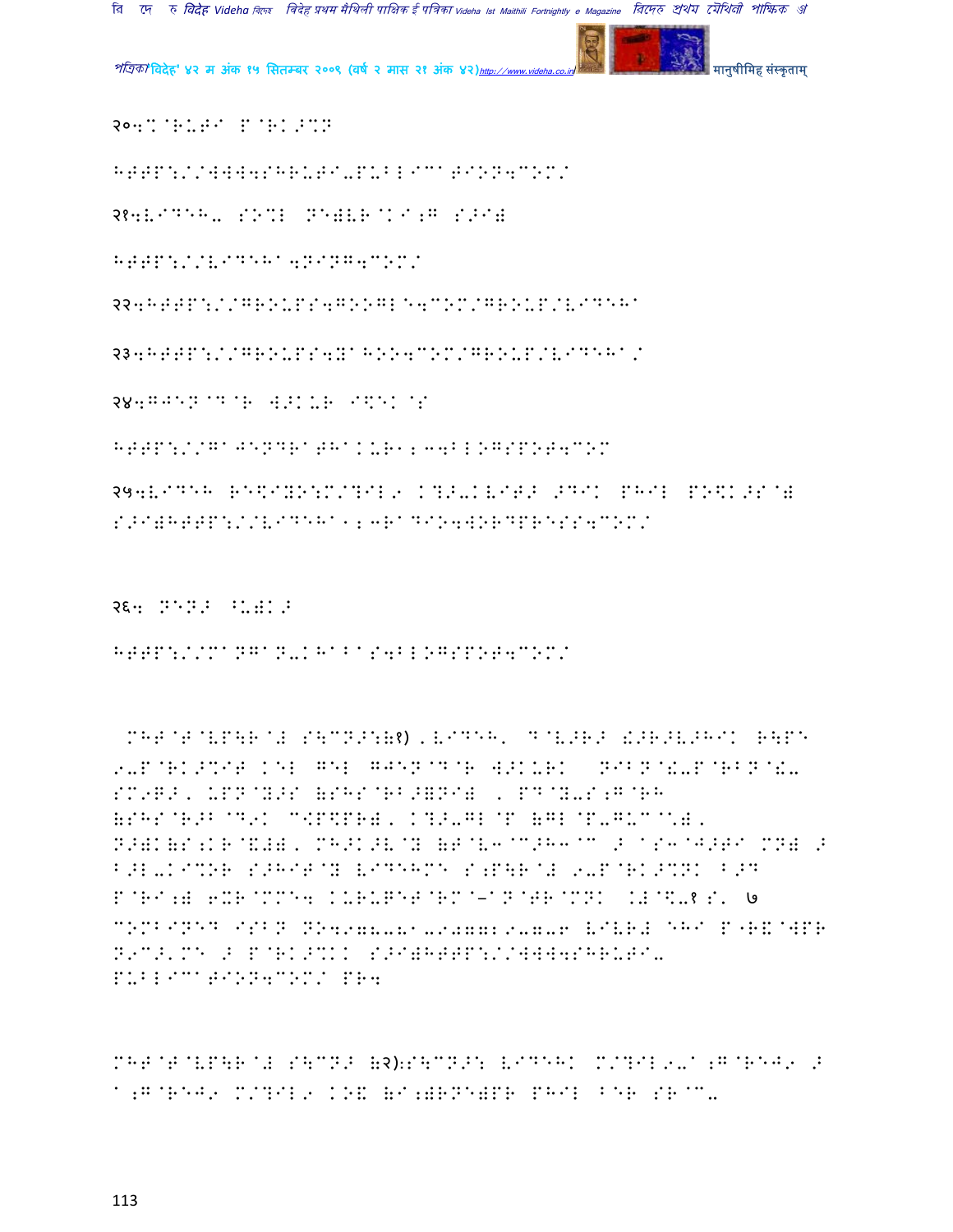२०.%@R-T* P@RK>%N

HTTP://WWW.SHRUTI-PUBLICATION.COM/

२१.VIDEH- SO%L NE)VR@K\*;G S>I)

HTTP://VIDEHA.NING.COM/

२२.HTTP://GROUPS.GOOGLE.COM/GROUP/VIDEHA

२३.HTTP://GROUPS.YAHOO.COM/GROUP/VIDEHA/

२४.GJEN@D@R #>KUR I\$EK@S

HTTP://GAJENDRATHAKUR123.BLOGSPOT.COM

२५.VIDEH RE\$IYO:M/?IL9 K?>-KVIT> >DIK PHIL PO\$K>S@) S>I)HTTP://VIDEHA123RADIO.WORDPRESS.COM/

२६. NEN> ^U)K>

HTTP://MANGAN-KHABAS.BLOGSPOT.COM/

MHT@T@VP\R@I S\CN>:(१) ,VIDEH, D@V>R> !>R>V>HIK R\PE 9-P@RK>%IT KEL GEL GJEN@D@R #>KURK NIBN@!-P@RBN@!- SM9G>, UPN@Y>S (SHS@RB>=NI) , PD@Y-S;G@RH (SHS@R>B@D9K C\$P\$PR), K?>-GL@P (GL@P-GUC@C), N>)K(S;KR@\$#), MH>K>V@Y (T@V3@C>H3@C > aS3@J>TI MN) > B>L-KI%OR S>HIT@Y VIDEHME S;P\R@I 9-P@RK>%NK B>D P@RI;) 6XR@MMM. KURUKET@RM@–aN@TR@MNK .I@\$-१ S' ७ COMBINED ISBN NO.978-81-907729-7-6 VIVR\# EHI P"R&@WPR N9C>'ME > P@RK>%KK S>I)HTTP://WWW.SHRUTI-PUBLICATION.COM/ PR.

MHT@T@VP\R@I S\CN> (२):S\CN>: VIDEHK M/?IL9-a;G@REJ9 > a;G@REJ9 M/?IL9 KO& (I;)RNE)PR PHIL BER SR@C-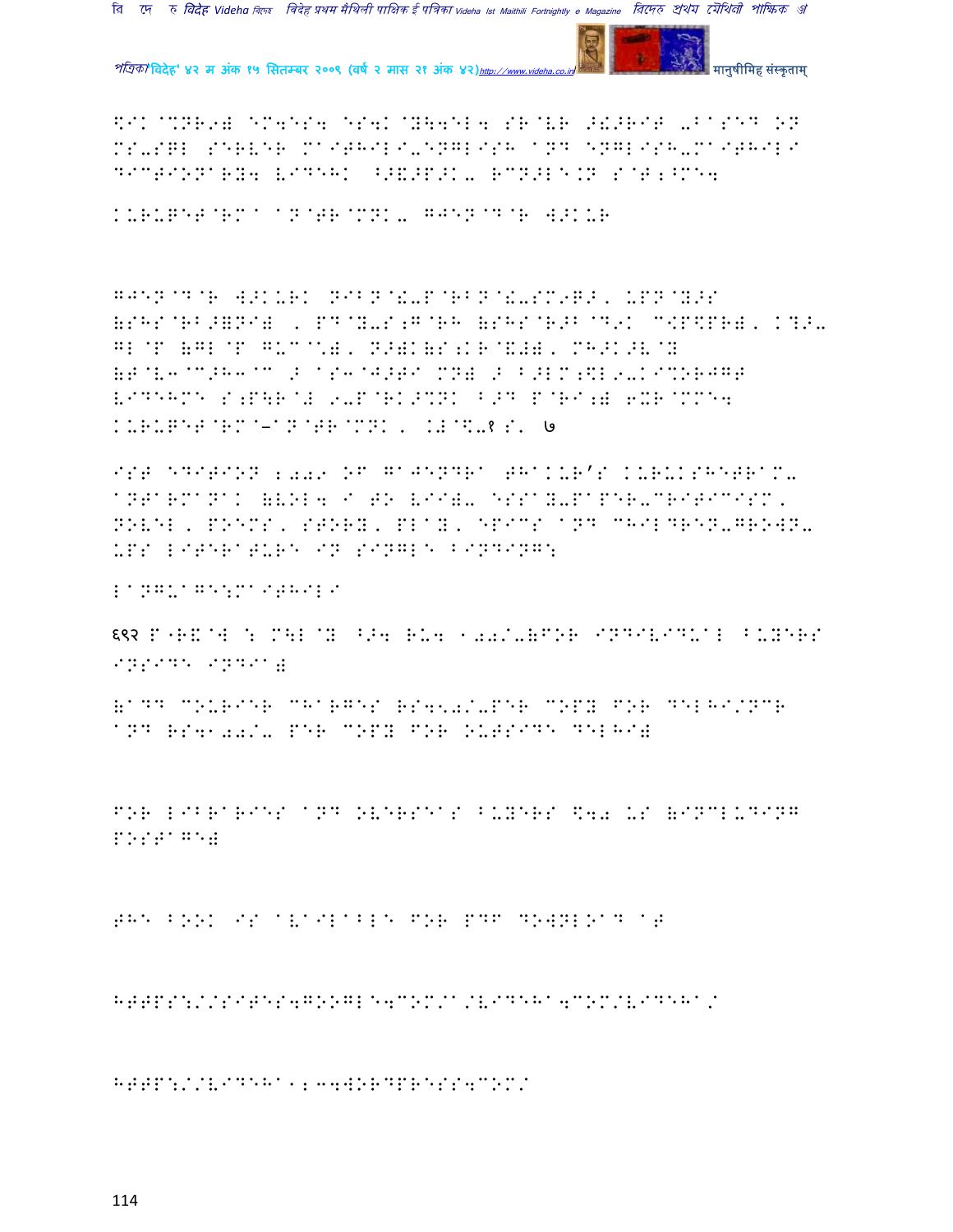$IK @%NR9) EM4ES4 ES4K @Y\4EL4 SR@VR >!>RIT -BASED ON MS-SQL SERVER MAITHILI-ENGLISH AND ENGLISH-MAITHILI DICTIONARY4 VIDEHK ^>&>P>K- RCN>LE.N S@T;^ME4

KURUKSHETRAM ANTARMANAK- GAJENDRA THAKUR

GAJENDRA THAKUR NIBANDH-PRABANDH-SAMIKSHA, UPANYAS (SAHASRABADHANI) , PADYA-SANGRAH (SAHASRABDIK CHAUPAR), KATHA-GALP (GALP GUCHCHH), NATAK(SANKARSHAN), MAHAKAVYA (TVANCHAHI ANHI AA ASAJATI MAN) AA BAL-MANDO-KISHOR SAHITYA VIDEHAME SAMPURNA E-PRAKASHAN BAAD PRINT FORMME4 KURUKSHETRAM–ANTARMANAK, KHAND-१ SAN ७

1ST EDITION 2009 OF GAJENDRA THAKUR'S KURUKSHETRAM-ANTARMANAK (VOL. I TO VII)- ESSAY-PAPER-CRITICISM, NOVEL, POEMS, STORY, PLAY, EPICS AND CHILDREN-GROWN-UPS LITERATURE IN SINGLE BINDING:

LANGUAGE:MAITHILI

६९२ PRISHTH : MULYA BHA. RS. 100/-(FOR INDIVIDUAL BUYERS INSIDE INDIA)

(ADD COURIER CHARGES RS.50/-PER COPY FOR DELHI/NCR AND RS.100/- PER COPY FOR OUTSIDE DELHI)

FOR LIBRARIES AND OVERSEAS BUYERS $40 US (INCLUDING POSTAGE)

THE BOOK IS AVAILABLE FOR PDF DOWNLOAD AT

HTTPS://SITES.GOOGLE.COM/A/VIDEHA.COM/VIDEHA/

HTTP://VIDEHA123.WORDPRESS.COM/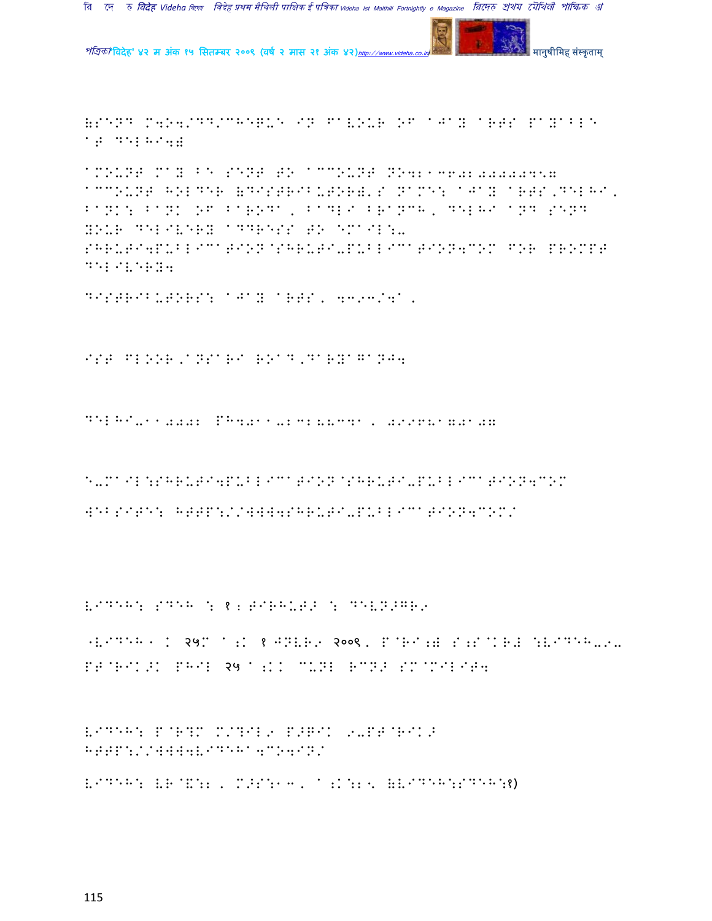(SEND M4O4/DD/CHEQUE IN FAVOUR OF AJAY ARTS PAYABLE AT DELHI4)

AMOUNT MAY BE SENT TO ACCOUNT NO421360200000457 ACCOUNT HOLDER (DISTRIBUTOR)'S NAME: AJAY ARTS,DELHI, BANK: BANK OF BARODA, BADLI BRANCH, DELHI AND SEND YOUR DELIVERY ADDRESS TO EMAIL:- SHRUTI4PUBLICATION@SHRUTI-PUBLICATION4COM FOR PROMPT DELIVERY4

DISTRIBUTORS: AJAY ARTS, 4393/4A,

IST FLOOR,ANSARI ROAD,DARYAGANJ4

DELHI-110002 PH4011-23288341, 09968170107

E-MAIL:SHRUTI4PUBLICATION@SHRUTI-PUBLICATION4COM

WEBSITE: HTTP://WWW4SHRUTI-PUBLICATION4COM/

VIDEH: SDEH : १ : TIRHUTA : DEVNAGRI

"VIDEH" K २५म A;K १ JNVRI २००९, P@RI;( S;S@KRN :VIDEH-I-PT@RIK>K PHIL २५ A;KK CUNL RCN> SM@MILIT4

VIDEH: P@R?M M/?ILI PAKIK I-PT@RIK> HTTP://WWW4VIDEHA4CO4IN/

VIDEH: VR@X:; , M>S:13, A;K:;5 (VIDEH:SDEH:१)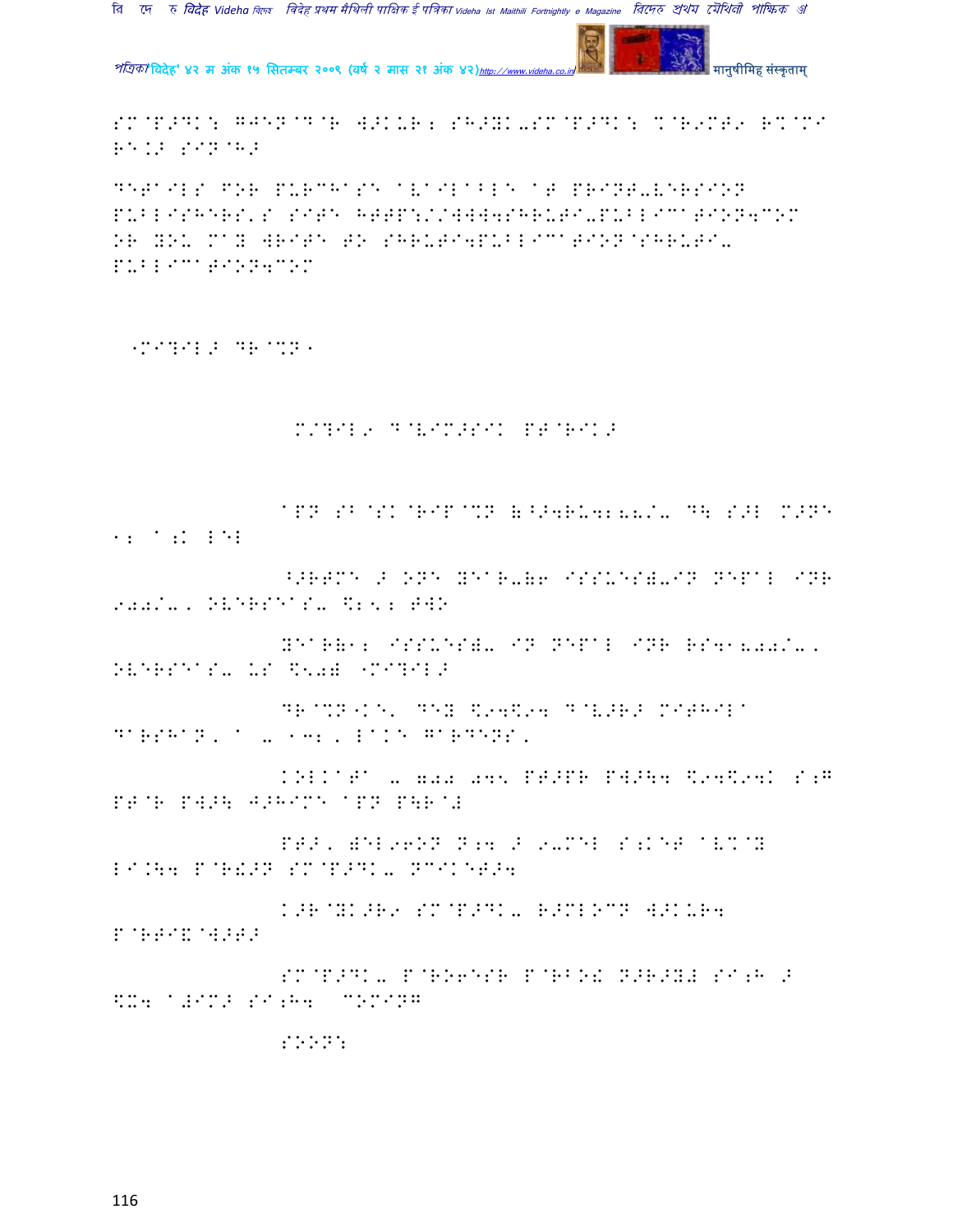SM@P>DK: GJEN@D@R W>KUR; SH>YK-SM@P>DK: %@R9MT9 R%@MI RE.> SIN@H>

DETAILS FOR PURCHASE AVAILABLE AT PRINT-VERSION PUBLISHERS'S SITE HTTP://WWW4SHRUTI-PUBLICATION4COM OR YOU MAY WRITE TO SHRUTI4PUBLICATION@SHRUTI-PUBLICATION4COM

"MI?IL> DR@%N"

M/?IL9 D@VIM>SIK PT@RIK>

APN SB@SK@RIP@%N (^>4RU4288/- D\ S>L M>NE 12 A;K LEL

^>RTME > ONE YEAR-(6 ISSUES)-IN NEPAL INR 900/-, OVERSEAS- \$25; TWO

YEAR(12 ISSUES)- IN NEPAL INR RS41800/-, OVERSEAS- US \$50) "MI?IL>

DR@%N"KE' DEY \$94\$94 D@V>R> MITHILA DARSHAN, A - 132, LAKE GARDENS,

KOLKATA - 700 045 PT>PR PW>\4 \$94\$94K S;G PT@R PW>\ J>HIME APN P\R@#

PT>, )EL96ON N;4 > 9-MEL S;KET AVM@Y LI.\4 P@R&>N SM@P>DK- NCIKET>4

K>R@YK>R9 SM@P>DK- R>MLOCN W>KUR4 P@RTI&@W>T>

SM@P>DK- P@RO6ESR P@RBO! N>R>Y! SI;H > \$X4 A#IM> SI;H4 COMING

SOON: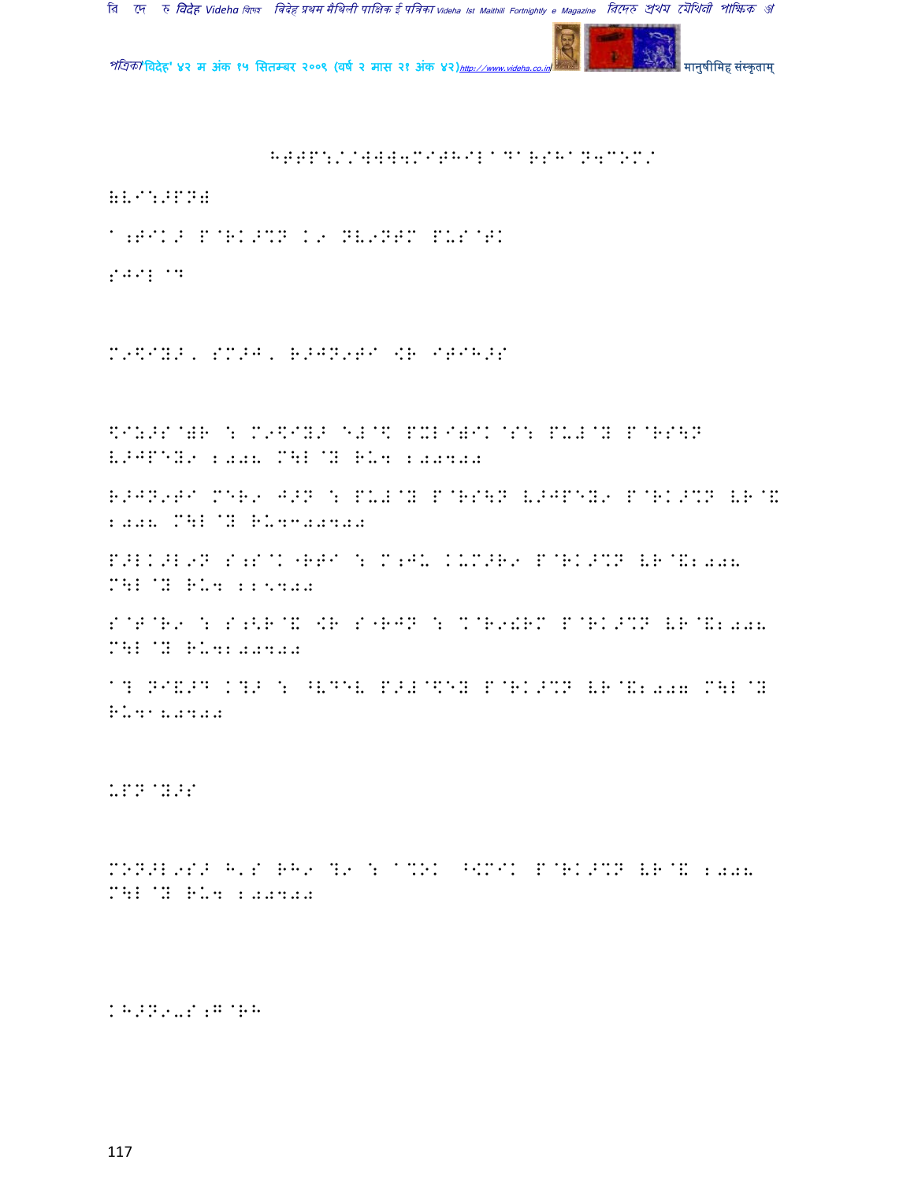HTTP://WWW.MITHILADARSHAN.COM/

(BLI:>PN)

A;TIK> P@RK>%N K) NV9NTM PUS@TK

S^IL @D

M9\$IY>, SM>J, R>JN9TI <R ITIH>S

\$IZ>S@)R : M9\$IY> E#@\$ PXLI)IK@S: PU#@Y P@RS\N V>JPEY9 2008 M\L@Y RU4 200400

R>JN9TI MER9 J>N : PU#@Y P@RS\N V>JPEY9 P@RK>%N VR@& 2008 M\L@Y RU4300400

P>LK>L9N S;S@K"RTI : M;JU KUM>R9 P@RK>%N VR@&2008 M\L@Y RU4 225400

S@T@R9 : S;<R@& <R S"RJN : %@R9!RM P@RK>%N VR@&2008 M\L@Y RU4200400

A? NI&>D K?> : ^VDEV P>#@\$EY P@RK>%N VR@&2007 M\L@Y RU418400

UPN@Y>S

MON>L9S> H'S RH9 ?9 : A%OK ^[MIK P@RK>%N VR@& 2008 M\L@Y RU4 200400

KH>N9-S;G@RH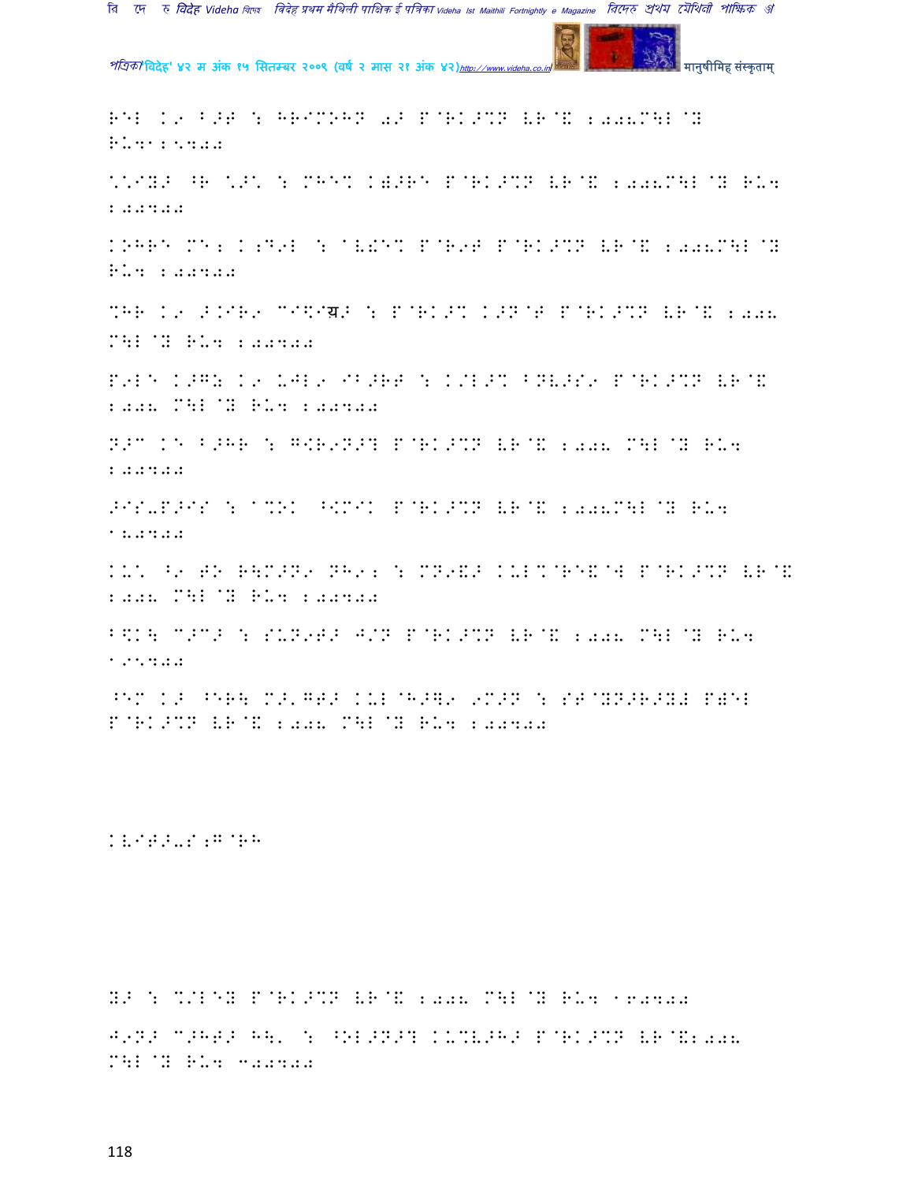RELl K9 B>T : HRIMOHN 0> P@RK>%N VR@& 2008M\L@Y RU412500

\*IY> ^R \*>\* : MHE% K)>RE P@RK>%N VR@& 2008M\L@Y RU4 200400

KOHRE ME2 K2D9L : aV!E% P@R9T P@RK>%N VR@& 2008M\L@Y RU4 200400

%HR K9 >.IR9 MI\ग्र> : P@RK>% K>N@T P@RK>%N VR@& 2008 M\L@Y RU4 200400

P9LE K>G: K9 UJL9 IB>RT : K/L>% BNV>S9 P@RK>%N VR@& 2008 M\L@Y RU4 200400

N>C KE B>HR : G<R9N>? P@RK>%N VR@& 2008 M\L@Y RU4 200400

>IS-P>IS : a%OK ^<MIK P@RK>%N VR@& 2008M\L@Y RU4 150400

KU\* ^9 TO R\M>N9 NH92 : MN9&> KUL%@RE&@W P@RK>%N VR@& 2008 M\L@Y RU4 200400

B\$K\ C>C> : SUN9T> J/N P@RK>%N VR@& 2008 M\L@Y RU4 125400

^EM K> ^ER\ M>'GT> KUL@H>]9 9M>N : ST@YN>R>Y# P)EL P@RK>%N VR@& 2008 M\L@Y RU4 200400

KVIT>-S2G@RH

Y> : %/LEY P@RK>%N VR@& 2008 M\L@Y RU4 160400

J9N> C>HT> H\' : ^OL>N>? KU%V>H> P@RK>%N VR@&2008 M\L@Y RU4 300400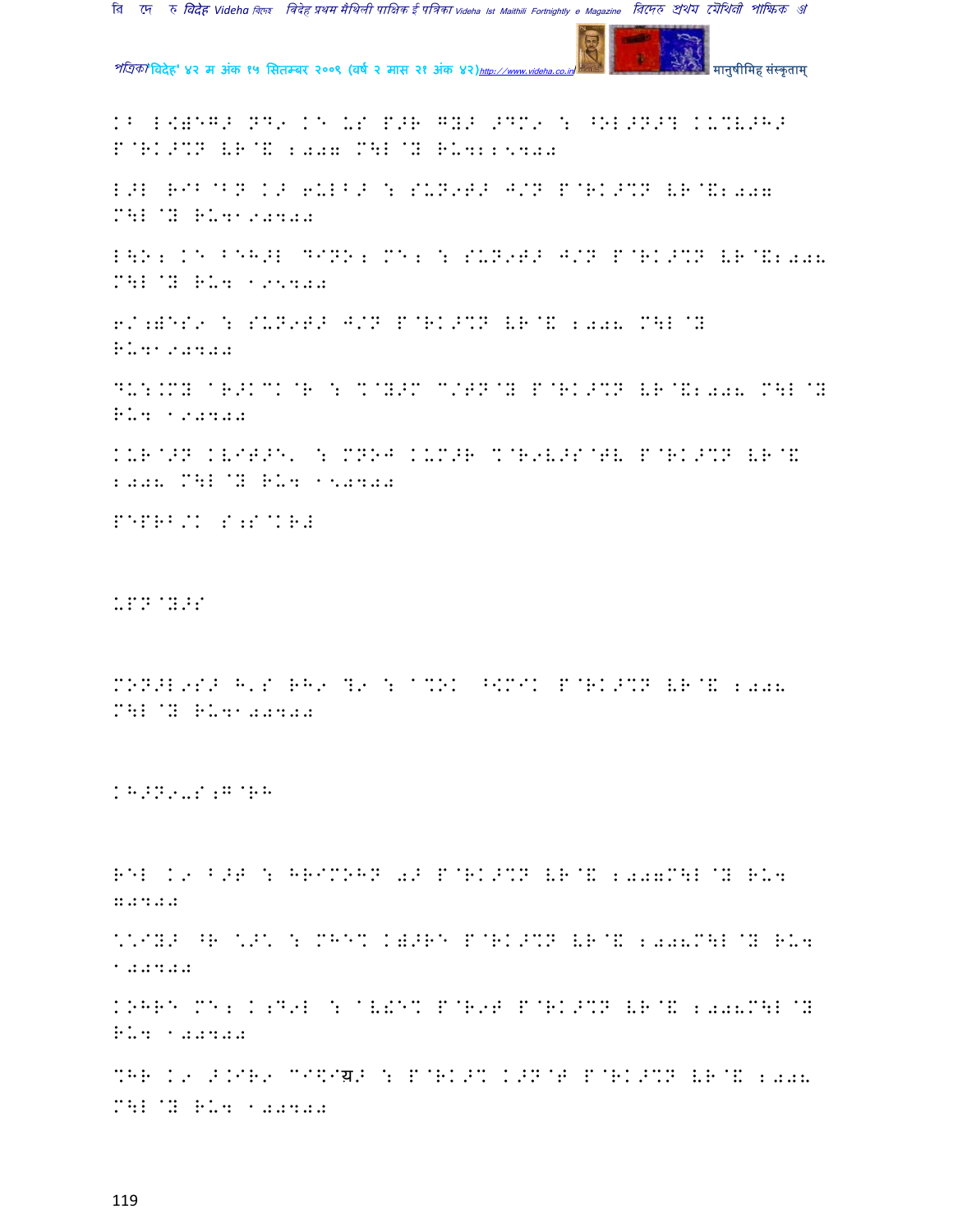KB L[)EG> ND९ KE US P>R GY> >DM९ : ^OL>N>? KUMV>H> P@RK>%N VR@& 2007 M\L@Y RU422500

L>L RIB@BN K> 6ULB> : SUN९T> J/N P@RK>%N VR@&2007 M\L@Y RU4120400

L\O2 KE BEH>L DINO2 ME2 : SUN९T> J/N P@RK>%N VR@&2008 M\L@Y RU4 125400

6/;)ES९ : SUN९T> J/N P@RK>%N VR@& 2008 M\L@Y RU4120400

DU:.MY @R>KCK@R : %@Y>M C/TN@Y P@RK>%N VR@&2008 M\L@Y RU4 120400

KUR@>N KVIT>E' : MNOJ KUM>R %@R९V>S@TV P@RK>%N VR@& 2008 M\L@Y RU4 150400

PEPRB/K S;S@KR#

UPN@Y>S

MON>L९S> H'S RH९ ?९ : @%OK ^[MIK P@RK>%N VR@& 2008 M\L@Y RU4100400

KH>N९-S;G@RH

REL K९ B>T : HRIMOHN 0> P@RK>%N VR@& 2007M\L@Y RU4 70400

\*IY> ^R \*>\* : MHE% K)>RE P@RK>%N VR@& 2008M\L@Y RU4 100400

KOHRE ME2 K;D९L : @V!E% P@R९T P@RK>%N VR@& 2008M\L@Y RU4 100400

%HR K९ >.IR९ CI\$@ग्र> : P@RK>% K>N@T P@RK>%N VR@& 2008 M\L@Y RU4 100400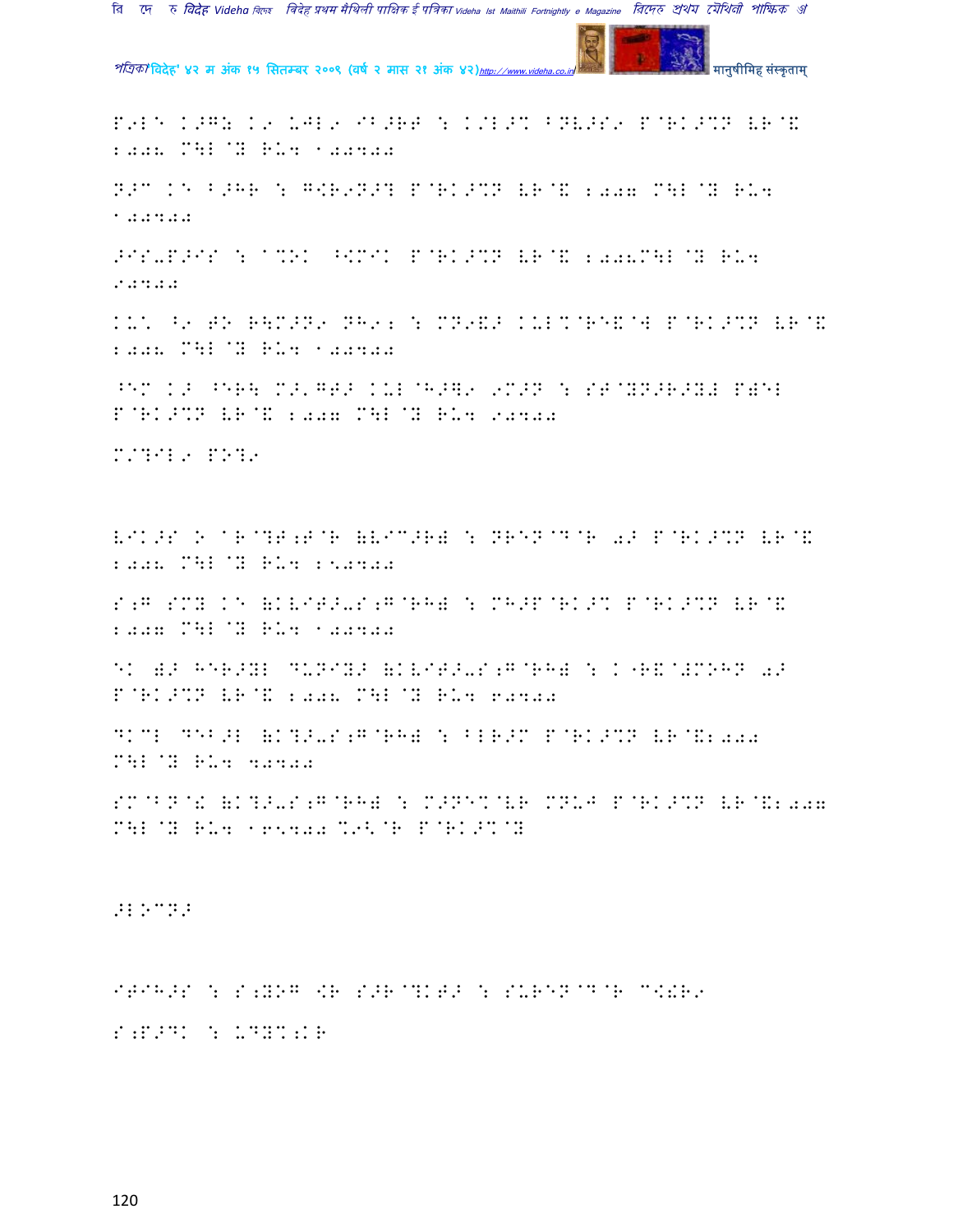P9LE K>G: K9 UJL9 IB>RT : K/L>% BNV>S9 P@RK>%N VR@& 2008 M\L@Y RU4 10000

N>C K1 B>HR : G<R9N>? P@RK>%N VR@& 2007 M\L@Y RU4 10000

>IS-P>IS : 1%OK ^<MIK P@RK>%N VR@& 2008M\L@Y RU4 90000

K-\* ^9 TO R\M>N9 NH9; : MN9&> KUL%@RE&@W P@RK>%N VR@& 2008 M\L@Y RU4 10000

^EM K> ^ER\ M>'GT> KUL@H>Q9 9M>N : ST@YN>R>Y; P)EL P@RK>%N VR@& 2007 M\L@Y RU4 90000

M/?IL9 PO?9

VIK>S O @R@?T;T@R (VIC>R) : NREN@D@R 0> P@RK>%N VR@& 2008 M\L@Y RU4 250000

S;G SMY K1 (KVIT>-S;G@RH) : MH>P@RK>% P@RK>%N VR@& 2007 M\L@Y RU4 100000

EK )> HER>YL DUNIY> (KVIT>-S;G@RH) : K"R&@#MOHN 0> P@RK>%N VR@& 2008 M\L@Y RU4 60000

DKCL DEB>L (K?>-S;G@RH) : BLR>M P@RK>%N VR@&2008 M\L@Y RU4 40000

SM@BN@! (K?>-S;G@RH) : M>NE%@VR MNUJ P@RK>%N VR@&2007 M\L@Y RU4 165000 %9<@R P@RK>%@Y

>L9CN>

ITIH>S : S;YOG <R S>R@?KT> : SURENDR@R C<!R9

S;P>DK : UDY%;KR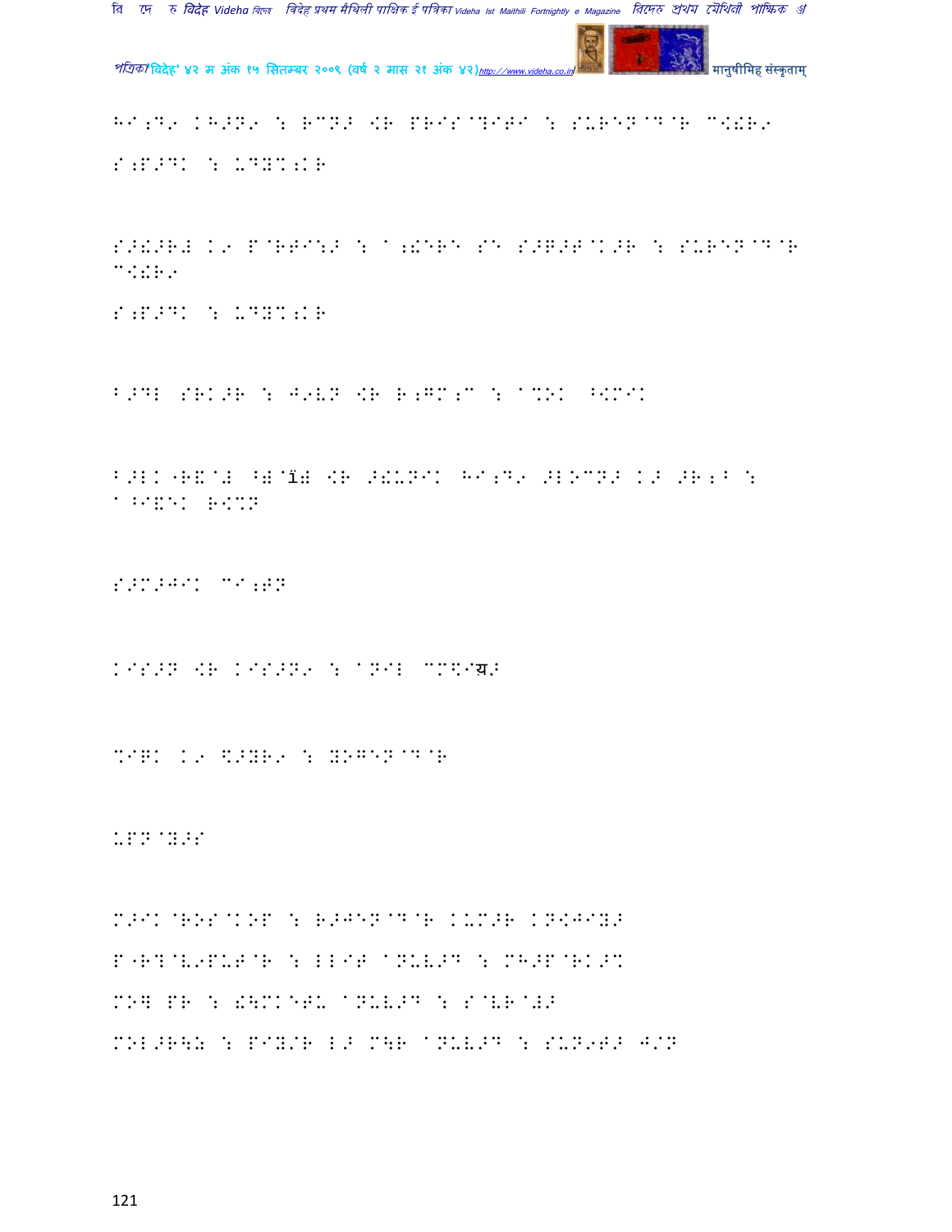HI;D1 KH>N1 : RCN>] PRIS@?ITI : SUREN@D@R C]!R1

S;P>DK : UDY%;KR

S>!>R# K1 P@RTI:> : A;!ERE SE S>R>T@K>R : SUREN@D@R C]!R1

S;P>DK : UDY%;KR

B>DL SRK>R : J9VN ]R R;GM;C : A%OK ^]MIK

B>LK "R&@# ^)@ï) ]R >!UNIK HI;D1 >L.CN> K> >R;B : A^I&EK R]MN

S>M>JIK CI;TN

KIS>N ]R KIS>N9 : ANIL CM\Iय़>

%IRK K9 \>YR9 : YOGEN@D@R

UPN@Y>S

M>IK@ROS@KOP : R>JEN@D@R KUM>R KN]JIY>

P"R?@V9PUT@R : LLIT ANUV>D : MH>P@RK>%

MO] PR : !\MK@TU ANUV>D : S@VR@#>

MOL>R\Y : PIY/R L> M\R ANUV>D : SUN9T> J/N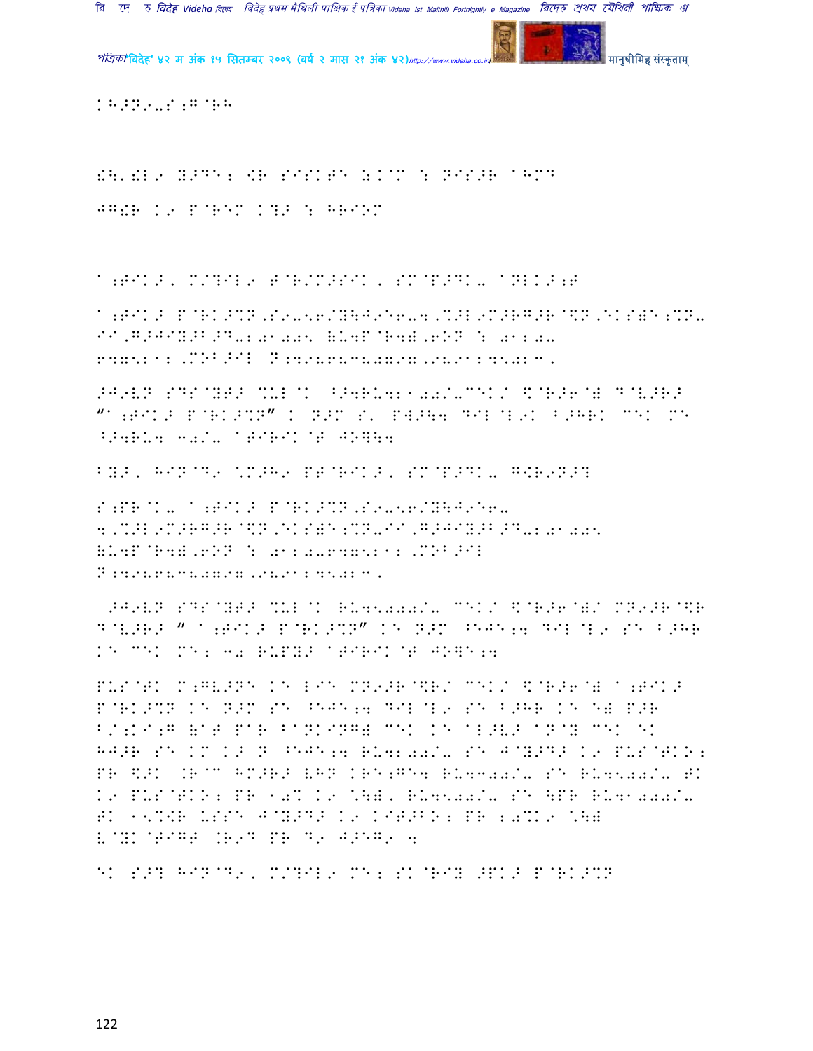KH>N9-S ;G@RH

!\'.!L9 B>DE: <R SISKTE 8.K@M : NIS>R ^HMD

JG!R K9 P@REM K?> : HRIOM

a;TIK>, M/?IL9 T@R/M>SIK, SM@P>DK- aNLK>;T

a;TIK> P@RK>%N,S9-56/Y\J9E6-4,%>L9M>RG>R@\$N,EKS)E:%N-II,G>JIY>B>D-201005 (U4P@R4),6ON : 0112-6475212,MOB>IL N:9986838787,9891245023,

>J9VN SDS@YT> %UL@K ^4RU421008/-CEK/ \$@R>6@) D@V>R> "a;TIK> P@RK>%N" K N>M S, PW>\4 DIL@L9K B>HRK CEK ME ^4RU4 30/- aTIRIK@T JO]\4

BY>, HIN@D9 *M>H9 PT@RIK>, SM@P>DK- G<R9N>?

S;PR@K- a;TIK> P@RK>%N,S9-56/Y\J9E6-4,%>L9M>RG>R@\$N,EKS)E:%N-II,G>JIY>B>D-201005 (U4P@R4),6ON : 0112-6475212,MOB>IL N:9986838787,9891245023,

>J9VN SDS@YT> %UL@K RU45000/- CEK/ \$@R>6@)/ MN9>R@\$R D@V>R> " a;TIK> P@RK>%N" KE N>M ^EJE;4 DIL@L9 SE B>HR KE CEK ME: 30 RUPY> aTIRIK@T JO]E;4

PUS@TK M;GV>NE KE LIE MN9>R@\$R/ CEK/ \$@R>6@) a;TIK> P@RK>%N KE N>M SE ^EJE;4 DIL@L9 SE B>HR KE E) P>R B/;KI;G (aT PAR BANKING) CEK KE aL>V> aN@Y CEK EK HJ>R SE KM K> N ^EJE;4 RU4200/- SE J@Y>D> K9 PUS@TKO: PR \$>K .R@C HM>R> VHN KRE;GE4 RU4300/- SE RU4500/- TK K9 PUS@TKO: PR 10% K9 *\), RU4500/- SE \PR RU41000/- TK 15%\$R USSE J@Y>D> K9 KIT>BO: PR 20%K9 *\) V@YK@TIGT .R9D PR D9 J>EG9 4

EK S>? HIN@D9, M/?IL9 ME: SK@RIY >PK> P@RK>%N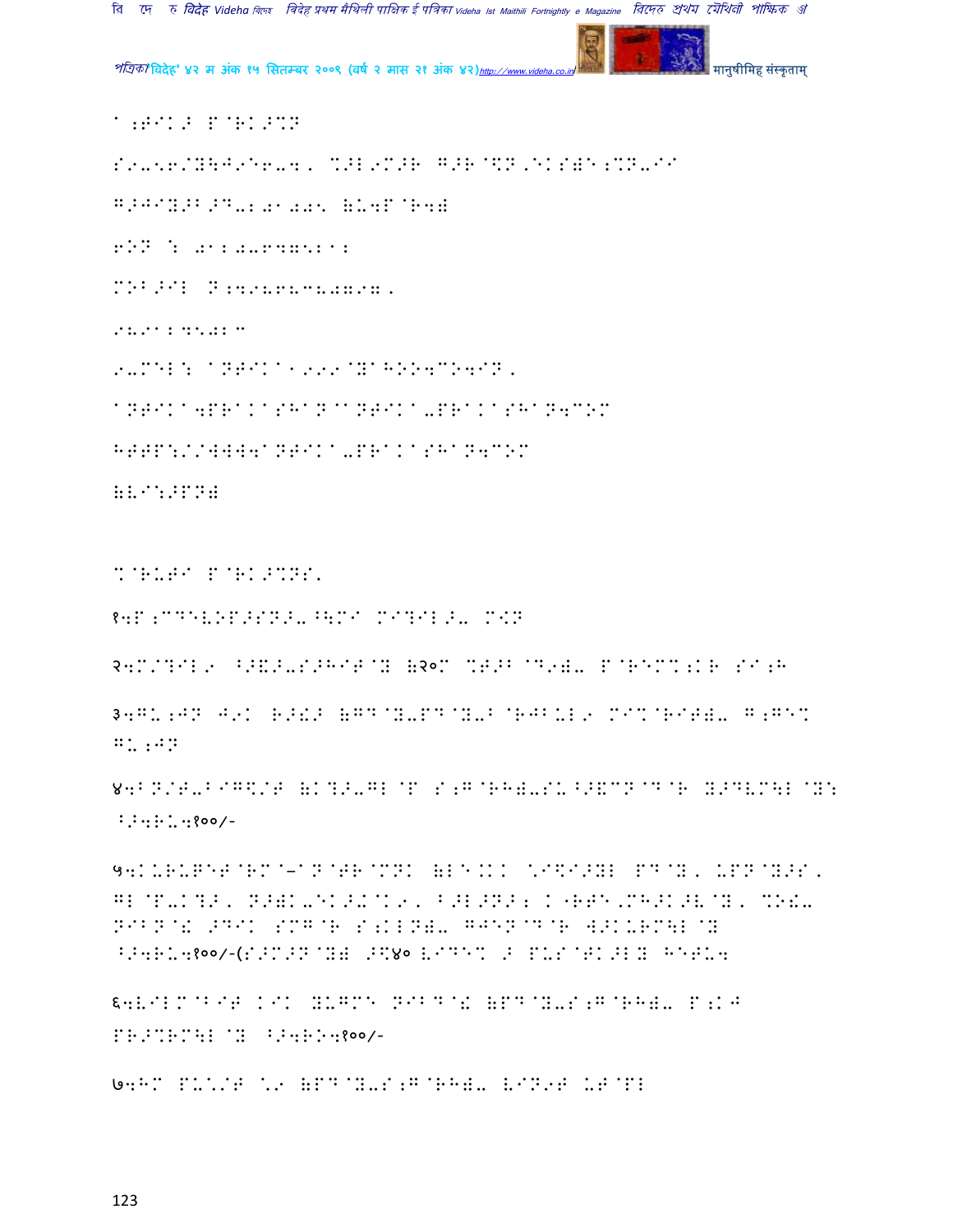a;TIK> P@RK>%N

S9-56/Y\J9E6-4, %>L9M>R G>R@$N,EKS)E;%N-II

G>JIY>B>D-2,01,025 (U4P@R4)

6ON : 0120-6475212

MOB>IL N:9968638079,

9891245023

9-MEL: aNTIKa1999@YaHOO4COM,

aNTIKa4PRaKaSHaN@aNTIKa-PRaKaSHaN4COM

HTTP://WWW4aNTIKa-PRaKaSHaN4COM

(VI:>PN)

%@RUTI P@RK>%NS,

१4P;CDEVOP>SN>-^\MI MI?IL>- M<N

२4M/?IL9 ^>&>-S>HIT@Y (२०M %T>B@D9)- P@REM%;KR SI;H

३4GU;JN J9K R>!> (GD@Y-PD@Y-B@RJBUL9 MI%@RIT)- G;GE% GU;JN

४4BN/T-BIG$/T (K?>-GL@P S;G@RH)-SU^>&CN@D@R Y>DVM\L@Y: ^>4RU4१००/-

५4KURUGET@RM@–aN@TR@MNK (LE.KK *I$I>YL PD@Y, UPN@Y>S, GL@P-K?>, N>)K-EK>+@K9, B>L>N>; K"RTE,MH>K>V@Y, %O!- NIBN@! >DIK SMG@R S;KLN)- GJEN@D@R W>KURM\L@Y ^>4RU4१००/-(S>M>N@Y) >$४० VIDE% > PUS@TK>LY HETU4

६4VILM@BIT KIK YUGME NIB@D@! (PD@Y-S;G@RH)- P;KJ PR>%RM\L@Y ^>4R>4१००/-

७4HM PU*/T *9 (PD@Y-S;G@RH)- VIN9T UT@PL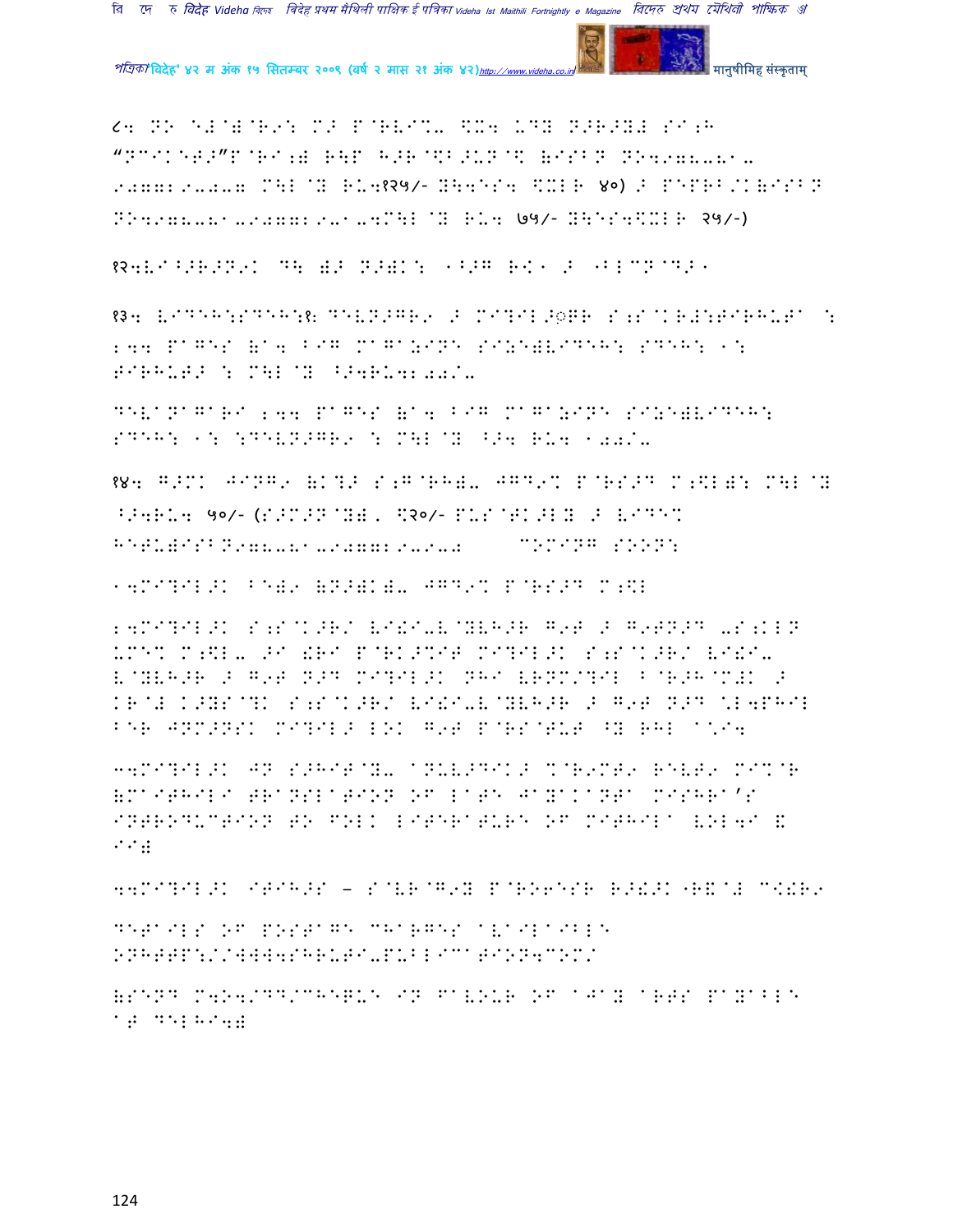८4 NO E#@)@R9: M> P@RVI%. [X4 UDY N>R>Y# SI;H

“NCIKET>”P@RI;) R\P H>R@\$B>UN@\$ (ISBN NO4978-81- 907729-0-7 M\L@Y RU4१२५/- Y\4ES4 \$XLR ४०) > PEPRB/K(ISBN NO4978-81-907729-1-4M\L@Y RU4 ७५/- Y\ES4\$XLR २५/-)

१२4VI^>R>N9K D\ )> N>)K: 1^>G R<1 > "BLCN@D>1

१३4 VIDEH:SDEH:१: DEVN>GR9 > MI?IL>ॣR S;S@K R#:TIRHUTA : 244 PAGES (A4 BIG MAGAZINE SIZE)VIDEH: SDEH: 1: TIRHUT> : M\L@Y ^>4RU4200/-

DEVANAGARI 244 PAGES (A4 BIG MAGAZINE SIZE)VIDEH: SDEH: 1: :DEVN>GR9 : M\L@Y ^>4 RU4 100/-

१४4 G>MK JING9 (K?> S;G@RH)- JGD9% P@RS>D M;\$L): M\L@Y ^>4RU4 ५०/- (S>M>N@Y), \$२०/- PUS@TK>LY > VIDE% HETU)ISBN978-81-907729-6-9         COMING SOON:

14MI?IL>K BE)9 (N>)K)- JGD9% P@RS>D M;\$L

24MI?IL>K S;S@K>R/ VI!I-V@YVH>R G9T > G9TN>D -S;KLN UME% M;\$L- >I W@RI P@RK>%IT MI?IL>K S;S@K>R/ VI!I-V@YVH>R > G9T N>D MI?IL>K NHI VRNM/?IL B@R>H@M#K > KR@# K>YS@?K S;S@K>R/ VI!I-V@YVH>R > G9T N>D \L4PHIL BER JNM>NSK MI?IL> LOK G9T P@RS@TUT ^Y RHL A\I4

34MI?IL>K JN S>HIT@Y- ANUV>DIK> %@R9MT9 RELT9 MI%@R (MAITHILI TRANSLATION OF LATE JAYAKANTA MISHRA'S INTRODUCTION TO FOLK LITERATURE OF MITHILA VOL4I & II)

44MI?IL>K ITIH>S – S@VR@G9Y P@RO6ESR R>!>K "R\@# C!R9

DETAILS OF POSTAGE CHARGES AVAILABLE ONHTTP://WWW4SHRUTI-PUBLICATION4COM/

(SEND M4O4/DD/CHEQUE IN FAVOUR OF AJAY ARTS PAYABLE AT DELHI4)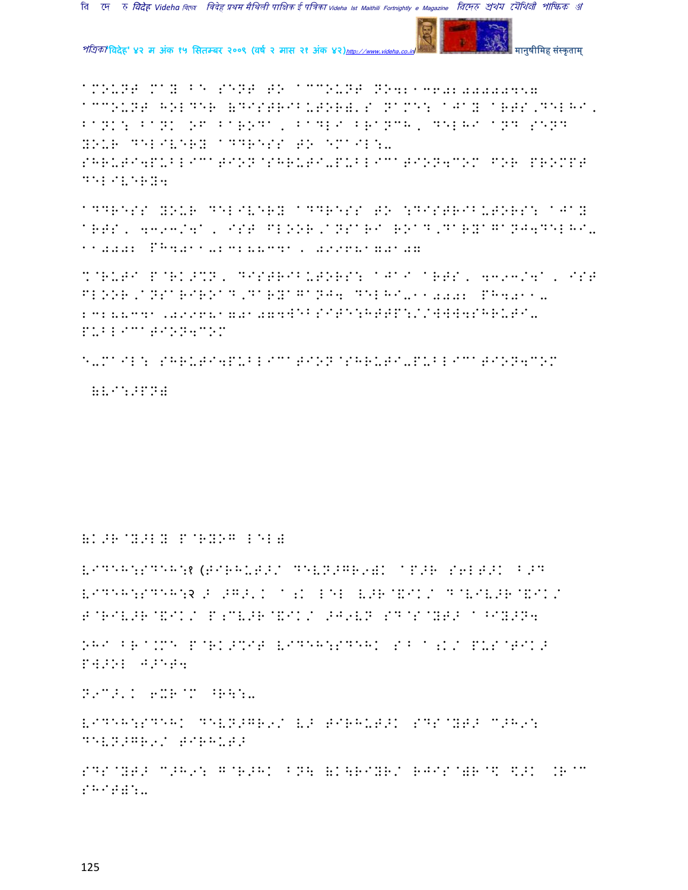aMOUNT MaY BE SENT TO aCCOUNT NO4213642000000457 aCCOUNT HOLDER (DISTRIBUTOR)'S NaME: aJaY aRTS,DELHI, BaNK: BaNK OF BaRODa, BaDLI BRaNCH, DELHI aND SEND YOUR DELIVERY aDDRESS TO EMaIL:- SHRUTI4PUBLICaTION@SHRUTI-PUBLICaTION4COM FOR PROMPT DELIVERY4

aDDRESS YOUR DELIVERY aDDRESS TO :DISTRIBUTORS: aJaY aRTS, 4393/4a, IST FLOOR,aNSaRI ROaD,DaRYaGaNJ4DELHI-110002 PH4011-23288341, 09968170107

%@RUTI P@RK>%N, DISTRIBUTORS: aJaI aRTS, 4393/4a, IST FLOOR,aNSaRIROaD,DaRYaGaNJ4 DELHI-110002 PH4011-23288341,09968170107

WEBSITE:HTTP://WWW4SHRUTI-PUBLICaTION4COM

E-MaIL: SHRUTI4PUBLICaTION@SHRUTI-PUBLICaTION4COM

(VI:>PN)

(K>R@Y>LY P@RYOG LEL)

VIDEH:SDEH:१ (TIRHUT>/ DEVN>GR9)K aP>R S6LT>K B>D VIDEH:SDEH:२ > >G>'K a;K LEL V>R@&IK/ D@VIV>R@&IK/ T@RIV>R@&IK/ P;CV>R@&IK/ >J9VN SD@S@YT> aBIY>N4

OHI BRa.ME P@RK>%IT VIDEH:SDEHK S B a;K/ PUS@TIK> PW>OL J>ET4

N9C>'K 6XR@M ^R\:-

VIDEH:SDEHK DEVN>GR9/ V> TIRHUT>K SDS@YT> C>H9: DEVN>GR9/ TIRHUT>

SDS@YT> C>H9: G@R>HK BN\ (K\RIYR/ RJIS@)R@D \>K .R@C SHIT):-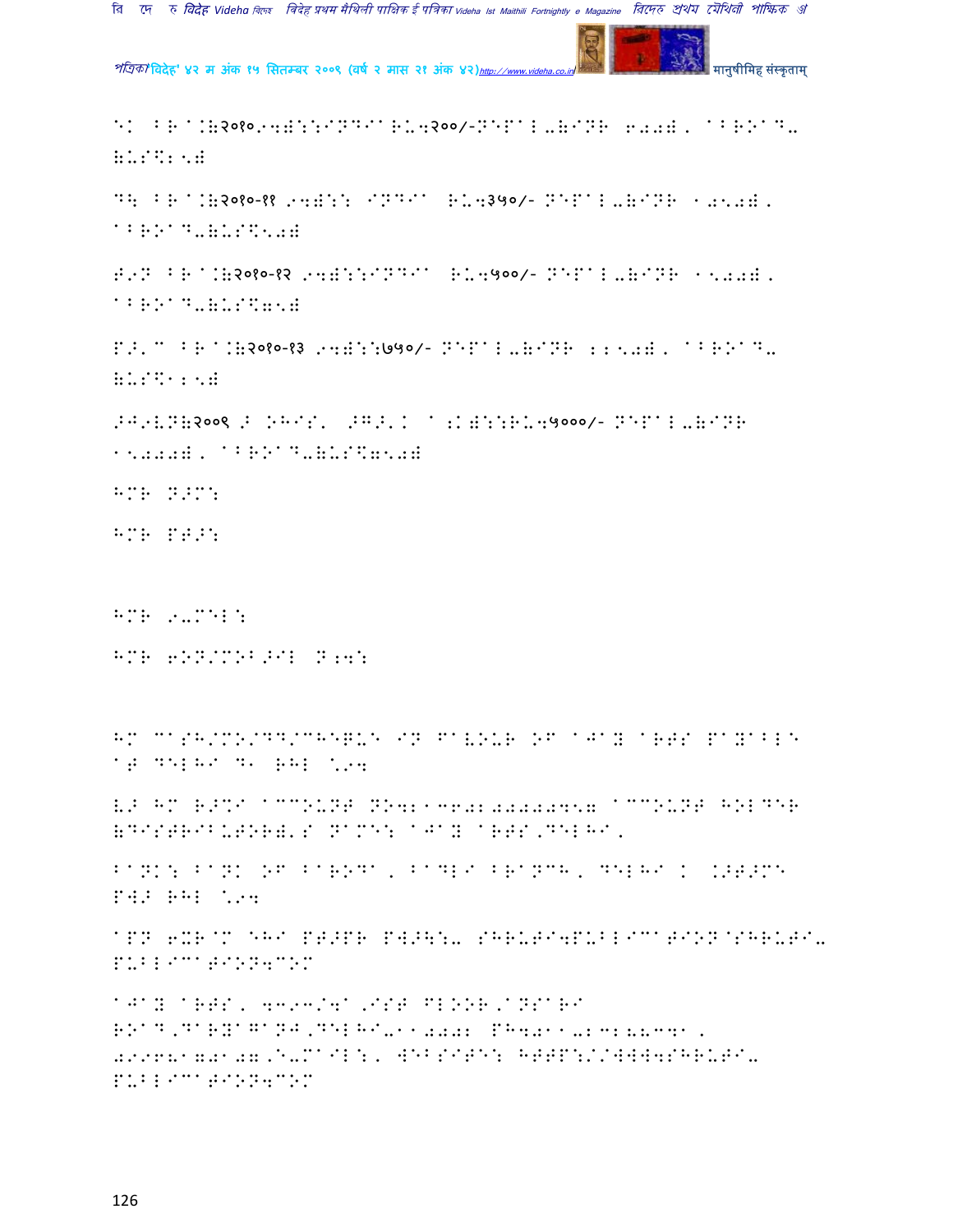EK BR A:(२०१०-11):INDIA RS.२००/-NEPAL-(INR 600), ABROAD-(US$25)

DO BR A:(२०१०-११ -11): INDIA RS.३५०/- NEPAL-(INR 1050), ABROAD-(US$50)

T9N BR A:(२०१०-१२ -11):INDIA RS.५००/- NEPAL-(INR 1500), ABROAD-(US$75)

P>'C BR A:(२०१०-१३ -11):७५०/- NEPAL-(INR 2250), ABROAD-(US$100)

>J9VN(२००९ > OHIS' >G>'K A:K):RS.५०००/- NEPAL-(INR 15000), ABROAD-(US$750)

HMR N>M:

HMR PT>:

HMR 9-MEL:

HMR 6ON/MOB>IL N;4:

HM CASH/MO/DD/CHEQUE IN FAVOUR OF AJAY ARTS PAYABLE AT DELHI D1 RHL \.4

V> HM R>%I ACCOUNT NO21360200000457 ACCOUNT HOLDER (DISTRIBUTOR)'S NAME: AJAY ARTS,DELHI,

BANK: BANK OF BARODA, BADLI BRANCH, DELHI K \>T>M6 PW> RHL \.4

APN 6XR@M EHI PT>PR PW>\:- SHRUTI4PUBLICATION@SHRUTI-PUBLICATION4COM

AJAY ARTS, 4393/4A,IST FLOOR,ANSARI ROAD,DARYAGANJ,DELHI-110002 PH4011-23288341, 09968170107,E-MAIL:, WEBSITE: HTTP://WWW4SHRUTI-PUBLICATION4COM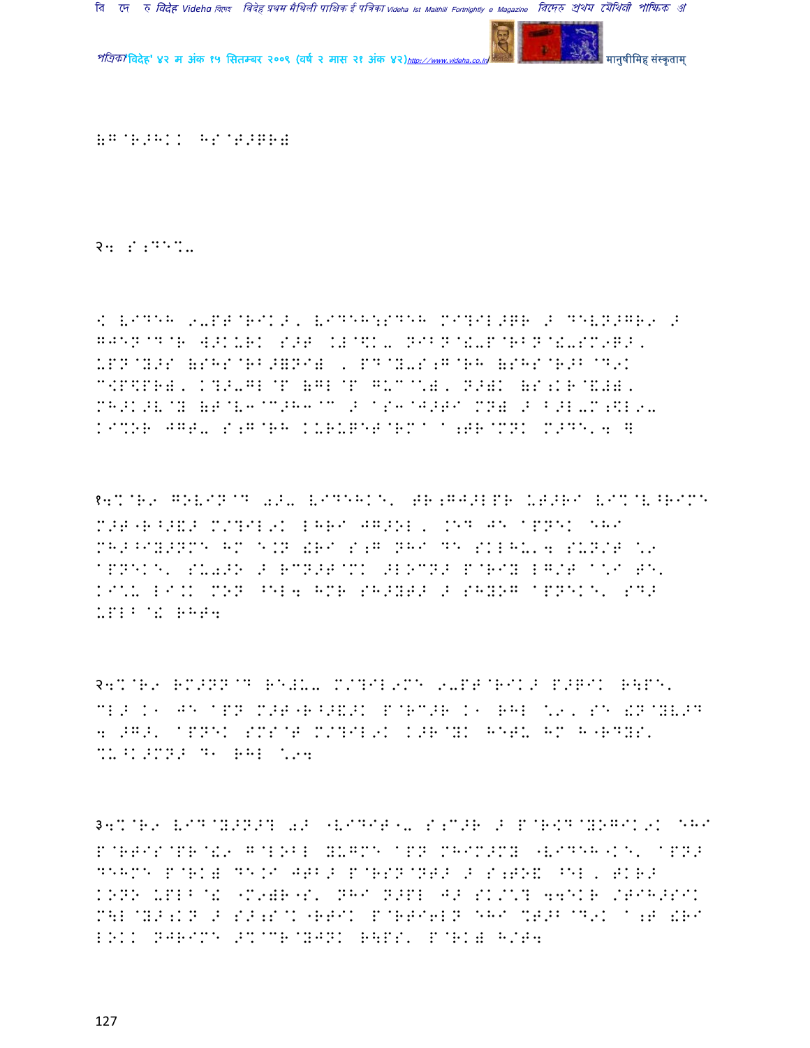(G@R>HK. HS@T>PR(

२4 S;DE%-

! (IDEH 9-PT@RIK>, (IDEH:SDEH MI?IL>QR > DE(N>GR9 > GJEN@D@R W>K-RK S>T .!@\$K- NIBN@!-P@RBN@!-SM9Q>, UPN@Y>S (SHS@RB>(NI( , PD@Y-S;G@RH (SHS@R>B@D9K C<P\$PR(, K?>-GL@P (GL@P GUC@\*(, N>(K (S;KR@&J(, MH>K>V@Y (T@V3@C>H3@C > @S3@J>TI MN( > B>L-M;\$L9- KI%OR JGT- S;G@RH K-R-QET@RM@ @;TR@MNK M>DE'4 ]

१4%@R9 GOVIN@D 0>- (IDEHKE' TR;GJ>LPR UT>RI (I%@V^RIME M>T"R^>&> M/?IL9K LHRI JG>OL , .ED JE @PNEK EHI MH>^IY>NME HM E.N !RI S;G NHI DE SKLHU'4 SUN/T \*9 @PNEKE' SU0>O > RCN>T@MK >LOCN> P@RIY LG/T @\*I TE' KI\*U LI.K MON ^EL4 HMR SH>YT> > SHYOG @PNEKE' SD> UPLB@! RHT4

२4%@R9 RM>NN@D RE!U- M/?IL9ME 9-PT@RIK> P>QIK R\PE' CL> K1 JE @PN M>T"R^>&>K P@RC>R K1 RHL \*9, SE !N@YV>D 4 >G>' @PNEK SMS@T M/?IL9K K>R@YK HETU HM H"RDYS' %-^K>MN> D1 RHL \*94

३4%@R9 (ID@Y>N>? 0> "(IDIT1- S;C>R > P@R<D@YOGIK9K EHI P@RTIS@PR@!9 G@LOBL YUGME @PN MHIM>MY "(IDEH1KE' @PN> DEHME P@RK( DE.I JTB> P@RSN@NT> > S;TO& ^EL, TKR> KONO UPLB@! "M9(R"S' NHI N>PL J> SK/\*? 44EKR /TIH>SIK M\L@Y>;KN > S>;S@K"RTIK P@RTI6LN EHI %T>B@D9K @;T !RI LOKK NJRIME >%@CR@YJNK R\PS' P@RK( H/T4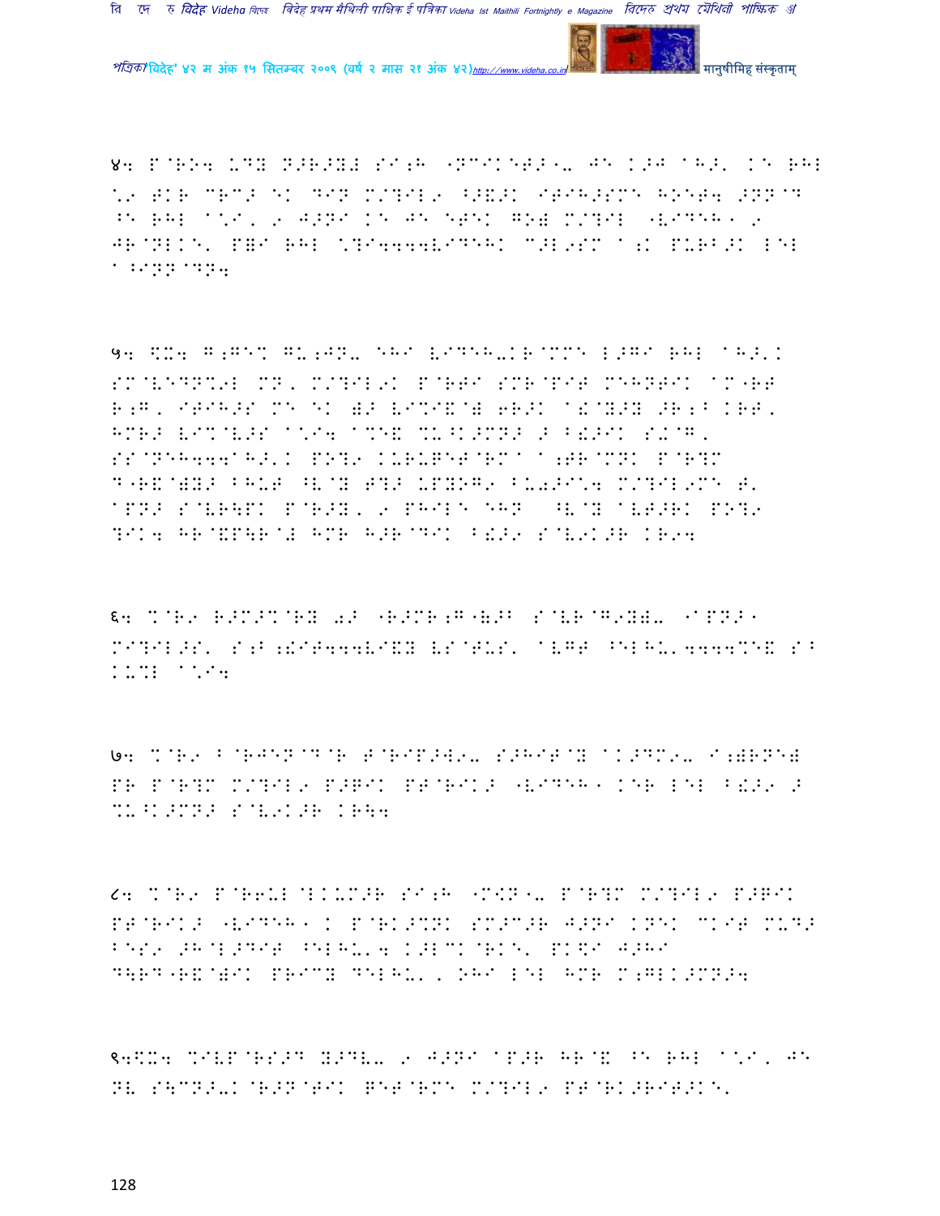४: P@R94 UDY N>R>Y# SI;H "NCIKET>"- JE K>J AH>' KE RHL \.9 TKR CRC> EK DIN M/?IL9 ^>&>K ITIH>SME HOET4 >NN@D ^E RHL A\*I, 9 J>NI KE JE ETEK GO# M/?IL "VIDEH" 9 JR@NLKE' P=I RHL \.?I4444VIDEHK C>L9SM A;K PURB>K LEL A^INN@DN4

५: $X4 G;GE% GU;JN- EHI VIDEH-KR@MME L>GI RHL AH>'K SM@VEDN%9L MN, M/?IL9K P@RTI SMR@PIT MEHNTIK AM"RT R;G, ITIH>S ME EK )> VI%I&@) 6R>K A!@Y>Y >R;B KRT, HMR> VI%@V>S A\*I4 A%E& %U^K>MN> > B!>IK S!@G, SS@NEH444AH>'K PO?9 KURUPET@RMA A;TR@MNK P@R?M D"R&@)Y> BHUT ^V@Y T?> UPYOG9 BU+>I\4 M/?IL9ME T' APN> S@VR\PK P@R>Y, 9 PHILE EHN ^V@Y AVT>RK PO?9 ?IK4 HR@&P\R@# HMR H>R@DIK B!>9 S@V9K>R KR94

६: %@R9 R>M>%@RY 0> "R>MR;G"(>B S@VR@G9Y)- "APN>" MI?IL>S' S;B;!IT444VI&Y VS@TUS' AVGT ^EL^U'4444%E& S^ KU%L A\*I4

७: %@R9 B@RJEN@D@R T@RIP>W9- S>HIT@Y AK>DM9- I;)RNE) PR P@R?M M/?IL9 P>GIK PT@RIK> "VIDEH" KER LEL B!>9 > %U^K>MN> S@V9K>R KR\4

८: %@R9 P@R6UL@LKUM>R SI;H "M#N"- P@R?M M/?IL9 P>GIK PT@RIK> "VIDEH" K P@RK>%NK SM>C>R J>NI KNEK CKIT MUD> BES9 >H@L>DIT ^ELHU'4 K>LCK@RKE' PK$I J>HI D\RD"R&@)IK PRICY DELHU', OHI LEL HMR M;GLK>MN>4

९:$X4 %IVP@RS>D Y>DV- 9 J>NI AP>R HR@& ^E RHL A\*I, JE NV S\CN>-K@R>N@TIK GET@RME M/?IL9 PT@RK>RIT>KE'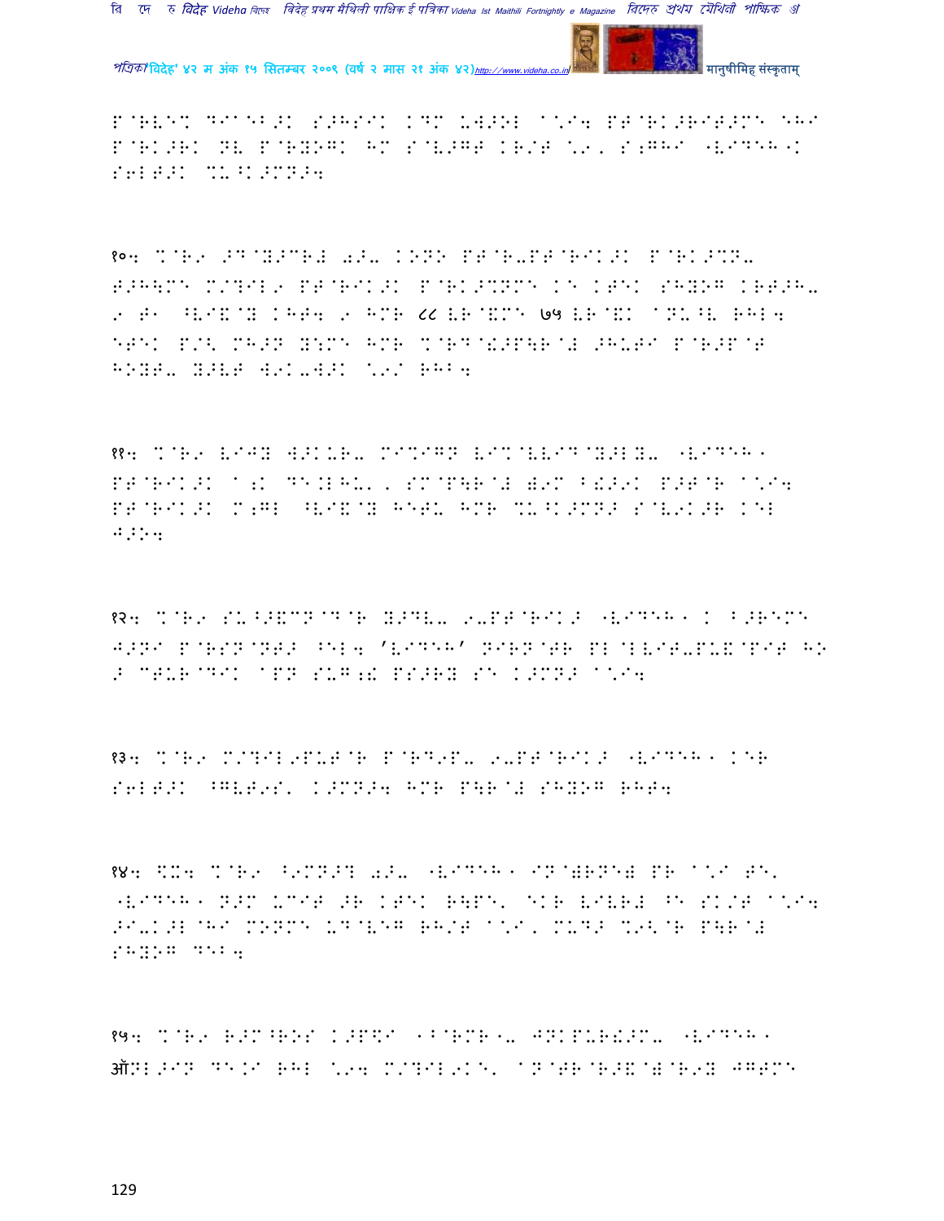P@RVE% DIAEB>K S>HSIK KDM UW>OL A\*I4 PT@RK>RIT>ME EHI P@RK>RK NV P@RYOGK HM S@V>GT KR/T \*9, S;GHI "VIDEH"K S6LT>K %U^K>MN>4

१०4 %@R9 >D@Y>CR# 0>- KONO PT@R-PT@RIK>K P@RK>%N- T>H\ME M/?IL9 PT@RIK>K P@RK>%NME KE KTEK SHYOG KRT>H- 9 T1 ^VI&@Y KHT4 9 HMR ८८ VR@&ME ७५ VR@&K ANU^V RHL4 ETEK P/< MH>N Y:ME HMR %@RD@!>P\R@# >HUTI P@R>P@T HOYT- Y>VT W9K-W>K \*9/ RHB4

११4 %@R9 VIJY W>KUR- MI%IGN VI%@VVID@Y>LY- "VIDEH" PT@RIK>K A;K DE.LHU', SM@P\R@#"9M B!>9K P>T@R A\*I4 PT@RIK>K M;GL ^VI&@Y HETU HMR %U^K>MN> S@V9K>R KEL J>O4

१२4 %@R9 SU^>&CN@D@R Y>DV- 9-PT@RIK> "VIDEH" K B>REME J>NI P@RSN@NT> ^EL4 'VIDEH' NIRN@TR PL@LVIT-PU&@PIT HO > CTUR@DIK APN SUG;! PS>RY SE K>MN> A\*I4

१३4 %@R9 M/?IL9PUT@R P@RD9P- 9-PT@RIK> "VIDEH" KER S6LT>K ^GVT9S' K>MN>4 HMR P\R@# SHYOG RHT4

१४4 \$U4 %@R9 ^9MN>? 0>- "VIDEH" IN@)RNE) PR A\*I TE' "VIDEH" N>M UCIT >R KTEK R\PE' EKR VIVR# ^E SK/T A\*I4 >I-K>L@HI MONME UD@VEG RH/T A\*I, MUD> %9<@R P\R@# SHYOG DEB4

१५4 %@R9 R>M^ROS K>P\$I 1B@RMR"- JNKPUR!>M- "VIDEH" ऑNL>IN DE.I RHL \*94 M/?IL9KE' AN@TR@R>&@)@R9Y JGTME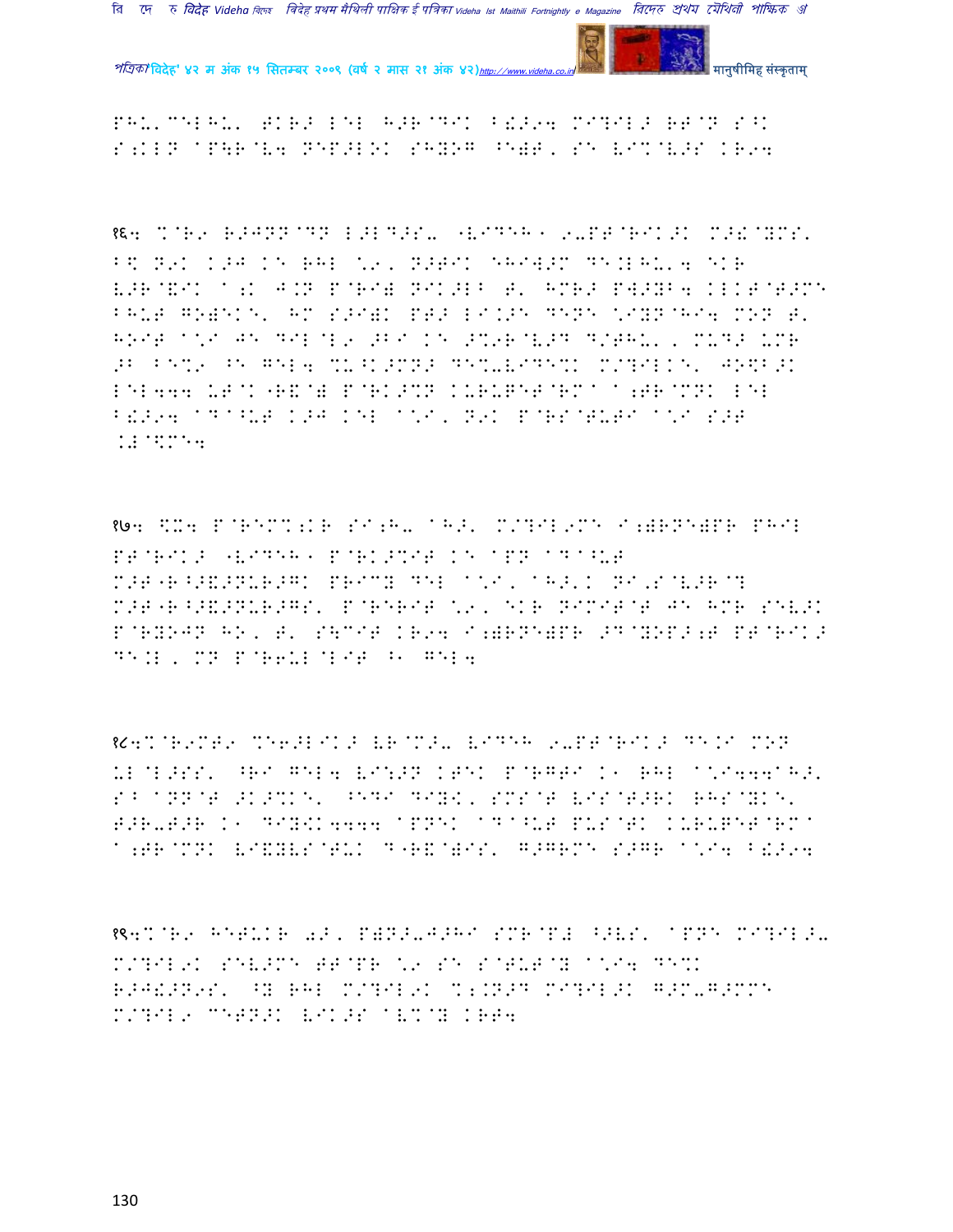PHU'CELHU' TKR> LEL H>R@DIK B!>94 MI?IL> RT@N S^K S;KLN AP\R@V4 NEP>LOK SHYOG ^E)T, SE VI%@V>S KR94

१६4 %@R9 R>JNN@DN L>LD>S- "VIDEH" 9-PT@RIK>K M>!@YMS' B$ N9K K>J KE RHL \9, N>TIK EHIW>M DE.LHU'4 EKR V>R@&IK A;K J.N P@RI) NIK>LB T' HMR> PW>YB4 KLKT@T>ME BHUT GO)EKE' HM S>I)K PT> LI.>E DENE \IYN@HI4 MON T' HOIT A\I JE DIL@L9 >BI KE >%9R@V>D D/THU', MUD> UMR >B BE%9 ^E GEL4 %U^K>MN> DE%-VIDE%K M/?ILKE' JO$B>K LEL444 UT@K"R&@) P@RK>%N KURUTET@RMA A;TR@MNK LEL B!>94 AD@^UT K>J KEL A\I, N9K P@RS@TUTI A\I S>T .#@$ME4

१७4 $X4 P@REM%;KR SI;H- AH>' M/?IL9ME I;)RNE)PR PHIL PT@RIK> "VIDEH" P@RK>%IT KE APN AD@^UT M>T"R^>&>NUR>GK PRICY DEL A\I, AH>'K NI,S@V>R@? M>T"R^>&>NUR>GS' P@RERIT \9, EKR NIMIT@T JE HMR SEV>K P@RYOJN HO, T' S\CIT KR94 I;)RNE)PR >D@YOP>;T PT@RIK> DE.L, MN P@R6UL@LIT ^1 GEL4

१८4%@R9MT9 %E6>LIK> VR@M>- VIDEH 9-PT@RIK> DE.I MON UL@L>SS' ^RI GEL4 VI:>N KTEK P@RGTI K1 RHL A\I444AH>' S^ ANN@T >K>%KE' ^EDI DIY$K, SMS@T VIS@T>RK RHS@YKE' T>R-T>R K1 DIY$K4444 APNEK AD@^UT PUS@TK KURUTET@RMA A;TR@MNK VI&YVS@TUK D"R&@)IS' G>GRME S>GR A\I4 B!>94

१९4%@R9 HETUKR 0>, P)N>-J>HI SMR@P# ^>VS' APNE MI?IL>- M/?IL9K SEV>ME TT@PR \9 SE S@TUT@Y A\I4 DE%K R>J!>N9S' ^Y RHL M/?IL9K %;.N>D MI?IL>K G>M-G>MME M/?IL9 CETN>K VIK>S AV%@Y KRT4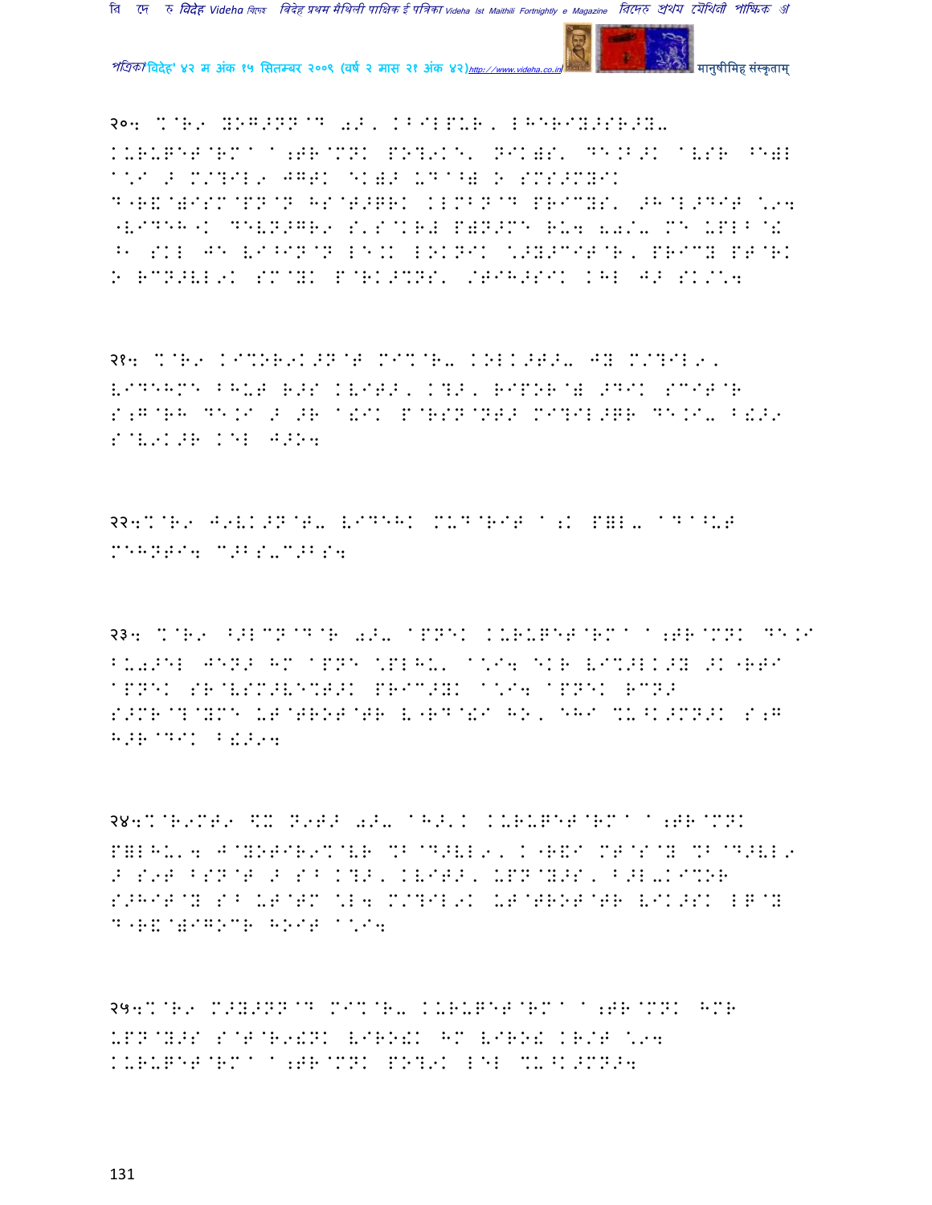२०: %@R9 YOG>NN@D 0>, K^ILPUR, LHERIY>SR>Y- KURUPET@RM^ ^;TR@MNK PO?9K", NIK)S' DE.B>K ^VSR ^E)L ^\*I > M/?IL9 JG?K EK)> UD^) O SMS>MYIK D"R&@)ISM@PN@N HS@T>QRK KLMBN@D PRICYS' >H@L>DIT \*94 "VIDEH"K DEVN>GR9 S'S@KR# P)N>ME RU4 80/- ME UPLB@! ^1 SKL JE VI^IN@N LE.K LOKNIK \*>Y>CIT@R, PRICY PT@RK O RCN>VL9K SM@YK P@RK>%NS' /TIH>SIK KHL J> SK/\*4

२१: %@R9 KI%OR9K>N@T MI%@R- KOLK>T>- JY M/?IL9, VIDEHME BHUT R>S KVIT>, K?>, RIPOR@) >DIK SCIT@R S;G@RH DE.I > >R ^!IK P@RSN@NT> MI?IL>GR DE.I- B!>9 S@V9K>R KEL J>O4

२२:%@R9 J9VK>N@T- VIDEHK MUD@RIT ^;K P=L- ^D^^UT MEHNTI4 C>BS-C>BS4

२३: %@R9 ^>LCN@D@R 0>- ^PNEK KURUPET@RM^ ^;TR@MNK DE.I BU0>EL JEN> HM ^PNE \*PLHU' ^\*I4 EKR VI%>LK>Y >K"RTI ^PNEK SR@VSM>VE%T>K PRIC>YK ^\*I4 ^PNEK RCN> S>MR@?@YME UT@TROT@TR V"RD@!I HO, EHI %U^K>MN>K S;G H>R@DIK B!>94

२४:%@R9MT9 \$X N9T> 0>- ^H>'K KURUPET@RM^ ^;TR@MNK P=LHU'4 J@YOTIR9%@VR %B@D>VL9, K"R&I MT@S@Y %B@D>VL9 > S9T BSN@T > S^ K?>, KVIT>, UPN@Y>S, B>L-KI%OR S>HIT@Y S^ UT@TM \*L4 M/?IL9K UT@TROT@TR VIK>SK LG@Y D"R&@)IGOCR HOIT ^\*I4

२५:%@R9 M>Y>NN@D MI%@R- KURUPET@RM^ ^;TR@MNK HMR UPN@Y>S S@T@R9!NK VIRO!K HM VIRO! KR/T \*94 KURUPET@RM^ ^;TR@MNK PO?9K LEL %U^K>MN>4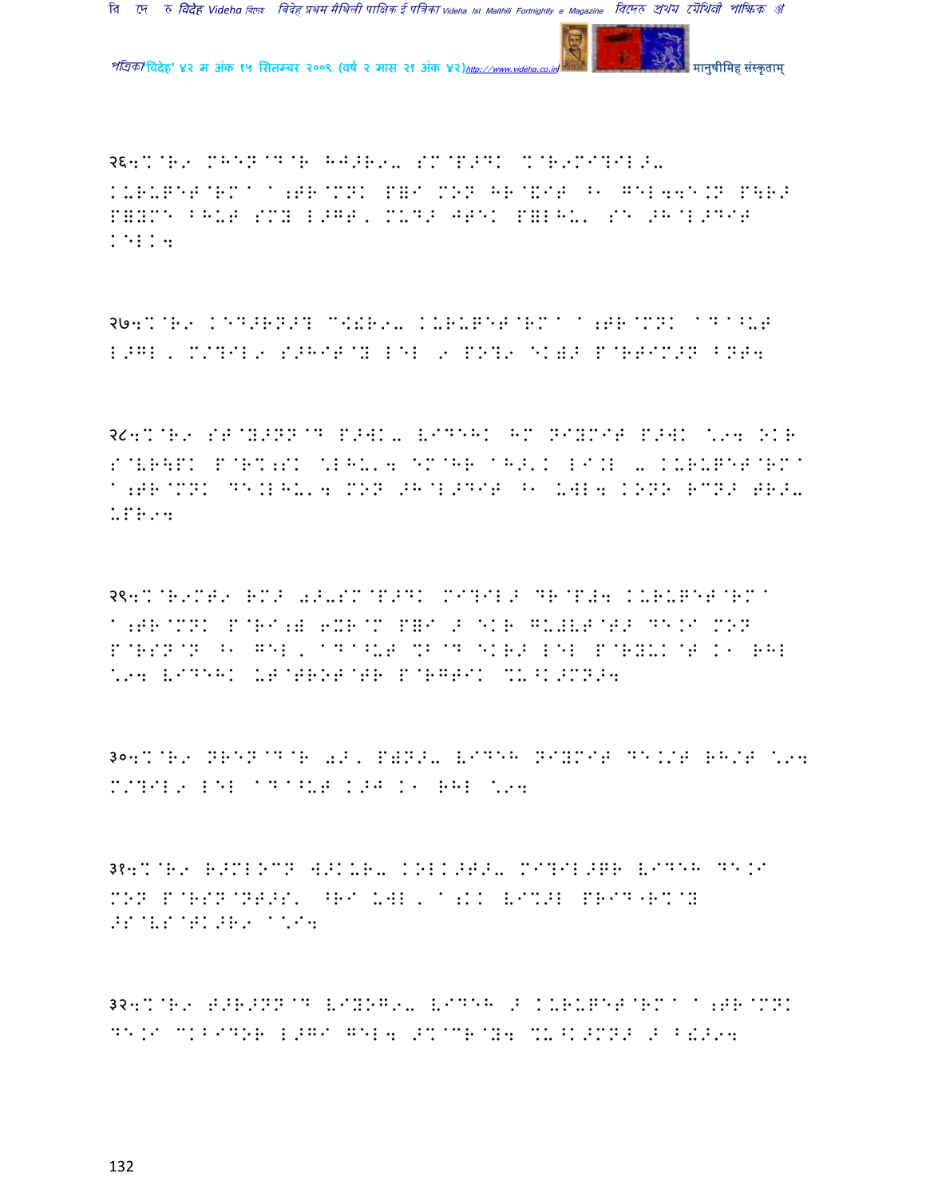२६4%@R9 MHEN@D@R HJ>R9- SM@P>DK %@R9MI?IL>-
KURUPET@RM^ ^;TR@MNK P=I MON HR@&IT ^1 GEL44E.N P[R>
P=YME BHUT SMY L>GT, MUD> JTEK P=LHU' SE >H@L>DIT
KELK4

२७4%@R9 KED>RN>? C!\R9- KURUPET@RM^ ^;TR@MNK ^D^^UT
L>GL, M/?IL9 S>HIT@Y LEL 9 PO?9 EK=> P@RTIM>N BNT4

२८4%@R9 ST@Y>NN@D P>WK- V9DEHK HM NIYMIT P>WK "94 OKR
S@VR[PK P@R%;SK "LHU'4 EM@HR ^H>'K LI.L - KURUPET@RM^
^;TR@MNK DE.LHU'4 MON >H@L>DIT ^1 UWL4 KONO RCN> TR>-
UPR94

२९4%@R9MT9 RM> 0>-SM@P>DK MI?IL> DR@P#4 KURUPET@RM^
^;TR@MNK P@RI;= 6XR@M P=I > EKR GU=VT@T> DE.I MON
P@RSN@N ^1 GEL, ^D^^UT %B@D EKR> LEL P@RYUK@T K1 RHL
"94 V9DEHK UT@TRDT@TR P@RGTIK %U^K>MN>4

३०4%@R9 NREN@D@R 0>, P=N>- V9DEH NIYMIT DE.I/T RH/T "94
M/?IL9 LEL ^D^^UT K>J K1 RHL "94

३१4%@R9 R>MLOCN W>KUR- KOLK>T>- MI?IL>GR V9DEH DE.I
MON P@RSN@NT>S' ^RI UWL, ^;KK V9C>L PRID"R%@Y
>S@VS@TK>R9 ^"I4

३२4%@R9 T>R>NN@D V9YOG9- V9DEH > KURUPET@RM^ ^;TR@MNK
DE.I CKBIDOR L>GI GEL4 >%@CR@Y4 %U^K>MN> > B&>94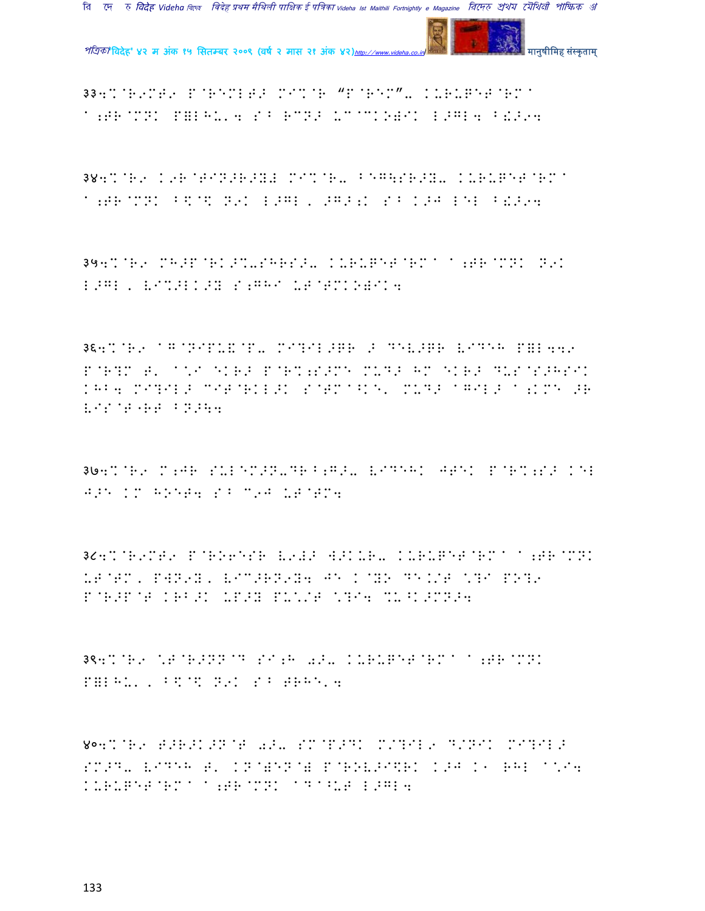३३4%@R9MT9 P@REMLT> MI%@R “P@REM”- K+R+PET@RM^ ^;TR@MNK P=LH+'4 S^ RCN> U^@CKO)IK L>GL4 B!>94

३४4%@R9 K9R@TIN>R>Y# MI%@R- BEG\SR>Y- K+R+PET@RM^ ^;TR@MNK B\$@\$ N9K L>GL, >G>;K S^ K>J LEL B!>94

३५4%@R9 MH>P@RK>%-SHRS>- K+R+PET@RM^ ^;TR@MNK N9K L>GL, V1%>LK>Y S;GHI UT@TMKO)IK4

३६4%@R9 ^G@NIP+&@P- MI?IL>GR > DEV>GR VIDEH P=L449 P@R?M T' ^.I EKR> P@R%;S>ME M+D> HM EKR> D+S@S>HSIK KHB4 MI?IL> CIT@RKL>K S@TM^KE' M+D> ^GIL> ^;KME >R VIS@T"RT BN>\4

३७4%@R9 M;JR S+LEM>N-DR^B;G>- VIDEHK JTEK P@R%;S> KEL J>E KM HOET4 S^ C9J UT@TM4

३८4%@R9MT9 P@RO6ESR V9#> W>K+R- K+R+PET@RM^ ^;TR@MNK UT@TM, PWN9Y, VIC>RN9Y4 JE K@YO DE.+T \?I PO?9 P@R>P@T KRB>K UP>Y PU\+T \?I4 %+^K>MN>4

३९4%@R9 \T@R>NN@D SI;H 0>- K+R+PET@RM^ ^;TR@MNK P=LH+', B\$@\$ N9K S^ TRHE'4

४०4%@R9 T>R>K>N@T 0>- SM@P>DK M/?IL9 D/NIK MI?IL> SM>D- VIDEH T' KN@)EN@) P@ROV>I\$RK K>J K1 RHL ^.I4 K+R+PET@RM^ ^;TR@MNK ^D^Z+T L>GL4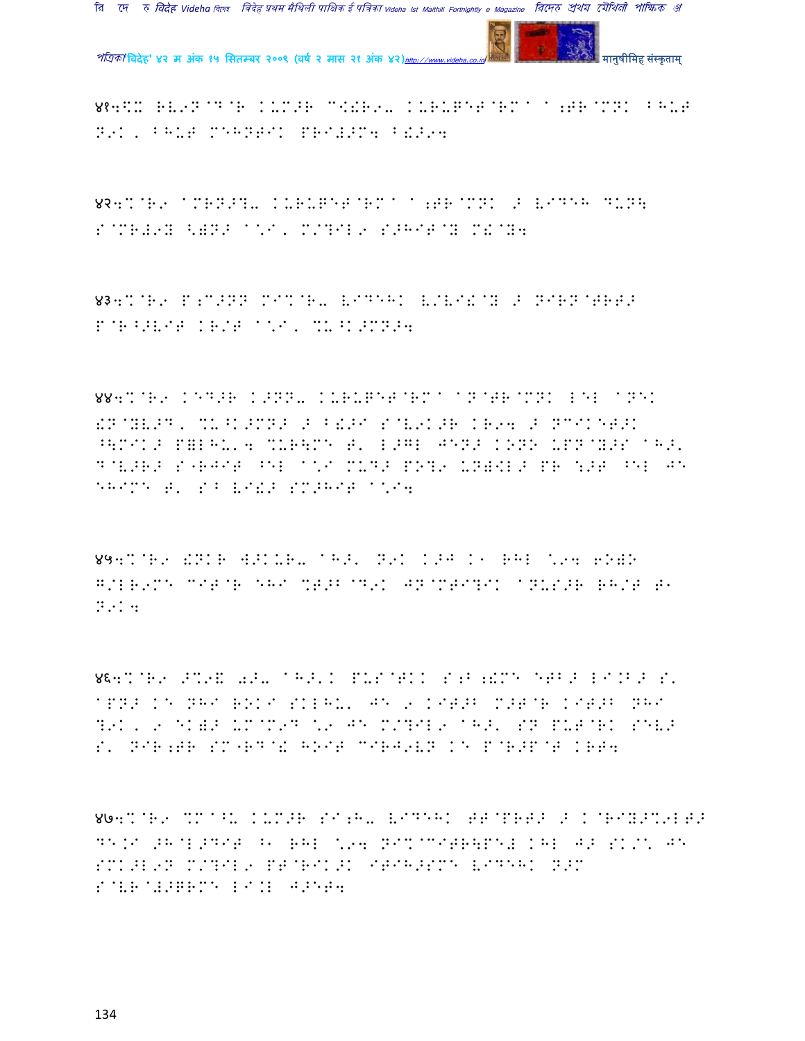४१4%X RV9N@D@R KUM>R C!!R9- KURUPET@RM^ ^;TR@MNK BHUT N9K, BHUT MEHNTIK PRI#>M4 B!>94

४२4%@R9 ^MRN>?- KURUPET@RM^ ^;TR@MNK > VIDEH DUN\ S@MR#9Y <)N> ^\*I, M/?IL9 S>HIT@Y M!@Y4

४३4%@R9 P;C>NN MI%@R- VIDEHK V/VI!@Y > NIRN@TRT> P@R^>VIT KR/T ^\*I, %U^K>MN>4

४४4%@R9 KED>R K>NN- KURUPET@RM^ ^N@TR@MNK LEL ^NEK !N@YV>D, %U^K>MN> > B!>I S@V9K>R KR94 > NCIKET>K ^\MIK> P=LHU'4 %UR\ME T' L>GL JEN> KONO UPN@Y>S ^H>' D@V>R> S"RJIT ^EL ^\*I MUD> PO?9 UN)!L> PR :>T ^EL JE EHIME T' S^ VI!> SM>HIT ^\*I4

४५4%@R9 !NKR W>KUR- ^H>' N9K K>J K1 RHL \*94 6O)O G/LR9ME CIT@R EHI %T>B@D9K JN@MTI?IK ^NUS>R RH/T T1 N9K4

४६4%@R9 >%9! 0>- ^H>'K PUS@TKK S;B;!ME ET>B> LI.B> S' ^PN> KE NHI ROKI SKLHU' JE 9 KIT>B M>T@R KIT>B NHI ?9K, 9 EK)> UM@M9D \*9 JE M/?IL9 ^H>' SN PUT@RK SEV> S' NIR;TR SM"RD@! HOIT CIRJ9VN KE P@R>P@T KRT4

४७4%@R9 %M^^U KUM>R SI;H- VIDEHK TT@PRT> > K@RIY>%9LT> DE.I >H@L>DIT ^1 RHL \*94 NI%@CITR\PE# KHL J> SK/\ JE SMK>L9N M/?IL9 PT@RIK>K ITIH>SME VIDEHK N>M S@VR@#>GRME LI.L J>ET4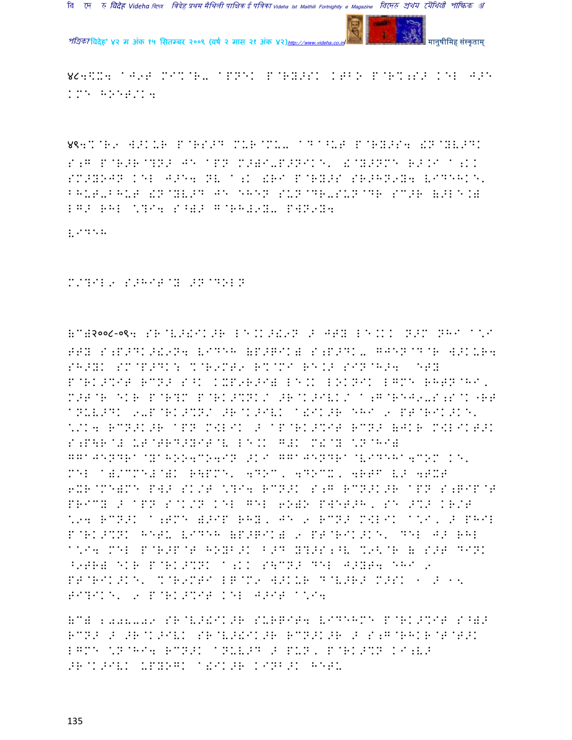४८4$X4 aJ9T MI%@R- aPNEK P@RY>SK KTBO P@R%;S> KEL J>E
KME HOET/K4

४९4%@R9 W>KUR P@RS>D MUR@MU- aDa^UT P@RY>S4 !N@YV>DK
S;G P@R>R@?N> JE aPN M>)I-P>NIKE' !@Y>NME R>.I a;KK
SM>YOJN KEL J>E4 NV a;K !RI P@RY>S SR>HN9Y4 V9DEHKE'
BHUT-BHUT !N@YV>D JE EHEN SUN@DR-SUN@DR SC>R (>LE.)
LG> RHL \?I4 S^)> G@RH#9Y- PWN9Y4

V9DEH

M/?IL9 S>HIT@Y >N@DOLN

(C)२००८-०९4 SR@V>!IK>R LE.K>!9N > JTY LE.KK N>M NHI a\I
TTY S;P>DK>!9N4 V9DEH (P>GIK) S;P>DK- GJEN@D@R W>KUR4
SH>YK SM@P>DK: %@R9MT9 R%@MI RE.K> SIN@H>4 ETY
P@RK>%IT RCN> S^K KXP9R>I) LE.K LOKNIK LGME RHTN@HI'
M>T@R EKR P@R?M P@RK>%NK/ >R@K>IVK/ a;G@REJ9-S;S@K "RT
aNUV>DK 9-P@RK>%N/ >R@K>IVK a!IK>R EHI 9 PT@RIK>KE'
\/K4 RCN>K>R aPN M<LIK > aP@RK>%IT RCN> (JKR M<LIKT>K
S;P\R@# UT@TRD>YIT@V LE.K G#K M!@Y \N@HI)
GGaJENDRa@YaHOO4COaIN >KI GGaJENDRa@VIDEHa4COM KE'
MEL a)/CME#@)K R\PME' 4DOC' 4DOCX' 4RTF V> 4TXT
6XR@ME)ME PW> SK/T \?I4 RCN>K S;G RCN>K>R aPN S;GIP@T
PRICY > aPN S@K/N KEL GEL 6O)O PWET>H' SE >%> KR/T
\94 RCN>K a;TME )>IP RHY' JE 9 RCN> M<LIK a\I' > PHIL
P@RK>%NK HETU V9DEH (P>GIK) 9 PT@RIK>KE' DEL J> RHL
a\I4 MEL P@R>P@T HOYB>K B>D Y?>S;^V %9<@R ( S>T DINK
^9TR) EKR P@RK>%NK a;KK S\CN> DEL J>YT4 EHI 9
PT@RIK>KE' %@R9MTI LG@M9 W>KUR D@V>R> M>SK 1 > 15
TI?IKE' 9 P@RK>%IT KEL J>IT a\I4

(C) 2008-09 SR@V>!IK>R SURGIT4 V9DEHME P@RK>%IT S^)>
RCN> > >R@K>IVK SR@V>!IK>R RCN>K>R > S;G@RHKR@T@T>K
LGME \N@HI4 RCN>K aNUV>D > PUN' P@RK>%N KI;V>
>R@K>IVK UPYOGK a!IK>R KINB>K HETU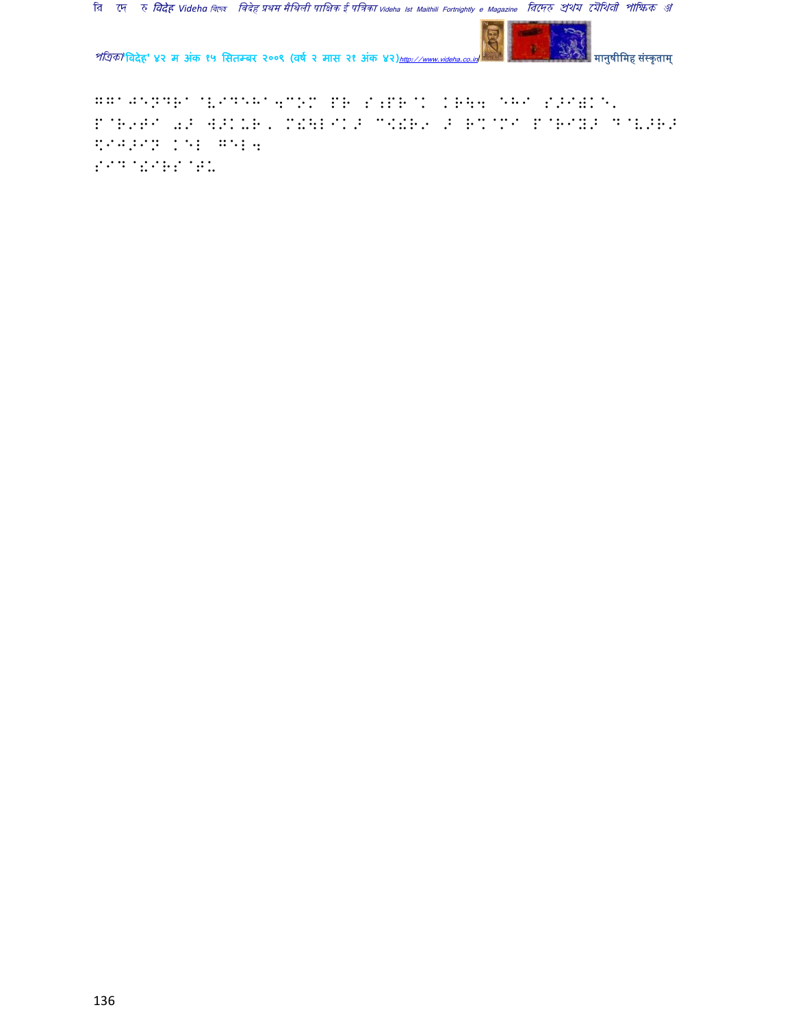GGAJENDRA@VIDEHA.COM PR S;PR@K KR\? EHA S>I);E. P@R9T0 0> W>KUR, M!\LIK> CILR9 > R%@MI P@RIY> D@U>R> %IJ>IN KEL GEL?

SID@!IRS@RU